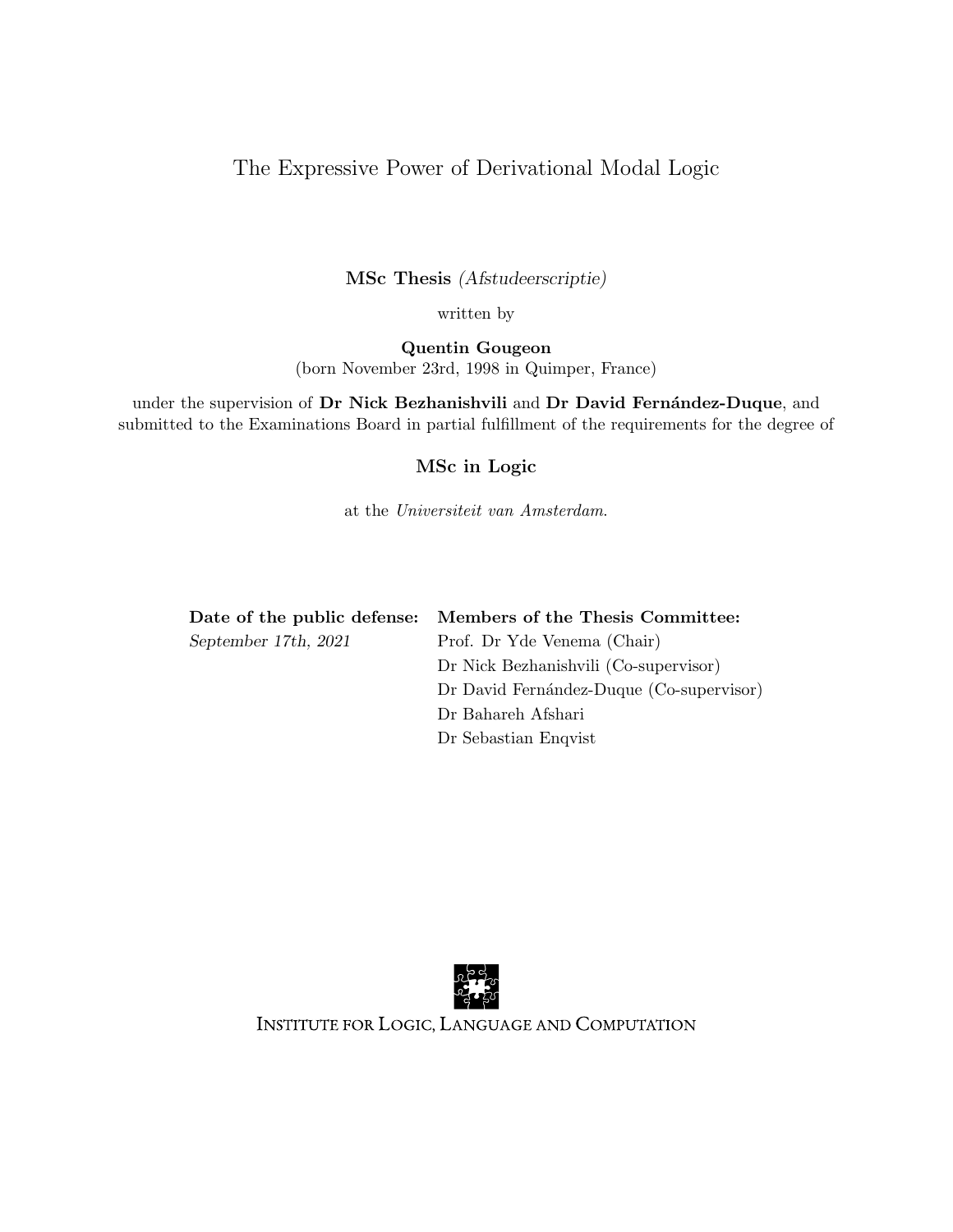# The Expressive Power of Derivational Modal Logic

**MSc Thesis** *(Afstudeerscriptie)*

written by

**Quentin Gougeon**
(born November 23rd, 1998 in Quimper, France)

under the supervision of **Dr Nick Bezhanishvili** and **Dr David Fernández-Duque**, and submitted to the Examinations Board in partial fulfillment of the requirements for the degree of

**MSc in Logic**

at the *Universiteit van Amsterdam*.

| **Date of the public defense:** | **Members of the Thesis Committee:** |
| --- | --- |
| *September 17th, 2021* | Prof. Dr Yde Venema (Chair) |
| | Dr Nick Bezhanishvili (Co-supervisor) |
| | Dr David Fernández-Duque (Co-supervisor) |
| | Dr Bahareh Afshari |
| | Dr Sebastian Enqvist |

INSTITUTE FOR LOGIC, LANGUAGE AND COMPUTATION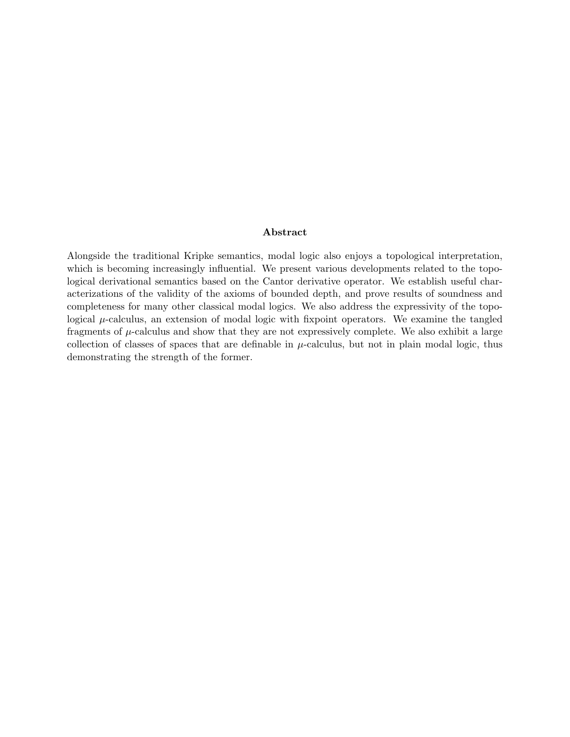## Abstract

Alongside the traditional Kripke semantics, modal logic also enjoys a topological interpretation, which is becoming increasingly influential. We present various developments related to the topological derivational semantics based on the Cantor derivative operator. We establish useful characterizations of the validity of the axioms of bounded depth, and prove results of soundness and completeness for many other classical modal logics. We also address the expressivity of the topological $\mu$-calculus, an extension of modal logic with fixpoint operators. We examine the tangled fragments of $\mu$-calculus and show that they are not expressively complete. We also exhibit a large collection of classes of spaces that are definable in $\mu$-calculus, but not in plain modal logic, thus demonstrating the strength of the former.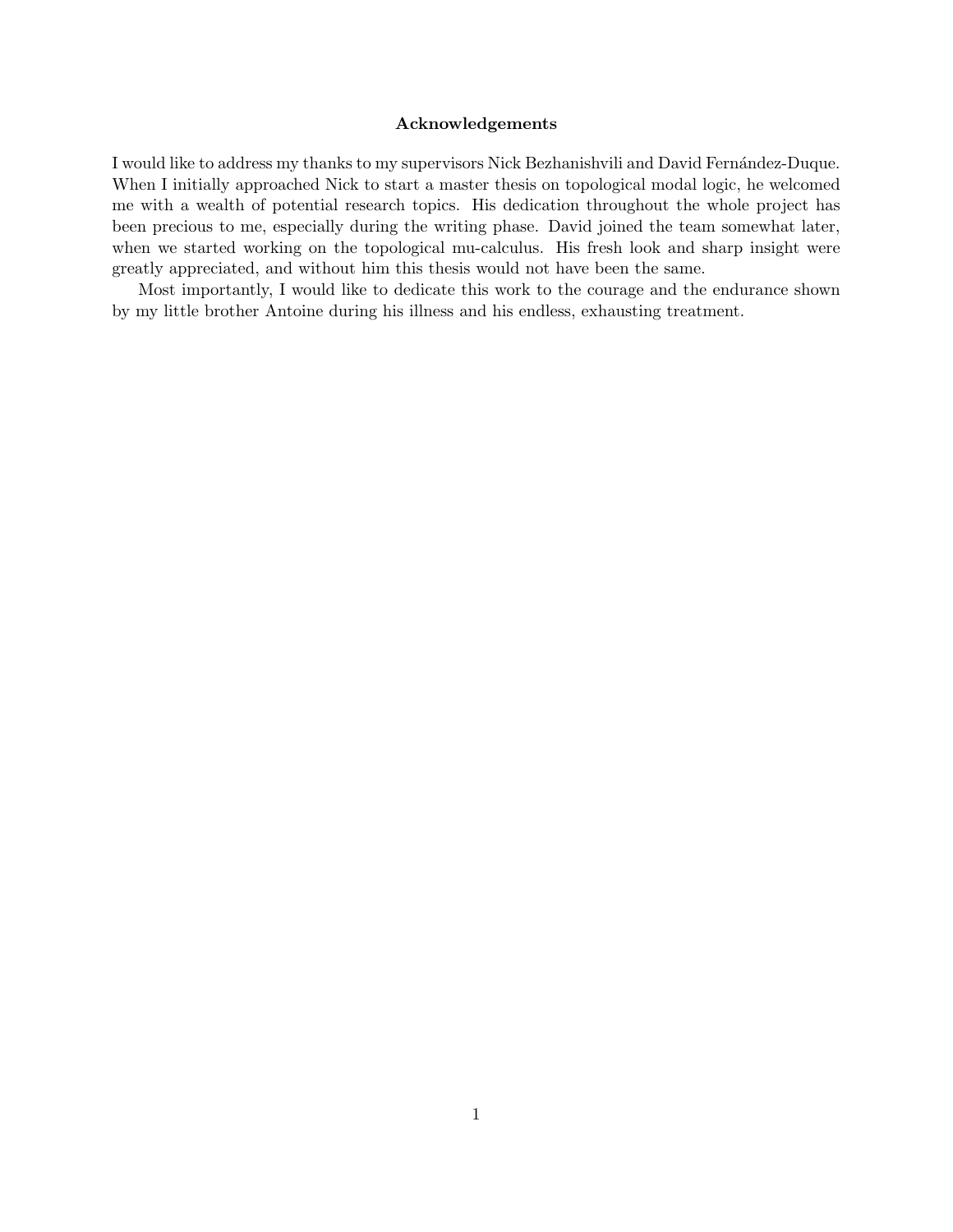## Acknowledgements

I would like to address my thanks to my supervisors Nick Bezhanishvili and David Fernández-Duque. When I initially approached Nick to start a master thesis on topological modal logic, he welcomed me with a wealth of potential research topics. His dedication throughout the whole project has been precious to me, especially during the writing phase. David joined the team somewhat later, when we started working on the topological mu-calculus. His fresh look and sharp insight were greatly appreciated, and without him this thesis would not have been the same.

Most importantly, I would like to dedicate this work to the courage and the endurance shown by my little brother Antoine during his illness and his endless, exhausting treatment.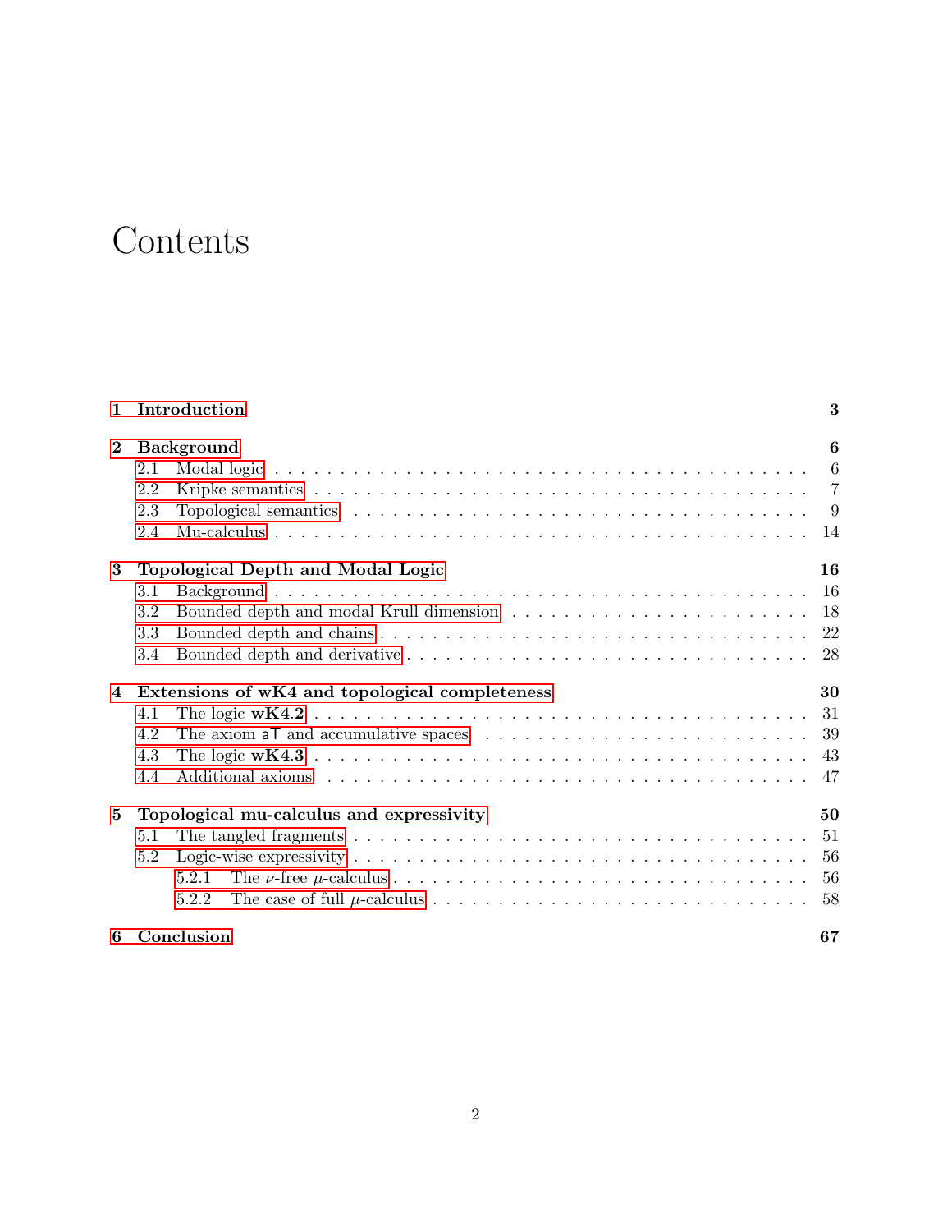# Contents

**1 Introduction** **3**

**2 Background** **6**
- 2.1 Modal logic . . . 6
- 2.2 Kripke semantics . . . 7
- 2.3 Topological semantics . . . 9
- 2.4 Mu-calculus . . . 14

**3 Topological Depth and Modal Logic** **16**
- 3.1 Background . . . 16
- 3.2 Bounded depth and modal Krull dimension . . . 18
- 3.3 Bounded depth and chains . . . 22
- 3.4 Bounded depth and derivative . . . 28

**4 Extensions of wK4 and topological completeness** **30**
- 4.1 The logic **wK4.2** . . . 31
- 4.2 The axiom $\mathsf{a}\mathsf{T}$ and accumulative spaces . . . 39
- 4.3 The logic **wK4.3** . . . 43
- 4.4 Additional axioms . . . 47

**5 Topological mu-calculus and expressivity** **50**
- 5.1 The tangled fragments . . . 51
- 5.2 Logic-wise expressivity . . . 56
  - 5.2.1 The $\nu$-free $\mu$-calculus . . . 56
  - 5.2.2 The case of full $\mu$-calculus . . . 58

**6 Conclusion** **67**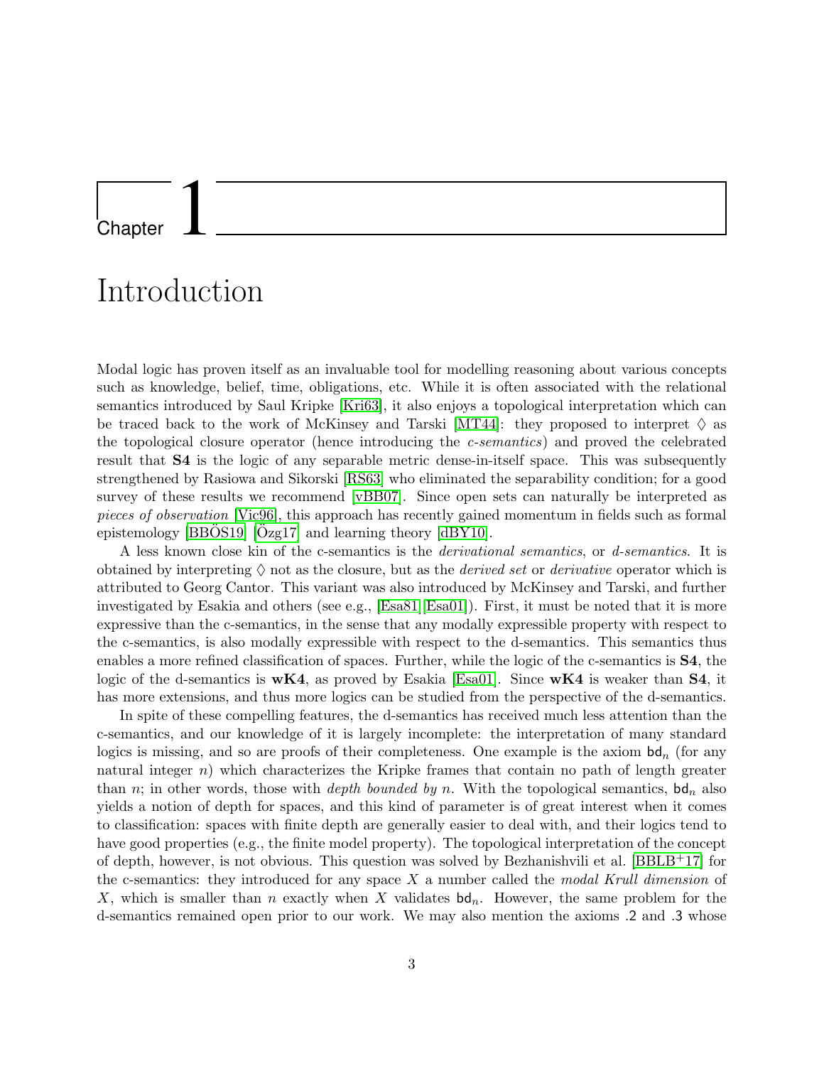# Chapter 1

# Introduction

Modal logic has proven itself as an invaluable tool for modelling reasoning about various concepts such as knowledge, belief, time, obligations, etc. While it is often associated with the relational semantics introduced by Saul Kripke [Kri63], it also enjoys a topological interpretation which can be traced back to the work of McKinsey and Tarski [MT44]: they proposed to interpret $\Diamond$ as the topological closure operator (hence introducing the *c-semantics*) and proved the celebrated result that **S4** is the logic of any separable metric dense-in-itself space. This was subsequently strengthened by Rasiowa and Sikorski [RS63] who eliminated the separability condition; for a good survey of these results we recommend [vBB07]. Since open sets can naturally be interpreted as *pieces of observation* [Vic96], this approach has recently gained momentum in fields such as formal epistemology [BBÖS19] [Özg17] and learning theory [dBY10].

A less known close kin of the c-semantics is the *derivational semantics*, or *d-semantics*. It is obtained by interpreting $\Diamond$ not as the closure, but as the *derived set* or *derivative* operator which is attributed to Georg Cantor. This variant was also introduced by McKinsey and Tarski, and further investigated by Esakia and others (see e.g., [Esa81][Esa01]). First, it must be noted that it is more expressive than the c-semantics, in the sense that any modally expressible property with respect to the c-semantics, is also modally expressible with respect to the d-semantics. This semantics thus enables a more refined classification of spaces. Further, while the logic of the c-semantics is **S4**, the logic of the d-semantics is **wK4**, as proved by Esakia [Esa01]. Since **wK4** is weaker than **S4**, it has more extensions, and thus more logics can be studied from the perspective of the d-semantics.

In spite of these compelling features, the d-semantics has received much less attention than the c-semantics, and our knowledge of it is largely incomplete: the interpretation of many standard logics is missing, and so are proofs of their completeness. One example is the axiom $\mathsf{bd}_n$ (for any natural integer $n$) which characterizes the Kripke frames that contain no path of length greater than $n$; in other words, those with *depth bounded by* $n$. With the topological semantics, $\mathsf{bd}_n$ also yields a notion of depth for spaces, and this kind of parameter is of great interest when it comes to classification: spaces with finite depth are generally easier to deal with, and their logics tend to have good properties (e.g., the finite model property). The topological interpretation of the concept of depth, however, is not obvious. This question was solved by Bezhanishvili et al. [BBLB+17] for the c-semantics: they introduced for any space $X$ a number called the *modal Krull dimension* of $X$, which is smaller than $n$ exactly when $X$ validates $\mathsf{bd}_n$. However, the same problem for the d-semantics remained open prior to our work. We may also mention the axioms .2 and .3 whose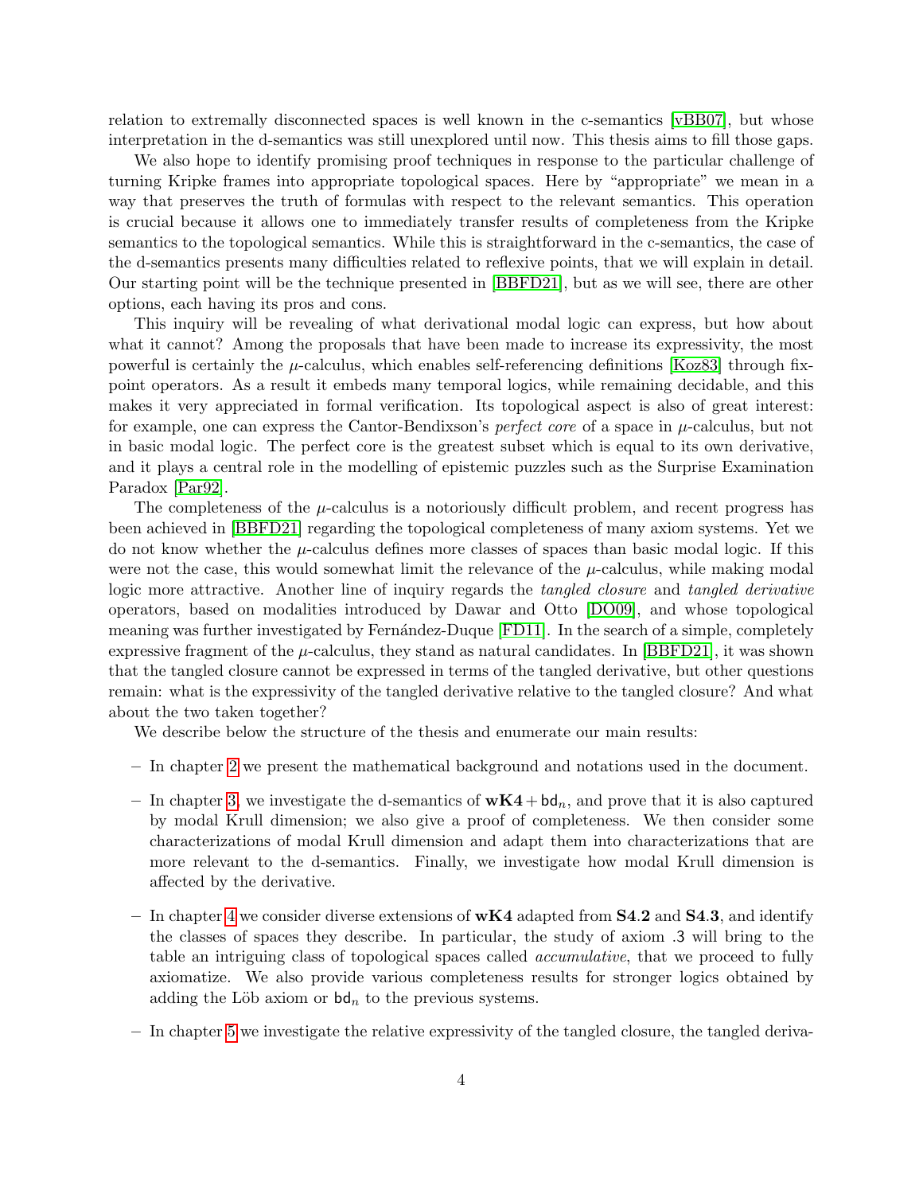relation to extremally disconnected spaces is well known in the c-semantics [vBB07], but whose interpretation in the d-semantics was still unexplored until now. This thesis aims to fill those gaps.

We also hope to identify promising proof techniques in response to the particular challenge of turning Kripke frames into appropriate topological spaces. Here by "appropriate" we mean in a way that preserves the truth of formulas with respect to the relevant semantics. This operation is crucial because it allows one to immediately transfer results of completeness from the Kripke semantics to the topological semantics. While this is straightforward in the c-semantics, the case of the d-semantics presents many difficulties related to reflexive points, that we will explain in detail. Our starting point will be the technique presented in [BBFD21], but as we will see, there are other options, each having its pros and cons.

This inquiry will be revealing of what derivational modal logic can express, but how about what it cannot? Among the proposals that have been made to increase its expressivity, the most powerful is certainly the $\mu$-calculus, which enables self-referencing definitions [Koz83] through fix-point operators. As a result it embeds many temporal logics, while remaining decidable, and this makes it very appreciated in formal verification. Its topological aspect is also of great interest: for example, one can express the Cantor-Bendixson's *perfect core* of a space in $\mu$-calculus, but not in basic modal logic. The perfect core is the greatest subset which is equal to its own derivative, and it plays a central role in the modelling of epistemic puzzles such as the Surprise Examination Paradox [Par92].

The completeness of the $\mu$-calculus is a notoriously difficult problem, and recent progress has been achieved in [BBFD21] regarding the topological completeness of many axiom systems. Yet we do not know whether the $\mu$-calculus defines more classes of spaces than basic modal logic. If this were not the case, this would somewhat limit the relevance of the $\mu$-calculus, while making modal logic more attractive. Another line of inquiry regards the *tangled closure* and *tangled derivative* operators, based on modalities introduced by Dawar and Otto [DO09], and whose topological meaning was further investigated by Fernández-Duque [FD11]. In the search of a simple, completely expressive fragment of the $\mu$-calculus, they stand as natural candidates. In [BBFD21], it was shown that the tangled closure cannot be expressed in terms of the tangled derivative, but other questions remain: what is the expressivity of the tangled derivative relative to the tangled closure? And what about the two taken together?

We describe below the structure of the thesis and enumerate our main results:

– In chapter 2 we present the mathematical background and notations used in the document.

– In chapter 3, we investigate the d-semantics of $\mathbf{wK4} + \mathsf{bd}_n$, and prove that it is also captured by modal Krull dimension; we also give a proof of completeness. We then consider some characterizations of modal Krull dimension and adapt them into characterizations that are more relevant to the d-semantics. Finally, we investigate how modal Krull dimension is affected by the derivative.

– In chapter 4 we consider diverse extensions of $\mathbf{wK4}$ adapted from $\mathbf{S4.2}$ and $\mathbf{S4.3}$, and identify the classes of spaces they describe. In particular, the study of axiom .3 will bring to the table an intriguing class of topological spaces called *accumulative*, that we proceed to fully axiomatize. We also provide various completeness results for stronger logics obtained by adding the Löb axiom or $\mathsf{bd}_n$ to the previous systems.

– In chapter 5 we investigate the relative expressivity of the tangled closure, the tangled deriva-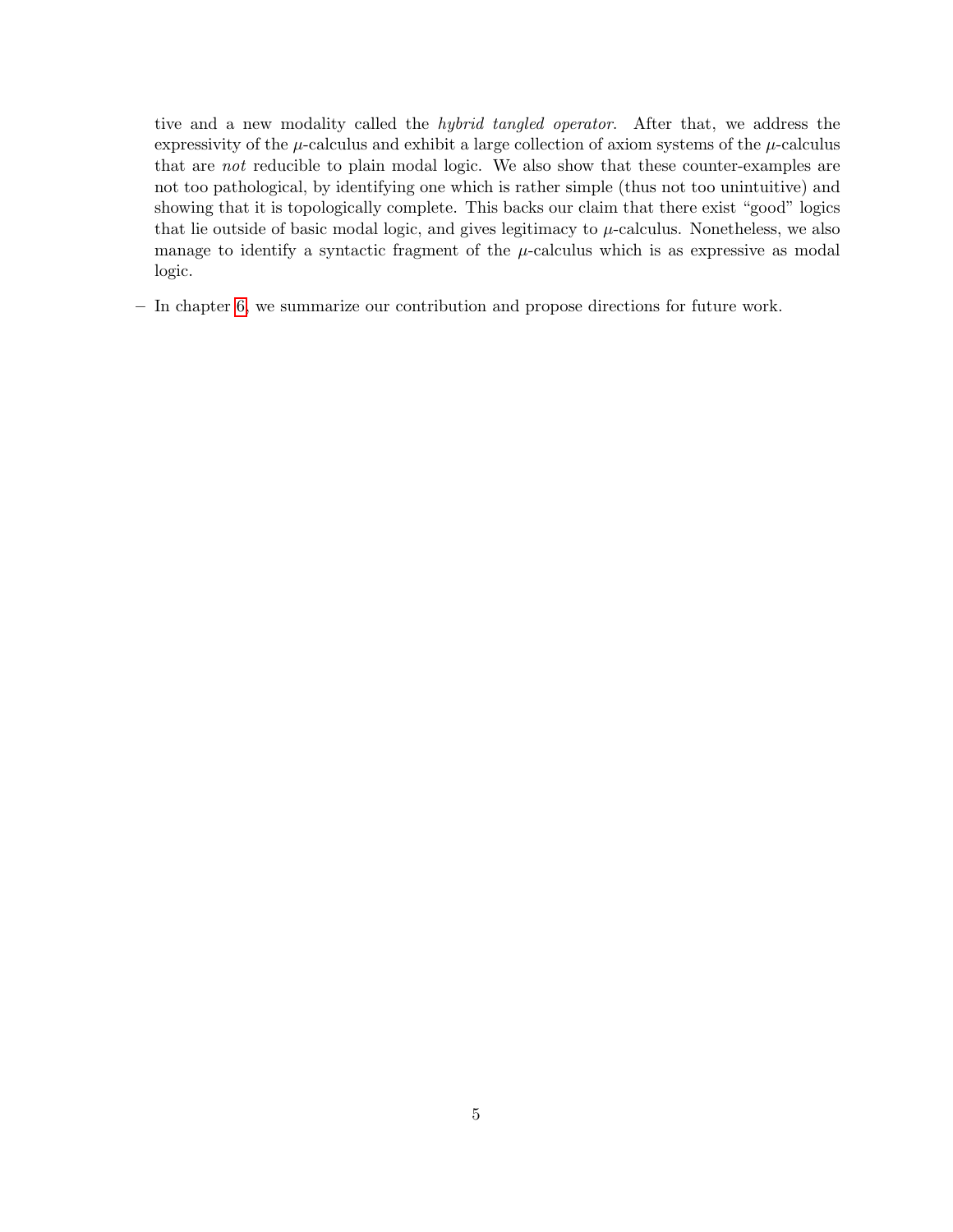tive and a new modality called the *hybrid tangled operator*. After that, we address the expressivity of the $\mu$-calculus and exhibit a large collection of axiom systems of the $\mu$-calculus that are *not* reducible to plain modal logic. We also show that these counter-examples are not too pathological, by identifying one which is rather simple (thus not too unintuitive) and showing that it is topologically complete. This backs our claim that there exist "good" logics that lie outside of basic modal logic, and gives legitimacy to $\mu$-calculus. Nonetheless, we also manage to identify a syntactic fragment of the $\mu$-calculus which is as expressive as modal logic.

– In chapter 6, we summarize our contribution and propose directions for future work.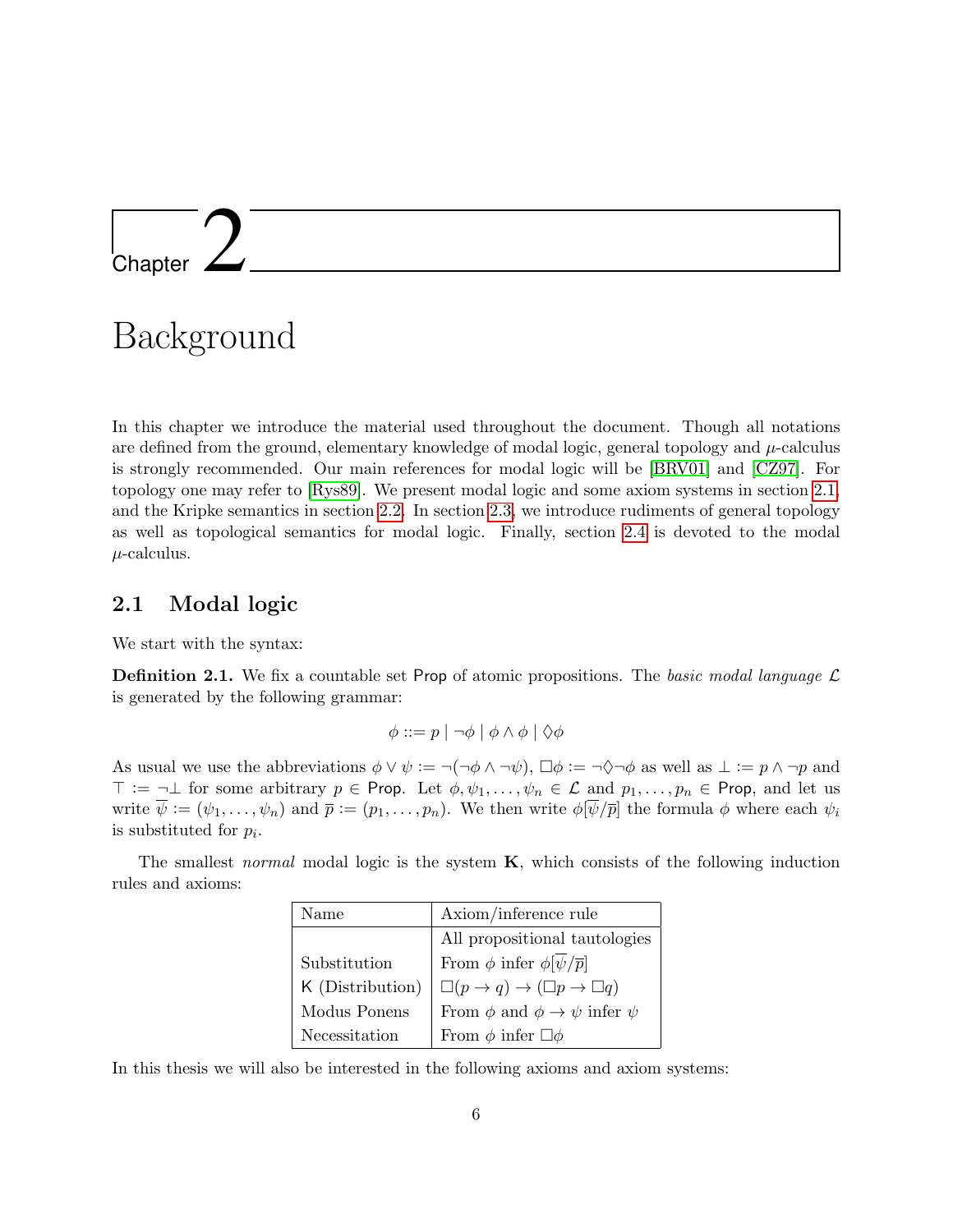# Chapter 2

# Background

In this chapter we introduce the material used throughout the document. Though all notations are defined from the ground, elementary knowledge of modal logic, general topology and $\mu$-calculus is strongly recommended. Our main references for modal logic will be [BRV01] and [CZ97]. For topology one may refer to [Rys89]. We present modal logic and some axiom systems in section 2.1, and the Kripke semantics in section 2.2. In section 2.3, we introduce rudiments of general topology as well as topological semantics for modal logic. Finally, section 2.4 is devoted to the modal $\mu$-calculus.

## 2.1 Modal logic

We start with the syntax:

**Definition 2.1.** We fix a countable set $\mathsf{Prop}$ of atomic propositions. The *basic modal language* $\mathcal{L}$ is generated by the following grammar:

$$\phi ::= p \mid \neg\phi \mid \phi \wedge \phi \mid \Diamond\phi$$

As usual we use the abbreviations $\phi \vee \psi := \neg(\neg\phi \wedge \neg\psi)$, $\Box\phi := \neg\Diamond\neg\phi$ as well as $\bot := p \wedge \neg p$ and $\top := \neg\bot$ for some arbitrary $p \in \mathsf{Prop}$. Let $\phi, \psi_1, \ldots, \psi_n \in \mathcal{L}$ and $p_1, \ldots, p_n \in \mathsf{Prop}$, and let us write $\overline{\psi} := (\psi_1, \ldots, \psi_n)$ and $\overline{p} := (p_1, \ldots, p_n)$. We then write $\phi[\overline{\psi}/\overline{p}]$ the formula $\phi$ where each $\psi_i$ is substituted for $p_i$.

The smallest *normal* modal logic is the system $\mathbf{K}$, which consists of the following induction rules and axioms:

| Name | Axiom/inference rule |
|---|---|
| | All propositional tautologies |
| Substitution | From $\phi$ infer $\phi[\overline{\psi}/\overline{p}]$ |
| $\mathsf{K}$ (Distribution) | $\Box(p \to q) \to (\Box p \to \Box q)$ |
| Modus Ponens | From $\phi$ and $\phi \to \psi$ infer $\psi$ |
| Necessitation | From $\phi$ infer $\Box\phi$ |

In this thesis we will also be interested in the following axioms and axiom systems: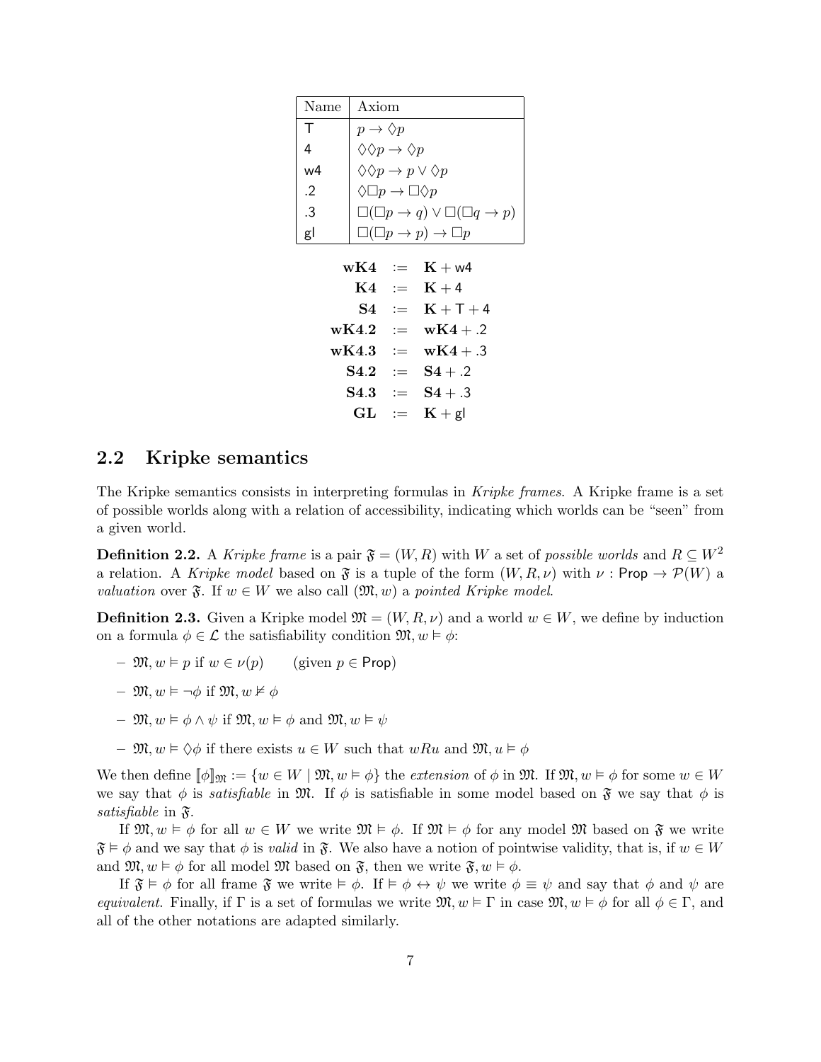| Name | Axiom |
| --- | --- |
| T | $p \to \Diamond p$ |
| 4 | $\Diamond\Diamond p \to \Diamond p$ |
| w4 | $\Diamond\Diamond p \to p \vee \Diamond p$ |
| .2 | $\Diamond\Box p \to \Box\Diamond p$ |
| .3 | $\Box(\Box p \to q) \vee \Box(\Box q \to p)$ |
| gl | $\Box(\Box p \to p) \to \Box p$ |

$$
\begin{aligned}
\mathbf{wK4} &:= \mathbf{K} + \mathsf{w4} \\
\mathbf{K4} &:= \mathbf{K} + \mathsf{4} \\
\mathbf{S4} &:= \mathbf{K} + \mathsf{T} + \mathsf{4} \\
\mathbf{wK4.2} &:= \mathbf{wK4} + .2 \\
\mathbf{wK4.3} &:= \mathbf{wK4} + .3 \\
\mathbf{S4.2} &:= \mathbf{S4} + .2 \\
\mathbf{S4.3} &:= \mathbf{S4} + .3 \\
\mathbf{GL} &:= \mathbf{K} + \mathsf{gl}
\end{aligned}
$$

## 2.2 Kripke semantics

The Kripke semantics consists in interpreting formulas in *Kripke frames*. A Kripke frame is a set of possible worlds along with a relation of accessibility, indicating which worlds can be "seen" from a given world.

**Definition 2.2.** A *Kripke frame* is a pair $\mathfrak{F} = (W, R)$ with $W$ a set of *possible worlds* and $R \subseteq W^2$ a relation. A *Kripke model* based on $\mathfrak{F}$ is a tuple of the form $(W, R, \nu)$ with $\nu : \mathsf{Prop} \to \mathcal{P}(W)$ a *valuation* over $\mathfrak{F}$. If $w \in W$ we also call $(\mathfrak{M}, w)$ a *pointed Kripke model*.

**Definition 2.3.** Given a Kripke model $\mathfrak{M} = (W, R, \nu)$ and a world $w \in W$, we define by induction on a formula $\phi \in \mathcal{L}$ the satisfiability condition $\mathfrak{M}, w \vDash \phi$:

- $\mathfrak{M}, w \vDash p$ if $w \in \nu(p)$ (given $p \in \mathsf{Prop}$)
- $\mathfrak{M}, w \vDash \neg\phi$ if $\mathfrak{M}, w \nvDash \phi$
- $\mathfrak{M}, w \vDash \phi \wedge \psi$ if $\mathfrak{M}, w \vDash \phi$ and $\mathfrak{M}, w \vDash \psi$
- $\mathfrak{M}, w \vDash \Diamond\phi$ if there exists $u \in W$ such that $wRu$ and $\mathfrak{M}, u \vDash \phi$

We then define $[\![\phi]\!]_{\mathfrak{M}} := \{w \in W \mid \mathfrak{M}, w \vDash \phi\}$ the *extension* of $\phi$ in $\mathfrak{M}$. If $\mathfrak{M}, w \vDash \phi$ for some $w \in W$ we say that $\phi$ is *satisfiable* in $\mathfrak{M}$. If $\phi$ is satisfiable in some model based on $\mathfrak{F}$ we say that $\phi$ is *satisfiable* in $\mathfrak{F}$.

If $\mathfrak{M}, w \vDash \phi$ for all $w \in W$ we write $\mathfrak{M} \vDash \phi$. If $\mathfrak{M} \vDash \phi$ for any model $\mathfrak{M}$ based on $\mathfrak{F}$ we write $\mathfrak{F} \vDash \phi$ and we say that $\phi$ is *valid* in $\mathfrak{F}$. We also have a notion of pointwise validity, that is, if $w \in W$ and $\mathfrak{M}, w \vDash \phi$ for all model $\mathfrak{M}$ based on $\mathfrak{F}$, then we write $\mathfrak{F}, w \vDash \phi$.

If $\mathfrak{F} \vDash \phi$ for all frame $\mathfrak{F}$ we write $\vDash \phi$. If $\vDash \phi \leftrightarrow \psi$ we write $\phi \equiv \psi$ and say that $\phi$ and $\psi$ are *equivalent*. Finally, if $\Gamma$ is a set of formulas we write $\mathfrak{M}, w \vDash \Gamma$ in case $\mathfrak{M}, w \vDash \phi$ for all $\phi \in \Gamma$, and all of the other notations are adapted similarly.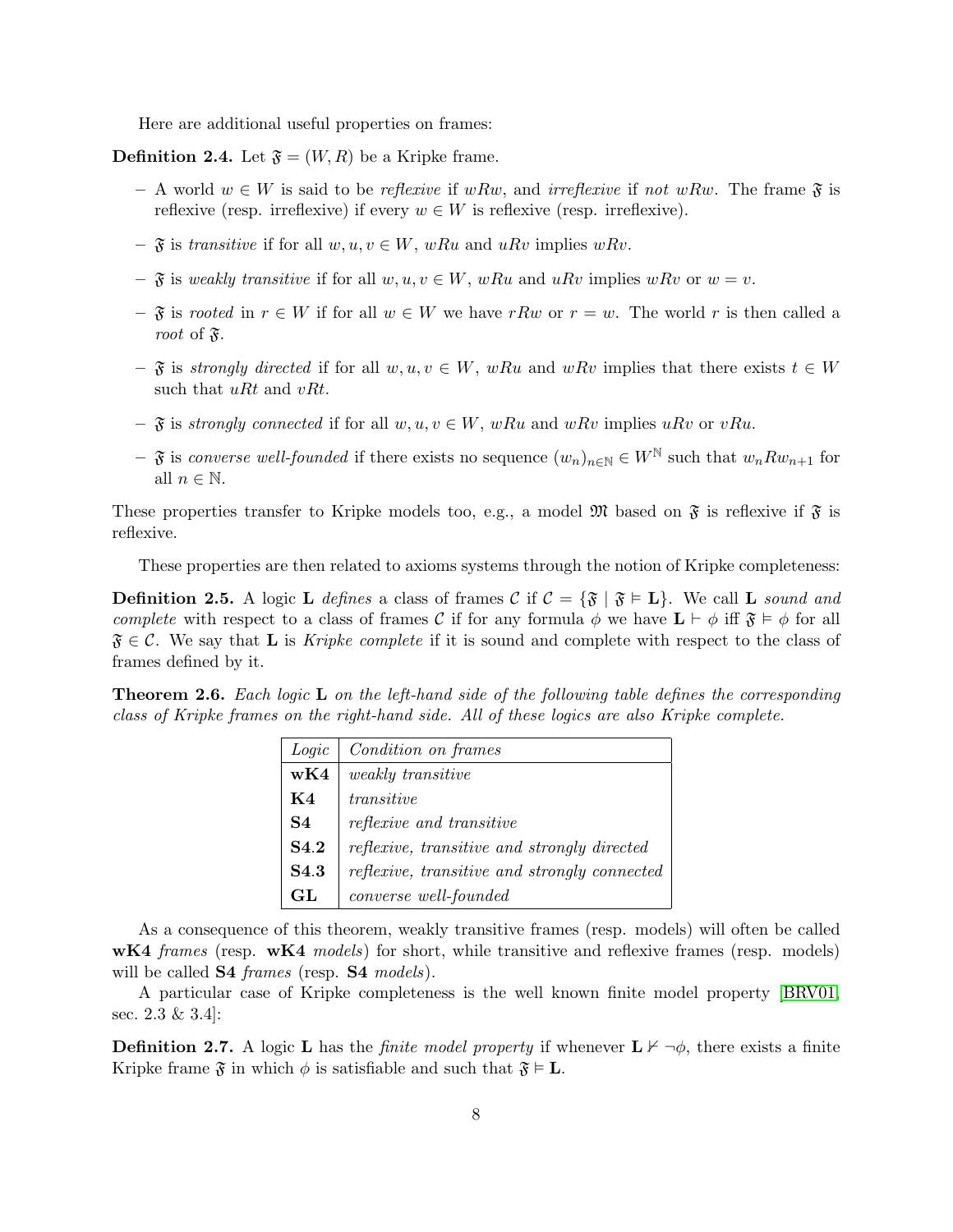Here are additional useful properties on frames:

**Definition 2.4.** Let $\mathfrak{F} = (W, R)$ be a Kripke frame.

- A world $w \in W$ is said to be *reflexive* if $wRw$, and *irreflexive* if *not* $wRw$. The frame $\mathfrak{F}$ is reflexive (resp. irreflexive) if every $w \in W$ is reflexive (resp. irreflexive).
- $\mathfrak{F}$ is *transitive* if for all $w, u, v \in W$, $wRu$ and $uRv$ implies $wRv$.
- $\mathfrak{F}$ is *weakly transitive* if for all $w, u, v \in W$, $wRu$ and $uRv$ implies $wRv$ or $w = v$.
- $\mathfrak{F}$ is *rooted* in $r \in W$ if for all $w \in W$ we have $rRw$ or $r = w$. The world $r$ is then called a *root* of $\mathfrak{F}$.
- $\mathfrak{F}$ is *strongly directed* if for all $w, u, v \in W$, $wRu$ and $wRv$ implies that there exists $t \in W$ such that $uRt$ and $vRt$.
- $\mathfrak{F}$ is *strongly connected* if for all $w, u, v \in W$, $wRu$ and $wRv$ implies $uRv$ or $vRu$.
- $\mathfrak{F}$ is *converse well-founded* if there exists no sequence $(w_n)_{n \in \mathbb{N}} \in W^{\mathbb{N}}$ such that $w_n R w_{n+1}$ for all $n \in \mathbb{N}$.

These properties transfer to Kripke models too, e.g., a model $\mathfrak{M}$ based on $\mathfrak{F}$ is reflexive if $\mathfrak{F}$ is reflexive.

These properties are then related to axioms systems through the notion of Kripke completeness:

**Definition 2.5.** A logic $\mathbf{L}$ *defines* a class of frames $\mathcal{C}$ if $\mathcal{C} = \{\mathfrak{F} \mid \mathfrak{F} \vDash \mathbf{L}\}$. We call $\mathbf{L}$ *sound and complete* with respect to a class of frames $\mathcal{C}$ if for any formula $\phi$ we have $\mathbf{L} \vdash \phi$ iff $\mathfrak{F} \vDash \phi$ for all $\mathfrak{F} \in \mathcal{C}$. We say that $\mathbf{L}$ is *Kripke complete* if it is sound and complete with respect to the class of frames defined by it.

**Theorem 2.6.** *Each logic* $\mathbf{L}$ *on the left-hand side of the following table defines the corresponding class of Kripke frames on the right-hand side. All of these logics are also Kripke complete.*

| *Logic* | *Condition on frames* |
|---|---|
| **wK4** | *weakly transitive* |
| **K4** | *transitive* |
| **S4** | *reflexive and transitive* |
| **S4.2** | *reflexive, transitive and strongly directed* |
| **S4.3** | *reflexive, transitive and strongly connected* |
| **GL** | *converse well-founded* |

As a consequence of this theorem, weakly transitive frames (resp. models) will often be called **wK4** *frames* (resp. **wK4** *models*) for short, while transitive and reflexive frames (resp. models) will be called **S4** *frames* (resp. **S4** *models*).

A particular case of Kripke completeness is the well known finite model property [BRV01, sec. 2.3 & 3.4]:

**Definition 2.7.** A logic $\mathbf{L}$ has the *finite model property* if whenever $\mathbf{L} \nvdash \neg\phi$, there exists a finite Kripke frame $\mathfrak{F}$ in which $\phi$ is satisfiable and such that $\mathfrak{F} \vDash \mathbf{L}$.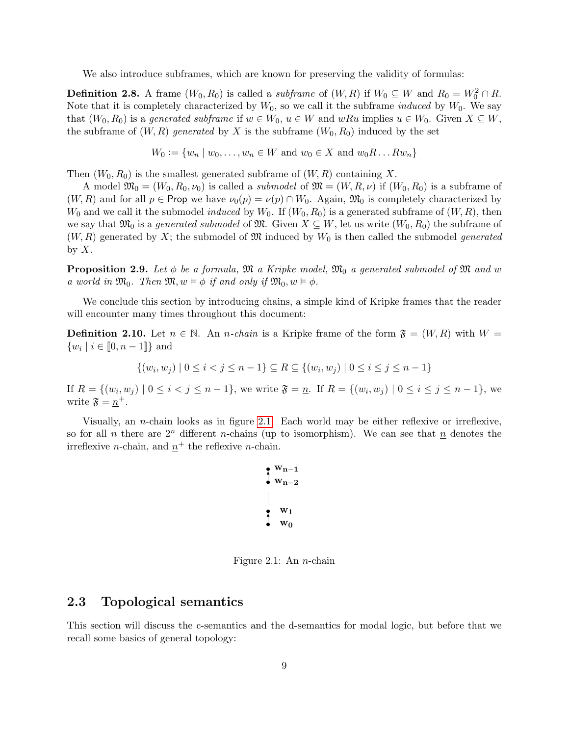We also introduce subframes, which are known for preserving the validity of formulas:

**Definition 2.8.** A frame $(W_0, R_0)$ is called a *subframe* of $(W, R)$ if $W_0 \subseteq W$ and $R_0 = W_0^2 \cap R$. Note that it is completely characterized by $W_0$, so we call it the subframe *induced* by $W_0$. We say that $(W_0, R_0)$ is a *generated subframe* if $w \in W_0$, $u \in W$ and $wRu$ implies $u \in W_0$. Given $X \subseteq W$, the subframe of $(W, R)$ *generated* by $X$ is the subframe $(W_0, R_0)$ induced by the set

$$W_0 := \{w_n \mid w_0, \ldots, w_n \in W \text{ and } w_0 \in X \text{ and } w_0 R \ldots R w_n\}$$

Then $(W_0, R_0)$ is the smallest generated subframe of $(W, R)$ containing $X$.

A model $\mathfrak{M}_0 = (W_0, R_0, \nu_0)$ is called a *submodel* of $\mathfrak{M} = (W, R, \nu)$ if $(W_0, R_0)$ is a subframe of $(W, R)$ and for all $p \in \mathsf{Prop}$ we have $\nu_0(p) = \nu(p) \cap W_0$. Again, $\mathfrak{M}_0$ is completely characterized by $W_0$ and we call it the submodel *induced* by $W_0$. If $(W_0, R_0)$ is a generated subframe of $(W, R)$, then we say that $\mathfrak{M}_0$ is a *generated submodel* of $\mathfrak{M}$. Given $X \subseteq W$, let us write $(W_0, R_0)$ the subframe of $(W, R)$ generated by $X$; the submodel of $\mathfrak{M}$ induced by $W_0$ is then called the submodel *generated* by $X$.

**Proposition 2.9.** *Let $\phi$ be a formula, $\mathfrak{M}$ a Kripke model, $\mathfrak{M}_0$ a generated submodel of $\mathfrak{M}$ and $w$ a world in $\mathfrak{M}_0$. Then $\mathfrak{M}, w \vDash \phi$ if and only if $\mathfrak{M}_0, w \vDash \phi$.*

We conclude this section by introducing chains, a simple kind of Kripke frames that the reader will encounter many times throughout this document:

**Definition 2.10.** Let $n \in \mathbb{N}$. An *n-chain* is a Kripke frame of the form $\mathfrak{F} = (W, R)$ with $W = \{w_i \mid i \in [\![0, n-1]\!]\}$ and

$$\{(w_i, w_j) \mid 0 \leq i < j \leq n-1\} \subseteq R \subseteq \{(w_i, w_j) \mid 0 \leq i \leq j \leq n-1\}$$

If $R = \{(w_i, w_j) \mid 0 \leq i < j \leq n-1\}$, we write $\mathfrak{F} = \underline{n}$. If $R = \{(w_i, w_j) \mid 0 \leq i \leq j \leq n-1\}$, we write $\mathfrak{F} = \underline{n}^+$.

Visually, an $n$-chain looks as in figure 2.1. Each world may be either reflexive or irreflexive, so for all $n$ there are $2^n$ different $n$-chains (up to isomorphism). We can see that $\underline{n}$ denotes the irreflexive $n$-chain, and $\underline{n}^+$ the reflexive $n$-chain.

$\mathbf{w_{n-1}}$
$\mathbf{w_{n-2}}$
$\vdots$
$\mathbf{w_1}$
$\mathbf{w_0}$

Figure 2.1: An $n$-chain

## 2.3 Topological semantics

This section will discuss the c-semantics and the d-semantics for modal logic, but before that we recall some basics of general topology: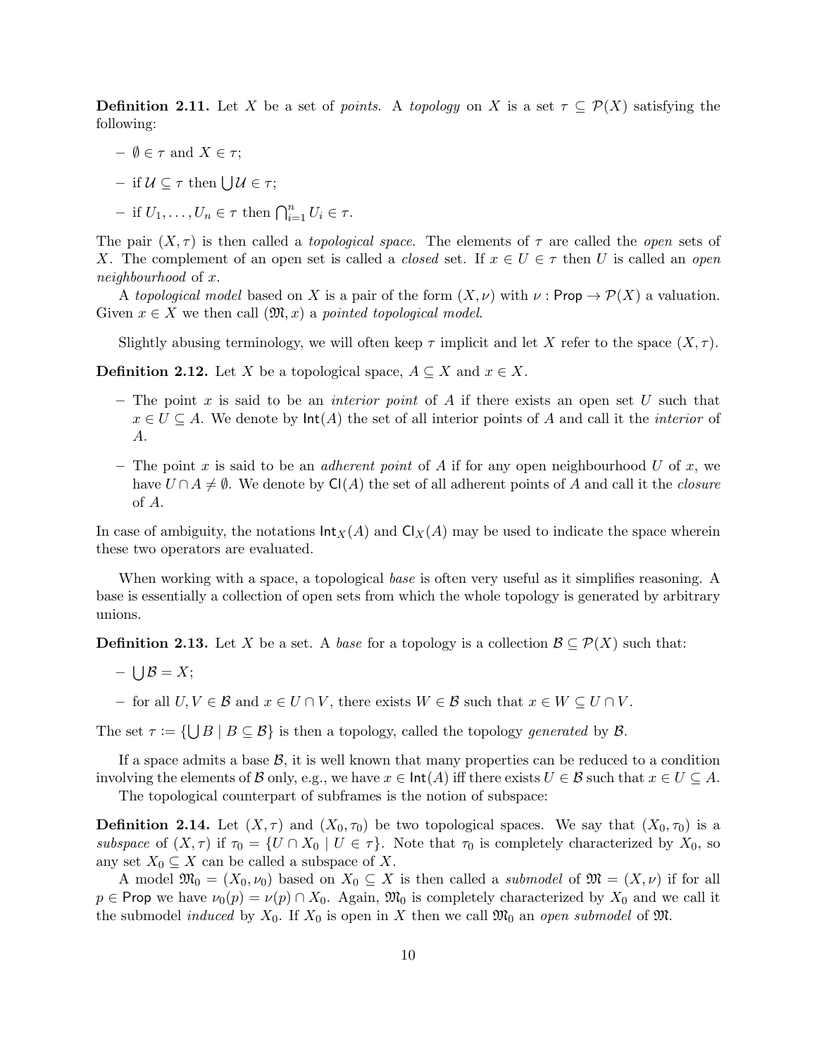**Definition 2.11.** Let $X$ be a set of *points*. A *topology* on $X$ is a set $\tau \subseteq \mathcal{P}(X)$ satisfying the following:

- $\emptyset \in \tau$ and $X \in \tau$;
- if $\mathcal{U} \subseteq \tau$ then $\bigcup \mathcal{U} \in \tau$;
- if $U_1, \ldots, U_n \in \tau$ then $\bigcap_{i=1}^{n} U_i \in \tau$.

The pair $(X, \tau)$ is then called a *topological space*. The elements of $\tau$ are called the *open* sets of $X$. The complement of an open set is called a *closed* set. If $x \in U \in \tau$ then $U$ is called an *open neighbourhood* of $x$.

A *topological model* based on $X$ is a pair of the form $(X, \nu)$ with $\nu : \mathsf{Prop} \to \mathcal{P}(X)$ a valuation. Given $x \in X$ we then call $(\mathfrak{M}, x)$ a *pointed topological model*.

Slightly abusing terminology, we will often keep $\tau$ implicit and let $X$ refer to the space $(X, \tau)$.

**Definition 2.12.** Let $X$ be a topological space, $A \subseteq X$ and $x \in X$.

- The point $x$ is said to be an *interior point* of $A$ if there exists an open set $U$ such that $x \in U \subseteq A$. We denote by $\mathsf{Int}(A)$ the set of all interior points of $A$ and call it the *interior* of $A$.
- The point $x$ is said to be an *adherent point* of $A$ if for any open neighbourhood $U$ of $x$, we have $U \cap A \neq \emptyset$. We denote by $\mathsf{Cl}(A)$ the set of all adherent points of $A$ and call it the *closure* of $A$.

In case of ambiguity, the notations $\mathsf{Int}_X(A)$ and $\mathsf{Cl}_X(A)$ may be used to indicate the space wherein these two operators are evaluated.

When working with a space, a topological *base* is often very useful as it simplifies reasoning. A base is essentially a collection of open sets from which the whole topology is generated by arbitrary unions.

**Definition 2.13.** Let $X$ be a set. A *base* for a topology is a collection $\mathcal{B} \subseteq \mathcal{P}(X)$ such that:

- $\bigcup \mathcal{B} = X$;
- for all $U, V \in \mathcal{B}$ and $x \in U \cap V$, there exists $W \in \mathcal{B}$ such that $x \in W \subseteq U \cap V$.

The set $\tau := \{\bigcup B \mid B \subseteq \mathcal{B}\}$ is then a topology, called the topology *generated* by $\mathcal{B}$.

If a space admits a base $\mathcal{B}$, it is well known that many properties can be reduced to a condition involving the elements of $\mathcal{B}$ only, e.g., we have $x \in \mathsf{Int}(A)$ iff there exists $U \in \mathcal{B}$ such that $x \in U \subseteq A$.

The topological counterpart of subframes is the notion of subspace:

**Definition 2.14.** Let $(X, \tau)$ and $(X_0, \tau_0)$ be two topological spaces. We say that $(X_0, \tau_0)$ is a *subspace* of $(X, \tau)$ if $\tau_0 = \{U \cap X_0 \mid U \in \tau\}$. Note that $\tau_0$ is completely characterized by $X_0$, so any set $X_0 \subseteq X$ can be called a subspace of $X$.

A model $\mathfrak{M}_0 = (X_0, \nu_0)$ based on $X_0 \subseteq X$ is then called a *submodel* of $\mathfrak{M} = (X, \nu)$ if for all $p \in \mathsf{Prop}$ we have $\nu_0(p) = \nu(p) \cap X_0$. Again, $\mathfrak{M}_0$ is completely characterized by $X_0$ and we call it the submodel *induced* by $X_0$. If $X_0$ is open in $X$ then we call $\mathfrak{M}_0$ an *open submodel* of $\mathfrak{M}$.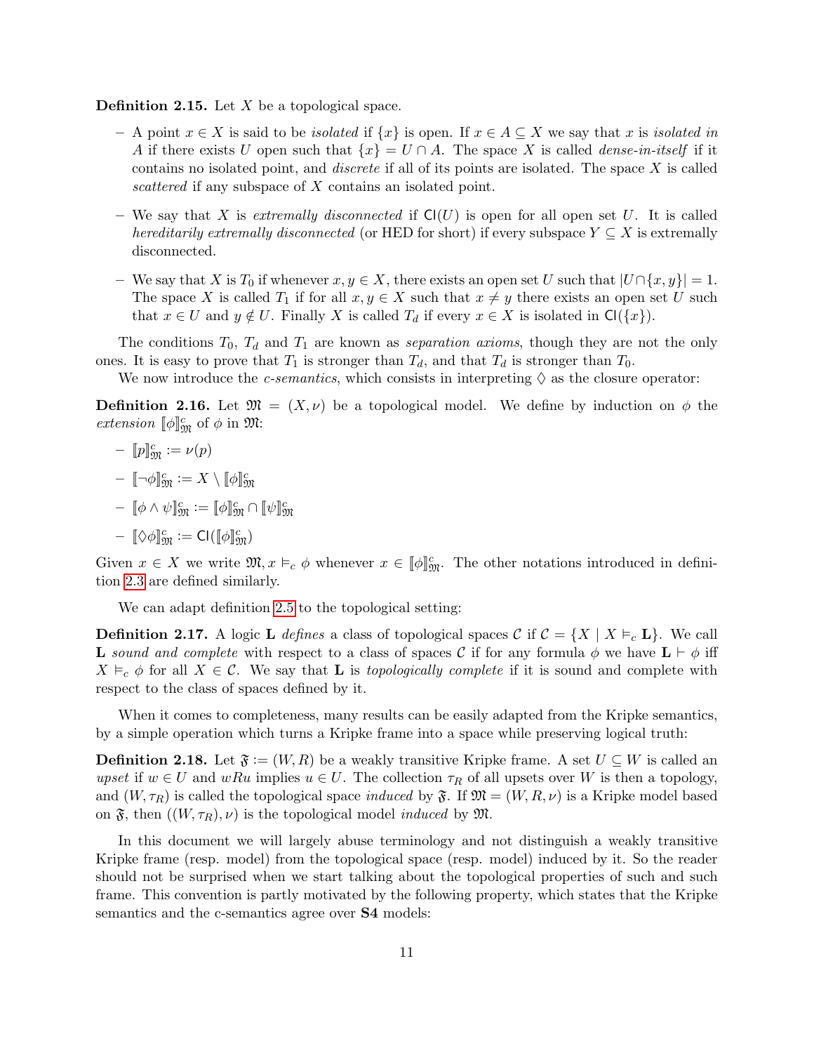**Definition 2.15.** Let $X$ be a topological space.

- A point $x \in X$ is said to be *isolated* if $\{x\}$ is open. If $x \in A \subseteq X$ we say that $x$ is *isolated in* $A$ if there exists $U$ open such that $\{x\} = U \cap A$. The space $X$ is called *dense-in-itself* if it contains no isolated point, and *discrete* if all of its points are isolated. The space $X$ is called *scattered* if any subspace of $X$ contains an isolated point.
- We say that $X$ is *extremally disconnected* if $\mathsf{Cl}(U)$ is open for all open set $U$. It is called *hereditarily extremally disconnected* (or HED for short) if every subspace $Y \subseteq X$ is extremally disconnected.
- We say that $X$ is $T_0$ if whenever $x, y \in X$, there exists an open set $U$ such that $|U \cap \{x, y\}| = 1$. The space $X$ is called $T_1$ if for all $x, y \in X$ such that $x \neq y$ there exists an open set $U$ such that $x \in U$ and $y \notin U$. Finally $X$ is called $T_d$ if every $x \in X$ is isolated in $\mathsf{Cl}(\{x\})$.

The conditions $T_0$, $T_d$ and $T_1$ are known as *separation axioms*, though they are not the only ones. It is easy to prove that $T_1$ is stronger than $T_d$, and that $T_d$ is stronger than $T_0$.

We now introduce the *c-semantics*, which consists in interpreting $\Diamond$ as the closure operator:

**Definition 2.16.** Let $\mathfrak{M} = (X, \nu)$ be a topological model. We define by induction on $\phi$ the *extension* $[\![\phi]\!]^c_{\mathfrak{M}}$ of $\phi$ in $\mathfrak{M}$:

- $[\![p]\!]^c_{\mathfrak{M}} := \nu(p)$
- $[\![\neg\phi]\!]^c_{\mathfrak{M}} := X \setminus [\![\phi]\!]^c_{\mathfrak{M}}$
- $[\![\phi \wedge \psi]\!]^c_{\mathfrak{M}} := [\![\phi]\!]^c_{\mathfrak{M}} \cap [\![\psi]\!]^c_{\mathfrak{M}}$
- $[\![\Diamond\phi]\!]^c_{\mathfrak{M}} := \mathsf{Cl}([\![\phi]\!]^c_{\mathfrak{M}})$

Given $x \in X$ we write $\mathfrak{M}, x \vDash_c \phi$ whenever $x \in [\![\phi]\!]^c_{\mathfrak{M}}$. The other notations introduced in definition 2.3 are defined similarly.

We can adapt definition 2.5 to the topological setting:

**Definition 2.17.** A logic $\mathbf{L}$ *defines* a class of topological spaces $\mathcal{C}$ if $\mathcal{C} = \{X \mid X \vDash_c \mathbf{L}\}$. We call $\mathbf{L}$ *sound and complete* with respect to a class of spaces $\mathcal{C}$ if for any formula $\phi$ we have $\mathbf{L} \vdash \phi$ iff $X \vDash_c \phi$ for all $X \in \mathcal{C}$. We say that $\mathbf{L}$ is *topologically complete* if it is sound and complete with respect to the class of spaces defined by it.

When it comes to completeness, many results can be easily adapted from the Kripke semantics, by a simple operation which turns a Kripke frame into a space while preserving logical truth:

**Definition 2.18.** Let $\mathfrak{F} := (W, R)$ be a weakly transitive Kripke frame. A set $U \subseteq W$ is called an *upset* if $w \in U$ and $wRu$ implies $u \in U$. The collection $\tau_R$ of all upsets over $W$ is then a topology, and $(W, \tau_R)$ is called the topological space *induced* by $\mathfrak{F}$. If $\mathfrak{M} = (W, R, \nu)$ is a Kripke model based on $\mathfrak{F}$, then $((W, \tau_R), \nu)$ is the topological model *induced* by $\mathfrak{M}$.

In this document we will largely abuse terminology and not distinguish a weakly transitive Kripke frame (resp. model) from the topological space (resp. model) induced by it. So the reader should not be surprised when we start talking about the topological properties of such and such frame. This convention is partly motivated by the following property, which states that the Kripke semantics and the c-semantics agree over **S4** models: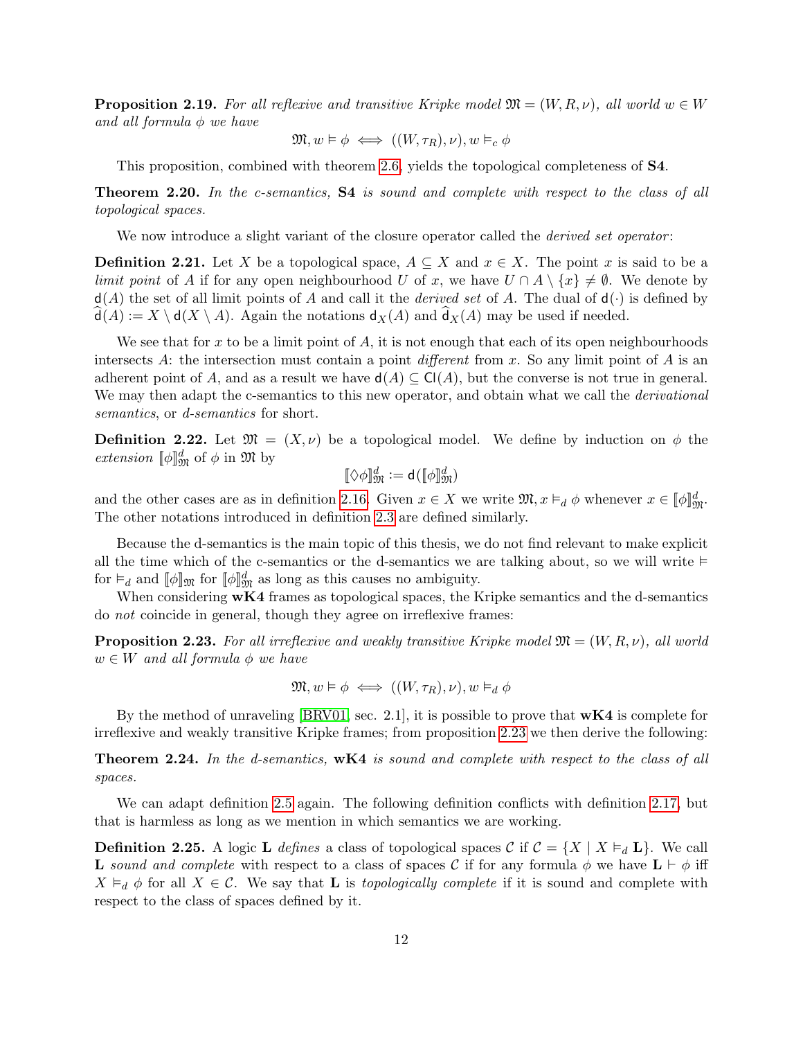**Proposition 2.19.** *For all reflexive and transitive Kripke model $\mathfrak{M} = (W, R, \nu)$, all world $w \in W$ and all formula $\phi$ we have*

$$\mathfrak{M}, w \vDash \phi \iff ((W, \tau_R), \nu), w \vDash_c \phi$$

This proposition, combined with theorem 2.6, yields the topological completeness of **S4**.

**Theorem 2.20.** *In the c-semantics,* **S4** *is sound and complete with respect to the class of all topological spaces.*

We now introduce a slight variant of the closure operator called the *derived set operator*:

**Definition 2.21.** Let $X$ be a topological space, $A \subseteq X$ and $x \in X$. The point $x$ is said to be a *limit point* of $A$ if for any open neighbourhood $U$ of $x$, we have $U \cap A \setminus \{x\} \neq \emptyset$. We denote by $\mathsf{d}(A)$ the set of all limit points of $A$ and call it the *derived set* of $A$. The dual of $\mathsf{d}(\cdot)$ is defined by $\widehat{\mathsf{d}}(A) := X \setminus \mathsf{d}(X \setminus A)$. Again the notations $\mathsf{d}_X(A)$ and $\widehat{\mathsf{d}}_X(A)$ may be used if needed.

We see that for $x$ to be a limit point of $A$, it is not enough that each of its open neighbourhoods intersects $A$: the intersection must contain a point *different* from $x$. So any limit point of $A$ is an adherent point of $A$, and as a result we have $\mathsf{d}(A) \subseteq \mathsf{Cl}(A)$, but the converse is not true in general. We may then adapt the c-semantics to this new operator, and obtain what we call the *derivational semantics*, or *d-semantics* for short.

**Definition 2.22.** Let $\mathfrak{M} = (X, \nu)$ be a topological model. We define by induction on $\phi$ the *extension* $[\![\phi]\!]^d_{\mathfrak{M}}$ of $\phi$ in $\mathfrak{M}$ by

$$[\![\Diamond\phi]\!]^d_{\mathfrak{M}} := \mathsf{d}([\![\phi]\!]^d_{\mathfrak{M}})$$

and the other cases are as in definition 2.16. Given $x \in X$ we write $\mathfrak{M}, x \vDash_d \phi$ whenever $x \in [\![\phi]\!]^d_{\mathfrak{M}}$. The other notations introduced in definition 2.3 are defined similarly.

Because the d-semantics is the main topic of this thesis, we do not find relevant to make explicit all the time which of the c-semantics or the d-semantics we are talking about, so we will write $\vDash$ for $\vDash_d$ and $[\![\phi]\!]_{\mathfrak{M}}$ for $[\![\phi]\!]^d_{\mathfrak{M}}$ as long as this causes no ambiguity.

When considering **wK4** frames as topological spaces, the Kripke semantics and the d-semantics do *not* coincide in general, though they agree on irreflexive frames:

**Proposition 2.23.** *For all irreflexive and weakly transitive Kripke model $\mathfrak{M} = (W, R, \nu)$, all world $w \in W$ and all formula $\phi$ we have*

$$\mathfrak{M}, w \vDash \phi \iff ((W, \tau_R), \nu), w \vDash_d \phi$$

By the method of unraveling [BRV01, sec. 2.1], it is possible to prove that **wK4** is complete for irreflexive and weakly transitive Kripke frames; from proposition 2.23 we then derive the following:

**Theorem 2.24.** *In the d-semantics,* **wK4** *is sound and complete with respect to the class of all spaces.*

We can adapt definition 2.5 again. The following definition conflicts with definition 2.17, but that is harmless as long as we mention in which semantics we are working.

**Definition 2.25.** A logic **L** *defines* a class of topological spaces $\mathcal{C}$ if $\mathcal{C} = \{X \mid X \vDash_d \mathbf{L}\}$. We call **L** *sound and complete* with respect to a class of spaces $\mathcal{C}$ if for any formula $\phi$ we have $\mathbf{L} \vdash \phi$ iff $X \vDash_d \phi$ for all $X \in \mathcal{C}$. We say that **L** is *topologically complete* if it is sound and complete with respect to the class of spaces defined by it.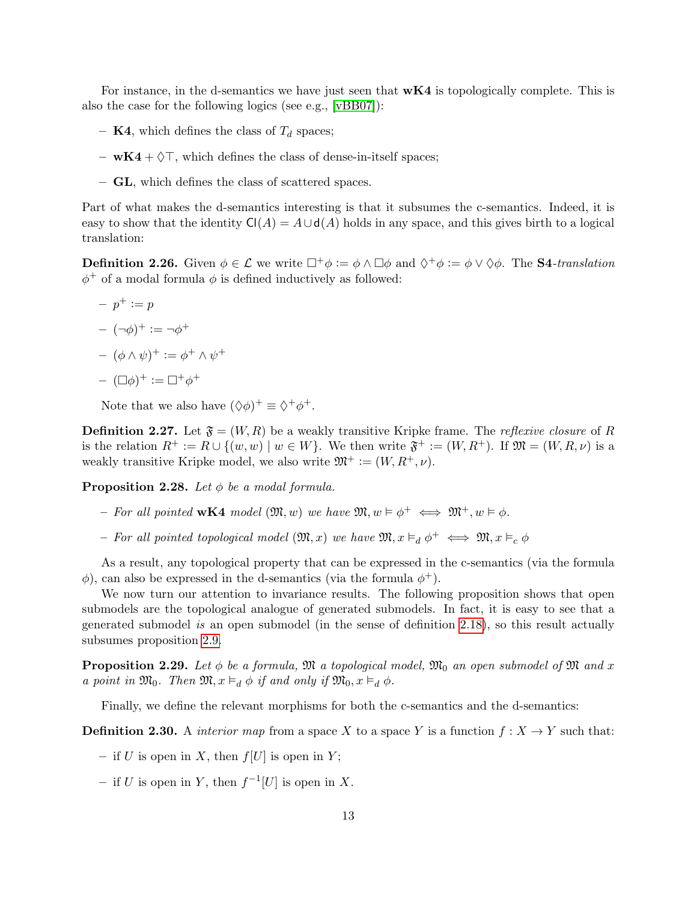For instance, in the d-semantics we have just seen that **wK4** is topologically complete. This is also the case for the following logics (see e.g., [vBB07]):

- **K4**, which defines the class of $T_d$ spaces;
- **wK4** + $\Diamond\top$, which defines the class of dense-in-itself spaces;
- **GL**, which defines the class of scattered spaces.

Part of what makes the d-semantics interesting is that it subsumes the c-semantics. Indeed, it is easy to show that the identity $\mathsf{Cl}(A) = A \cup \mathsf{d}(A)$ holds in any space, and this gives birth to a logical translation:

**Definition 2.26.** Given $\phi \in \mathcal{L}$ we write $\Box^+\phi := \phi \wedge \Box\phi$ and $\Diamond^+\phi := \phi \vee \Diamond\phi$. The **S4**-*translation* $\phi^+$ of a modal formula $\phi$ is defined inductively as followed:

- $p^+ := p$
- $(\neg\phi)^+ := \neg\phi^+$
- $(\phi \wedge \psi)^+ := \phi^+ \wedge \psi^+$
- $(\Box\phi)^+ := \Box^+\phi^+$

Note that we also have $(\Diamond\phi)^+ \equiv \Diamond^+\phi^+$.

**Definition 2.27.** Let $\mathfrak{F} = (W, R)$ be a weakly transitive Kripke frame. The *reflexive closure* of $R$ is the relation $R^+ := R \cup \{(w, w) \mid w \in W\}$. We then write $\mathfrak{F}^+ := (W, R^+)$. If $\mathfrak{M} = (W, R, \nu)$ is a weakly transitive Kripke model, we also write $\mathfrak{M}^+ := (W, R^+, \nu)$.

**Proposition 2.28.** *Let $\phi$ be a modal formula.*

- *For all pointed* **wK4** *model $(\mathfrak{M}, w)$ we have $\mathfrak{M}, w \vDash \phi^+ \iff \mathfrak{M}^+, w \vDash \phi$.*
- *For all pointed topological model $(\mathfrak{M}, x)$ we have $\mathfrak{M}, x \vDash_d \phi^+ \iff \mathfrak{M}, x \vDash_c \phi$*

As a result, any topological property that can be expressed in the c-semantics (via the formula $\phi$), can also be expressed in the d-semantics (via the formula $\phi^+$).

We now turn our attention to invariance results. The following proposition shows that open submodels are the topological analogue of generated submodels. In fact, it is easy to see that a generated submodel *is* an open submodel (in the sense of definition 2.18), so this result actually subsumes proposition 2.9.

**Proposition 2.29.** *Let $\phi$ be a formula, $\mathfrak{M}$ a topological model, $\mathfrak{M}_0$ an open submodel of $\mathfrak{M}$ and $x$ a point in $\mathfrak{M}_0$. Then $\mathfrak{M}, x \vDash_d \phi$ if and only if $\mathfrak{M}_0, x \vDash_d \phi$.*

Finally, we define the relevant morphisms for both the c-semantics and the d-semantics:

**Definition 2.30.** A *interior map* from a space $X$ to a space $Y$ is a function $f : X \to Y$ such that:

- if $U$ is open in $X$, then $f[U]$ is open in $Y$;
- if $U$ is open in $Y$, then $f^{-1}[U]$ is open in $X$.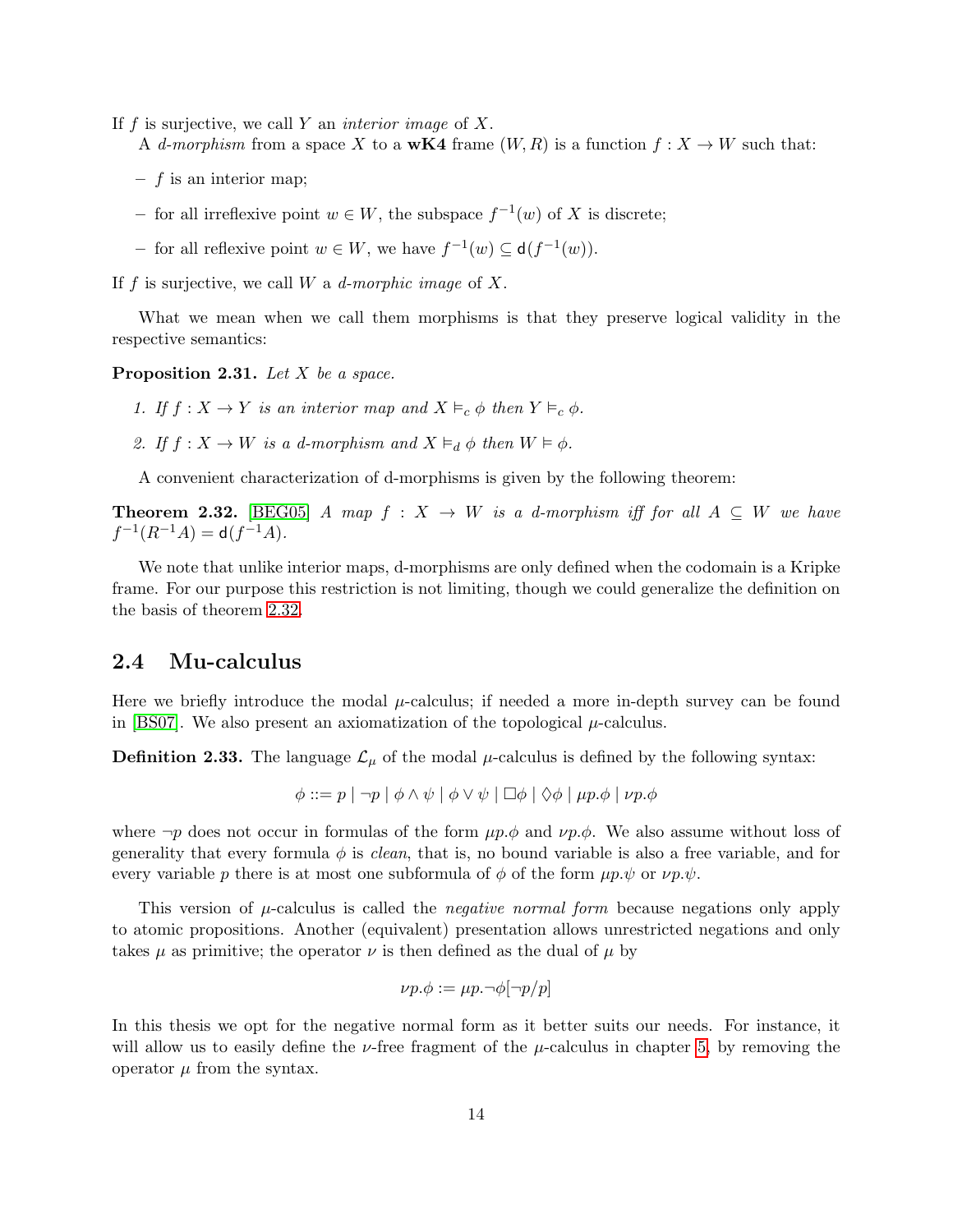If $f$ is surjective, we call $Y$ an *interior image* of $X$.

A *d-morphism* from a space $X$ to a **wK4** frame $(W, R)$ is a function $f : X \to W$ such that:

- $f$ is an interior map;
- for all irreflexive point $w \in W$, the subspace $f^{-1}(w)$ of $X$ is discrete;
- for all reflexive point $w \in W$, we have $f^{-1}(w) \subseteq \mathsf{d}(f^{-1}(w))$.

If $f$ is surjective, we call $W$ a *d-morphic image* of $X$.

What we mean when we call them morphisms is that they preserve logical validity in the respective semantics:

**Proposition 2.31.** *Let $X$ be a space.*

1. *If $f : X \to Y$ is an interior map and $X \vDash_c \phi$ then $Y \vDash_c \phi$.*
2. *If $f : X \to W$ is a d-morphism and $X \vDash_d \phi$ then $W \vDash \phi$.*

A convenient characterization of d-morphisms is given by the following theorem:

**Theorem 2.32.** [BEG05] *A map $f : X \to W$ is a d-morphism iff for all $A \subseteq W$ we have $f^{-1}(R^{-1}A) = \mathsf{d}(f^{-1}A)$.*

We note that unlike interior maps, d-morphisms are only defined when the codomain is a Kripke frame. For our purpose this restriction is not limiting, though we could generalize the definition on the basis of theorem 2.32.

## 2.4 Mu-calculus

Here we briefly introduce the modal $\mu$-calculus; if needed a more in-depth survey can be found in [BS07]. We also present an axiomatization of the topological $\mu$-calculus.

**Definition 2.33.** The language $\mathcal{L}_\mu$ of the modal $\mu$-calculus is defined by the following syntax:

$$\phi ::= p \mid \neg p \mid \phi \wedge \psi \mid \phi \vee \psi \mid \Box\phi \mid \Diamond\phi \mid \mu p.\phi \mid \nu p.\phi$$

where $\neg p$ does not occur in formulas of the form $\mu p.\phi$ and $\nu p.\phi$. We also assume without loss of generality that every formula $\phi$ is *clean*, that is, no bound variable is also a free variable, and for every variable $p$ there is at most one subformula of $\phi$ of the form $\mu p.\psi$ or $\nu p.\psi$.

This version of $\mu$-calculus is called the *negative normal form* because negations only apply to atomic propositions. Another (equivalent) presentation allows unrestricted negations and only takes $\mu$ as primitive; the operator $\nu$ is then defined as the dual of $\mu$ by

$$\nu p.\phi := \mu p.\neg\phi[\neg p/p]$$

In this thesis we opt for the negative normal form as it better suits our needs. For instance, it will allow us to easily define the $\nu$-free fragment of the $\mu$-calculus in chapter 5, by removing the operator $\mu$ from the syntax.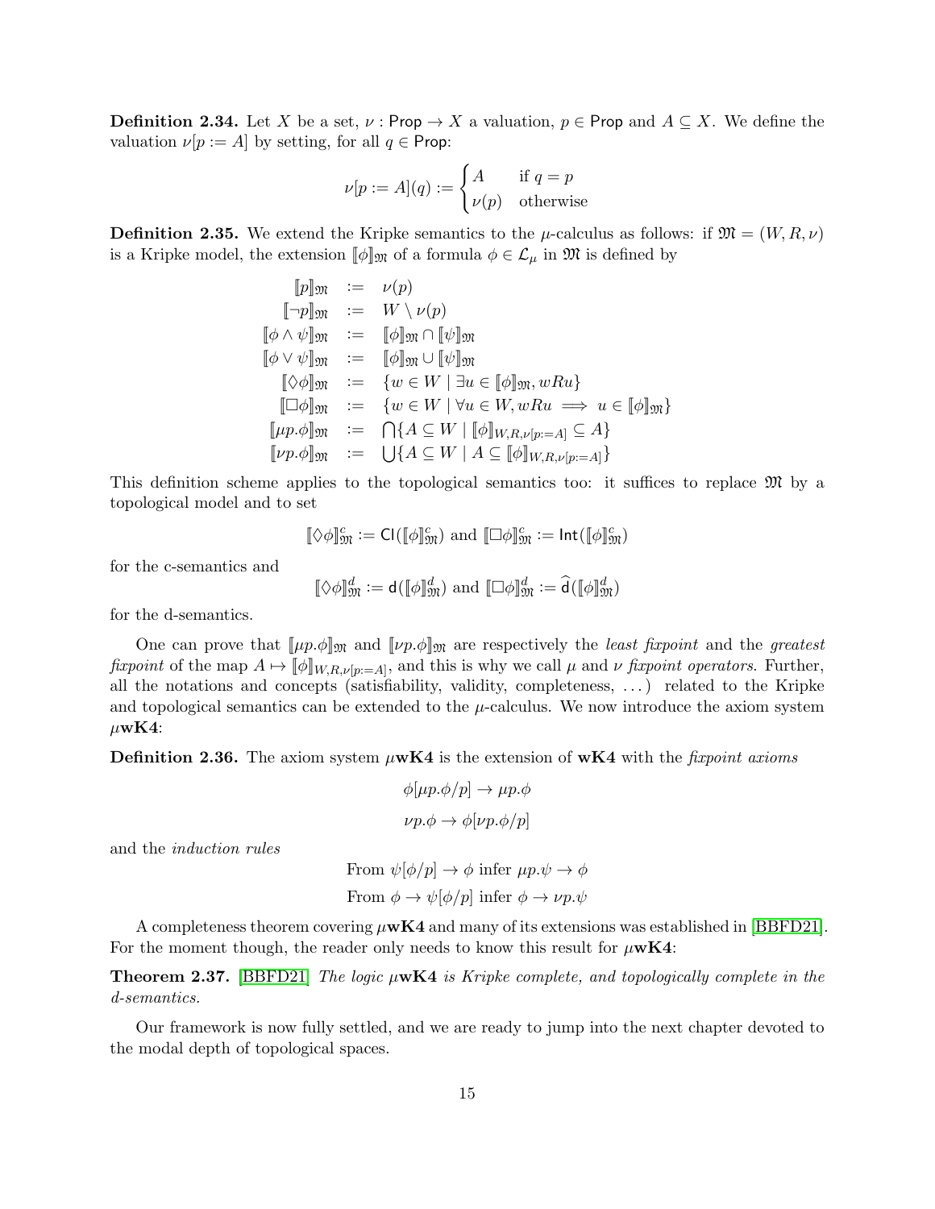**Definition 2.34.** Let $X$ be a set, $\nu : \mathsf{Prop} \to X$ a valuation, $p \in \mathsf{Prop}$ and $A \subseteq X$. We define the valuation $\nu[p := A]$ by setting, for all $q \in \mathsf{Prop}$:

$$\nu[p := A](q) := \begin{cases} A & \text{if } q = p \\ \nu(p) & \text{otherwise} \end{cases}$$

**Definition 2.35.** We extend the Kripke semantics to the $\mu$-calculus as follows: if $\mathfrak{M} = (W, R, \nu)$ is a Kripke model, the extension $[\![\phi]\!]_{\mathfrak{M}}$ of a formula $\phi \in \mathcal{L}_\mu$ in $\mathfrak{M}$ is defined by

$$\begin{array}{rcl}
[\![p]\!]_{\mathfrak{M}} & := & \nu(p) \\
[\![\neg p]\!]_{\mathfrak{M}} & := & W \setminus \nu(p) \\
[\![\phi \wedge \psi]\!]_{\mathfrak{M}} & := & [\![\phi]\!]_{\mathfrak{M}} \cap [\![\psi]\!]_{\mathfrak{M}} \\
[\![\phi \vee \psi]\!]_{\mathfrak{M}} & := & [\![\phi]\!]_{\mathfrak{M}} \cup [\![\psi]\!]_{\mathfrak{M}} \\
[\![\Diamond\phi]\!]_{\mathfrak{M}} & := & \{w \in W \mid \exists u \in [\![\phi]\!]_{\mathfrak{M}}, wRu\} \\
[\![\Box\phi]\!]_{\mathfrak{M}} & := & \{w \in W \mid \forall u \in W, wRu \implies u \in [\![\phi]\!]_{\mathfrak{M}}\} \\
[\![\mu p.\phi]\!]_{\mathfrak{M}} & := & \bigcap\{A \subseteq W \mid [\![\phi]\!]_{W,R,\nu[p:=A]} \subseteq A\} \\
[\![\nu p.\phi]\!]_{\mathfrak{M}} & := & \bigcup\{A \subseteq W \mid A \subseteq [\![\phi]\!]_{W,R,\nu[p:=A]}\}
\end{array}$$

This definition scheme applies to the topological semantics too: it suffices to replace $\mathfrak{M}$ by a topological model and to set

$$[\![\Diamond\phi]\!]^c_{\mathfrak{M}} := \mathsf{Cl}([\![\phi]\!]^c_{\mathfrak{M}}) \text{ and } [\![\Box\phi]\!]^c_{\mathfrak{M}} := \mathsf{Int}([\![\phi]\!]^c_{\mathfrak{M}})$$

for the c-semantics and

$$[\![\Diamond\phi]\!]^d_{\mathfrak{M}} := \mathsf{d}([\![\phi]\!]^d_{\mathfrak{M}}) \text{ and } [\![\Box\phi]\!]^d_{\mathfrak{M}} := \widehat{\mathsf{d}}([\![\phi]\!]^d_{\mathfrak{M}})$$

for the d-semantics.

One can prove that $[\![\mu p.\phi]\!]_{\mathfrak{M}}$ and $[\![\nu p.\phi]\!]_{\mathfrak{M}}$ are respectively the *least fixpoint* and the *greatest fixpoint* of the map $A \mapsto [\![\phi]\!]_{W,R,\nu[p:=A]}$, and this is why we call $\mu$ and $\nu$ *fixpoint operators*. Further, all the notations and concepts (satisfiability, validity, completeness, ...) related to the Kripke and topological semantics can be extended to the $\mu$-calculus. We now introduce the axiom system $\mu$**wK4**:

**Definition 2.36.** The axiom system $\mu$**wK4** is the extension of **wK4** with the *fixpoint axioms*

$$\phi[\mu p.\phi/p] \to \mu p.\phi$$

$$\nu p.\phi \to \phi[\nu p.\phi/p]$$

and the *induction rules*

From $\psi[\phi/p] \to \phi$ infer $\mu p.\psi \to \phi$

From $\phi \to \psi[\phi/p]$ infer $\phi \to \nu p.\psi$

A completeness theorem covering $\mu$**wK4** and many of its extensions was established in [BBFD21]. For the moment though, the reader only needs to know this result for $\mu$**wK4**:

**Theorem 2.37.** [BBFD21] *The logic* $\mu$**wK4** *is Kripke complete, and topologically complete in the d-semantics.*

Our framework is now fully settled, and we are ready to jump into the next chapter devoted to the modal depth of topological spaces.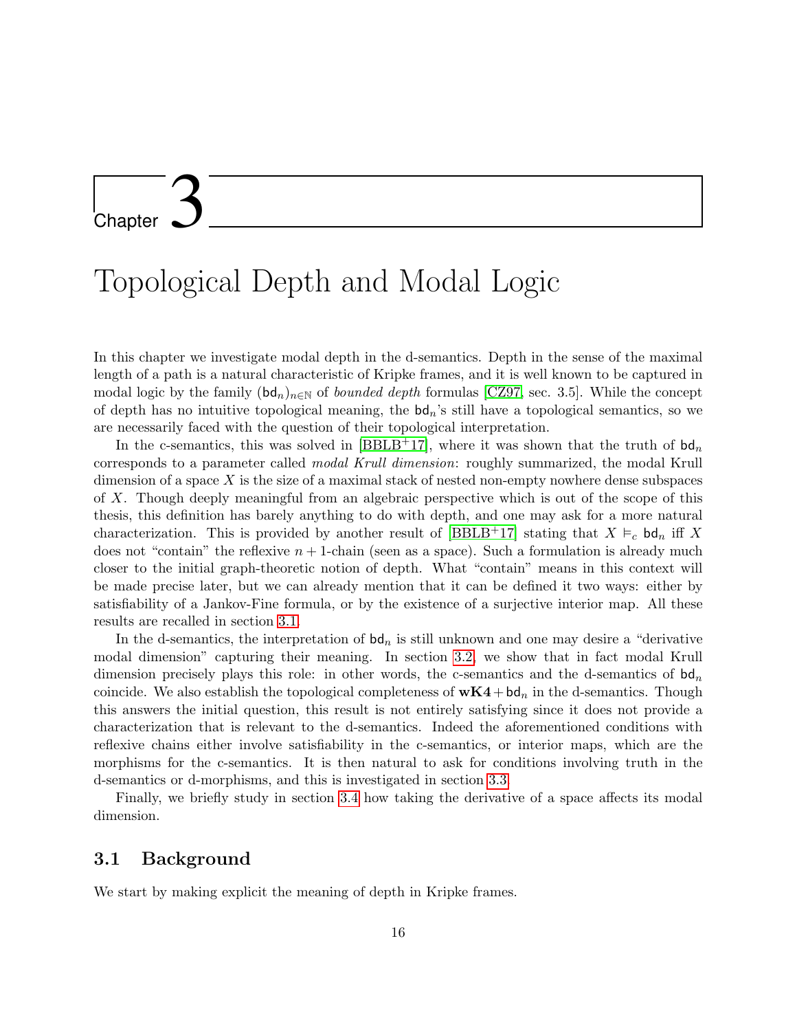# Chapter 3

# Topological Depth and Modal Logic

In this chapter we investigate modal depth in the d-semantics. Depth in the sense of the maximal length of a path is a natural characteristic of Kripke frames, and it is well known to be captured in modal logic by the family $(\mathsf{bd}_n)_{n\in\mathbb{N}}$ of *bounded depth* formulas [CZ97, sec. 3.5]. While the concept of depth has no intuitive topological meaning, the $\mathsf{bd}_n$'s still have a topological semantics, so we are necessarily faced with the question of their topological interpretation.

In the c-semantics, this was solved in [BBLB+17], where it was shown that the truth of $\mathsf{bd}_n$ corresponds to a parameter called *modal Krull dimension*: roughly summarized, the modal Krull dimension of a space $X$ is the size of a maximal stack of nested non-empty nowhere dense subspaces of $X$. Though deeply meaningful from an algebraic perspective which is out of the scope of this thesis, this definition has barely anything to do with depth, and one may ask for a more natural characterization. This is provided by another result of [BBLB+17] stating that $X \vDash_c \mathsf{bd}_n$ iff $X$ does not "contain" the reflexive $n+1$-chain (seen as a space). Such a formulation is already much closer to the initial graph-theoretic notion of depth. What "contain" means in this context will be made precise later, but we can already mention that it can be defined it two ways: either by satisfiability of a Jankov-Fine formula, or by the existence of a surjective interior map. All these results are recalled in section 3.1.

In the d-semantics, the interpretation of $\mathsf{bd}_n$ is still unknown and one may desire a "derivative modal dimension" capturing their meaning. In section 3.2, we show that in fact modal Krull dimension precisely plays this role: in other words, the c-semantics and the d-semantics of $\mathsf{bd}_n$ coincide. We also establish the topological completeness of $\mathbf{wK4}+\mathsf{bd}_n$ in the d-semantics. Though this answers the initial question, this result is not entirely satisfying since it does not provide a characterization that is relevant to the d-semantics. Indeed the aforementioned conditions with reflexive chains either involve satisfiability in the c-semantics, or interior maps, which are the morphisms for the c-semantics. It is then natural to ask for conditions involving truth in the d-semantics or d-morphisms, and this is investigated in section 3.3.

Finally, we briefly study in section 3.4 how taking the derivative of a space affects its modal dimension.

## 3.1 Background

We start by making explicit the meaning of depth in Kripke frames.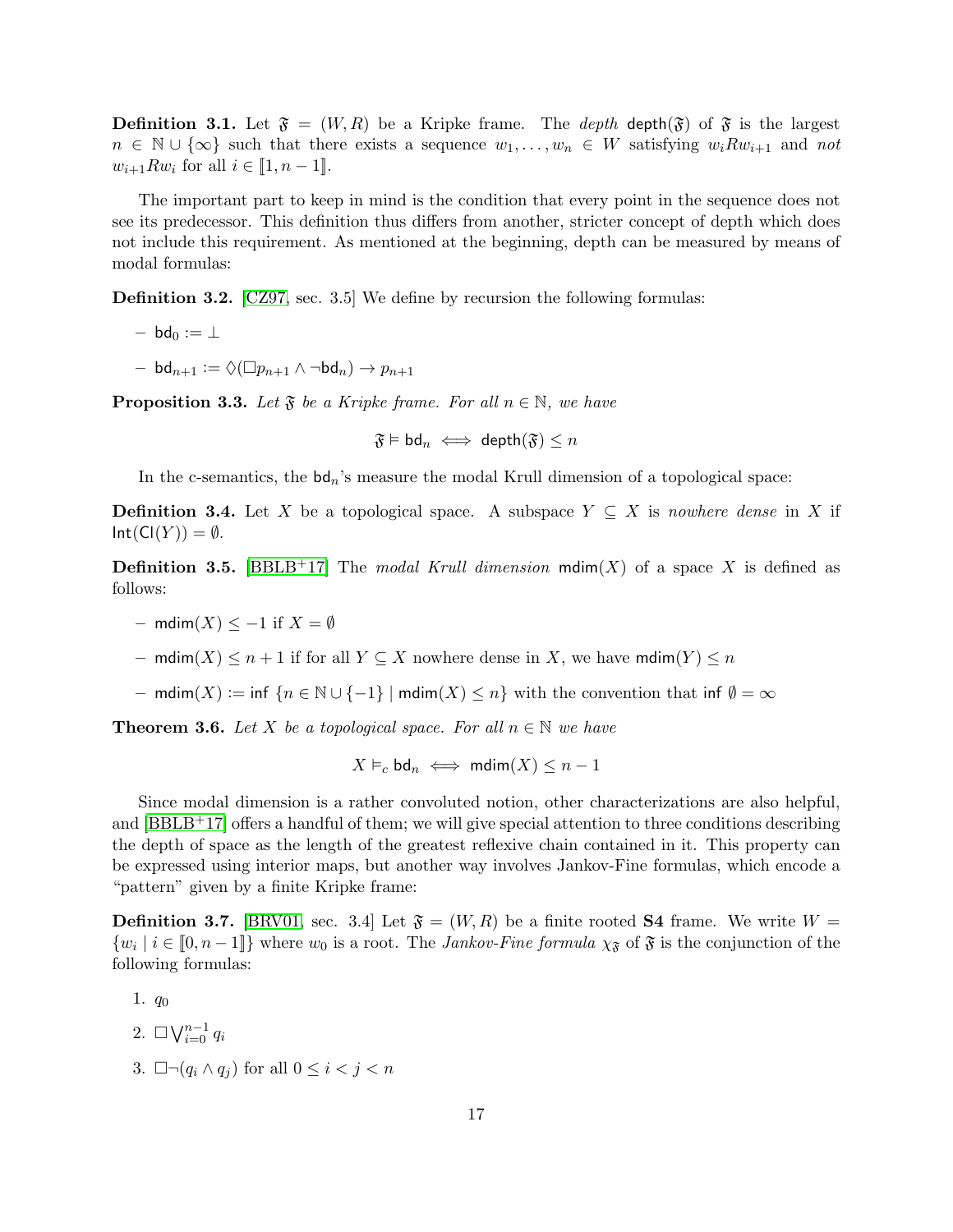**Definition 3.1.** Let $\mathfrak{F} = (W, R)$ be a Kripke frame. The *depth* $\mathsf{depth}(\mathfrak{F})$ of $\mathfrak{F}$ is the largest $n \in \mathbb{N} \cup \{\infty\}$ such that there exists a sequence $w_1, \ldots, w_n \in W$ satisfying $w_i R w_{i+1}$ and *not* $w_{i+1} R w_i$ for all $i \in [\![1, n-1]\!]$.

The important part to keep in mind is the condition that every point in the sequence does not see its predecessor. This definition thus differs from another, stricter concept of depth which does not include this requirement. As mentioned at the beginning, depth can be measured by means of modal formulas:

**Definition 3.2.** [CZ97, sec. 3.5] We define by recursion the following formulas:

- $\mathsf{bd}_0 := \bot$
- $\mathsf{bd}_{n+1} := \Diamond(\Box p_{n+1} \wedge \neg \mathsf{bd}_n) \to p_{n+1}$

**Proposition 3.3.** *Let $\mathfrak{F}$ be a Kripke frame. For all $n \in \mathbb{N}$, we have*

$$\mathfrak{F} \vDash \mathsf{bd}_n \iff \mathsf{depth}(\mathfrak{F}) \leq n$$

In the c-semantics, the $\mathsf{bd}_n$'s measure the modal Krull dimension of a topological space:

**Definition 3.4.** Let $X$ be a topological space. A subspace $Y \subseteq X$ is *nowhere dense* in $X$ if $\mathsf{Int}(\mathsf{Cl}(Y)) = \emptyset$.

**Definition 3.5.** [BBLB+17] The *modal Krull dimension* $\mathsf{mdim}(X)$ of a space $X$ is defined as follows:

- $\mathsf{mdim}(X) \leq -1$ if $X = \emptyset$
- $\mathsf{mdim}(X) \leq n+1$ if for all $Y \subseteq X$ nowhere dense in $X$, we have $\mathsf{mdim}(Y) \leq n$
- $\mathsf{mdim}(X) := \inf \{n \in \mathbb{N} \cup \{-1\} \mid \mathsf{mdim}(X) \leq n\}$ with the convention that $\inf \emptyset = \infty$

**Theorem 3.6.** *Let $X$ be a topological space. For all $n \in \mathbb{N}$ we have*

$$X \vDash_c \mathsf{bd}_n \iff \mathsf{mdim}(X) \leq n-1$$

Since modal dimension is a rather convoluted notion, other characterizations are also helpful, and [BBLB+17] offers a handful of them; we will give special attention to three conditions describing the depth of space as the length of the greatest reflexive chain contained in it. This property can be expressed using interior maps, but another way involves Jankov-Fine formulas, which encode a "pattern" given by a finite Kripke frame:

**Definition 3.7.** [BRV01, sec. 3.4] Let $\mathfrak{F} = (W, R)$ be a finite rooted **S4** frame. We write $W = \{w_i \mid i \in [\![0, n-1]\!]\}$ where $w_0$ is a root. The *Jankov-Fine formula* $\chi_{\mathfrak{F}}$ of $\mathfrak{F}$ is the conjunction of the following formulas:

1. $q_0$
2. $\Box \bigvee_{i=0}^{n-1} q_i$
3. $\Box \neg (q_i \wedge q_j)$ for all $0 \leq i < j < n$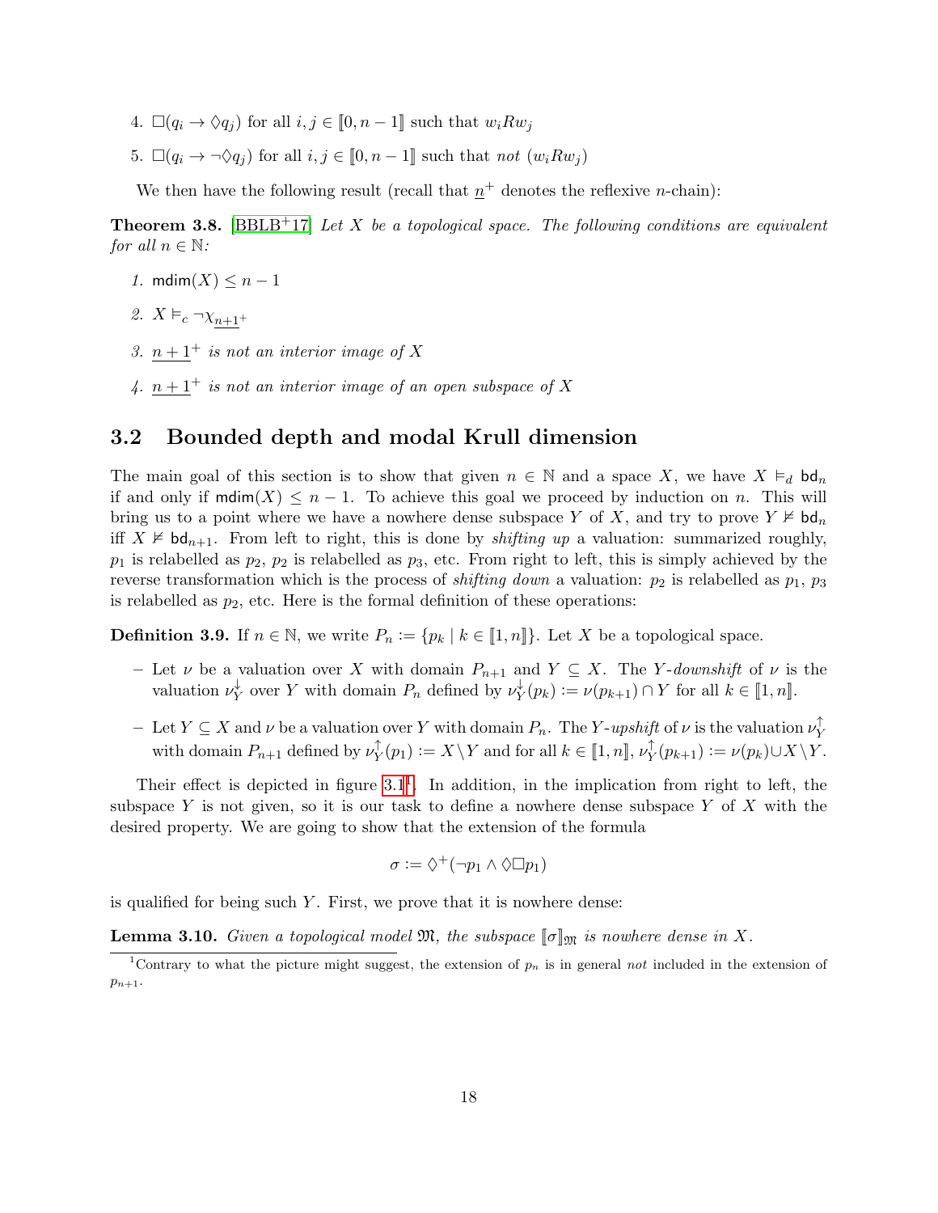4. $\Box(q_i \to \Diamond q_j)$ for all $i, j \in [\![0, n-1]\!]$ such that $w_i R w_j$

5. $\Box(q_i \to \neg\Diamond q_j)$ for all $i, j \in [\![0, n-1]\!]$ such that *not* $(w_i R w_j)$

We then have the following result (recall that $\underline{n}^+$ denotes the reflexive $n$-chain):

**Theorem 3.8.** [BBLB+17] *Let $X$ be a topological space. The following conditions are equivalent for all $n \in \mathbb{N}$:*

1. $\mathsf{mdim}(X) \leq n-1$
2. $X \vDash_c \neg\chi_{\underline{n+1}^+}$
3. *$\underline{n+1}^+$ is not an interior image of $X$*
4. *$\underline{n+1}^+$ is not an interior image of an open subspace of $X$*

## 3.2 Bounded depth and modal Krull dimension

The main goal of this section is to show that given $n \in \mathbb{N}$ and a space $X$, we have $X \vDash_d \mathsf{bd}_n$ if and only if $\mathsf{mdim}(X) \leq n-1$. To achieve this goal we proceed by induction on $n$. This will bring us to a point where we have a nowhere dense subspace $Y$ of $X$, and try to prove $Y \nvDash \mathsf{bd}_n$ iff $X \nvDash \mathsf{bd}_{n+1}$. From left to right, this is done by *shifting up* a valuation: summarized roughly, $p_1$ is relabelled as $p_2$, $p_2$ is relabelled as $p_3$, etc. From right to left, this is simply achieved by the reverse transformation which is the process of *shifting down* a valuation: $p_2$ is relabelled as $p_1$, $p_3$ is relabelled as $p_2$, etc. Here is the formal definition of these operations:

**Definition 3.9.** If $n \in \mathbb{N}$, we write $P_n := \{p_k \mid k \in [\![1, n]\!]\}$. Let $X$ be a topological space.

– Let $\nu$ be a valuation over $X$ with domain $P_{n+1}$ and $Y \subseteq X$. The *$Y$-downshift* of $\nu$ is the valuation $\nu_Y^\downarrow$ over $Y$ with domain $P_n$ defined by $\nu_Y^\downarrow(p_k) := \nu(p_{k+1}) \cap Y$ for all $k \in [\![1, n]\!]$.

– Let $Y \subseteq X$ and $\nu$ be a valuation over $Y$ with domain $P_n$. The *$Y$-upshift* of $\nu$ is the valuation $\nu_Y^\uparrow$ with domain $P_{n+1}$ defined by $\nu_Y^\uparrow(p_1) := X \setminus Y$ and for all $k \in [\![1, n]\!]$, $\nu_Y^\uparrow(p_{k+1}) := \nu(p_k) \cup X \setminus Y$.

Their effect is depicted in figure 3.1[1]. In addition, in the implication from right to left, the subspace $Y$ is not given, so it is our task to define a nowhere dense subspace $Y$ of $X$ with the desired property. We are going to show that the extension of the formula

$$\sigma := \Diamond^+(\neg p_1 \wedge \Diamond\Box p_1)$$

is qualified for being such $Y$. First, we prove that it is nowhere dense:

**Lemma 3.10.** *Given a topological model $\mathfrak{M}$, the subspace $[\![\sigma]\!]_{\mathfrak{M}}$ is nowhere dense in $X$.*

[1] Contrary to what the picture might suggest, the extension of $p_n$ is in general *not* included in the extension of $p_{n+1}$.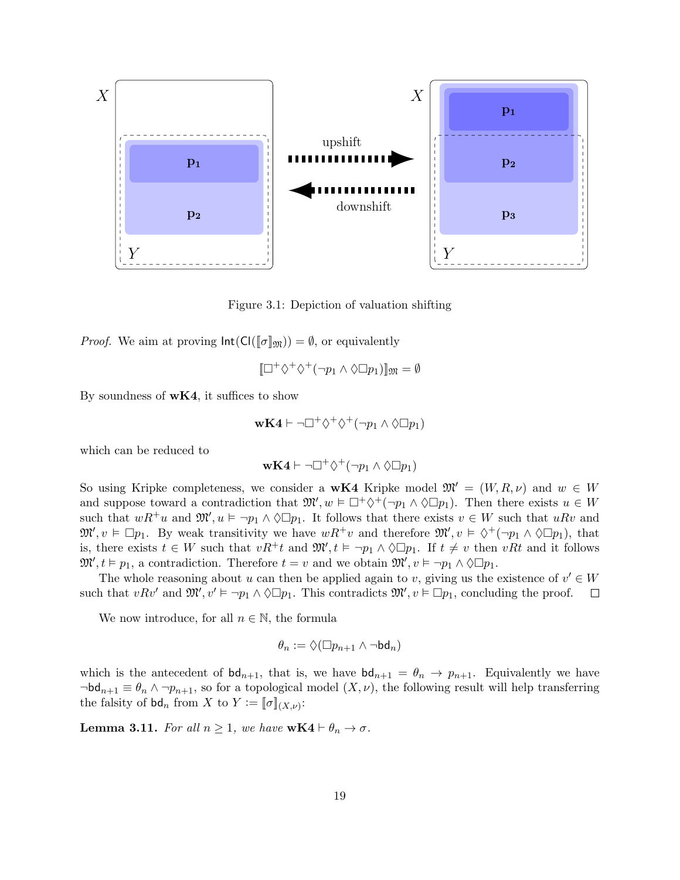Figure 3.1: Depiction of valuation shifting

*Proof.* We aim at proving $\mathsf{Int}(\mathsf{Cl}(\llbracket\sigma\rrbracket_{\mathfrak{M}})) = \emptyset$, or equivalently

$$\llbracket\Box^+\Diamond^+\Diamond^+(\neg p_1 \wedge \Diamond\Box p_1)\rrbracket_{\mathfrak{M}} = \emptyset$$

By soundness of **wK4**, it suffices to show

$$\mathbf{wK4} \vdash \neg\Box^+\Diamond^+\Diamond^+(\neg p_1 \wedge \Diamond\Box p_1)$$

which can be reduced to

$$\mathbf{wK4} \vdash \neg\Box^+\Diamond^+(\neg p_1 \wedge \Diamond\Box p_1)$$

So using Kripke completeness, we consider a **wK4** Kripke model $\mathfrak{M}' = (W, R, \nu)$ and $w \in W$ and suppose toward a contradiction that $\mathfrak{M}', w \vDash \Box^+\Diamond^+(\neg p_1 \wedge \Diamond\Box p_1)$. Then there exists $u \in W$ such that $wR^+u$ and $\mathfrak{M}', u \vDash \neg p_1 \wedge \Diamond\Box p_1$. It follows that there exists $v \in W$ such that $uRv$ and $\mathfrak{M}', v \vDash \Box p_1$. By weak transitivity we have $wR^+v$ and therefore $\mathfrak{M}', v \vDash \Diamond^+(\neg p_1 \wedge \Diamond\Box p_1)$, that is, there exists $t \in W$ such that $vR^+t$ and $\mathfrak{M}', t \vDash \neg p_1 \wedge \Diamond\Box p_1$. If $t \neq v$ then $vRt$ and it follows $\mathfrak{M}', t \vDash p_1$, a contradiction. Therefore $t = v$ and we obtain $\mathfrak{M}', v \vDash \neg p_1 \wedge \Diamond\Box p_1$.

The whole reasoning about $u$ can then be applied again to $v$, giving us the existence of $v' \in W$ such that $vRv'$ and $\mathfrak{M}', v' \vDash \neg p_1 \wedge \Diamond\Box p_1$. This contradicts $\mathfrak{M}', v \vDash \Box p_1$, concluding the proof. □

We now introduce, for all $n \in \mathbb{N}$, the formula

$$\theta_n := \Diamond(\Box p_{n+1} \wedge \neg\mathsf{bd}_n)$$

which is the antecedent of $\mathsf{bd}_{n+1}$, that is, we have $\mathsf{bd}_{n+1} = \theta_n \to p_{n+1}$. Equivalently we have $\neg\mathsf{bd}_{n+1} \equiv \theta_n \wedge \neg p_{n+1}$, so for a topological model $(X, \nu)$, the following result will help transferring the falsity of $\mathsf{bd}_n$ from $X$ to $Y := \llbracket\sigma\rrbracket_{(X,\nu)}$:

**Lemma 3.11.** *For all $n \geq 1$, we have $\mathbf{wK4} \vdash \theta_n \to \sigma$.*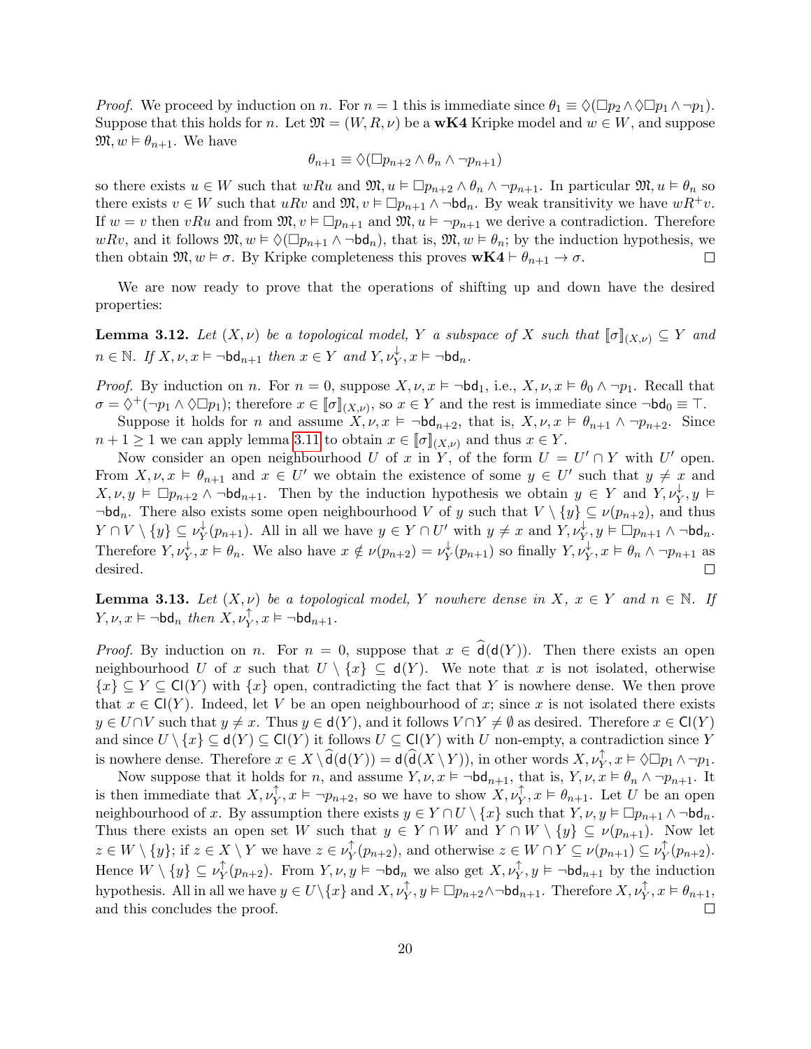*Proof.* We proceed by induction on $n$. For $n = 1$ this is immediate since $\theta_1 \equiv \Diamond(\Box p_2 \wedge \Diamond\Box p_1 \wedge \neg p_1)$. Suppose that this holds for $n$. Let $\mathfrak{M} = (W, R, \nu)$ be a **wK4** Kripke model and $w \in W$, and suppose $\mathfrak{M}, w \vDash \theta_{n+1}$. We have

$$\theta_{n+1} \equiv \Diamond(\Box p_{n+2} \wedge \theta_n \wedge \neg p_{n+1})$$

so there exists $u \in W$ such that $wRu$ and $\mathfrak{M}, u \vDash \Box p_{n+2} \wedge \theta_n \wedge \neg p_{n+1}$. In particular $\mathfrak{M}, u \vDash \theta_n$ so there exists $v \in W$ such that $uRv$ and $\mathfrak{M}, v \vDash \Box p_{n+1} \wedge \neg \mathsf{bd}_n$. By weak transitivity we have $wR^+v$. If $w = v$ then $vRu$ and from $\mathfrak{M}, v \vDash \Box p_{n+1}$ and $\mathfrak{M}, u \vDash \neg p_{n+1}$ we derive a contradiction. Therefore $wRv$, and it follows $\mathfrak{M}, w \vDash \Diamond(\Box p_{n+1} \wedge \neg \mathsf{bd}_n)$, that is, $\mathfrak{M}, w \vDash \theta_n$; by the induction hypothesis, we then obtain $\mathfrak{M}, w \vDash \sigma$. By Kripke completeness this proves $\mathbf{wK4} \vdash \theta_{n+1} \to \sigma$. □

We are now ready to prove that the operations of shifting up and down have the desired properties:

**Lemma 3.12.** *Let $(X, \nu)$ be a topological model, $Y$ a subspace of $X$ such that $[\![\sigma]\!]_{(X,\nu)} \subseteq Y$ and $n \in \mathbb{N}$. If $X, \nu, x \vDash \neg \mathsf{bd}_{n+1}$ then $x \in Y$ and $Y, \nu_Y^{\downarrow}, x \vDash \neg \mathsf{bd}_n$.*

*Proof.* By induction on $n$. For $n = 0$, suppose $X, \nu, x \vDash \neg \mathsf{bd}_1$, i.e., $X, \nu, x \vDash \theta_0 \wedge \neg p_1$. Recall that $\sigma = \Diamond^+(\neg p_1 \wedge \Diamond\Box p_1)$; therefore $x \in [\![\sigma]\!]_{(X,\nu)}$, so $x \in Y$ and the rest is immediate since $\neg \mathsf{bd}_0 \equiv \top$.

Suppose it holds for $n$ and assume $X, \nu, x \vDash \neg \mathsf{bd}_{n+2}$, that is, $X, \nu, x \vDash \theta_{n+1} \wedge \neg p_{n+2}$. Since $n + 1 \geq 1$ we can apply lemma 3.11 to obtain $x \in [\![\sigma]\!]_{(X,\nu)}$ and thus $x \in Y$.

Now consider an open neighbourhood $U$ of $x$ in $Y$, of the form $U = U' \cap Y$ with $U'$ open. From $X, \nu, x \vDash \theta_{n+1}$ and $x \in U'$ we obtain the existence of some $y \in U'$ such that $y \neq x$ and $X, \nu, y \vDash \Box p_{n+2} \wedge \neg \mathsf{bd}_{n+1}$. Then by the induction hypothesis we obtain $y \in Y$ and $Y, \nu_Y^{\downarrow}, y \vDash \neg \mathsf{bd}_n$. There also exists some open neighbourhood $V$ of $y$ such that $V \setminus \{y\} \subseteq \nu(p_{n+2})$, and thus $Y \cap V \setminus \{y\} \subseteq \nu_Y^{\downarrow}(p_{n+1})$. All in all we have $y \in Y \cap U'$ with $y \neq x$ and $Y, \nu_Y^{\downarrow}, y \vDash \Box p_{n+1} \wedge \neg \mathsf{bd}_n$. Therefore $Y, \nu_Y^{\downarrow}, x \vDash \theta_n$. We also have $x \notin \nu(p_{n+2}) = \nu_Y^{\downarrow}(p_{n+1})$ so finally $Y, \nu_Y^{\downarrow}, x \vDash \theta_n \wedge \neg p_{n+1}$ as desired. □

**Lemma 3.13.** *Let $(X, \nu)$ be a topological model, $Y$ nowhere dense in $X$, $x \in Y$ and $n \in \mathbb{N}$. If $Y, \nu, x \vDash \neg \mathsf{bd}_n$ then $X, \nu_Y^{\uparrow}, x \vDash \neg \mathsf{bd}_{n+1}$.*

*Proof.* By induction on $n$. For $n = 0$, suppose that $x \in \widehat{\mathsf{d}}(\mathsf{d}(Y))$. Then there exists an open neighbourhood $U$ of $x$ such that $U \setminus \{x\} \subseteq \mathsf{d}(Y)$. We note that $x$ is not isolated, otherwise $\{x\} \subseteq Y \subseteq \mathsf{Cl}(Y)$ with $\{x\}$ open, contradicting the fact that $Y$ is nowhere dense. We then prove that $x \in \mathsf{Cl}(Y)$. Indeed, let $V$ be an open neighbourhood of $x$; since $x$ is not isolated there exists $y \in U \cap V$ such that $y \neq x$. Thus $y \in \mathsf{d}(Y)$, and it follows $V \cap Y \neq \emptyset$ as desired. Therefore $x \in \mathsf{Cl}(Y)$ and since $U \setminus \{x\} \subseteq \mathsf{d}(Y) \subseteq \mathsf{Cl}(Y)$ it follows $U \subseteq \mathsf{Cl}(Y)$ with $U$ non-empty, a contradiction since $Y$ is nowhere dense. Therefore $x \in X \setminus \widehat{\mathsf{d}}(\mathsf{d}(Y)) = \mathsf{d}(\widehat{\mathsf{d}}(X \setminus Y))$, in other words $X, \nu_Y^{\uparrow}, x \vDash \Diamond\Box p_1 \wedge \neg p_1$.

Now suppose that it holds for $n$, and assume $Y, \nu, x \vDash \neg \mathsf{bd}_{n+1}$, that is, $Y, \nu, x \vDash \theta_n \wedge \neg p_{n+1}$. It is then immediate that $X, \nu_Y^{\uparrow}, x \vDash \neg p_{n+2}$, so we have to show $X, \nu_Y^{\uparrow}, x \vDash \theta_{n+1}$. Let $U$ be an open neighbourhood of $x$. By assumption there exists $y \in Y \cap U \setminus \{x\}$ such that $Y, \nu, y \vDash \Box p_{n+1} \wedge \neg \mathsf{bd}_n$. Thus there exists an open set $W$ such that $y \in Y \cap W$ and $Y \cap W \setminus \{y\} \subseteq \nu(p_{n+1})$. Now let $z \in W \setminus \{y\}$; if $z \in X \setminus Y$ we have $z \in \nu_Y^{\uparrow}(p_{n+2})$, and otherwise $z \in W \cap Y \subseteq \nu(p_{n+1}) \subseteq \nu_Y^{\uparrow}(p_{n+2})$. Hence $W \setminus \{y\} \subseteq \nu_Y^{\uparrow}(p_{n+2})$. From $Y, \nu, y \vDash \neg \mathsf{bd}_n$ we also get $X, \nu_Y^{\uparrow}, y \vDash \neg \mathsf{bd}_{n+1}$ by the induction hypothesis. All in all we have $y \in U \setminus \{x\}$ and $X, \nu_Y^{\uparrow}, y \vDash \Box p_{n+2} \wedge \neg \mathsf{bd}_{n+1}$. Therefore $X, \nu_Y^{\uparrow}, x \vDash \theta_{n+1}$, and this concludes the proof. □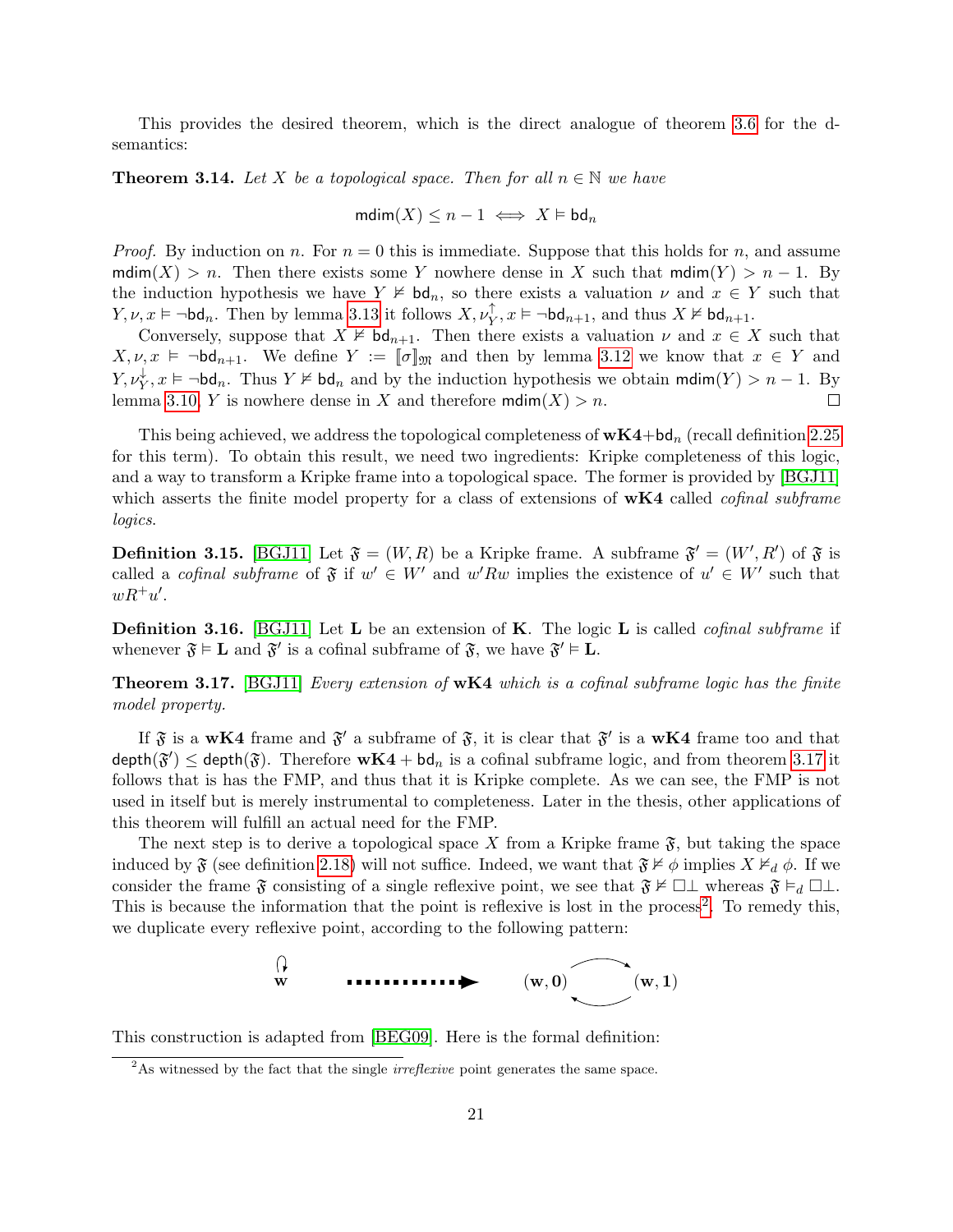This provides the desired theorem, which is the direct analogue of theorem 3.6 for the d-semantics:

**Theorem 3.14.** *Let $X$ be a topological space. Then for all $n \in \mathbb{N}$ we have*

$$\mathsf{mdim}(X) \leq n-1 \iff X \vDash \mathsf{bd}_n$$

*Proof.* By induction on $n$. For $n = 0$ this is immediate. Suppose that this holds for $n$, and assume $\mathsf{mdim}(X) > n$. Then there exists some $Y$ nowhere dense in $X$ such that $\mathsf{mdim}(Y) > n-1$. By the induction hypothesis we have $Y \nvDash \mathsf{bd}_n$, so there exists a valuation $\nu$ and $x \in Y$ such that $Y, \nu, x \vDash \neg\mathsf{bd}_n$. Then by lemma 3.13 it follows $X, \nu_Y^{\uparrow}, x \vDash \neg\mathsf{bd}_{n+1}$, and thus $X \nvDash \mathsf{bd}_{n+1}$.

Conversely, suppose that $X \nvDash \mathsf{bd}_{n+1}$. Then there exists a valuation $\nu$ and $x \in X$ such that $X, \nu, x \vDash \neg\mathsf{bd}_{n+1}$. We define $Y := [\![\sigma]\!]_{\mathfrak{M}}$ and then by lemma 3.12 we know that $x \in Y$ and $Y, \nu_Y^{\downarrow}, x \vDash \neg\mathsf{bd}_n$. Thus $Y \nvDash \mathsf{bd}_n$ and by the induction hypothesis we obtain $\mathsf{mdim}(Y) > n-1$. By lemma 3.10, $Y$ is nowhere dense in $X$ and therefore $\mathsf{mdim}(X) > n$. $\square$

This being achieved, we address the topological completeness of $\mathbf{wK4}+\mathsf{bd}_n$ (recall definition 2.25 for this term). To obtain this result, we need two ingredients: Kripke completeness of this logic, and a way to transform a Kripke frame into a topological space. The former is provided by [BGJ11] which asserts the finite model property for a class of extensions of $\mathbf{wK4}$ called *cofinal subframe logics*.

**Definition 3.15.** [BGJ11] Let $\mathfrak{F} = (W, R)$ be a Kripke frame. A subframe $\mathfrak{F}' = (W', R')$ of $\mathfrak{F}$ is called a *cofinal subframe* of $\mathfrak{F}$ if $w' \in W'$ and $w'Rw$ implies the existence of $u' \in W'$ such that $wR^+u'$.

**Definition 3.16.** [BGJ11] Let $\mathbf{L}$ be an extension of $\mathbf{K}$. The logic $\mathbf{L}$ is called *cofinal subframe* if whenever $\mathfrak{F} \vDash \mathbf{L}$ and $\mathfrak{F}'$ is a cofinal subframe of $\mathfrak{F}$, we have $\mathfrak{F}' \vDash \mathbf{L}$.

**Theorem 3.17.** [BGJ11] *Every extension of* $\mathbf{wK4}$ *which is a cofinal subframe logic has the finite model property.*

If $\mathfrak{F}$ is a $\mathbf{wK4}$ frame and $\mathfrak{F}'$ a subframe of $\mathfrak{F}$, it is clear that $\mathfrak{F}'$ is a $\mathbf{wK4}$ frame too and that $\mathsf{depth}(\mathfrak{F}') \leq \mathsf{depth}(\mathfrak{F})$. Therefore $\mathbf{wK4} + \mathsf{bd}_n$ is a cofinal subframe logic, and from theorem 3.17 it follows that is has the FMP, and thus that it is Kripke complete. As we can see, the FMP is not used in itself but is merely instrumental to completeness. Later in the thesis, other applications of this theorem will fulfill an actual need for the FMP.

The next step is to derive a topological space $X$ from a Kripke frame $\mathfrak{F}$, but taking the space induced by $\mathfrak{F}$ (see definition 2.18) will not suffice. Indeed, we want that $\mathfrak{F} \nvDash \phi$ implies $X \nvDash_d \phi$. If we consider the frame $\mathfrak{F}$ consisting of a single reflexive point, we see that $\mathfrak{F} \nvDash \Box\bot$ whereas $\mathfrak{F} \vDash_d \Box\bot$. This is because the information that the point is reflexive is lost in the process[2]. To remedy this, we duplicate every reflexive point, according to the following pattern:

$$\mathbf{w} \text{ (reflexive)} \quad \dashrightarrow \quad (\mathbf{w}, \mathbf{0}) \rightleftarrows (\mathbf{w}, \mathbf{1})$$

This construction is adapted from [BEG09]. Here is the formal definition:

[2] As witnessed by the fact that the single *irreflexive* point generates the same space.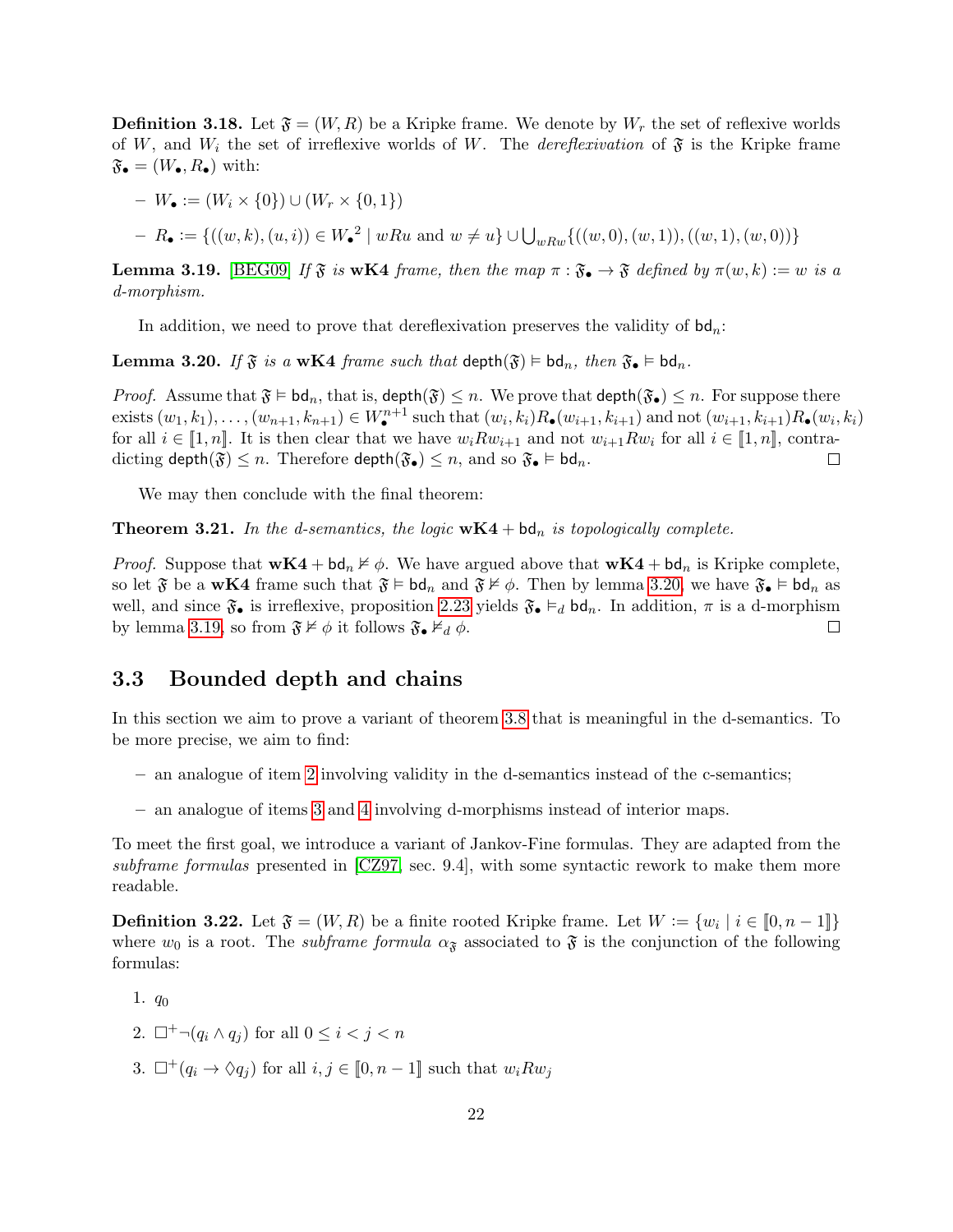**Definition 3.18.** Let $\mathfrak{F} = (W, R)$ be a Kripke frame. We denote by $W_r$ the set of reflexive worlds of $W$, and $W_i$ the set of irreflexive worlds of $W$. The *dereflexivation* of $\mathfrak{F}$ is the Kripke frame $\mathfrak{F}_\bullet = (W_\bullet, R_\bullet)$ with:

– $W_\bullet := (W_i \times \{0\}) \cup (W_r \times \{0, 1\})$

– $R_\bullet := \{((w, k), (u, i)) \in {W_\bullet}^2 \mid wRu \text{ and } w \neq u\} \cup \bigcup_{wRw} \{((w, 0), (w, 1)), ((w, 1), (w, 0))\}$

**Lemma 3.19.** [BEG09] *If $\mathfrak{F}$ is* **wK4** *frame, then the map $\pi : \mathfrak{F}_\bullet \to \mathfrak{F}$ defined by $\pi(w, k) := w$ is a d-morphism.*

In addition, we need to prove that dereflexivation preserves the validity of $\mathsf{bd}_n$:

**Lemma 3.20.** *If $\mathfrak{F}$ is a* **wK4** *frame such that $\mathsf{depth}(\mathfrak{F}) \vDash \mathsf{bd}_n$, then $\mathfrak{F}_\bullet \vDash \mathsf{bd}_n$.*

*Proof.* Assume that $\mathfrak{F} \vDash \mathsf{bd}_n$, that is, $\mathsf{depth}(\mathfrak{F}) \leq n$. We prove that $\mathsf{depth}(\mathfrak{F}_\bullet) \leq n$. For suppose there exists $(w_1, k_1), \ldots, (w_{n+1}, k_{n+1}) \in W_\bullet^{n+1}$ such that $(w_i, k_i) R_\bullet (w_{i+1}, k_{i+1})$ and not $(w_{i+1}, k_{i+1}) R_\bullet (w_i, k_i)$ for all $i \in [\![1, n]\!]$. It is then clear that we have $w_i R w_{i+1}$ and not $w_{i+1} R w_i$ for all $i \in [\![1, n]\!]$, contradicting $\mathsf{depth}(\mathfrak{F}) \leq n$. Therefore $\mathsf{depth}(\mathfrak{F}_\bullet) \leq n$, and so $\mathfrak{F}_\bullet \vDash \mathsf{bd}_n$. $\square$

We may then conclude with the final theorem:

**Theorem 3.21.** *In the d-semantics, the logic* $\mathbf{wK4} + \mathsf{bd}_n$ *is topologically complete.*

*Proof.* Suppose that $\mathbf{wK4} + \mathsf{bd}_n \nvDash \phi$. We have argued above that $\mathbf{wK4} + \mathsf{bd}_n$ is Kripke complete, so let $\mathfrak{F}$ be a **wK4** frame such that $\mathfrak{F} \vDash \mathsf{bd}_n$ and $\mathfrak{F} \nvDash \phi$. Then by lemma 3.20, we have $\mathfrak{F}_\bullet \vDash \mathsf{bd}_n$ as well, and since $\mathfrak{F}_\bullet$ is irreflexive, proposition 2.23 yields $\mathfrak{F}_\bullet \vDash_d \mathsf{bd}_n$. In addition, $\pi$ is a d-morphism by lemma 3.19, so from $\mathfrak{F} \nvDash \phi$ it follows $\mathfrak{F}_\bullet \nvDash_d \phi$. $\square$

## 3.3 Bounded depth and chains

In this section we aim to prove a variant of theorem 3.8 that is meaningful in the d-semantics. To be more precise, we aim to find:

– an analogue of item 2 involving validity in the d-semantics instead of the c-semantics;

– an analogue of items 3 and 4 involving d-morphisms instead of interior maps.

To meet the first goal, we introduce a variant of Jankov-Fine formulas. They are adapted from the *subframe formulas* presented in [CZ97, sec. 9.4], with some syntactic rework to make them more readable.

**Definition 3.22.** Let $\mathfrak{F} = (W, R)$ be a finite rooted Kripke frame. Let $W := \{w_i \mid i \in [\![0, n-1]\!]\}$ where $w_0$ is a root. The *subframe formula* $\alpha_\mathfrak{F}$ associated to $\mathfrak{F}$ is the conjunction of the following formulas:

1. $q_0$
2. $\Box^+ \neg (q_i \wedge q_j)$ for all $0 \leq i < j < n$
3. $\Box^+ (q_i \to \Diamond q_j)$ for all $i, j \in [\![0, n-1]\!]$ such that $w_i R w_j$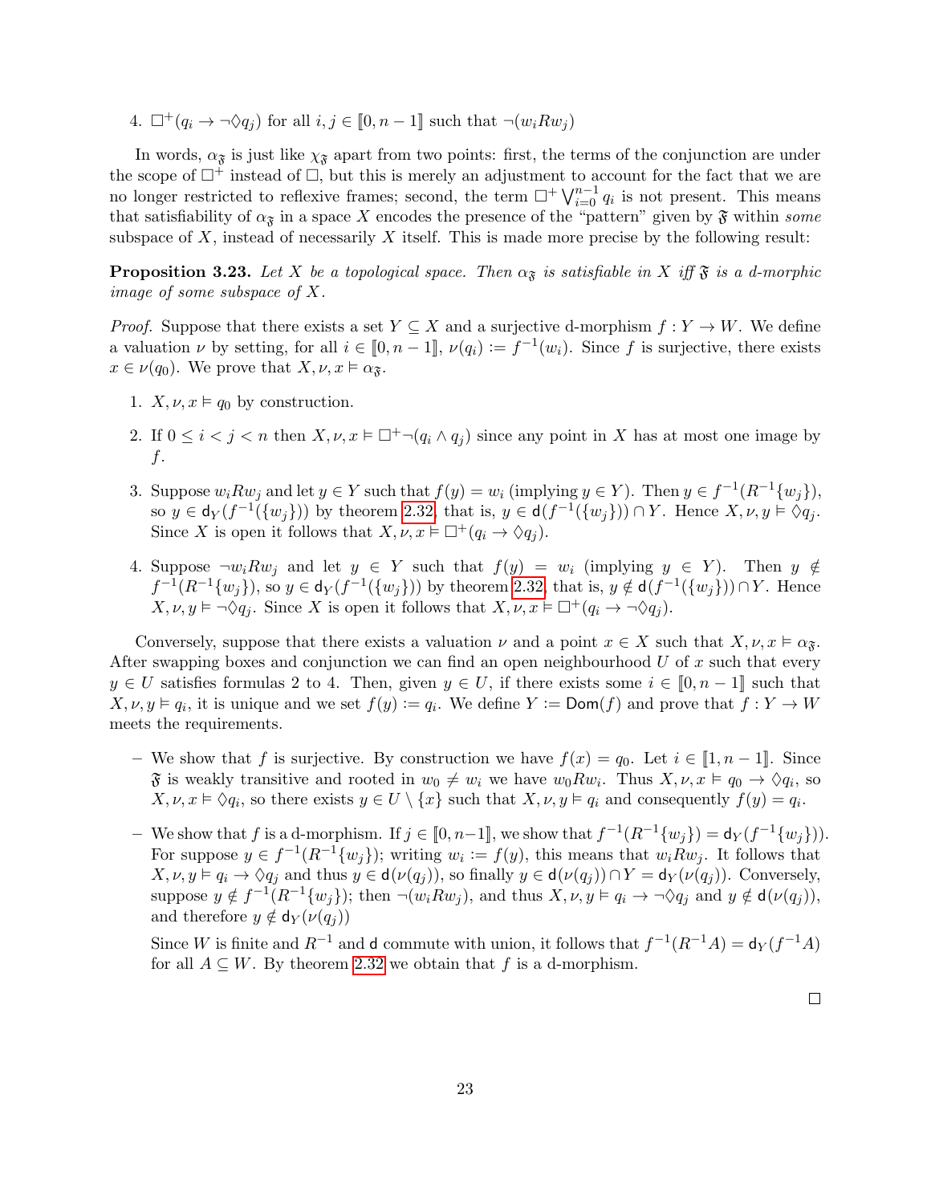4. $\Box^+(q_i \to \neg\Diamond q_j)$ for all $i, j \in [\![0, n-1]\!]$ such that $\neg(w_i R w_j)$

In words, $\alpha_{\mathfrak{F}}$ is just like $\chi_{\mathfrak{F}}$ apart from two points: first, the terms of the conjunction are under the scope of $\Box^+$ instead of $\Box$, but this is merely an adjustment to account for the fact that we are no longer restricted to reflexive frames; second, the term $\Box^+ \bigvee_{i=0}^{n-1} q_i$ is not present. This means that satisfiability of $\alpha_{\mathfrak{F}}$ in a space $X$ encodes the presence of the "pattern" given by $\mathfrak{F}$ within *some* subspace of $X$, instead of necessarily $X$ itself. This is made more precise by the following result:

**Proposition 3.23.** *Let $X$ be a topological space. Then $\alpha_{\mathfrak{F}}$ is satisfiable in $X$ iff $\mathfrak{F}$ is a d-morphic image of some subspace of $X$.*

*Proof.* Suppose that there exists a set $Y \subseteq X$ and a surjective d-morphism $f : Y \to W$. We define a valuation $\nu$ by setting, for all $i \in [\![0, n-1]\!]$, $\nu(q_i) := f^{-1}(w_i)$. Since $f$ is surjective, there exists $x \in \nu(q_0)$. We prove that $X, \nu, x \vDash \alpha_{\mathfrak{F}}$.

1. $X, \nu, x \vDash q_0$ by construction.

2. If $0 \le i < j < n$ then $X, \nu, x \vDash \Box^+\neg(q_i \wedge q_j)$ since any point in $X$ has at most one image by $f$.

3. Suppose $w_i R w_j$ and let $y \in Y$ such that $f(y) = w_i$ (implying $y \in Y$). Then $y \in f^{-1}(R^{-1}\{w_j\})$, so $y \in \mathsf{d}_Y(f^{-1}(\{w_j\}))$ by theorem 2.32, that is, $y \in \mathsf{d}(f^{-1}(\{w_j\})) \cap Y$. Hence $X, \nu, y \vDash \Diamond q_j$. Since $X$ is open it follows that $X, \nu, x \vDash \Box^+(q_i \to \Diamond q_j)$.

4. Suppose $\neg w_i R w_j$ and let $y \in Y$ such that $f(y) = w_i$ (implying $y \in Y$). Then $y \notin f^{-1}(R^{-1}\{w_j\})$, so $y \in \mathsf{d}_Y(f^{-1}(\{w_j\}))$ by theorem 2.32, that is, $y \notin \mathsf{d}(f^{-1}(\{w_j\})) \cap Y$. Hence $X, \nu, y \vDash \neg\Diamond q_j$. Since $X$ is open it follows that $X, \nu, x \vDash \Box^+(q_i \to \neg\Diamond q_j)$.

Conversely, suppose that there exists a valuation $\nu$ and a point $x \in X$ such that $X, \nu, x \vDash \alpha_{\mathfrak{F}}$. After swapping boxes and conjunction we can find an open neighbourhood $U$ of $x$ such that every $y \in U$ satisfies formulas 2 to 4. Then, given $y \in U$, if there exists some $i \in [\![0, n-1]\!]$ such that $X, \nu, y \vDash q_i$, it is unique and we set $f(y) := q_i$. We define $Y := \mathsf{Dom}(f)$ and prove that $f : Y \to W$ meets the requirements.

– We show that $f$ is surjective. By construction we have $f(x) = q_0$. Let $i \in [\![1, n-1]\!]$. Since $\mathfrak{F}$ is weakly transitive and rooted in $w_0 \ne w_i$ we have $w_0 R w_i$. Thus $X, \nu, x \vDash q_0 \to \Diamond q_i$, so $X, \nu, x \vDash \Diamond q_i$, so there exists $y \in U \setminus \{x\}$ such that $X, \nu, y \vDash q_i$ and consequently $f(y) = q_i$.

– We show that $f$ is a d-morphism. If $j \in [\![0, n-1]\!]$, we show that $f^{-1}(R^{-1}\{w_j\}) = \mathsf{d}_Y(f^{-1}\{w_j\})$. For suppose $y \in f^{-1}(R^{-1}\{w_j\})$; writing $w_i := f(y)$, this means that $w_i R w_j$. It follows that $X, \nu, y \vDash q_i \to \Diamond q_j$ and thus $y \in \mathsf{d}(\nu(q_j))$, so finally $y \in \mathsf{d}(\nu(q_j)) \cap Y = \mathsf{d}_Y(\nu(q_j))$. Conversely, suppose $y \notin f^{-1}(R^{-1}\{w_j\})$; then $\neg(w_i R w_j)$, and thus $X, \nu, y \vDash q_i \to \neg\Diamond q_j$ and $y \notin \mathsf{d}(\nu(q_j))$, and therefore $y \notin \mathsf{d}_Y(\nu(q_j))$

  Since $W$ is finite and $R^{-1}$ and $\mathsf{d}$ commute with union, it follows that $f^{-1}(R^{-1}A) = \mathsf{d}_Y(f^{-1}A)$ for all $A \subseteq W$. By theorem 2.32 we obtain that $f$ is a d-morphism.

$\square$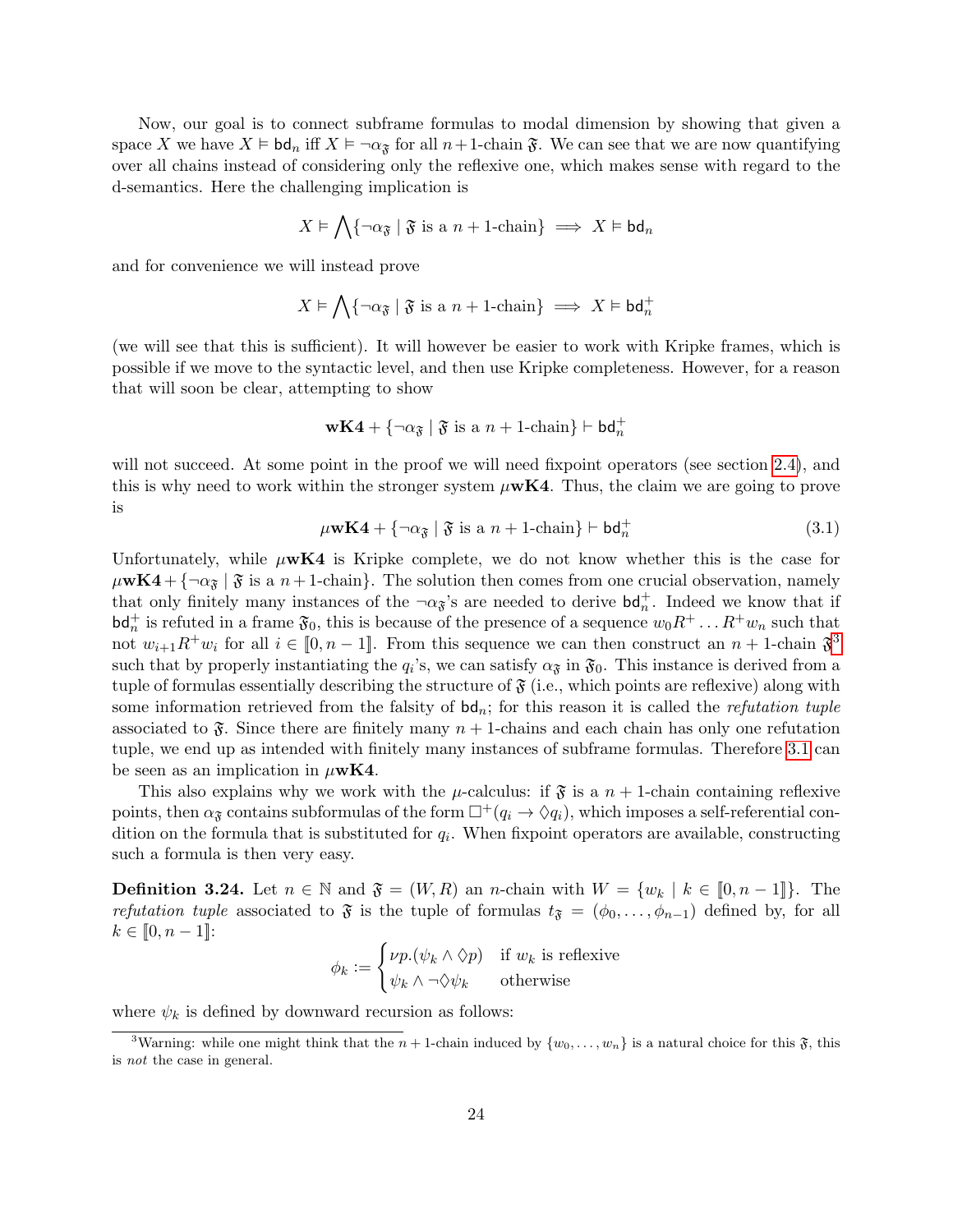Now, our goal is to connect subframe formulas to modal dimension by showing that given a space $X$ we have $X \vDash \mathsf{bd}_n$ iff $X \vDash \neg\alpha_{\mathfrak{F}}$ for all $n+1$-chain $\mathfrak{F}$. We can see that we are now quantifying over all chains instead of considering only the reflexive one, which makes sense with regard to the d-semantics. Here the challenging implication is

$$X \vDash \bigwedge\{\neg\alpha_{\mathfrak{F}} \mid \mathfrak{F} \text{ is a } n+1\text{-chain}\} \implies X \vDash \mathsf{bd}_n$$

and for convenience we will instead prove

$$X \vDash \bigwedge\{\neg\alpha_{\mathfrak{F}} \mid \mathfrak{F} \text{ is a } n+1\text{-chain}\} \implies X \vDash \mathsf{bd}_n^+$$

(we will see that this is sufficient). It will however be easier to work with Kripke frames, which is possible if we move to the syntactic level, and then use Kripke completeness. However, for a reason that will soon be clear, attempting to show

$$\mathbf{wK4} + \{\neg\alpha_{\mathfrak{F}} \mid \mathfrak{F} \text{ is a } n+1\text{-chain}\} \vdash \mathsf{bd}_n^+$$

will not succeed. At some point in the proof we will need fixpoint operators (see section 2.4), and this is why need to work within the stronger system $\mu\mathbf{wK4}$. Thus, the claim we are going to prove is

$$\mu\mathbf{wK4} + \{\neg\alpha_{\mathfrak{F}} \mid \mathfrak{F} \text{ is a } n+1\text{-chain}\} \vdash \mathsf{bd}_n^+ \tag{3.1}$$

Unfortunately, while $\mu\mathbf{wK4}$ is Kripke complete, we do not know whether this is the case for $\mu\mathbf{wK4} + \{\neg\alpha_{\mathfrak{F}} \mid \mathfrak{F} \text{ is a } n+1\text{-chain}\}$. The solution then comes from one crucial observation, namely that only finitely many instances of the $\neg\alpha_{\mathfrak{F}}$'s are needed to derive $\mathsf{bd}_n^+$. Indeed we know that if $\mathsf{bd}_n^+$ is refuted in a frame $\mathfrak{F}_0$, this is because of the presence of a sequence $w_0 R^+ \dots R^+ w_n$ such that not $w_{i+1} R^+ w_i$ for all $i \in [\![0, n-1]\!]$. From this sequence we can then construct an $n+1$-chain $\mathfrak{F}$[3] such that by properly instantiating the $q_i$'s, we can satisfy $\alpha_{\mathfrak{F}}$ in $\mathfrak{F}_0$. This instance is derived from a tuple of formulas essentially describing the structure of $\mathfrak{F}$ (i.e., which points are reflexive) along with some information retrieved from the falsity of $\mathsf{bd}_n$; for this reason it is called the *refutation tuple* associated to $\mathfrak{F}$. Since there are finitely many $n+1$-chains and each chain has only one refutation tuple, we end up as intended with finitely many instances of subframe formulas. Therefore 3.1 can be seen as an implication in $\mu\mathbf{wK4}$.

This also explains why we work with the $\mu$-calculus: if $\mathfrak{F}$ is a $n+1$-chain containing reflexive points, then $\alpha_{\mathfrak{F}}$ contains subformulas of the form $\Box^+(q_i \to \Diamond q_i)$, which imposes a self-referential condition on the formula that is substituted for $q_i$. When fixpoint operators are available, constructing such a formula is then very easy.

**Definition 3.24.** Let $n \in \mathbb{N}$ and $\mathfrak{F} = (W, R)$ an $n$-chain with $W = \{w_k \mid k \in [\![0, n-1]\!]\}$. The *refutation tuple* associated to $\mathfrak{F}$ is the tuple of formulas $t_{\mathfrak{F}} = (\phi_0, \dots, \phi_{n-1})$ defined by, for all $k \in [\![0, n-1]\!]$:

$$\phi_k := \begin{cases} \nu p.(\psi_k \wedge \Diamond p) & \text{if } w_k \text{ is reflexive} \\ \psi_k \wedge \neg\Diamond\psi_k & \text{otherwise} \end{cases}$$

where $\psi_k$ is defined by downward recursion as follows:

[3] Warning: while one might think that the $n+1$-chain induced by $\{w_0, \dots, w_n\}$ is a natural choice for this $\mathfrak{F}$, this is *not* the case in general.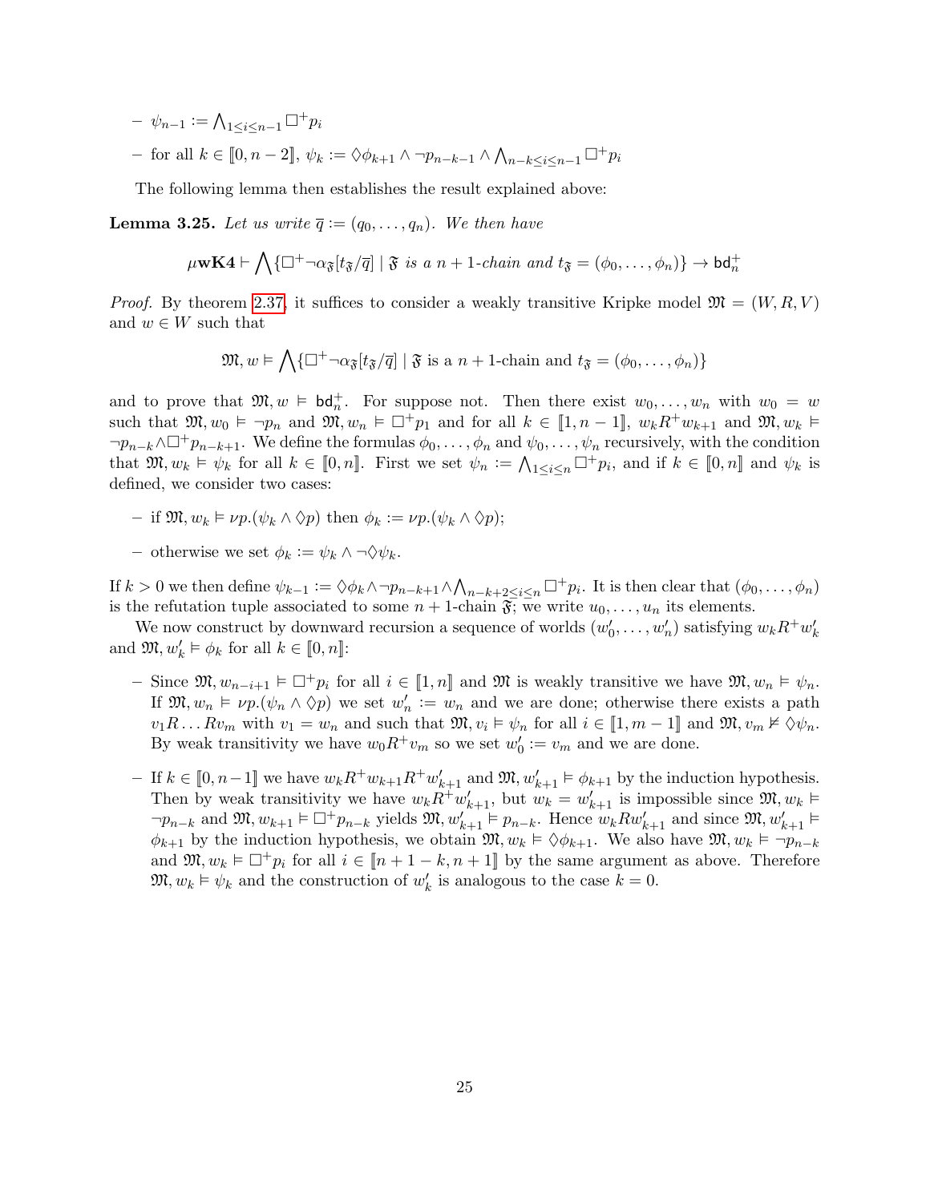- $\psi_{n-1} := \bigwedge_{1 \leq i \leq n-1} \Box^+ p_i$
- for all $k \in [\![0, n-2]\!]$, $\psi_k := \Diamond\phi_{k+1} \wedge \neg p_{n-k-1} \wedge \bigwedge_{n-k \leq i \leq n-1} \Box^+ p_i$

The following lemma then establishes the result explained above:

**Lemma 3.25.** *Let us write $\overline{q} := (q_0, \ldots, q_n)$. We then have*

$$\mu\mathbf{wK4} \vdash \bigwedge\{\Box^+\neg\alpha_{\mathfrak{F}}[t_{\mathfrak{F}}/\overline{q}] \mid \mathfrak{F} \textit{ is a } n+1\textit{-chain and } t_{\mathfrak{F}} = (\phi_0, \ldots, \phi_n)\} \to \mathsf{bd}_n^+$$

*Proof.* By theorem 2.37, it suffices to consider a weakly transitive Kripke model $\mathfrak{M} = (W, R, V)$ and $w \in W$ such that

$$\mathfrak{M}, w \vDash \bigwedge\{\Box^+\neg\alpha_{\mathfrak{F}}[t_{\mathfrak{F}}/\overline{q}] \mid \mathfrak{F} \text{ is a } n+1\text{-chain and } t_{\mathfrak{F}} = (\phi_0, \ldots, \phi_n)\}$$

and to prove that $\mathfrak{M}, w \vDash \mathsf{bd}_n^+$. For suppose not. Then there exist $w_0, \ldots, w_n$ with $w_0 = w$ such that $\mathfrak{M}, w_0 \vDash \neg p_n$ and $\mathfrak{M}, w_n \vDash \Box^+ p_1$ and for all $k \in [\![1, n-1]\!]$, $w_k R^+ w_{k+1}$ and $\mathfrak{M}, w_k \vDash \neg p_{n-k} \wedge \Box^+ p_{n-k+1}$. We define the formulas $\phi_0, \ldots, \phi_n$ and $\psi_0, \ldots, \psi_n$ recursively, with the condition that $\mathfrak{M}, w_k \vDash \psi_k$ for all $k \in [\![0, n]\!]$. First we set $\psi_n := \bigwedge_{1 \leq i \leq n} \Box^+ p_i$, and if $k \in [\![0, n]\!]$ and $\psi_k$ is defined, we consider two cases:

- if $\mathfrak{M}, w_k \vDash \nu p.(\psi_k \wedge \Diamond p)$ then $\phi_k := \nu p.(\psi_k \wedge \Diamond p)$;
- otherwise we set $\phi_k := \psi_k \wedge \neg\Diamond\psi_k$.

If $k > 0$ we then define $\psi_{k-1} := \Diamond\phi_k \wedge \neg p_{n-k+1} \wedge \bigwedge_{n-k+2 \leq i \leq n} \Box^+ p_i$. It is then clear that $(\phi_0, \ldots, \phi_n)$ is the refutation tuple associated to some $n+1$-chain $\mathfrak{F}$; we write $u_0, \ldots, u_n$ its elements.

We now construct by downward recursion a sequence of worlds $(w'_0, \ldots, w'_n)$ satisfying $w_k R^+ w'_k$ and $\mathfrak{M}, w'_k \vDash \phi_k$ for all $k \in [\![0, n]\!]$:

- Since $\mathfrak{M}, w_{n-i+1} \vDash \Box^+ p_i$ for all $i \in [\![1, n]\!]$ and $\mathfrak{M}$ is weakly transitive we have $\mathfrak{M}, w_n \vDash \psi_n$. If $\mathfrak{M}, w_n \vDash \nu p.(\psi_n \wedge \Diamond p)$ we set $w'_n := w_n$ and we are done; otherwise there exists a path $v_1 R \ldots R v_m$ with $v_1 = w_n$ and such that $\mathfrak{M}, v_i \vDash \psi_n$ for all $i \in [\![1, m-1]\!]$ and $\mathfrak{M}, v_m \nvDash \Diamond\psi_n$. By weak transitivity we have $w_0 R^+ v_m$ so we set $w'_0 := v_m$ and we are done.
- If $k \in [\![0, n-1]\!]$ we have $w_k R^+ w_{k+1} R^+ w'_{k+1}$ and $\mathfrak{M}, w'_{k+1} \vDash \phi_{k+1}$ by the induction hypothesis. Then by weak transitivity we have $w_k R^+ w'_{k+1}$, but $w_k = w'_{k+1}$ is impossible since $\mathfrak{M}, w_k \vDash \neg p_{n-k}$ and $\mathfrak{M}, w_{k+1} \vDash \Box^+ p_{n-k}$ yields $\mathfrak{M}, w'_{k+1} \vDash p_{n-k}$. Hence $w_k R w'_{k+1}$ and since $\mathfrak{M}, w'_{k+1} \vDash \phi_{k+1}$ by the induction hypothesis, we obtain $\mathfrak{M}, w_k \vDash \Diamond\phi_{k+1}$. We also have $\mathfrak{M}, w_k \vDash \neg p_{n-k}$ and $\mathfrak{M}, w_k \vDash \Box^+ p_i$ for all $i \in [\![n+1-k, n+1]\!]$ by the same argument as above. Therefore $\mathfrak{M}, w_k \vDash \psi_k$ and the construction of $w'_k$ is analogous to the case $k = 0$.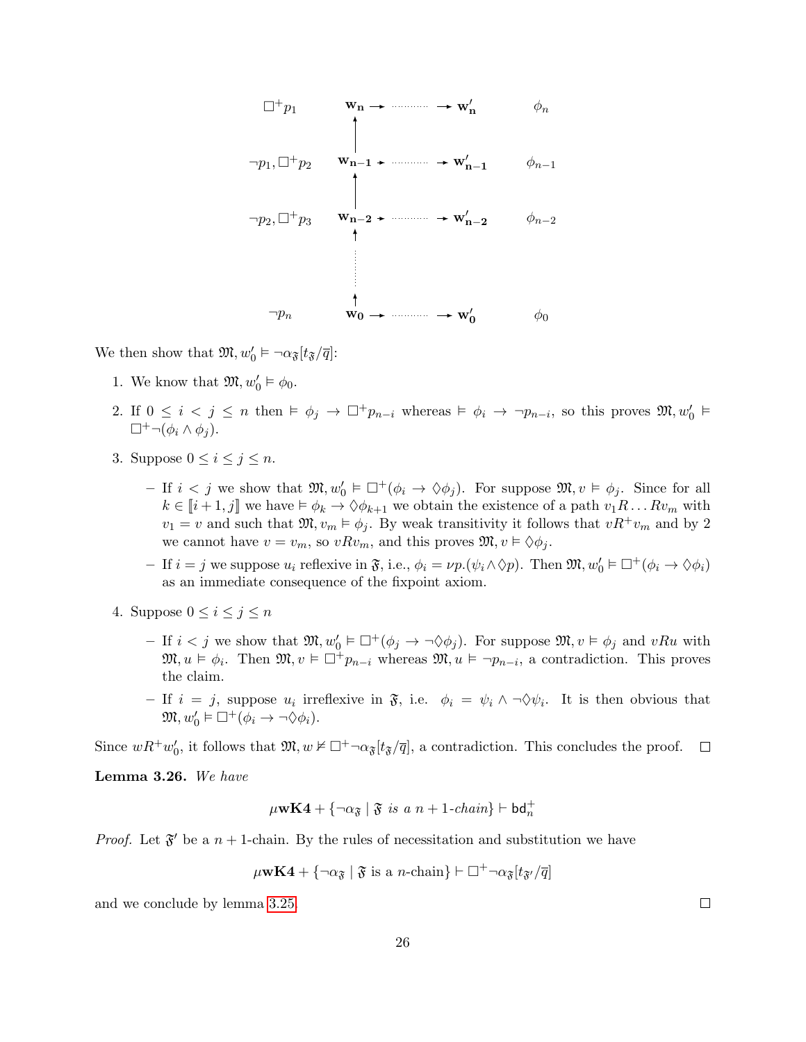| | | | |
|---|---|---|---|
| $\Box^+ p_1$ | $\mathbf{w_n}$ | $\to \cdots \to$ $\mathbf{w'_n}$ | $\phi_n$ |
| $\neg p_1, \Box^+ p_2$ | $\mathbf{w_{n-1}}$ | $\to \cdots \to$ $\mathbf{w'_{n-1}}$ | $\phi_{n-1}$ |
| $\neg p_2, \Box^+ p_3$ | $\mathbf{w_{n-2}}$ | $\to \cdots \to$ $\mathbf{w'_{n-2}}$ | $\phi_{n-2}$ |
| | $\vdots$ | | |
| $\neg p_n$ | $\mathbf{w_0}$ | $\to \cdots \to$ $\mathbf{w'_0}$ | $\phi_0$ |

We then show that $\mathfrak{M}, w'_0 \vDash \neg\alpha_{\mathfrak{F}}[t_{\mathfrak{F}}/\overline{q}]$:

1. We know that $\mathfrak{M}, w'_0 \vDash \phi_0$.
2. If $0 \leq i < j \leq n$ then $\vDash \phi_j \to \Box^+ p_{n-i}$ whereas $\vDash \phi_i \to \neg p_{n-i}$, so this proves $\mathfrak{M}, w'_0 \vDash \Box^+\neg(\phi_i \wedge \phi_j)$.
3. Suppose $0 \leq i \leq j \leq n$.
   - If $i < j$ we show that $\mathfrak{M}, w'_0 \vDash \Box^+(\phi_i \to \Diamond\phi_j)$. For suppose $\mathfrak{M}, v \vDash \phi_j$. Since for all $k \in [\![i+1, j]\!]$ we have $\vDash \phi_k \to \Diamond\phi_{k+1}$ we obtain the existence of a path $v_1 R \dots R v_m$ with $v_1 = v$ and such that $\mathfrak{M}, v_m \vDash \phi_j$. By weak transitivity it follows that $vR^+v_m$ and by 2 we cannot have $v = v_m$, so $vRv_m$, and this proves $\mathfrak{M}, v \vDash \Diamond\phi_j$.
   - If $i = j$ we suppose $u_i$ reflexive in $\mathfrak{F}$, i.e., $\phi_i = \nu p.(\psi_i \wedge \Diamond p)$. Then $\mathfrak{M}, w'_0 \vDash \Box^+(\phi_i \to \Diamond\phi_i)$ as an immediate consequence of the fixpoint axiom.
4. Suppose $0 \leq i \leq j \leq n$
   - If $i < j$ we show that $\mathfrak{M}, w'_0 \vDash \Box^+(\phi_j \to \neg\Diamond\phi_j)$. For suppose $\mathfrak{M}, v \vDash \phi_j$ and $vRu$ with $\mathfrak{M}, u \vDash \phi_i$. Then $\mathfrak{M}, v \vDash \Box^+ p_{n-i}$ whereas $\mathfrak{M}, u \vDash \neg p_{n-i}$, a contradiction. This proves the claim.
   - If $i = j$, suppose $u_i$ irreflexive in $\mathfrak{F}$, i.e. $\phi_i = \psi_i \wedge \neg\Diamond\psi_i$. It is then obvious that $\mathfrak{M}, w'_0 \vDash \Box^+(\phi_i \to \neg\Diamond\phi_i)$.

Since $wR^+w'_0$, it follows that $\mathfrak{M}, w \nvDash \Box^+\neg\alpha_{\mathfrak{F}}[t_{\mathfrak{F}}/\overline{q}]$, a contradiction. This concludes the proof. ∎

**Lemma 3.26.** *We have*

$$\mu\mathbf{wK4} + \{\neg\alpha_{\mathfrak{F}} \mid \mathfrak{F} \text{ is a } n+1\text{-chain}\} \vdash \mathsf{bd}_n^+$$

*Proof.* Let $\mathfrak{F}'$ be a $n+1$-chain. By the rules of necessitation and substitution we have

$$\mu\mathbf{wK4} + \{\neg\alpha_{\mathfrak{F}} \mid \mathfrak{F} \text{ is a } n\text{-chain}\} \vdash \Box^+\neg\alpha_{\mathfrak{F}}[t_{\mathfrak{F}'}/\overline{q}]$$

and we conclude by lemma 3.25. ∎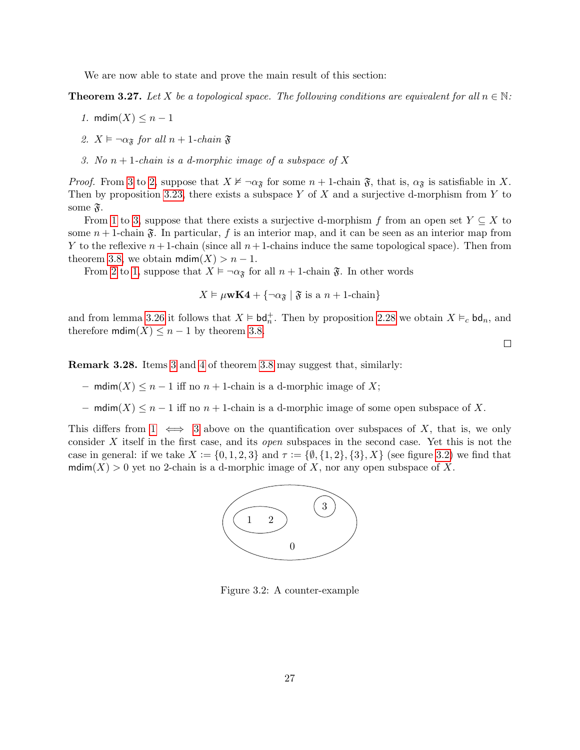We are now able to state and prove the main result of this section:

**Theorem 3.27.** *Let $X$ be a topological space. The following conditions are equivalent for all $n \in \mathbb{N}$:*

1. $\mathsf{mdim}(X) \leq n - 1$
2. $X \vDash \neg\alpha_{\mathfrak{F}}$ *for all* $n+1$*-chain* $\mathfrak{F}$
3. *No* $n+1$*-chain is a d-morphic image of a subspace of* $X$

*Proof.* From 3 to 2, suppose that $X \nvDash \neg\alpha_{\mathfrak{F}}$ for some $n+1$-chain $\mathfrak{F}$, that is, $\alpha_{\mathfrak{F}}$ is satisfiable in $X$. Then by proposition 3.23, there exists a subspace $Y$ of $X$ and a surjective d-morphism from $Y$ to some $\mathfrak{F}$.

From 1 to 3, suppose that there exists a surjective d-morphism $f$ from an open set $Y \subseteq X$ to some $n+1$-chain $\mathfrak{F}$. In particular, $f$ is an interior map, and it can be seen as an interior map from $Y$ to the reflexive $n+1$-chain (since all $n+1$-chains induce the same topological space). Then from theorem 3.8, we obtain $\mathsf{mdim}(X) > n - 1$.

From 2 to 1, suppose that $X \vDash \neg\alpha_{\mathfrak{F}}$ for all $n+1$-chain $\mathfrak{F}$. In other words

$$X \vDash \mu\mathbf{wK4} + \{\neg\alpha_{\mathfrak{F}} \mid \mathfrak{F} \text{ is a } n+1\text{-chain}\}$$

and from lemma 3.26 it follows that $X \vDash \mathsf{bd}_n^+$. Then by proposition 2.28 we obtain $X \vDash_c \mathsf{bd}_n$, and therefore $\mathsf{mdim}(X) \leq n - 1$ by theorem 3.8. □

**Remark 3.28.** Items 3 and 4 of theorem 3.8 may suggest that, similarly:

– $\mathsf{mdim}(X) \leq n - 1$ iff no $n+1$-chain is a d-morphic image of $X$;

– $\mathsf{mdim}(X) \leq n - 1$ iff no $n+1$-chain is a d-morphic image of some open subspace of $X$.

This differs from 1 $\iff$ 3 above on the quantification over subspaces of $X$, that is, we only consider $X$ itself in the first case, and its *open* subspaces in the second case. Yet this is not the case in general: if we take $X := \{0, 1, 2, 3\}$ and $\tau := \{\emptyset, \{1, 2\}, \{3\}, X\}$ (see figure 3.2) we find that $\mathsf{mdim}(X) > 0$ yet no 2-chain is a d-morphic image of $X$, nor any open subspace of $X$.

Figure 3.2: A counter-example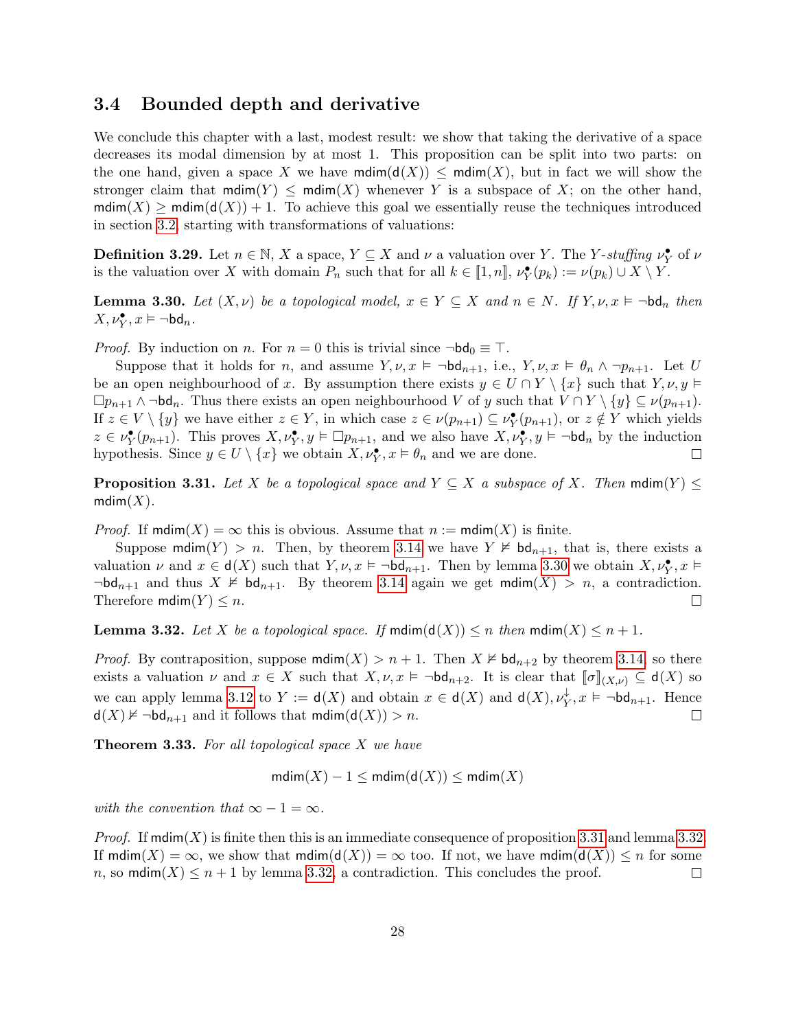## 3.4 Bounded depth and derivative

We conclude this chapter with a last, modest result: we show that taking the derivative of a space decreases its modal dimension by at most 1. This proposition can be split into two parts: on the one hand, given a space $X$ we have $\mathsf{mdim}(\mathsf{d}(X)) \leq \mathsf{mdim}(X)$, but in fact we will show the stronger claim that $\mathsf{mdim}(Y) \leq \mathsf{mdim}(X)$ whenever $Y$ is a subspace of $X$; on the other hand, $\mathsf{mdim}(X) \geq \mathsf{mdim}(\mathsf{d}(X)) + 1$. To achieve this goal we essentially reuse the techniques introduced in section 3.2, starting with transformations of valuations:

**Definition 3.29.** Let $n \in \mathbb{N}$, $X$ a space, $Y \subseteq X$ and $\nu$ a valuation over $Y$. The *$Y$-stuffing* $\nu^\bullet_Y$ of $\nu$ is the valuation over $X$ with domain $P_n$ such that for all $k \in [\![1, n]\!]$, $\nu^\bullet_Y(p_k) := \nu(p_k) \cup X \setminus Y$.

**Lemma 3.30.** *Let $(X, \nu)$ be a topological model, $x \in Y \subseteq X$ and $n \in N$. If $Y, \nu, x \vDash \neg\mathsf{bd}_n$ then $X, \nu^\bullet_Y, x \vDash \neg\mathsf{bd}_n$.*

*Proof.* By induction on $n$. For $n = 0$ this is trivial since $\neg\mathsf{bd}_0 \equiv \top$.

Suppose that it holds for $n$, and assume $Y, \nu, x \vDash \neg\mathsf{bd}_{n+1}$, i.e., $Y, \nu, x \vDash \theta_n \wedge \neg p_{n+1}$. Let $U$ be an open neighbourhood of $x$. By assumption there exists $y \in U \cap Y \setminus \{x\}$ such that $Y, \nu, y \vDash \Box p_{n+1} \wedge \neg\mathsf{bd}_n$. Thus there exists an open neighbourhood $V$ of $y$ such that $V \cap Y \setminus \{y\} \subseteq \nu(p_{n+1})$. If $z \in V \setminus \{y\}$ we have either $z \in Y$, in which case $z \in \nu(p_{n+1}) \subseteq \nu^\bullet_Y(p_{n+1})$, or $z \notin Y$ which yields $z \in \nu^\bullet_Y(p_{n+1})$. This proves $X, \nu^\bullet_Y, y \vDash \Box p_{n+1}$, and we also have $X, \nu^\bullet_Y, y \vDash \neg\mathsf{bd}_n$ by the induction hypothesis. Since $y \in U \setminus \{x\}$ we obtain $X, \nu^\bullet_Y, x \vDash \theta_n$ and we are done. $\square$

**Proposition 3.31.** *Let $X$ be a topological space and $Y \subseteq X$ a subspace of $X$. Then $\mathsf{mdim}(Y) \leq \mathsf{mdim}(X)$.*

*Proof.* If $\mathsf{mdim}(X) = \infty$ this is obvious. Assume that $n := \mathsf{mdim}(X)$ is finite.

Suppose $\mathsf{mdim}(Y) > n$. Then, by theorem 3.14 we have $Y \nvDash \mathsf{bd}_{n+1}$, that is, there exists a valuation $\nu$ and $x \in \mathsf{d}(X)$ such that $Y, \nu, x \vDash \neg\mathsf{bd}_{n+1}$. Then by lemma 3.30 we obtain $X, \nu^\bullet_Y, x \vDash \neg\mathsf{bd}_{n+1}$ and thus $X \nvDash \mathsf{bd}_{n+1}$. By theorem 3.14 again we get $\mathsf{mdim}(X) > n$, a contradiction. Therefore $\mathsf{mdim}(Y) \leq n$. $\square$

**Lemma 3.32.** *Let $X$ be a topological space. If $\mathsf{mdim}(\mathsf{d}(X)) \leq n$ then $\mathsf{mdim}(X) \leq n + 1$.*

*Proof.* By contraposition, suppose $\mathsf{mdim}(X) > n + 1$. Then $X \nvDash \mathsf{bd}_{n+2}$ by theorem 3.14, so there exists a valuation $\nu$ and $x \in X$ such that $X, \nu, x \vDash \neg\mathsf{bd}_{n+2}$. It is clear that $[\![\sigma]\!]_{(X,\nu)} \subseteq \mathsf{d}(X)$ so we can apply lemma 3.12 to $Y := \mathsf{d}(X)$ and obtain $x \in \mathsf{d}(X)$ and $\mathsf{d}(X), \nu^\downarrow_Y, x \vDash \neg\mathsf{bd}_{n+1}$. Hence $\mathsf{d}(X) \nvDash \neg\mathsf{bd}_{n+1}$ and it follows that $\mathsf{mdim}(\mathsf{d}(X)) > n$. $\square$

**Theorem 3.33.** *For all topological space $X$ we have*

$$\mathsf{mdim}(X) - 1 \leq \mathsf{mdim}(\mathsf{d}(X)) \leq \mathsf{mdim}(X)$$

*with the convention that $\infty - 1 = \infty$.*

*Proof.* If $\mathsf{mdim}(X)$ is finite then this is an immediate consequence of proposition 3.31 and lemma 3.32. If $\mathsf{mdim}(X) = \infty$, we show that $\mathsf{mdim}(\mathsf{d}(X)) = \infty$ too. If not, we have $\mathsf{mdim}(\mathsf{d}(X)) \leq n$ for some $n$, so $\mathsf{mdim}(X) \leq n + 1$ by lemma 3.32, a contradiction. This concludes the proof. $\square$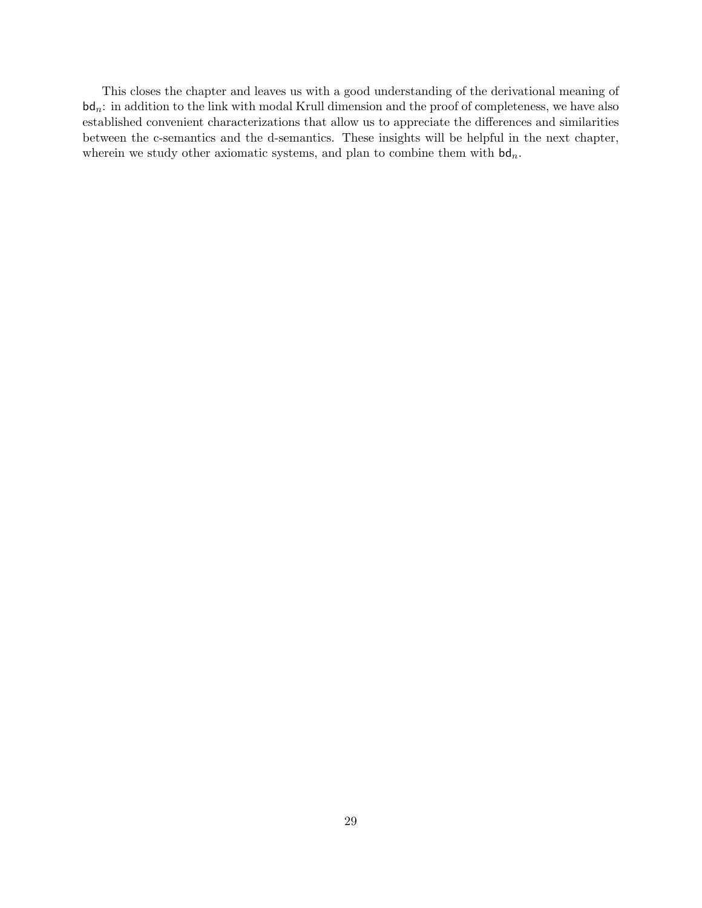This closes the chapter and leaves us with a good understanding of the derivational meaning of $\mathsf{bd}_n$: in addition to the link with modal Krull dimension and the proof of completeness, we have also established convenient characterizations that allow us to appreciate the differences and similarities between the c-semantics and the d-semantics. These insights will be helpful in the next chapter, wherein we study other axiomatic systems, and plan to combine them with $\mathsf{bd}_n$.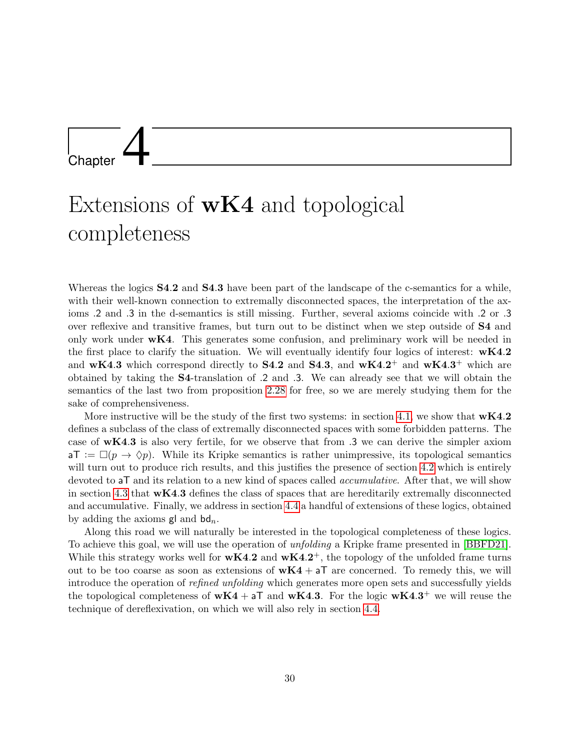# Chapter 4

# Extensions of **wK4** and topological completeness

Whereas the logics **S4.2** and **S4.3** have been part of the landscape of the c-semantics for a while, with their well-known connection to extremally disconnected spaces, the interpretation of the axioms .2 and .3 in the d-semantics is still missing. Further, several axioms coincide with .2 or .3 over reflexive and transitive frames, but turn out to be distinct when we step outside of **S4** and only work under **wK4**. This generates some confusion, and preliminary work will be needed in the first place to clarify the situation. We will eventually identify four logics of interest: **wK4.2** and **wK4.3** which correspond directly to **S4.2** and **S4.3**, and $\mathbf{wK4.2}^+$ and $\mathbf{wK4.3}^+$ which are obtained by taking the **S4**-translation of .2 and .3. We can already see that we will obtain the semantics of the last two from proposition 2.28 for free, so we are merely studying them for the sake of comprehensiveness.

More instructive will be the study of the first two systems: in section 4.1, we show that **wK4.2** defines a subclass of the class of extremally disconnected spaces with some forbidden patterns. The case of **wK4.3** is also very fertile, for we observe that from .3 we can derive the simpler axiom $\mathsf{aT} := \Box(p \to \Diamond p)$. While its Kripke semantics is rather unimpressive, its topological semantics will turn out to produce rich results, and this justifies the presence of section 4.2 which is entirely devoted to $\mathsf{aT}$ and its relation to a new kind of spaces called *accumulative*. After that, we will show in section 4.3 that **wK4.3** defines the class of spaces that are hereditarily extremally disconnected and accumulative. Finally, we address in section 4.4 a handful of extensions of these logics, obtained by adding the axioms $\mathsf{gl}$ and $\mathsf{bd}_n$.

Along this road we will naturally be interested in the topological completeness of these logics. To achieve this goal, we will use the operation of *unfolding* a Kripke frame presented in [BBFD21]. While this strategy works well for **wK4.2** and $\mathbf{wK4.2}^+$, the topology of the unfolded frame turns out to be too coarse as soon as extensions of $\mathbf{wK4} + \mathsf{aT}$ are concerned. To remedy this, we will introduce the operation of *refined unfolding* which generates more open sets and successfully yields the topological completeness of $\mathbf{wK4} + \mathsf{aT}$ and **wK4.3**. For the logic $\mathbf{wK4.3}^+$ we will reuse the technique of dereflexivation, on which we will also rely in section 4.4.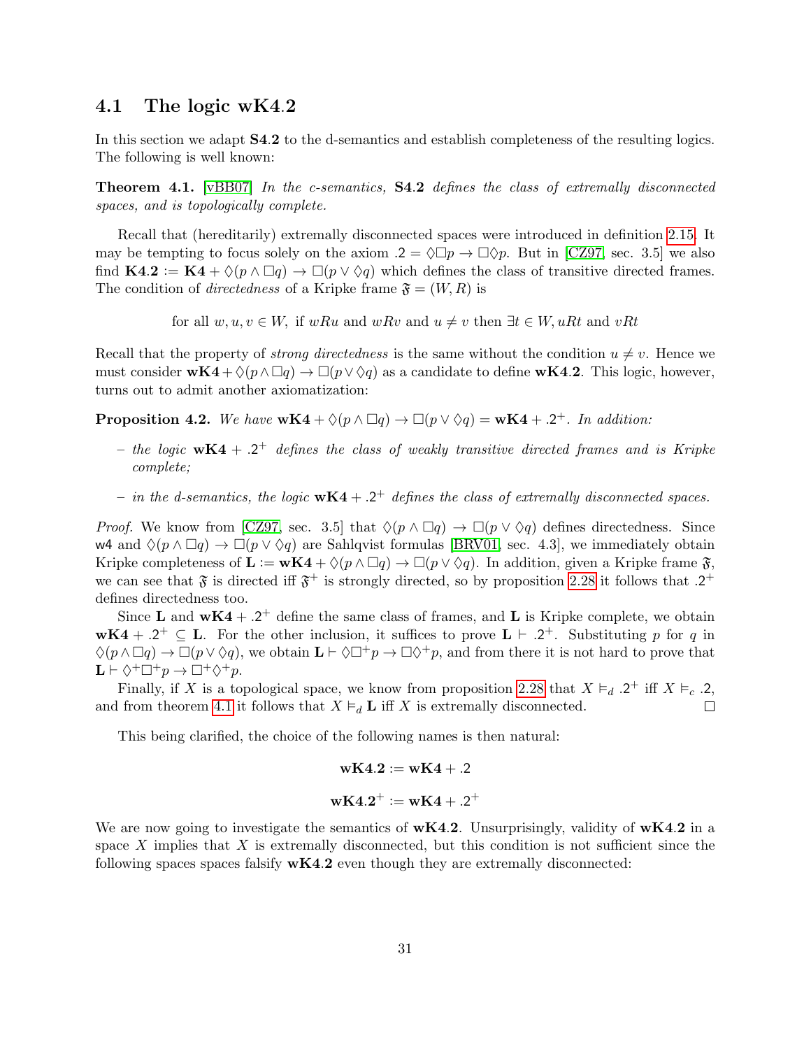## 4.1 The logic $\mathbf{wK4.2}$

In this section we adapt $\mathbf{S4.2}$ to the d-semantics and establish completeness of the resulting logics. The following is well known:

**Theorem 4.1.** [vBB07] *In the c-semantics,* $\mathbf{S4.2}$ *defines the class of extremally disconnected spaces, and is topologically complete.*

Recall that (hereditarily) extremally disconnected spaces were introduced in definition 2.15. It may be tempting to focus solely on the axiom $.2 = \Diamond\Box p \to \Box\Diamond p$. But in [CZ97, sec. 3.5] we also find $\mathbf{K4.2} := \mathbf{K4} + \Diamond(p \wedge \Box q) \to \Box(p \vee \Diamond q)$ which defines the class of transitive directed frames. The condition of *directedness* of a Kripke frame $\mathfrak{F} = (W, R)$ is

$$\text{for all } w, u, v \in W, \text{ if } wRu \text{ and } wRv \text{ and } u \neq v \text{ then } \exists t \in W, uRt \text{ and } vRt$$

Recall that the property of *strong directedness* is the same without the condition $u \neq v$. Hence we must consider $\mathbf{wK4} + \Diamond(p \wedge \Box q) \to \Box(p \vee \Diamond q)$ as a candidate to define $\mathbf{wK4.2}$. This logic, however, turns out to admit another axiomatization:

**Proposition 4.2.** *We have* $\mathbf{wK4} + \Diamond(p \wedge \Box q) \to \Box(p \vee \Diamond q) = \mathbf{wK4} + .2^+$*. In addition:*

- *the logic* $\mathbf{wK4} + .2^+$ *defines the class of weakly transitive directed frames and is Kripke complete;*
- *in the d-semantics, the logic* $\mathbf{wK4} + .2^+$ *defines the class of extremally disconnected spaces.*

*Proof.* We know from [CZ97, sec. 3.5] that $\Diamond(p \wedge \Box q) \to \Box(p \vee \Diamond q)$ defines directedness. Since $\mathsf{w4}$ and $\Diamond(p \wedge \Box q) \to \Box(p \vee \Diamond q)$ are Sahlqvist formulas [BRV01, sec. 4.3], we immediately obtain Kripke completeness of $\mathbf{L} := \mathbf{wK4} + \Diamond(p \wedge \Box q) \to \Box(p \vee \Diamond q)$. In addition, given a Kripke frame $\mathfrak{F}$, we can see that $\mathfrak{F}$ is directed iff $\mathfrak{F}^+$ is strongly directed, so by proposition 2.28 it follows that $.2^+$ defines directedness too.

Since $\mathbf{L}$ and $\mathbf{wK4} + .2^+$ define the same class of frames, and $\mathbf{L}$ is Kripke complete, we obtain $\mathbf{wK4} + .2^+ \subseteq \mathbf{L}$. For the other inclusion, it suffices to prove $\mathbf{L} \vdash .2^+$. Substituting $p$ for $q$ in $\Diamond(p \wedge \Box q) \to \Box(p \vee \Diamond q)$, we obtain $\mathbf{L} \vdash \Diamond\Box^+ p \to \Box\Diamond^+ p$, and from there it is not hard to prove that $\mathbf{L} \vdash \Diamond^+\Box^+ p \to \Box^+\Diamond^+ p$.

Finally, if $X$ is a topological space, we know from proposition 2.28 that $X \vDash_d .2^+$ iff $X \vDash_c .2$, and from theorem 4.1 it follows that $X \vDash_d \mathbf{L}$ iff $X$ is extremally disconnected. $\square$

This being clarified, the choice of the following names is then natural:

$$\mathbf{wK4.2} := \mathbf{wK4} + .2$$

$$\mathbf{wK4.2^+} := \mathbf{wK4} + .2^+$$

We are now going to investigate the semantics of $\mathbf{wK4.2}$. Unsurprisingly, validity of $\mathbf{wK4.2}$ in a space $X$ implies that $X$ is extremally disconnected, but this condition is not sufficient since the following spaces spaces falsify $\mathbf{wK4.2}$ even though they are extremally disconnected: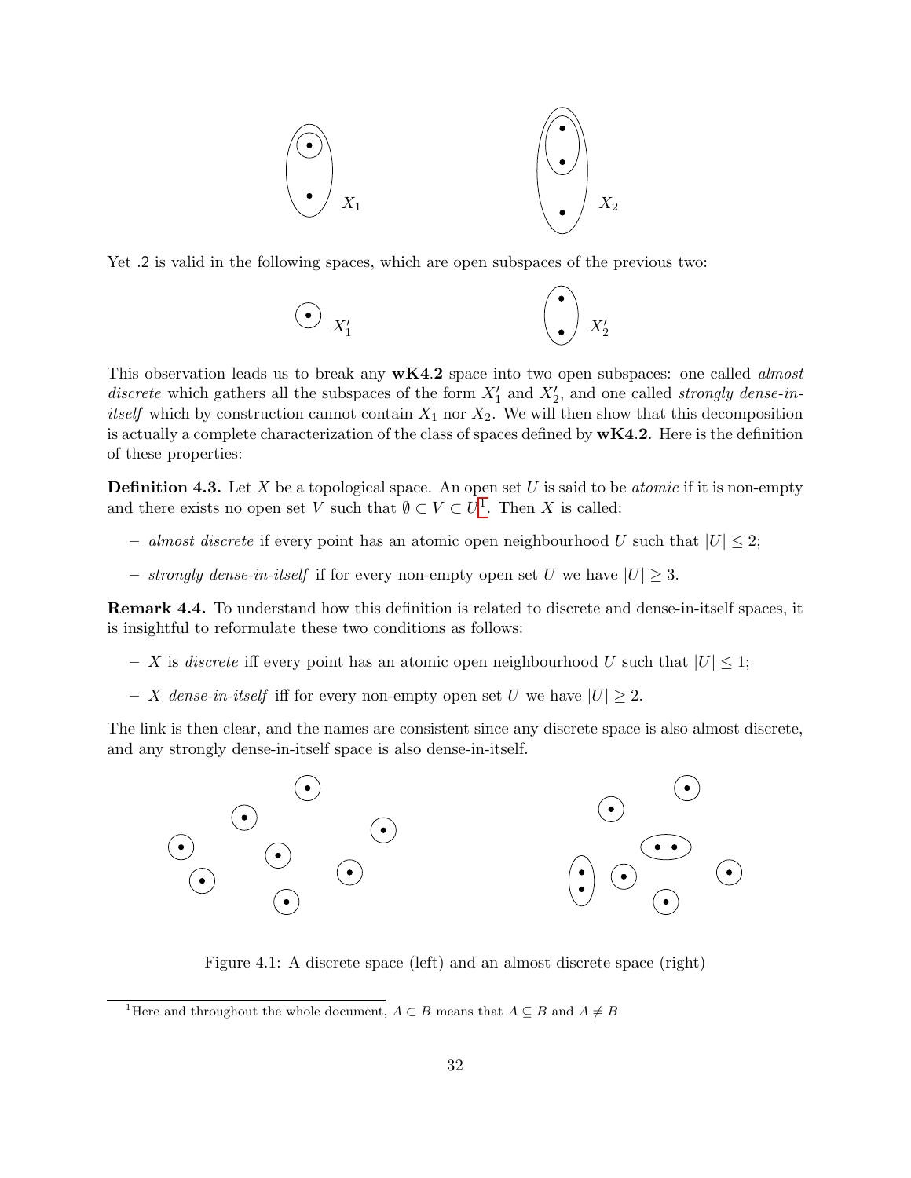Yet .2 is valid in the following spaces, which are open subspaces of the previous two:

This observation leads us to break any **wK4.2** space into two open subspaces: one called *almost discrete* which gathers all the subspaces of the form $X_1'$ and $X_2'$, and one called *strongly dense-in-itself* which by construction cannot contain $X_1$ nor $X_2$. We will then show that this decomposition is actually a complete characterization of the class of spaces defined by **wK4.2**. Here is the definition of these properties:

**Definition 4.3.** Let $X$ be a topological space. An open set $U$ is said to be *atomic* if it is non-empty and there exists no open set $V$ such that $\emptyset \subset V \subset U$[1]. Then $X$ is called:

- *almost discrete* if every point has an atomic open neighbourhood $U$ such that $|U| \leq 2$;
- *strongly dense-in-itself* if for every non-empty open set $U$ we have $|U| \geq 3$.

**Remark 4.4.** To understand how this definition is related to discrete and dense-in-itself spaces, it is insightful to reformulate these two conditions as follows:

- $X$ is *discrete* iff every point has an atomic open neighbourhood $U$ such that $|U| \leq 1$;
- $X$ *dense-in-itself* iff for every non-empty open set $U$ we have $|U| \geq 2$.

The link is then clear, and the names are consistent since any discrete space is also almost discrete, and any strongly dense-in-itself space is also dense-in-itself.

Figure 4.1: A discrete space (left) and an almost discrete space (right)

[1] Here and throughout the whole document, $A \subset B$ means that $A \subseteq B$ and $A \neq B$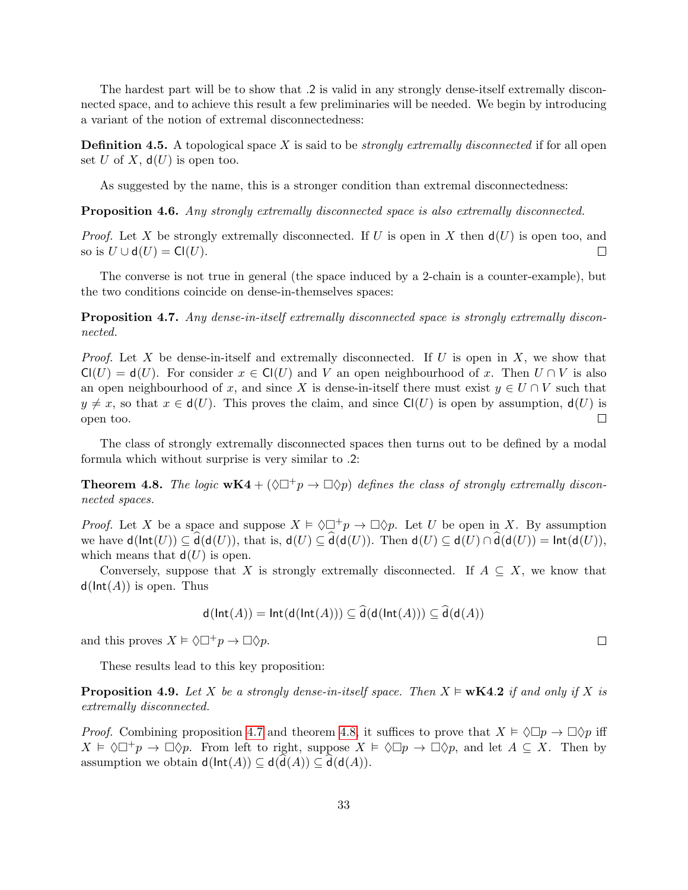The hardest part will be to show that .2 is valid in any strongly dense-itself extremally disconnected space, and to achieve this result a few preliminaries will be needed. We begin by introducing a variant of the notion of extremal disconnectedness:

**Definition 4.5.** A topological space $X$ is said to be *strongly extremally disconnected* if for all open set $U$ of $X$, $\mathsf{d}(U)$ is open too.

As suggested by the name, this is a stronger condition than extremal disconnectedness:

**Proposition 4.6.** *Any strongly extremally disconnected space is also extremally disconnected.*

*Proof.* Let $X$ be strongly extremally disconnected. If $U$ is open in $X$ then $\mathsf{d}(U)$ is open too, and so is $U \cup \mathsf{d}(U) = \mathsf{Cl}(U)$. □

The converse is not true in general (the space induced by a 2-chain is a counter-example), but the two conditions coincide on dense-in-themselves spaces:

**Proposition 4.7.** *Any dense-in-itself extremally disconnected space is strongly extremally disconnected.*

*Proof.* Let $X$ be dense-in-itself and extremally disconnected. If $U$ is open in $X$, we show that $\mathsf{Cl}(U) = \mathsf{d}(U)$. For consider $x \in \mathsf{Cl}(U)$ and $V$ an open neighbourhood of $x$. Then $U \cap V$ is also an open neighbourhood of $x$, and since $X$ is dense-in-itself there must exist $y \in U \cap V$ such that $y \neq x$, so that $x \in \mathsf{d}(U)$. This proves the claim, and since $\mathsf{Cl}(U)$ is open by assumption, $\mathsf{d}(U)$ is open too. □

The class of strongly extremally disconnected spaces then turns out to be defined by a modal formula which without surprise is very similar to .2:

**Theorem 4.8.** *The logic* $\mathbf{wK4} + (\Diamond\Box^+ p \to \Box\Diamond p)$ *defines the class of strongly extremally disconnected spaces.*

*Proof.* Let $X$ be a space and suppose $X \vDash \Diamond\Box^+ p \to \Box\Diamond p$. Let $U$ be open in $X$. By assumption we have $\mathsf{d}(\mathsf{Int}(U)) \subseteq \widehat{\mathsf{d}}(\mathsf{d}(U))$, that is, $\mathsf{d}(U) \subseteq \widehat{\mathsf{d}}(\mathsf{d}(U))$. Then $\mathsf{d}(U) \subseteq \mathsf{d}(U) \cap \widehat{\mathsf{d}}(\mathsf{d}(U)) = \mathsf{Int}(\mathsf{d}(U))$, which means that $\mathsf{d}(U)$ is open.

Conversely, suppose that $X$ is strongly extremally disconnected. If $A \subseteq X$, we know that $\mathsf{d}(\mathsf{Int}(A))$ is open. Thus

$$\mathsf{d}(\mathsf{Int}(A)) = \mathsf{Int}(\mathsf{d}(\mathsf{Int}(A))) \subseteq \widehat{\mathsf{d}}(\mathsf{d}(\mathsf{Int}(A))) \subseteq \widehat{\mathsf{d}}(\mathsf{d}(A))$$

and this proves $X \vDash \Diamond\Box^+ p \to \Box\Diamond p$. □

These results lead to this key proposition:

**Proposition 4.9.** *Let $X$ be a strongly dense-in-itself space. Then $X \vDash \mathbf{wK4.2}$ if and only if $X$ is extremally disconnected.*

*Proof.* Combining proposition 4.7 and theorem 4.8, it suffices to prove that $X \vDash \Diamond\Box p \to \Box\Diamond p$ iff $X \vDash \Diamond\Box^+ p \to \Box\Diamond p$. From left to right, suppose $X \vDash \Diamond\Box p \to \Box\Diamond p$, and let $A \subseteq X$. Then by assumption we obtain $\mathsf{d}(\mathsf{Int}(A)) \subseteq \mathsf{d}(\widehat{\mathsf{d}}(A)) \subseteq \widehat{\mathsf{d}}(\mathsf{d}(A))$.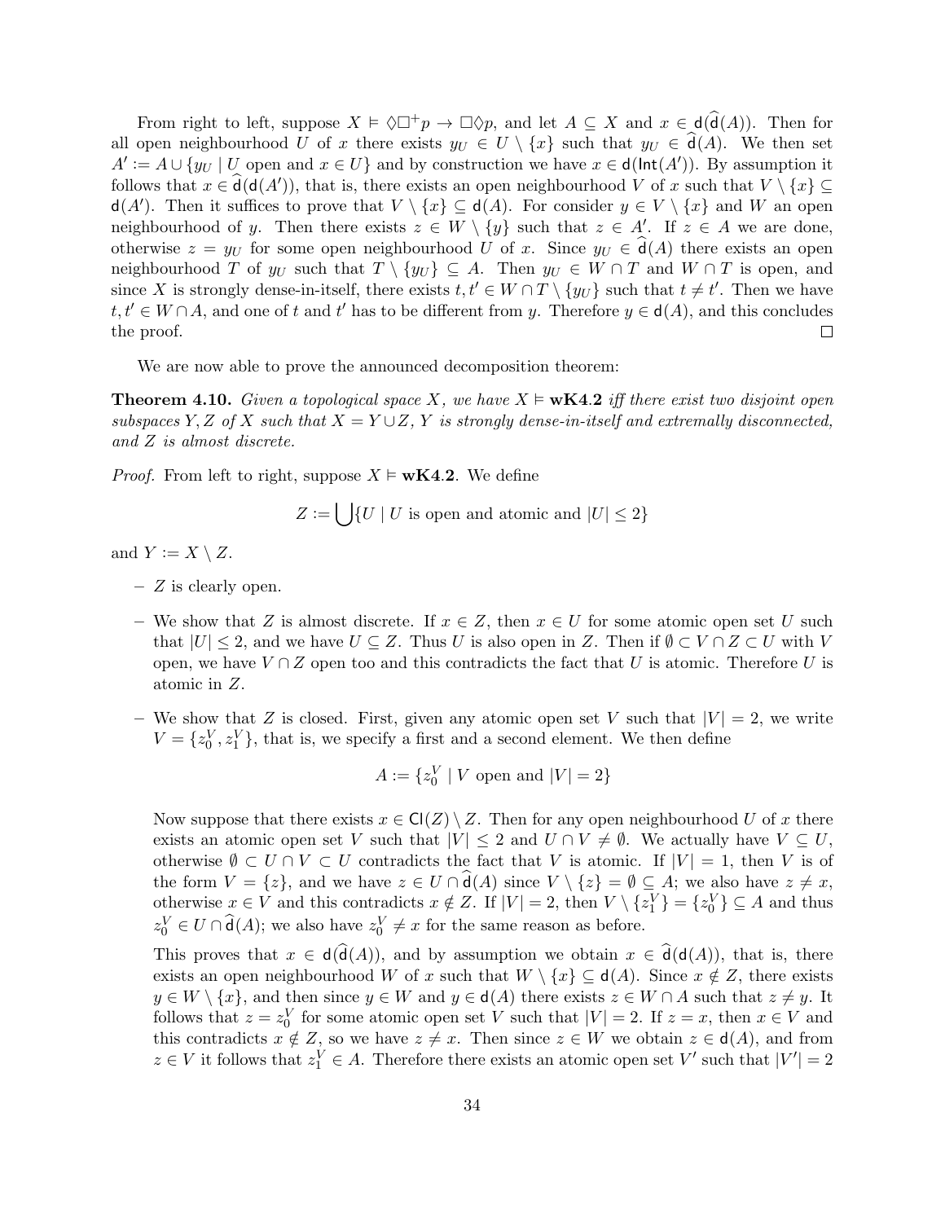From right to left, suppose $X \vDash \Diamond\Box^+ p \to \Box\Diamond p$, and let $A \subseteq X$ and $x \in \mathsf{d}(\widehat{\mathsf{d}}(A))$. Then for all open neighbourhood $U$ of $x$ there exists $y_U \in U \setminus \{x\}$ such that $y_U \in \widehat{\mathsf{d}}(A)$. We then set $A' := A \cup \{y_U \mid U \text{ open and } x \in U\}$ and by construction we have $x \in \mathsf{d}(\mathsf{Int}(A'))$. By assumption it follows that $x \in \widehat{\mathsf{d}}(\mathsf{d}(A'))$, that is, there exists an open neighbourhood $V$ of $x$ such that $V \setminus \{x\} \subseteq \mathsf{d}(A')$. Then it suffices to prove that $V \setminus \{x\} \subseteq \mathsf{d}(A)$. For consider $y \in V \setminus \{x\}$ and $W$ an open neighbourhood of $y$. Then there exists $z \in W \setminus \{y\}$ such that $z \in A'$. If $z \in A$ we are done, otherwise $z = y_U$ for some open neighbourhood $U$ of $x$. Since $y_U \in \widehat{\mathsf{d}}(A)$ there exists an open neighbourhood $T$ of $y_U$ such that $T \setminus \{y_U\} \subseteq A$. Then $y_U \in W \cap T$ and $W \cap T$ is open, and since $X$ is strongly dense-in-itself, there exists $t, t' \in W \cap T \setminus \{y_U\}$ such that $t \neq t'$. Then we have $t, t' \in W \cap A$, and one of $t$ and $t'$ has to be different from $y$. Therefore $y \in \mathsf{d}(A)$, and this concludes the proof. □

We are now able to prove the announced decomposition theorem:

**Theorem 4.10.** *Given a topological space $X$, we have $X \vDash$ **wK4.2** iff there exist two disjoint open subspaces $Y, Z$ of $X$ such that $X = Y \cup Z$, $Y$ is strongly dense-in-itself and extremally disconnected, and $Z$ is almost discrete.*

*Proof.* From left to right, suppose $X \vDash$ **wK4.2**. We define

$$Z := \bigcup \{U \mid U \text{ is open and atomic and } |U| \leq 2\}$$

and $Y := X \setminus Z$.

- $Z$ is clearly open.
- We show that $Z$ is almost discrete. If $x \in Z$, then $x \in U$ for some atomic open set $U$ such that $|U| \leq 2$, and we have $U \subseteq Z$. Thus $U$ is also open in $Z$. Then if $\emptyset \subset V \cap Z \subset U$ with $V$ open, we have $V \cap Z$ open too and this contradicts the fact that $U$ is atomic. Therefore $U$ is atomic in $Z$.
- We show that $Z$ is closed. First, given any atomic open set $V$ such that $|V| = 2$, we write $V = \{z_0^V, z_1^V\}$, that is, we specify a first and a second element. We then define

  $$A := \{z_0^V \mid V \text{ open and } |V| = 2\}$$

  Now suppose that there exists $x \in \mathsf{Cl}(Z) \setminus Z$. Then for any open neighbourhood $U$ of $x$ there exists an atomic open set $V$ such that $|V| \leq 2$ and $U \cap V \neq \emptyset$. We actually have $V \subseteq U$, otherwise $\emptyset \subset U \cap V \subset U$ contradicts the fact that $V$ is atomic. If $|V| = 1$, then $V$ is of the form $V = \{z\}$, and we have $z \in U \cap \widehat{\mathsf{d}}(A)$ since $V \setminus \{z\} = \emptyset \subseteq A$; we also have $z \neq x$, otherwise $x \in V$ and this contradicts $x \notin Z$. If $|V| = 2$, then $V \setminus \{z_1^V\} = \{z_0^V\} \subseteq A$ and thus $z_0^V \in U \cap \widehat{\mathsf{d}}(A)$; we also have $z_0^V \neq x$ for the same reason as before.

  This proves that $x \in \mathsf{d}(\widehat{\mathsf{d}}(A))$, and by assumption we obtain $x \in \widehat{\mathsf{d}}(\mathsf{d}(A))$, that is, there exists an open neighbourhood $W$ of $x$ such that $W \setminus \{x\} \subseteq \mathsf{d}(A)$. Since $x \notin Z$, there exists $y \in W \setminus \{x\}$, and then since $y \in W$ and $y \in \mathsf{d}(A)$ there exists $z \in W \cap A$ such that $z \neq y$. It follows that $z = z_0^V$ for some atomic open set $V$ such that $|V| = 2$. If $z = x$, then $x \in V$ and this contradicts $x \notin Z$, so we have $z \neq x$. Then since $z \in W$ we obtain $z \in \mathsf{d}(A)$, and from $z \in V$ it follows that $z_1^V \in A$. Therefore there exists an atomic open set $V'$ such that $|V'| = 2$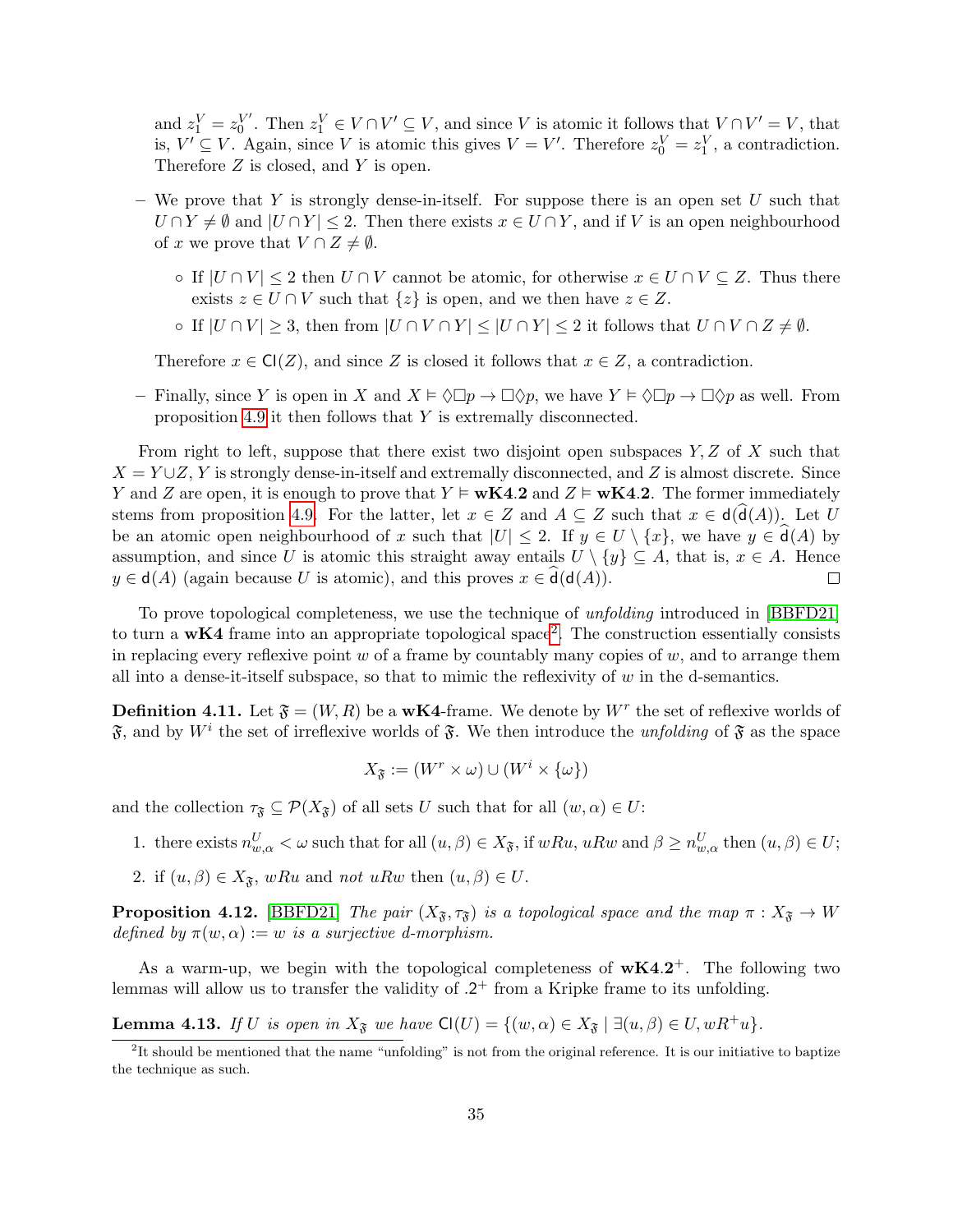and $z_1^V = z_0^{V'}$. Then $z_1^V \in V \cap V' \subseteq V$, and since $V$ is atomic it follows that $V \cap V' = V$, that is, $V' \subseteq V$. Again, since $V$ is atomic this gives $V = V'$. Therefore $z_0^V = z_1^V$, a contradiction. Therefore $Z$ is closed, and $Y$ is open.

- We prove that $Y$ is strongly dense-in-itself. For suppose there is an open set $U$ such that $U \cap Y \neq \emptyset$ and $|U \cap Y| \leq 2$. Then there exists $x \in U \cap Y$, and if $V$ is an open neighbourhood of $x$ we prove that $V \cap Z \neq \emptyset$.

  - If $|U \cap V| \leq 2$ then $U \cap V$ cannot be atomic, for otherwise $x \in U \cap V \subseteq Z$. Thus there exists $z \in U \cap V$ such that $\{z\}$ is open, and we then have $z \in Z$.
  - If $|U \cap V| \geq 3$, then from $|U \cap V \cap Y| \leq |U \cap Y| \leq 2$ it follows that $U \cap V \cap Z \neq \emptyset$.

  Therefore $x \in \mathsf{Cl}(Z)$, and since $Z$ is closed it follows that $x \in Z$, a contradiction.

- Finally, since $Y$ is open in $X$ and $X \vDash \Diamond\Box p \to \Box\Diamond p$, we have $Y \vDash \Diamond\Box p \to \Box\Diamond p$ as well. From proposition 4.9 it then follows that $Y$ is extremally disconnected.

From right to left, suppose that there exist two disjoint open subspaces $Y, Z$ of $X$ such that $X = Y \cup Z$, $Y$ is strongly dense-in-itself and extremally disconnected, and $Z$ is almost discrete. Since $Y$ and $Z$ are open, it is enough to prove that $Y \vDash \mathbf{wK4.2}$ and $Z \vDash \mathbf{wK4.2}$. The former immediately stems from proposition 4.9. For the latter, let $x \in Z$ and $A \subseteq Z$ such that $x \in \mathsf{d}(\widehat{\mathsf{d}}(A))$. Let $U$ be an atomic open neighbourhood of $x$ such that $|U| \leq 2$. If $y \in U \setminus \{x\}$, we have $y \in \widehat{\mathsf{d}}(A)$ by assumption, and since $U$ is atomic this straight away entails $U \setminus \{y\} \subseteq A$, that is, $x \in A$. Hence $y \in \mathsf{d}(A)$ (again because $U$ is atomic), and this proves $x \in \widehat{\mathsf{d}}(\mathsf{d}(A))$. ∎

To prove topological completeness, we use the technique of *unfolding* introduced in [BBFD21] to turn a $\mathbf{wK4}$ frame into an appropriate topological space[2]. The construction essentially consists in replacing every reflexive point $w$ of a frame by countably many copies of $w$, and to arrange them all into a dense-it-itself subspace, so that to mimic the reflexivity of $w$ in the d-semantics.

**Definition 4.11.** Let $\mathfrak{F} = (W, R)$ be a $\mathbf{wK4}$-frame. We denote by $W^r$ the set of reflexive worlds of $\mathfrak{F}$, and by $W^i$ the set of irreflexive worlds of $\mathfrak{F}$. We then introduce the *unfolding* of $\mathfrak{F}$ as the space

$$X_{\mathfrak{F}} := (W^r \times \omega) \cup (W^i \times \{\omega\})$$

and the collection $\tau_{\mathfrak{F}} \subseteq \mathcal{P}(X_{\mathfrak{F}})$ of all sets $U$ such that for all $(w, \alpha) \in U$:

1. there exists $n^U_{w,\alpha} < \omega$ such that for all $(u, \beta) \in X_{\mathfrak{F}}$, if $wRu$, $uRw$ and $\beta \geq n^U_{w,\alpha}$ then $(u, \beta) \in U$;
2. if $(u, \beta) \in X_{\mathfrak{F}}$, $wRu$ and *not* $uRw$ then $(u, \beta) \in U$.

**Proposition 4.12.** [BBFD21] *The pair $(X_{\mathfrak{F}}, \tau_{\mathfrak{F}})$ is a topological space and the map $\pi : X_{\mathfrak{F}} \to W$ defined by $\pi(w, \alpha) := w$ is a surjective d-morphism.*

As a warm-up, we begin with the topological completeness of $\mathbf{wK4.2}^+$. The following two lemmas will allow us to transfer the validity of $.2^+$ from a Kripke frame to its unfolding.

**Lemma 4.13.** *If $U$ is open in $X_{\mathfrak{F}}$ we have $\mathsf{Cl}(U) = \{(w, \alpha) \in X_{\mathfrak{F}} \mid \exists (u, \beta) \in U, wR^+u\}$.*

[2] It should be mentioned that the name "unfolding" is not from the original reference. It is our initiative to baptize the technique as such.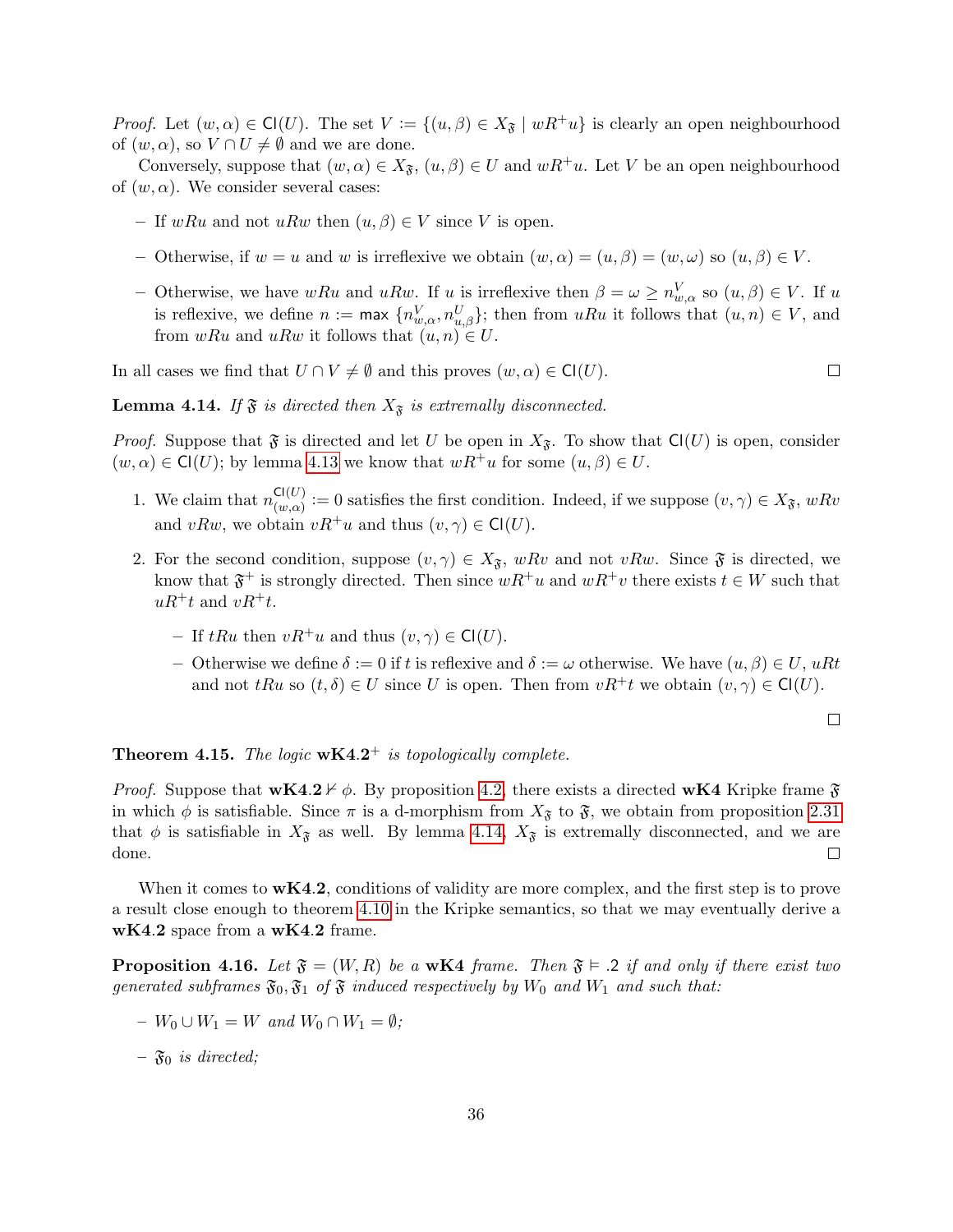*Proof.* Let $(w, \alpha) \in \mathsf{Cl}(U)$. The set $V := \{(u, \beta) \in X_{\mathfrak{F}} \mid wR^{+}u\}$ is clearly an open neighbourhood of $(w, \alpha)$, so $V \cap U \neq \emptyset$ and we are done.

Conversely, suppose that $(w, \alpha) \in X_{\mathfrak{F}}$, $(u, \beta) \in U$ and $wR^{+}u$. Let $V$ be an open neighbourhood of $(w, \alpha)$. We consider several cases:

- If $wRu$ and not $uRw$ then $(u, \beta) \in V$ since $V$ is open.
- Otherwise, if $w = u$ and $w$ is irreflexive we obtain $(w, \alpha) = (u, \beta) = (w, \omega)$ so $(u, \beta) \in V$.
- Otherwise, we have $wRu$ and $uRw$. If $u$ is irreflexive then $\beta = \omega \geq n^{V}_{w,\alpha}$ so $(u, \beta) \in V$. If $u$ is reflexive, we define $n := \max\ \{n^{V}_{w,\alpha}, n^{U}_{u,\beta}\}$; then from $uRu$ it follows that $(u, n) \in V$, and from $wRu$ and $uRw$ it follows that $(u, n) \in U$.

In all cases we find that $U \cap V \neq \emptyset$ and this proves $(w, \alpha) \in \mathsf{Cl}(U)$. □

**Lemma 4.14.** *If $\mathfrak{F}$ is directed then $X_{\mathfrak{F}}$ is extremally disconnected.*

*Proof.* Suppose that $\mathfrak{F}$ is directed and let $U$ be open in $X_{\mathfrak{F}}$. To show that $\mathsf{Cl}(U)$ is open, consider $(w, \alpha) \in \mathsf{Cl}(U)$; by lemma 4.13 we know that $wR^{+}u$ for some $(u, \beta) \in U$.

1. We claim that $n^{\mathsf{Cl}(U)}_{(w,\alpha)} := 0$ satisfies the first condition. Indeed, if we suppose $(v, \gamma) \in X_{\mathfrak{F}}$, $wRv$ and $vRw$, we obtain $vR^{+}u$ and thus $(v, \gamma) \in \mathsf{Cl}(U)$.
2. For the second condition, suppose $(v, \gamma) \in X_{\mathfrak{F}}$, $wRv$ and not $vRw$. Since $\mathfrak{F}$ is directed, we know that $\mathfrak{F}^{+}$ is strongly directed. Then since $wR^{+}u$ and $wR^{+}v$ there exists $t \in W$ such that $uR^{+}t$ and $vR^{+}t$.
   - If $tRu$ then $vR^{+}u$ and thus $(v, \gamma) \in \mathsf{Cl}(U)$.
   - Otherwise we define $\delta := 0$ if $t$ is reflexive and $\delta := \omega$ otherwise. We have $(u, \beta) \in U$, $uRt$ and not $tRu$ so $(t, \delta) \in U$ since $U$ is open. Then from $vR^{+}t$ we obtain $(v, \gamma) \in \mathsf{Cl}(U)$.

□

**Theorem 4.15.** *The logic* $\mathbf{wK4.2}^{+}$ *is topologically complete.*

*Proof.* Suppose that $\mathbf{wK4.2} \nvdash \phi$. By proposition 4.2, there exists a directed **wK4** Kripke frame $\mathfrak{F}$ in which $\phi$ is satisfiable. Since $\pi$ is a d-morphism from $X_{\mathfrak{F}}$ to $\mathfrak{F}$, we obtain from proposition 2.31 that $\phi$ is satisfiable in $X_{\mathfrak{F}}$ as well. By lemma 4.14, $X_{\mathfrak{F}}$ is extremally disconnected, and we are done. □

When it comes to **wK4.2**, conditions of validity are more complex, and the first step is to prove a result close enough to theorem 4.10 in the Kripke semantics, so that we may eventually derive a **wK4.2** space from a **wK4.2** frame.

**Proposition 4.16.** *Let $\mathfrak{F} = (W, R)$ be a* **wK4** *frame. Then $\mathfrak{F} \vDash .2$ if and only if there exist two generated subframes $\mathfrak{F}_0, \mathfrak{F}_1$ of $\mathfrak{F}$ induced respectively by $W_0$ and $W_1$ and such that:*

- *$W_0 \cup W_1 = W$ and $W_0 \cap W_1 = \emptyset$;*
- *$\mathfrak{F}_0$ is directed;*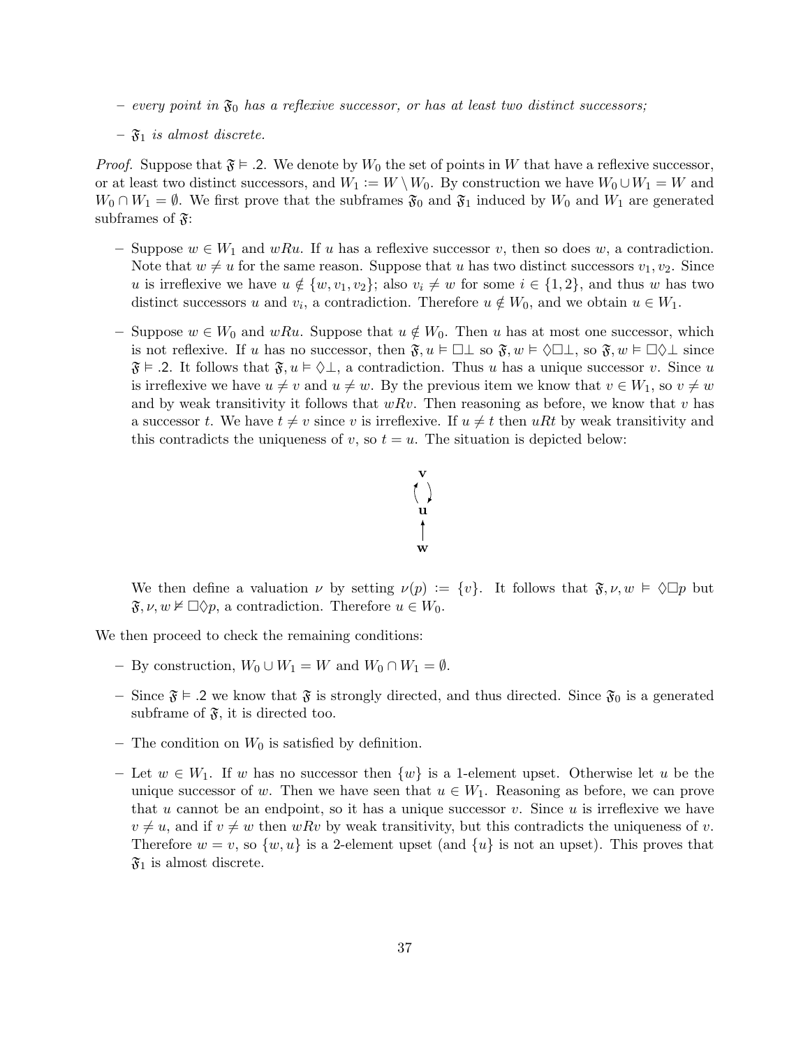- *every point in* $\mathfrak{F}_0$ *has a reflexive successor, or has at least two distinct successors;*
- $\mathfrak{F}_1$ *is almost discrete.*

*Proof.* Suppose that $\mathfrak{F} \vDash .2$. We denote by $W_0$ the set of points in $W$ that have a reflexive successor, or at least two distinct successors, and $W_1 := W \setminus W_0$. By construction we have $W_0 \cup W_1 = W$ and $W_0 \cap W_1 = \emptyset$. We first prove that the subframes $\mathfrak{F}_0$ and $\mathfrak{F}_1$ induced by $W_0$ and $W_1$ are generated subframes of $\mathfrak{F}$:

- Suppose $w \in W_1$ and $wRu$. If $u$ has a reflexive successor $v$, then so does $w$, a contradiction. Note that $w \neq u$ for the same reason. Suppose that $u$ has two distinct successors $v_1, v_2$. Since $u$ is irreflexive we have $u \notin \{w, v_1, v_2\}$; also $v_i \neq w$ for some $i \in \{1, 2\}$, and thus $w$ has two distinct successors $u$ and $v_i$, a contradiction. Therefore $u \notin W_0$, and we obtain $u \in W_1$.
- Suppose $w \in W_0$ and $wRu$. Suppose that $u \notin W_0$. Then $u$ has at most one successor, which is not reflexive. If $u$ has no successor, then $\mathfrak{F}, u \vDash \Box\bot$ so $\mathfrak{F}, w \vDash \Diamond\Box\bot$, so $\mathfrak{F}, w \vDash \Box\Diamond\bot$ since $\mathfrak{F} \vDash .2$. It follows that $\mathfrak{F}, u \vDash \Diamond\bot$, a contradiction. Thus $u$ has a unique successor $v$. Since $u$ is irreflexive we have $u \neq v$ and $u \neq w$. By the previous item we know that $v \in W_1$, so $v \neq w$ and by weak transitivity it follows that $wRv$. Then reasoning as before, we know that $v$ has a successor $t$. We have $t \neq v$ since $v$ is irreflexive. If $u \neq t$ then $uRt$ by weak transitivity and this contradicts the uniqueness of $v$, so $t = u$. The situation is depicted below:

  $$\mathbf{v} \leftrightarrows \mathbf{u} \leftarrow \mathbf{w}$$

  We then define a valuation $\nu$ by setting $\nu(p) := \{v\}$. It follows that $\mathfrak{F}, \nu, w \vDash \Diamond\Box p$ but $\mathfrak{F}, \nu, w \nvDash \Box\Diamond p$, a contradiction. Therefore $u \in W_0$.

We then proceed to check the remaining conditions:

- By construction, $W_0 \cup W_1 = W$ and $W_0 \cap W_1 = \emptyset$.
- Since $\mathfrak{F} \vDash .2$ we know that $\mathfrak{F}$ is strongly directed, and thus directed. Since $\mathfrak{F}_0$ is a generated subframe of $\mathfrak{F}$, it is directed too.
- The condition on $W_0$ is satisfied by definition.
- Let $w \in W_1$. If $w$ has no successor then $\{w\}$ is a 1-element upset. Otherwise let $u$ be the unique successor of $w$. Then we have seen that $u \in W_1$. Reasoning as before, we can prove that $u$ cannot be an endpoint, so it has a unique successor $v$. Since $u$ is irreflexive we have $v \neq u$, and if $v \neq w$ then $wRv$ by weak transitivity, but this contradicts the uniqueness of $v$. Therefore $w = v$, so $\{w, u\}$ is a 2-element upset (and $\{u\}$ is not an upset). This proves that $\mathfrak{F}_1$ is almost discrete.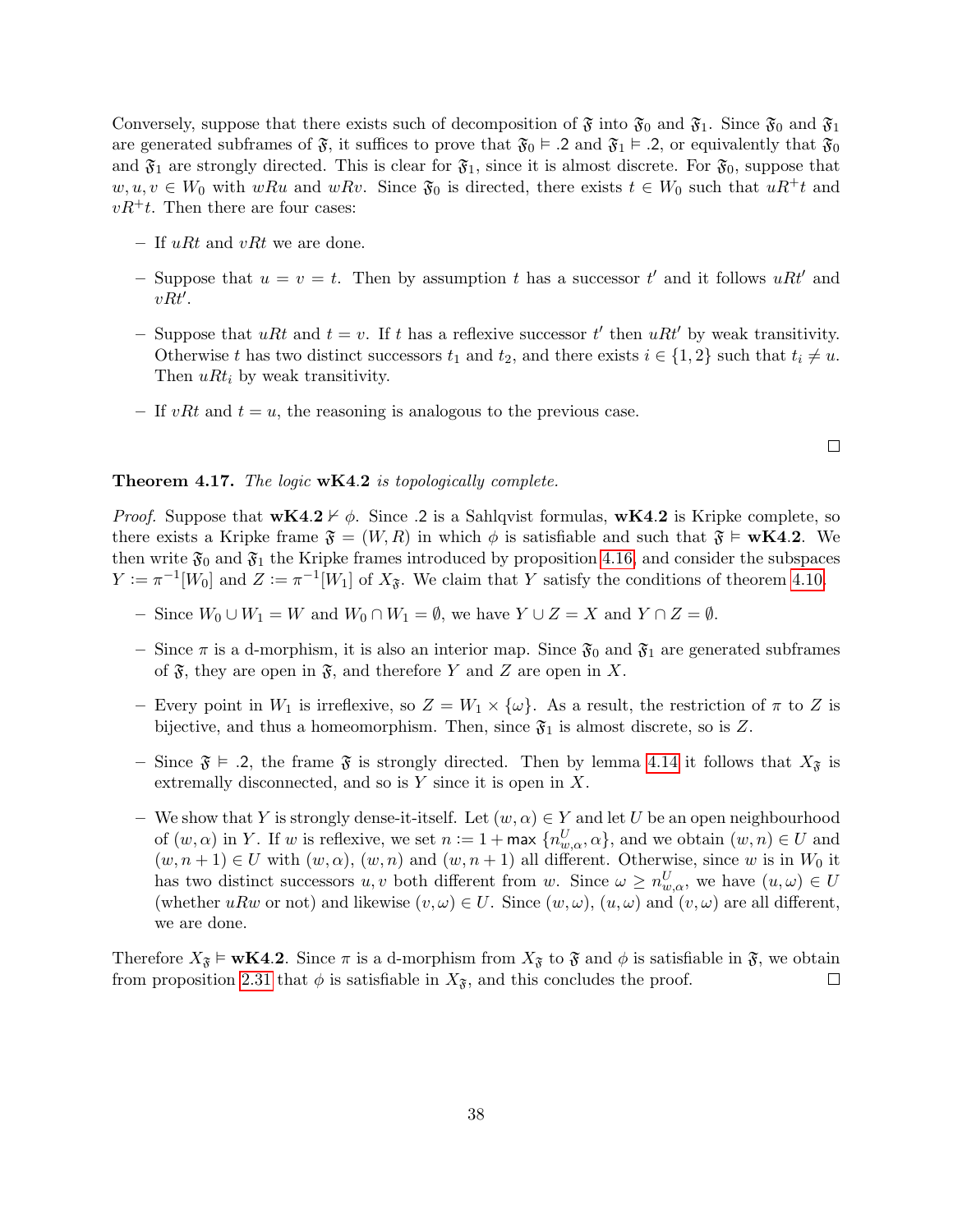Conversely, suppose that there exists such of decomposition of $\mathfrak{F}$ into $\mathfrak{F}_0$ and $\mathfrak{F}_1$. Since $\mathfrak{F}_0$ and $\mathfrak{F}_1$ are generated subframes of $\mathfrak{F}$, it suffices to prove that $\mathfrak{F}_0 \vDash .2$ and $\mathfrak{F}_1 \vDash .2$, or equivalently that $\mathfrak{F}_0$ and $\mathfrak{F}_1$ are strongly directed. This is clear for $\mathfrak{F}_1$, since it is almost discrete. For $\mathfrak{F}_0$, suppose that $w, u, v \in W_0$ with $wRu$ and $wRv$. Since $\mathfrak{F}_0$ is directed, there exists $t \in W_0$ such that $uR^+t$ and $vR^+t$. Then there are four cases:

- If $uRt$ and $vRt$ we are done.
- Suppose that $u = v = t$. Then by assumption $t$ has a successor $t'$ and it follows $uRt'$ and $vRt'$.
- Suppose that $uRt$ and $t = v$. If $t$ has a reflexive successor $t'$ then $uRt'$ by weak transitivity. Otherwise $t$ has two distinct successors $t_1$ and $t_2$, and there exists $i \in \{1, 2\}$ such that $t_i \neq u$. Then $uRt_i$ by weak transitivity.
- If $vRt$ and $t = u$, the reasoning is analogous to the previous case.

□

**Theorem 4.17.** *The logic* **wK4.2** *is topologically complete.*

*Proof.* Suppose that $\mathbf{wK4.2} \nvDash \phi$. Since .2 is a Sahlqvist formulas, **wK4.2** is Kripke complete, so there exists a Kripke frame $\mathfrak{F} = (W, R)$ in which $\phi$ is satisfiable and such that $\mathfrak{F} \vDash \mathbf{wK4.2}$. We then write $\mathfrak{F}_0$ and $\mathfrak{F}_1$ the Kripke frames introduced by proposition 4.16, and consider the subspaces $Y := \pi^{-1}[W_0]$ and $Z := \pi^{-1}[W_1]$ of $X_{\mathfrak{F}}$. We claim that $Y$ satisfy the conditions of theorem 4.10.

- Since $W_0 \cup W_1 = W$ and $W_0 \cap W_1 = \emptyset$, we have $Y \cup Z = X$ and $Y \cap Z = \emptyset$.
- Since $\pi$ is a d-morphism, it is also an interior map. Since $\mathfrak{F}_0$ and $\mathfrak{F}_1$ are generated subframes of $\mathfrak{F}$, they are open in $\mathfrak{F}$, and therefore $Y$ and $Z$ are open in $X$.
- Every point in $W_1$ is irreflexive, so $Z = W_1 \times \{\omega\}$. As a result, the restriction of $\pi$ to $Z$ is bijective, and thus a homeomorphism. Then, since $\mathfrak{F}_1$ is almost discrete, so is $Z$.
- Since $\mathfrak{F} \vDash .2$, the frame $\mathfrak{F}$ is strongly directed. Then by lemma 4.14 it follows that $X_{\mathfrak{F}}$ is extremally disconnected, and so is $Y$ since it is open in $X$.
- We show that $Y$ is strongly dense-it-itself. Let $(w, \alpha) \in Y$ and let $U$ be an open neighbourhood of $(w, \alpha)$ in $Y$. If $w$ is reflexive, we set $n := 1 + \max\{n^U_{w,\alpha}, \alpha\}$, and we obtain $(w, n) \in U$ and $(w, n+1) \in U$ with $(w, \alpha)$, $(w, n)$ and $(w, n+1)$ all different. Otherwise, since $w$ is in $W_0$ it has two distinct successors $u, v$ both different from $w$. Since $\omega \geq n^U_{w,\alpha}$, we have $(u, \omega) \in U$ (whether $uRw$ or not) and likewise $(v, \omega) \in U$. Since $(w, \omega)$, $(u, \omega)$ and $(v, \omega)$ are all different, we are done.

Therefore $X_{\mathfrak{F}} \vDash \mathbf{wK4.2}$. Since $\pi$ is a d-morphism from $X_{\mathfrak{F}}$ to $\mathfrak{F}$ and $\phi$ is satisfiable in $\mathfrak{F}$, we obtain from proposition 2.31 that $\phi$ is satisfiable in $X_{\mathfrak{F}}$, and this concludes the proof. □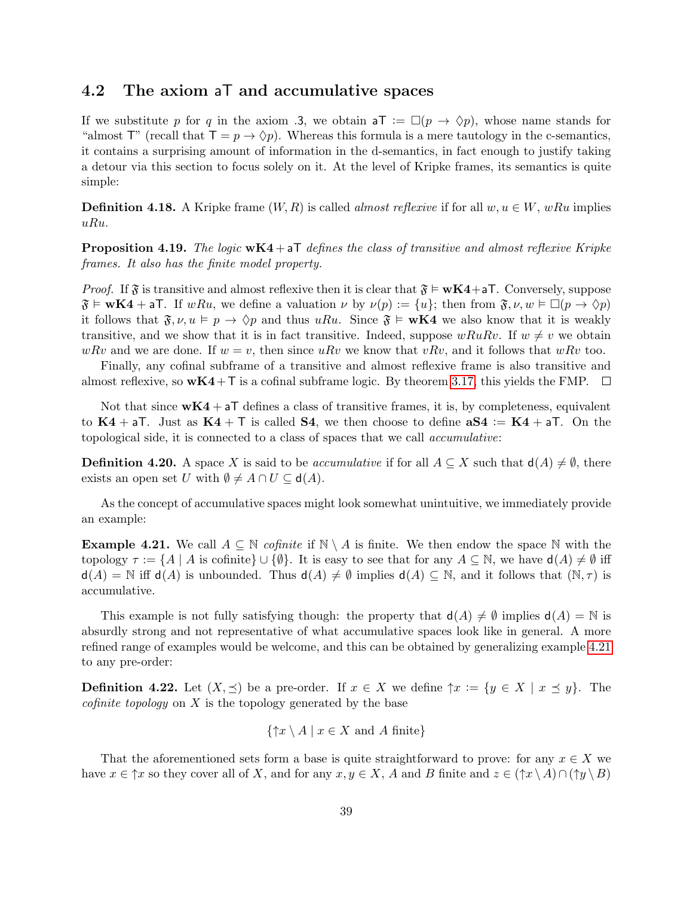## 4.2 The axiom $\mathsf{aT}$ and accumulative spaces

If we substitute $p$ for $q$ in the axiom .3, we obtain $\mathsf{aT} := \Box(p \to \Diamond p)$, whose name stands for "almost $\mathsf{T}$" (recall that $\mathsf{T} = p \to \Diamond p$). Whereas this formula is a mere tautology in the c-semantics, it contains a surprising amount of information in the d-semantics, in fact enough to justify taking a detour via this section to focus solely on it. At the level of Kripke frames, its semantics is quite simple:

**Definition 4.18.** A Kripke frame $(W, R)$ is called *almost reflexive* if for all $w, u \in W$, $wRu$ implies $uRu$.

**Proposition 4.19.** *The logic* $\mathbf{wK4} + \mathsf{aT}$ *defines the class of transitive and almost reflexive Kripke frames. It also has the finite model property.*

*Proof.* If $\mathfrak{F}$ is transitive and almost reflexive then it is clear that $\mathfrak{F} \vDash \mathbf{wK4}+\mathsf{aT}$. Conversely, suppose $\mathfrak{F} \vDash \mathbf{wK4} + \mathsf{aT}$. If $wRu$, we define a valuation $\nu$ by $\nu(p) := \{u\}$; then from $\mathfrak{F}, \nu, w \vDash \Box(p \to \Diamond p)$ it follows that $\mathfrak{F}, \nu, u \vDash p \to \Diamond p$ and thus $uRu$. Since $\mathfrak{F} \vDash \mathbf{wK4}$ we also know that it is weakly transitive, and we show that it is in fact transitive. Indeed, suppose $wRuRv$. If $w \neq v$ we obtain $wRv$ and we are done. If $w = v$, then since $uRv$ we know that $vRv$, and it follows that $wRv$ too.

Finally, any cofinal subframe of a transitive and almost reflexive frame is also transitive and almost reflexive, so $\mathbf{wK4}+\mathsf{T}$ is a cofinal subframe logic. By theorem 3.17, this yields the FMP. $\square$

Not that since $\mathbf{wK4} + \mathsf{aT}$ defines a class of transitive frames, it is, by completeness, equivalent to $\mathbf{K4} + \mathsf{aT}$. Just as $\mathbf{K4} + \mathsf{T}$ is called $\mathbf{S4}$, we then choose to define $\mathbf{aS4} := \mathbf{K4} + \mathsf{aT}$. On the topological side, it is connected to a class of spaces that we call *accumulative*:

**Definition 4.20.** A space $X$ is said to be *accumulative* if for all $A \subseteq X$ such that $\mathsf{d}(A) \neq \emptyset$, there exists an open set $U$ with $\emptyset \neq A \cap U \subseteq \mathsf{d}(A)$.

As the concept of accumulative spaces might look somewhat unintuitive, we immediately provide an example:

**Example 4.21.** We call $A \subseteq \mathbb{N}$ *cofinite* if $\mathbb{N} \setminus A$ is finite. We then endow the space $\mathbb{N}$ with the topology $\tau := \{A \mid A \text{ is cofinite}\} \cup \{\emptyset\}$. It is easy to see that for any $A \subseteq \mathbb{N}$, we have $\mathsf{d}(A) \neq \emptyset$ iff $\mathsf{d}(A) = \mathbb{N}$ iff $\mathsf{d}(A)$ is unbounded. Thus $\mathsf{d}(A) \neq \emptyset$ implies $\mathsf{d}(A) \subseteq \mathbb{N}$, and it follows that $(\mathbb{N}, \tau)$ is accumulative.

This example is not fully satisfying though: the property that $\mathsf{d}(A) \neq \emptyset$ implies $\mathsf{d}(A) = \mathbb{N}$ is absurdly strong and not representative of what accumulative spaces look like in general. A more refined range of examples would be welcome, and this can be obtained by generalizing example 4.21 to any pre-order:

**Definition 4.22.** Let $(X, \preceq)$ be a pre-order. If $x \in X$ we define $\uparrow x := \{y \in X \mid x \preceq y\}$. The *cofinite topology* on $X$ is the topology generated by the base

$$\{\uparrow x \setminus A \mid x \in X \text{ and } A \text{ finite}\}$$

That the aforementioned sets form a base is quite straightforward to prove: for any $x \in X$ we have $x \in \uparrow x$ so they cover all of $X$, and for any $x, y \in X$, $A$ and $B$ finite and $z \in (\uparrow x \setminus A) \cap (\uparrow y \setminus B)$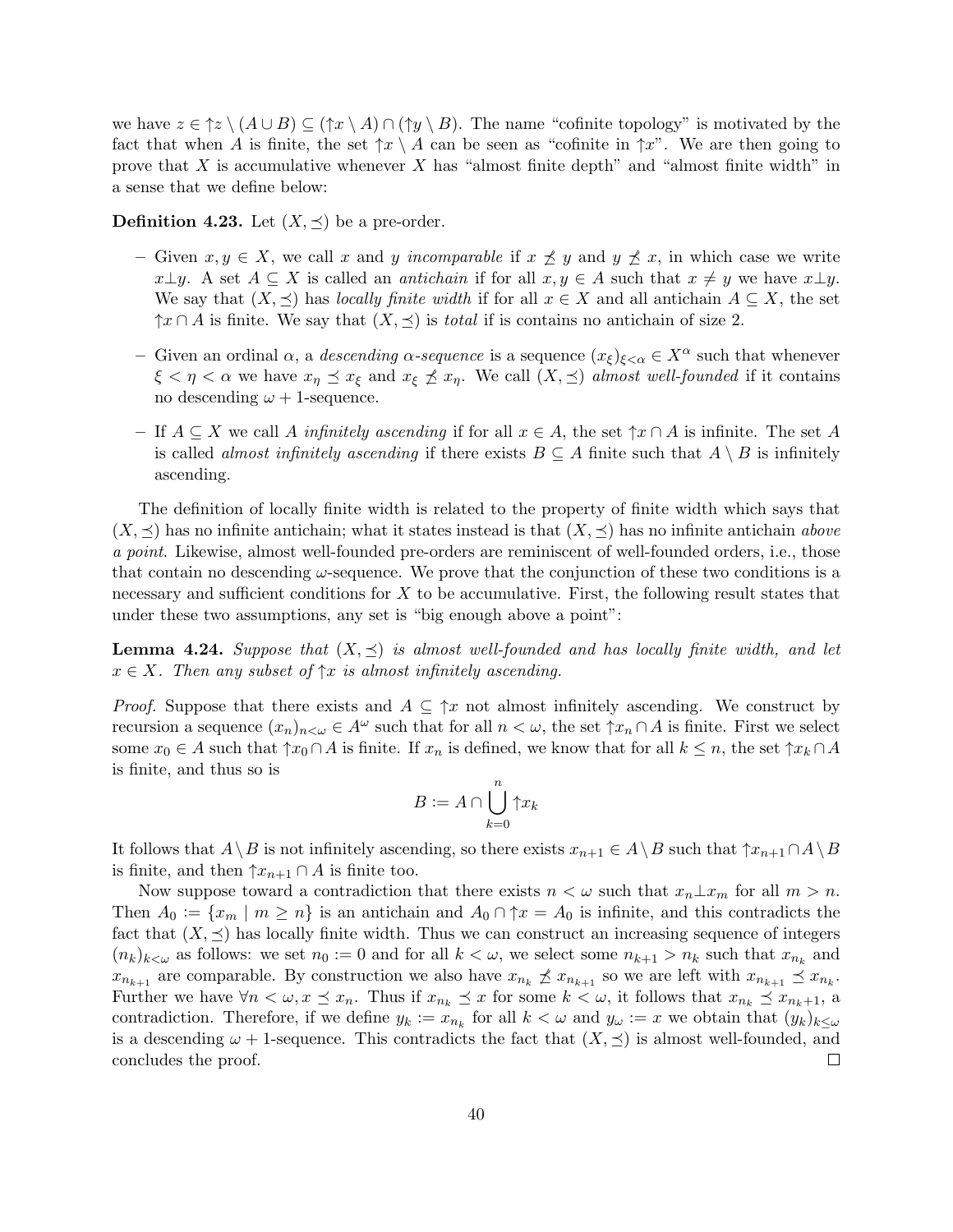we have $z \in \uparrow z \setminus (A \cup B) \subseteq (\uparrow x \setminus A) \cap (\uparrow y \setminus B)$. The name "cofinite topology" is motivated by the fact that when $A$ is finite, the set $\uparrow x \setminus A$ can be seen as "cofinite in $\uparrow x$". We are then going to prove that $X$ is accumulative whenever $X$ has "almost finite depth" and "almost finite width" in a sense that we define below:

**Definition 4.23.** Let $(X, \preceq)$ be a pre-order.

- Given $x, y \in X$, we call $x$ and $y$ *incomparable* if $x \not\preceq y$ and $y \not\preceq x$, in which case we write $x \perp y$. A set $A \subseteq X$ is called an *antichain* if for all $x, y \in A$ such that $x \neq y$ we have $x \perp y$. We say that $(X, \preceq)$ has *locally finite width* if for all $x \in X$ and all antichain $A \subseteq X$, the set $\uparrow x \cap A$ is finite. We say that $(X, \preceq)$ is *total* if is contains no antichain of size 2.
- Given an ordinal $\alpha$, a *descending $\alpha$-sequence* is a sequence $(x_\xi)_{\xi<\alpha} \in X^\alpha$ such that whenever $\xi < \eta < \alpha$ we have $x_\eta \preceq x_\xi$ and $x_\xi \not\preceq x_\eta$. We call $(X, \preceq)$ *almost well-founded* if it contains no descending $\omega + 1$-sequence.
- If $A \subseteq X$ we call $A$ *infinitely ascending* if for all $x \in A$, the set $\uparrow x \cap A$ is infinite. The set $A$ is called *almost infinitely ascending* if there exists $B \subseteq A$ finite such that $A \setminus B$ is infinitely ascending.

The definition of locally finite width is related to the property of finite width which says that $(X, \preceq)$ has no infinite antichain; what it states instead is that $(X, \preceq)$ has no infinite antichain *above a point*. Likewise, almost well-founded pre-orders are reminiscent of well-founded orders, i.e., those that contain no descending $\omega$-sequence. We prove that the conjunction of these two conditions is a necessary and sufficient conditions for $X$ to be accumulative. First, the following result states that under these two assumptions, any set is "big enough above a point":

**Lemma 4.24.** *Suppose that $(X, \preceq)$ is almost well-founded and has locally finite width, and let $x \in X$. Then any subset of $\uparrow x$ is almost infinitely ascending.*

*Proof.* Suppose that there exists and $A \subseteq \uparrow x$ not almost infinitely ascending. We construct by recursion a sequence $(x_n)_{n<\omega} \in A^\omega$ such that for all $n < \omega$, the set $\uparrow x_n \cap A$ is finite. First we select some $x_0 \in A$ such that $\uparrow x_0 \cap A$ is finite. If $x_n$ is defined, we know that for all $k \leq n$, the set $\uparrow x_k \cap A$ is finite, and thus so is

$$B := A \cap \bigcup_{k=0}^{n} \uparrow x_k$$

It follows that $A \setminus B$ is not infinitely ascending, so there exists $x_{n+1} \in A \setminus B$ such that $\uparrow x_{n+1} \cap A \setminus B$ is finite, and then $\uparrow x_{n+1} \cap A$ is finite too.

Now suppose toward a contradiction that there exists $n < \omega$ such that $x_n \perp x_m$ for all $m > n$. Then $A_0 := \{x_m \mid m \geq n\}$ is an antichain and $A_0 \cap \uparrow x = A_0$ is infinite, and this contradicts the fact that $(X, \preceq)$ has locally finite width. Thus we can construct an increasing sequence of integers $(n_k)_{k<\omega}$ as follows: we set $n_0 := 0$ and for all $k < \omega$, we select some $n_{k+1} > n_k$ such that $x_{n_k}$ and $x_{n_{k+1}}$ are comparable. By construction we also have $x_{n_k} \not\preceq x_{n_{k+1}}$ so we are left with $x_{n_{k+1}} \preceq x_{n_k}$. Further we have $\forall n < \omega, x \preceq x_n$. Thus if $x_{n_k} \preceq x$ for some $k < \omega$, it follows that $x_{n_k} \preceq x_{n_k+1}$, a contradiction. Therefore, if we define $y_k := x_{n_k}$ for all $k < \omega$ and $y_\omega := x$ we obtain that $(y_k)_{k\leq\omega}$ is a descending $\omega + 1$-sequence. This contradicts the fact that $(X, \preceq)$ is almost well-founded, and concludes the proof. $\square$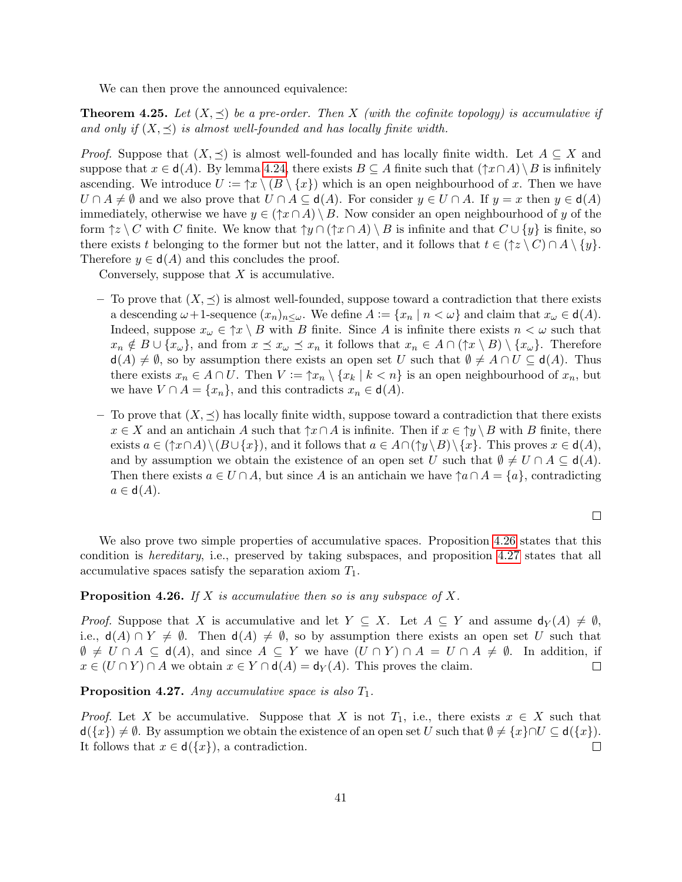We can then prove the announced equivalence:

**Theorem 4.25.** *Let $(X, \preceq)$ be a pre-order. Then $X$ (with the cofinite topology) is accumulative if and only if $(X, \preceq)$ is almost well-founded and has locally finite width.*

*Proof.* Suppose that $(X, \preceq)$ is almost well-founded and has locally finite width. Let $A \subseteq X$ and suppose that $x \in \mathsf{d}(A)$. By lemma 4.24, there exists $B \subseteq A$ finite such that $(\uparrow x \cap A) \setminus B$ is infinitely ascending. We introduce $U := \uparrow x \setminus (B \setminus \{x\})$ which is an open neighbourhood of $x$. Then we have $U \cap A \neq \emptyset$ and we also prove that $U \cap A \subseteq \mathsf{d}(A)$. For consider $y \in U \cap A$. If $y = x$ then $y \in \mathsf{d}(A)$ immediately, otherwise we have $y \in (\uparrow x \cap A) \setminus B$. Now consider an open neighbourhood of $y$ of the form $\uparrow z \setminus C$ with $C$ finite. We know that $\uparrow y \cap (\uparrow x \cap A) \setminus B$ is infinite and that $C \cup \{y\}$ is finite, so there exists $t$ belonging to the former but not the latter, and it follows that $t \in (\uparrow z \setminus C) \cap A \setminus \{y\}$. Therefore $y \in \mathsf{d}(A)$ and this concludes the proof.

Conversely, suppose that $X$ is accumulative.

- To prove that $(X, \preceq)$ is almost well-founded, suppose toward a contradiction that there exists a descending $\omega+1$-sequence $(x_n)_{n \leq \omega}$. We define $A := \{x_n \mid n < \omega\}$ and claim that $x_\omega \in \mathsf{d}(A)$. Indeed, suppose $x_\omega \in \uparrow x \setminus B$ with $B$ finite. Since $A$ is infinite there exists $n < \omega$ such that $x_n \notin B \cup \{x_\omega\}$, and from $x \preceq x_\omega \preceq x_n$ it follows that $x_n \in A \cap (\uparrow x \setminus B) \setminus \{x_\omega\}$. Therefore $\mathsf{d}(A) \neq \emptyset$, so by assumption there exists an open set $U$ such that $\emptyset \neq A \cap U \subseteq \mathsf{d}(A)$. Thus there exists $x_n \in A \cap U$. Then $V := \uparrow x_n \setminus \{x_k \mid k < n\}$ is an open neighbourhood of $x_n$, but we have $V \cap A = \{x_n\}$, and this contradicts $x_n \in \mathsf{d}(A)$.
- To prove that $(X, \preceq)$ has locally finite width, suppose toward a contradiction that there exists $x \in X$ and an antichain $A$ such that $\uparrow x \cap A$ is infinite. Then if $x \in \uparrow y \setminus B$ with $B$ finite, there exists $a \in (\uparrow x \cap A) \setminus (B \cup \{x\})$, and it follows that $a \in A \cap (\uparrow y \setminus B) \setminus \{x\}$. This proves $x \in \mathsf{d}(A)$, and by assumption we obtain the existence of an open set $U$ such that $\emptyset \neq U \cap A \subseteq \mathsf{d}(A)$. Then there exists $a \in U \cap A$, but since $A$ is an antichain we have $\uparrow a \cap A = \{a\}$, contradicting $a \in \mathsf{d}(A)$.

□

We also prove two simple properties of accumulative spaces. Proposition 4.26 states that this condition is *hereditary*, i.e., preserved by taking subspaces, and proposition 4.27 states that all accumulative spaces satisfy the separation axiom $T_1$.

**Proposition 4.26.** *If $X$ is accumulative then so is any subspace of $X$.*

*Proof.* Suppose that $X$ is accumulative and let $Y \subseteq X$. Let $A \subseteq Y$ and assume $\mathsf{d}_Y(A) \neq \emptyset$, i.e., $\mathsf{d}(A) \cap Y \neq \emptyset$. Then $\mathsf{d}(A) \neq \emptyset$, so by assumption there exists an open set $U$ such that $\emptyset \neq U \cap A \subseteq \mathsf{d}(A)$, and since $A \subseteq Y$ we have $(U \cap Y) \cap A = U \cap A \neq \emptyset$. In addition, if $x \in (U \cap Y) \cap A$ we obtain $x \in Y \cap \mathsf{d}(A) = \mathsf{d}_Y(A)$. This proves the claim. □

**Proposition 4.27.** *Any accumulative space is also $T_1$.*

*Proof.* Let $X$ be accumulative. Suppose that $X$ is not $T_1$, i.e., there exists $x \in X$ such that $\mathsf{d}(\{x\}) \neq \emptyset$. By assumption we obtain the existence of an open set $U$ such that $\emptyset \neq \{x\} \cap U \subseteq \mathsf{d}(\{x\})$. It follows that $x \in \mathsf{d}(\{x\})$, a contradiction. □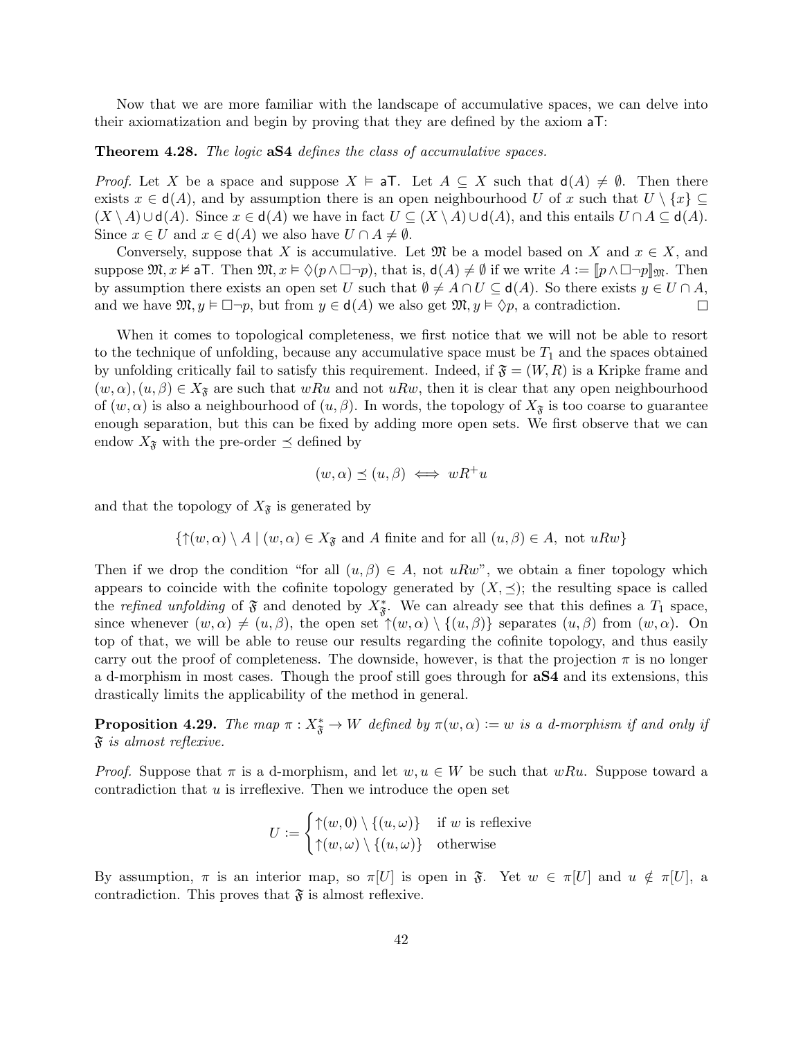Now that we are more familiar with the landscape of accumulative spaces, we can delve into their axiomatization and begin by proving that they are defined by the axiom $\mathsf{aT}$:

**Theorem 4.28.** *The logic* **aS4** *defines the class of accumulative spaces.*

*Proof.* Let $X$ be a space and suppose $X \vDash \mathsf{aT}$. Let $A \subseteq X$ such that $\mathsf{d}(A) \neq \emptyset$. Then there exists $x \in \mathsf{d}(A)$, and by assumption there is an open neighbourhood $U$ of $x$ such that $U \setminus \{x\} \subseteq (X \setminus A) \cup \mathsf{d}(A)$. Since $x \in \mathsf{d}(A)$ we have in fact $U \subseteq (X \setminus A) \cup \mathsf{d}(A)$, and this entails $U \cap A \subseteq \mathsf{d}(A)$. Since $x \in U$ and $x \in \mathsf{d}(A)$ we also have $U \cap A \neq \emptyset$.

Conversely, suppose that $X$ is accumulative. Let $\mathfrak{M}$ be a model based on $X$ and $x \in X$, and suppose $\mathfrak{M}, x \nvDash \mathsf{aT}$. Then $\mathfrak{M}, x \vDash \Diamond(p \wedge \Box\neg p)$, that is, $\mathsf{d}(A) \neq \emptyset$ if we write $A := [\![p \wedge \Box\neg p]\!]_{\mathfrak{M}}$. Then by assumption there exists an open set $U$ such that $\emptyset \neq A \cap U \subseteq \mathsf{d}(A)$. So there exists $y \in U \cap A$, and we have $\mathfrak{M}, y \vDash \Box\neg p$, but from $y \in \mathsf{d}(A)$ we also get $\mathfrak{M}, y \vDash \Diamond p$, a contradiction. $\square$

When it comes to topological completeness, we first notice that we will not be able to resort to the technique of unfolding, because any accumulative space must be $T_1$ and the spaces obtained by unfolding critically fail to satisfy this requirement. Indeed, if $\mathfrak{F} = (W, R)$ is a Kripke frame and $(w, \alpha), (u, \beta) \in X_{\mathfrak{F}}$ are such that $wRu$ and not $uRw$, then it is clear that any open neighbourhood of $(w, \alpha)$ is also a neighbourhood of $(u, \beta)$. In words, the topology of $X_{\mathfrak{F}}$ is too coarse to guarantee enough separation, but this can be fixed by adding more open sets. We first observe that we can endow $X_{\mathfrak{F}}$ with the pre-order $\preceq$ defined by

$$(w, \alpha) \preceq (u, \beta) \iff wR^+u$$

and that the topology of $X_{\mathfrak{F}}$ is generated by

$$\{\uparrow(w, \alpha) \setminus A \mid (w, \alpha) \in X_{\mathfrak{F}} \text{ and } A \text{ finite and for all } (u, \beta) \in A, \text{ not } uRw\}$$

Then if we drop the condition "for all $(u, \beta) \in A$, not $uRw$", we obtain a finer topology which appears to coincide with the cofinite topology generated by $(X, \preceq)$; the resulting space is called the *refined unfolding* of $\mathfrak{F}$ and denoted by $X^*_{\mathfrak{F}}$. We can already see that this defines a $T_1$ space, since whenever $(w, \alpha) \neq (u, \beta)$, the open set $\uparrow(w, \alpha) \setminus \{(u, \beta)\}$ separates $(u, \beta)$ from $(w, \alpha)$. On top of that, we will be able to reuse our results regarding the cofinite topology, and thus easily carry out the proof of completeness. The downside, however, is that the projection $\pi$ is no longer a d-morphism in most cases. Though the proof still goes through for **aS4** and its extensions, this drastically limits the applicability of the method in general.

**Proposition 4.29.** *The map $\pi : X^*_{\mathfrak{F}} \to W$ defined by $\pi(w, \alpha) := w$ is a d-morphism if and only if $\mathfrak{F}$ is almost reflexive.*

*Proof.* Suppose that $\pi$ is a d-morphism, and let $w, u \in W$ be such that $wRu$. Suppose toward a contradiction that $u$ is irreflexive. Then we introduce the open set

$$U := \begin{cases} \uparrow(w, 0) \setminus \{(u, \omega)\} & \text{if } w \text{ is reflexive} \\ \uparrow(w, \omega) \setminus \{(u, \omega)\} & \text{otherwise} \end{cases}$$

By assumption, $\pi$ is an interior map, so $\pi[U]$ is open in $\mathfrak{F}$. Yet $w \in \pi[U]$ and $u \notin \pi[U]$, a contradiction. This proves that $\mathfrak{F}$ is almost reflexive.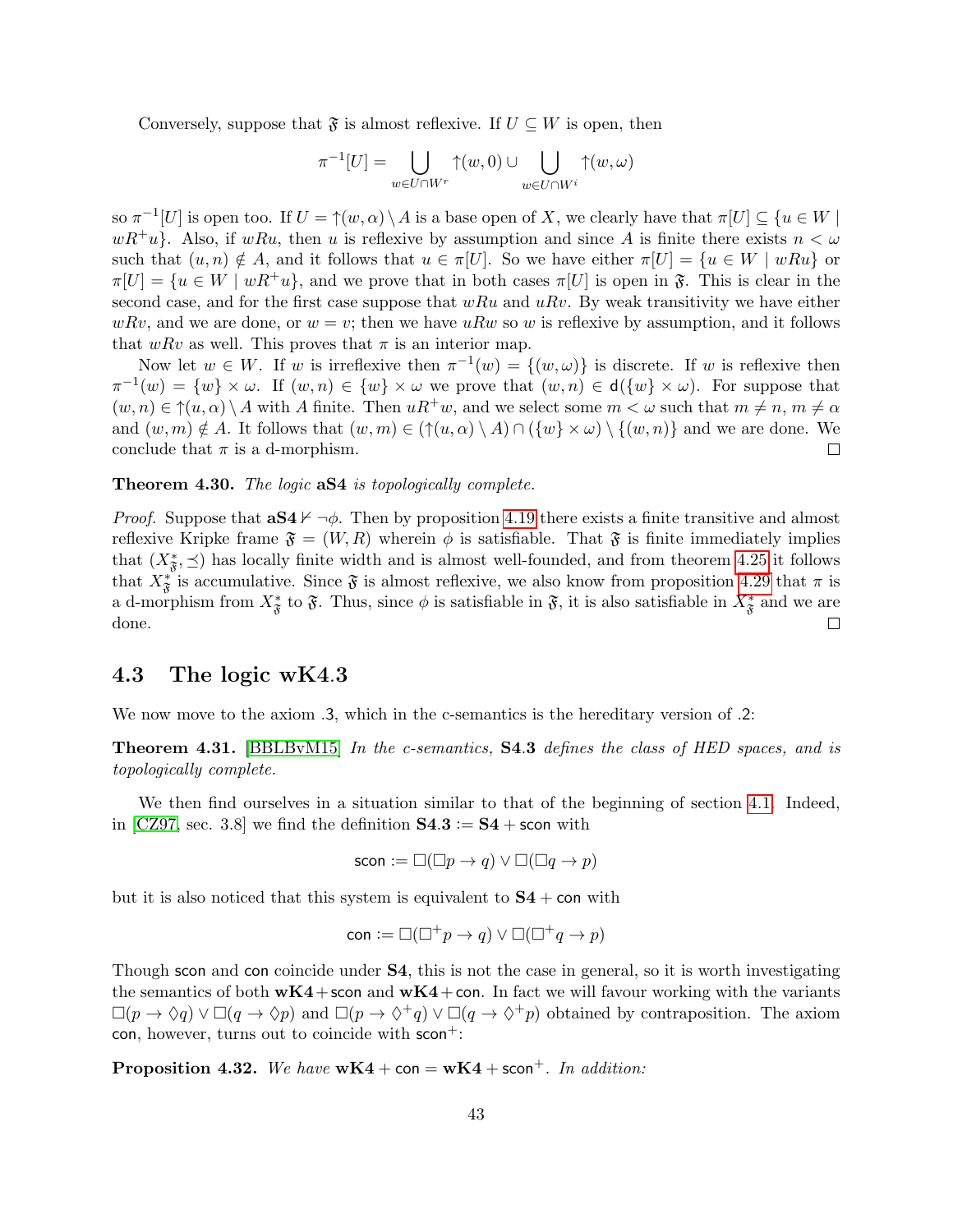Conversely, suppose that $\mathfrak{F}$ is almost reflexive. If $U \subseteq W$ is open, then

$$\pi^{-1}[U] = \bigcup_{w \in U \cap W^r} \uparrow(w, 0) \cup \bigcup_{w \in U \cap W^i} \uparrow(w, \omega)$$

so $\pi^{-1}[U]$ is open too. If $U = \uparrow(w, \alpha) \setminus A$ is a base open of $X$, we clearly have that $\pi[U] \subseteq \{u \in W \mid wR^+u\}$. Also, if $wRu$, then $u$ is reflexive by assumption and since $A$ is finite there exists $n < \omega$ such that $(u, n) \notin A$, and it follows that $u \in \pi[U]$. So we have either $\pi[U] = \{u \in W \mid wRu\}$ or $\pi[U] = \{u \in W \mid wR^+u\}$, and we prove that in both cases $\pi[U]$ is open in $\mathfrak{F}$. This is clear in the second case, and for the first case suppose that $wRu$ and $uRv$. By weak transitivity we have either $wRv$, and we are done, or $w = v$; then we have $uRw$ so $w$ is reflexive by assumption, and it follows that $wRv$ as well. This proves that $\pi$ is an interior map.

Now let $w \in W$. If $w$ is irreflexive then $\pi^{-1}(w) = \{(w, \omega)\}$ is discrete. If $w$ is reflexive then $\pi^{-1}(w) = \{w\} \times \omega$. If $(w, n) \in \{w\} \times \omega$ we prove that $(w, n) \in \mathsf{d}(\{w\} \times \omega)$. For suppose that $(w, n) \in \uparrow(u, \alpha) \setminus A$ with $A$ finite. Then $uR^+w$, and we select some $m < \omega$ such that $m \neq n$, $m \neq \alpha$ and $(w, m) \notin A$. It follows that $(w, m) \in (\uparrow(u, \alpha) \setminus A) \cap (\{w\} \times \omega) \setminus \{(w, n)\}$ and we are done. We conclude that $\pi$ is a d-morphism. $\square$

**Theorem 4.30.** *The logic* **aS4** *is topologically complete.*

*Proof.* Suppose that $\mathbf{aS4} \nvdash \neg\phi$. Then by proposition 4.19 there exists a finite transitive and almost reflexive Kripke frame $\mathfrak{F} = (W, R)$ wherein $\phi$ is satisfiable. That $\mathfrak{F}$ is finite immediately implies that $(X^*_{\mathfrak{F}}, \preceq)$ has locally finite width and is almost well-founded, and from theorem 4.25 it follows that $X^*_{\mathfrak{F}}$ is accumulative. Since $\mathfrak{F}$ is almost reflexive, we also know from proposition 4.29 that $\pi$ is a d-morphism from $X^*_{\mathfrak{F}}$ to $\mathfrak{F}$. Thus, since $\phi$ is satisfiable in $\mathfrak{F}$, it is also satisfiable in $X^*_{\mathfrak{F}}$ and we are done. $\square$

## 4.3 The logic wK4.3

We now move to the axiom .3, which in the c-semantics is the hereditary version of .2:

**Theorem 4.31.** [BBLBvM15] *In the c-semantics,* **S4.3** *defines the class of HED spaces, and is topologically complete.*

We then find ourselves in a situation similar to that of the beginning of section 4.1. Indeed, in [CZ97, sec. 3.8] we find the definition $\mathbf{S4.3} := \mathbf{S4} + \mathsf{scon}$ with

$$\mathsf{scon} := \Box(\Box p \to q) \lor \Box(\Box q \to p)$$

but it is also noticed that this system is equivalent to $\mathbf{S4} + \mathsf{con}$ with

$$\mathsf{con} := \Box(\Box^+ p \to q) \lor \Box(\Box^+ q \to p)$$

Though $\mathsf{scon}$ and $\mathsf{con}$ coincide under **S4**, this is not the case in general, so it is worth investigating the semantics of both $\mathbf{wK4} + \mathsf{scon}$ and $\mathbf{wK4} + \mathsf{con}$. In fact we will favour working with the variants $\Box(p \to \Diamond q) \lor \Box(q \to \Diamond p)$ and $\Box(p \to \Diamond^+ q) \lor \Box(q \to \Diamond^+ p)$ obtained by contraposition. The axiom $\mathsf{con}$, however, turns out to coincide with $\mathsf{scon}^+$:

**Proposition 4.32.** *We have* $\mathbf{wK4} + \mathsf{con} = \mathbf{wK4} + \mathsf{scon}^+$. *In addition:*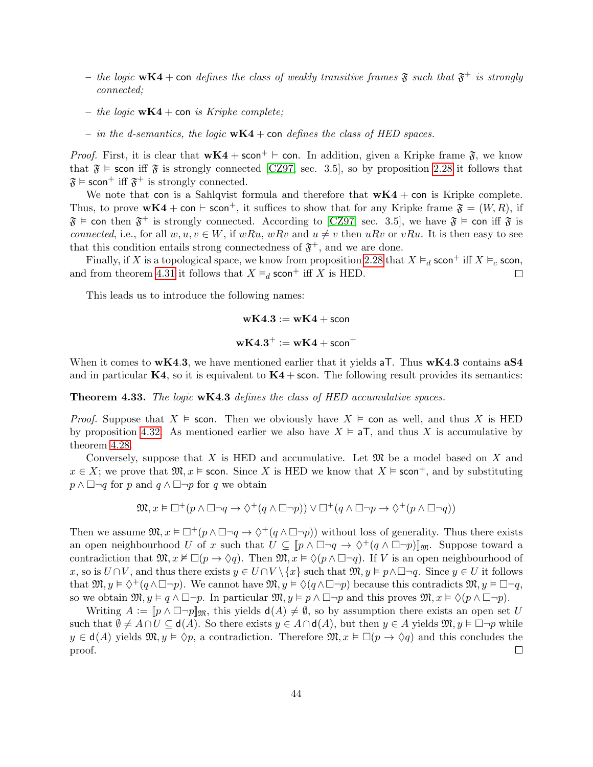– *the logic* $\mathbf{wK4} + \mathsf{con}$ *defines the class of weakly transitive frames* $\mathfrak{F}$ *such that* $\mathfrak{F}^+$ *is strongly connected;*

– *the logic* $\mathbf{wK4} + \mathsf{con}$ *is Kripke complete;*

– *in the d-semantics, the logic* $\mathbf{wK4} + \mathsf{con}$ *defines the class of HED spaces.*

*Proof.* First, it is clear that $\mathbf{wK4} + \mathsf{scon}^+ \vdash \mathsf{con}$. In addition, given a Kripke frame $\mathfrak{F}$, we know that $\mathfrak{F} \vDash \mathsf{scon}$ iff $\mathfrak{F}$ is strongly connected [CZ97, sec. 3.5], so by proposition 2.28 it follows that $\mathfrak{F} \vDash \mathsf{scon}^+$ iff $\mathfrak{F}^+$ is strongly connected.

We note that con is a Sahlqvist formula and therefore that $\mathbf{wK4} + \mathsf{con}$ is Kripke complete. Thus, to prove $\mathbf{wK4} + \mathsf{con} \vdash \mathsf{scon}^+$, it suffices to show that for any Kripke frame $\mathfrak{F} = (W, R)$, if $\mathfrak{F} \vDash \mathsf{con}$ then $\mathfrak{F}^+$ is strongly connected. According to [CZ97, sec. 3.5], we have $\mathfrak{F} \vDash \mathsf{con}$ iff $\mathfrak{F}$ is *connected*, i.e., for all $w, u, v \in W$, if $wRu$, $wRv$ and $u \neq v$ then $uRv$ or $vRu$. It is then easy to see that this condition entails strong connectedness of $\mathfrak{F}^+$, and we are done.

Finally, if $X$ is a topological space, we know from proposition 2.28 that $X \vDash_d \mathsf{scon}^+$ iff $X \vDash_c \mathsf{scon}$, and from theorem 4.31 it follows that $X \vDash_d \mathsf{scon}^+$ iff $X$ is HED. $\square$

This leads us to introduce the following names:

$$\mathbf{wK4.3} := \mathbf{wK4} + \mathsf{scon}$$

$$\mathbf{wK4.3}^+ := \mathbf{wK4} + \mathsf{scon}^+$$

When it comes to $\mathbf{wK4.3}$, we have mentioned earlier that it yields $\mathsf{aT}$. Thus $\mathbf{wK4.3}$ contains $\mathbf{aS4}$ and in particular $\mathbf{K4}$, so it is equivalent to $\mathbf{K4} + \mathsf{scon}$. The following result provides its semantics:

**Theorem 4.33.** *The logic* $\mathbf{wK4.3}$ *defines the class of HED accumulative spaces.*

*Proof.* Suppose that $X \vDash \mathsf{scon}$. Then we obviously have $X \vDash \mathsf{con}$ as well, and thus $X$ is HED by proposition 4.32. As mentioned earlier we also have $X \vDash \mathsf{aT}$, and thus $X$ is accumulative by theorem 4.28.

Conversely, suppose that $X$ is HED and accumulative. Let $\mathfrak{M}$ be a model based on $X$ and $x \in X$; we prove that $\mathfrak{M}, x \vDash \mathsf{scon}$. Since $X$ is HED we know that $X \vDash \mathsf{scon}^+$, and by substituting $p \wedge \Box\neg q$ for $p$ and $q \wedge \Box\neg p$ for $q$ we obtain

$$\mathfrak{M}, x \vDash \Box^+(p \wedge \Box\neg q \to \Diamond^+(q \wedge \Box\neg p)) \vee \Box^+(q \wedge \Box\neg p \to \Diamond^+(p \wedge \Box\neg q))$$

Then we assume $\mathfrak{M}, x \vDash \Box^+(p \wedge \Box\neg q \to \Diamond^+(q \wedge \Box\neg p))$ without loss of generality. Thus there exists an open neighbourhood $U$ of $x$ such that $U \subseteq [\![p \wedge \Box\neg q \to \Diamond^+(q \wedge \Box\neg p)]\!]_{\mathfrak{M}}$. Suppose toward a contradiction that $\mathfrak{M}, x \nvDash \Box(p \to \Diamond q)$. Then $\mathfrak{M}, x \vDash \Diamond(p \wedge \Box\neg q)$. If $V$ is an open neighbourhood of $x$, so is $U \cap V$, and thus there exists $y \in U \cap V \setminus \{x\}$ such that $\mathfrak{M}, y \vDash p \wedge \Box\neg q$. Since $y \in U$ it follows that $\mathfrak{M}, y \vDash \Diamond^+(q \wedge \Box\neg p)$. We cannot have $\mathfrak{M}, y \vDash \Diamond(q \wedge \Box\neg p)$ because this contradicts $\mathfrak{M}, y \vDash \Box\neg q$, so we obtain $\mathfrak{M}, y \vDash q \wedge \Box\neg p$. In particular $\mathfrak{M}, y \vDash p \wedge \Box\neg p$ and this proves $\mathfrak{M}, x \vDash \Diamond(p \wedge \Box\neg p)$.

Writing $A := [\![p \wedge \Box\neg p]\!]_{\mathfrak{M}}$, this yields $\mathsf{d}(A) \neq \emptyset$, so by assumption there exists an open set $U$ such that $\emptyset \neq A \cap U \subseteq \mathsf{d}(A)$. So there exists $y \in A \cap \mathsf{d}(A)$, but then $y \in A$ yields $\mathfrak{M}, y \vDash \Box\neg p$ while $y \in \mathsf{d}(A)$ yields $\mathfrak{M}, y \vDash \Diamond p$, a contradiction. Therefore $\mathfrak{M}, x \vDash \Box(p \to \Diamond q)$ and this concludes the proof. $\square$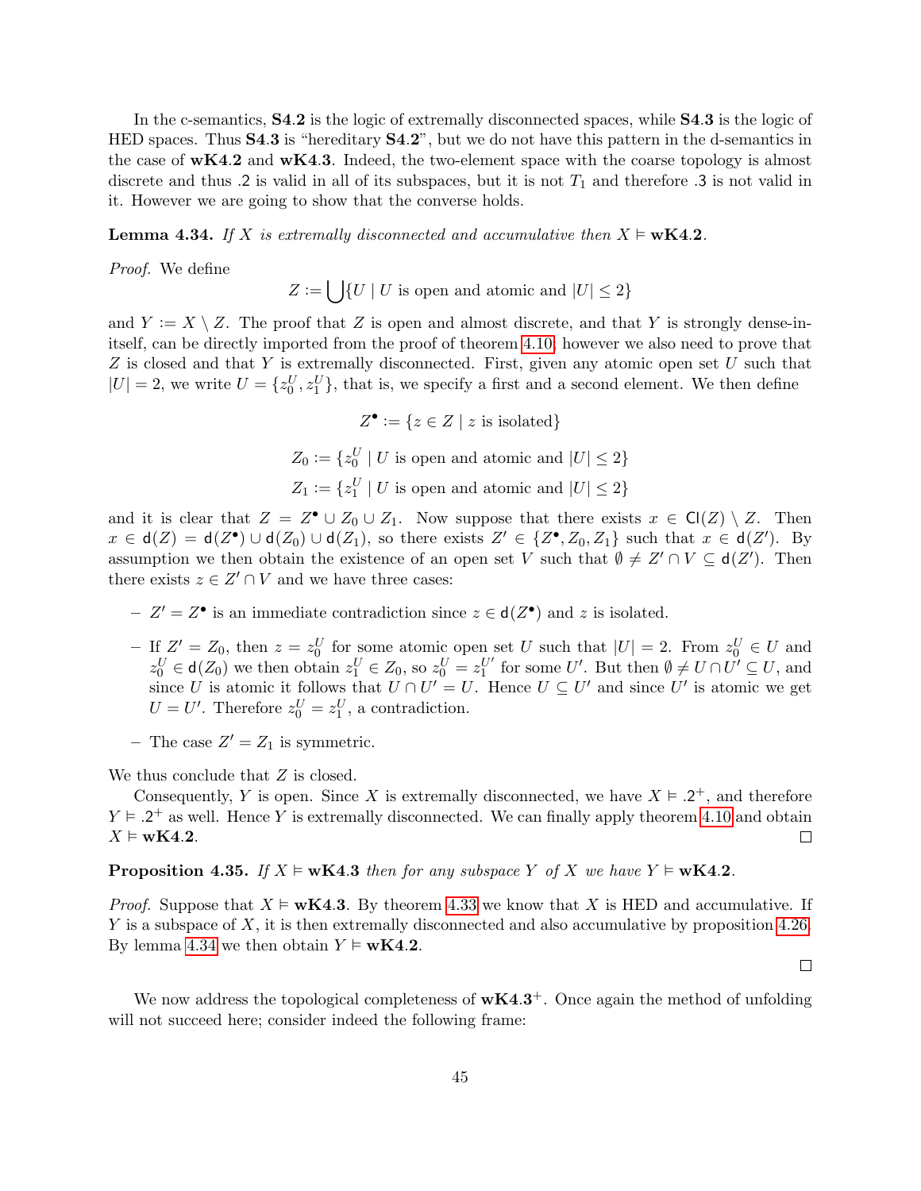In the c-semantics, **S4.2** is the logic of extremally disconnected spaces, while **S4.3** is the logic of HED spaces. Thus **S4.3** is "hereditary **S4.2**", but we do not have this pattern in the d-semantics in the case of **wK4.2** and **wK4.3**. Indeed, the two-element space with the coarse topology is almost discrete and thus .2 is valid in all of its subspaces, but it is not $T_1$ and therefore .3 is not valid in it. However we are going to show that the converse holds.

**Lemma 4.34.** *If $X$ is extremally disconnected and accumulative then $X \vDash$ **wK4.2**.*

*Proof.* We define

$$Z := \bigcup \{U \mid U \text{ is open and atomic and } |U| \leq 2\}$$

and $Y := X \setminus Z$. The proof that $Z$ is open and almost discrete, and that $Y$ is strongly dense-in-itself, can be directly imported from the proof of theorem 4.10; however we also need to prove that $Z$ is closed and that $Y$ is extremally disconnected. First, given any atomic open set $U$ such that $|U| = 2$, we write $U = \{z_0^U, z_1^U\}$, that is, we specify a first and a second element. We then define

$$Z^\bullet := \{z \in Z \mid z \text{ is isolated}\}$$

$$Z_0 := \{z_0^U \mid U \text{ is open and atomic and } |U| \leq 2\}$$

$$Z_1 := \{z_1^U \mid U \text{ is open and atomic and } |U| \leq 2\}$$

and it is clear that $Z = Z^\bullet \cup Z_0 \cup Z_1$. Now suppose that there exists $x \in \mathsf{Cl}(Z) \setminus Z$. Then $x \in \mathsf{d}(Z) = \mathsf{d}(Z^\bullet) \cup \mathsf{d}(Z_0) \cup \mathsf{d}(Z_1)$, so there exists $Z' \in \{Z^\bullet, Z_0, Z_1\}$ such that $x \in \mathsf{d}(Z')$. By assumption we then obtain the existence of an open set $V$ such that $\emptyset \neq Z' \cap V \subseteq \mathsf{d}(Z')$. Then there exists $z \in Z' \cap V$ and we have three cases:

- $Z' = Z^\bullet$ is an immediate contradiction since $z \in \mathsf{d}(Z^\bullet)$ and $z$ is isolated.
- If $Z' = Z_0$, then $z = z_0^U$ for some atomic open set $U$ such that $|U| = 2$. From $z_0^U \in U$ and $z_0^U \in \mathsf{d}(Z_0)$ we then obtain $z_1^U \in Z_0$, so $z_0^U = z_1^{U'}$ for some $U'$. But then $\emptyset \neq U \cap U' \subseteq U$, and since $U$ is atomic it follows that $U \cap U' = U$. Hence $U \subseteq U'$ and since $U'$ is atomic we get $U = U'$. Therefore $z_0^U = z_1^U$, a contradiction.
- The case $Z' = Z_1$ is symmetric.

We thus conclude that $Z$ is closed.

Consequently, $Y$ is open. Since $X$ is extremally disconnected, we have $X \vDash .2^+$, and therefore $Y \vDash .2^+$ as well. Hence $Y$ is extremally disconnected. We can finally apply theorem 4.10 and obtain $X \vDash$ **wK4.2**. □

**Proposition 4.35.** *If $X \vDash$ **wK4.3** then for any subspace $Y$ of $X$ we have $Y \vDash$ **wK4.2**.*

*Proof.* Suppose that $X \vDash$ **wK4.3**. By theorem 4.33 we know that $X$ is HED and accumulative. If $Y$ is a subspace of $X$, it is then extremally disconnected and also accumulative by proposition 4.26. By lemma 4.34 we then obtain $Y \vDash$ **wK4.2**. □

We now address the topological completeness of **wK4.3**$^+$. Once again the method of unfolding will not succeed here; consider indeed the following frame: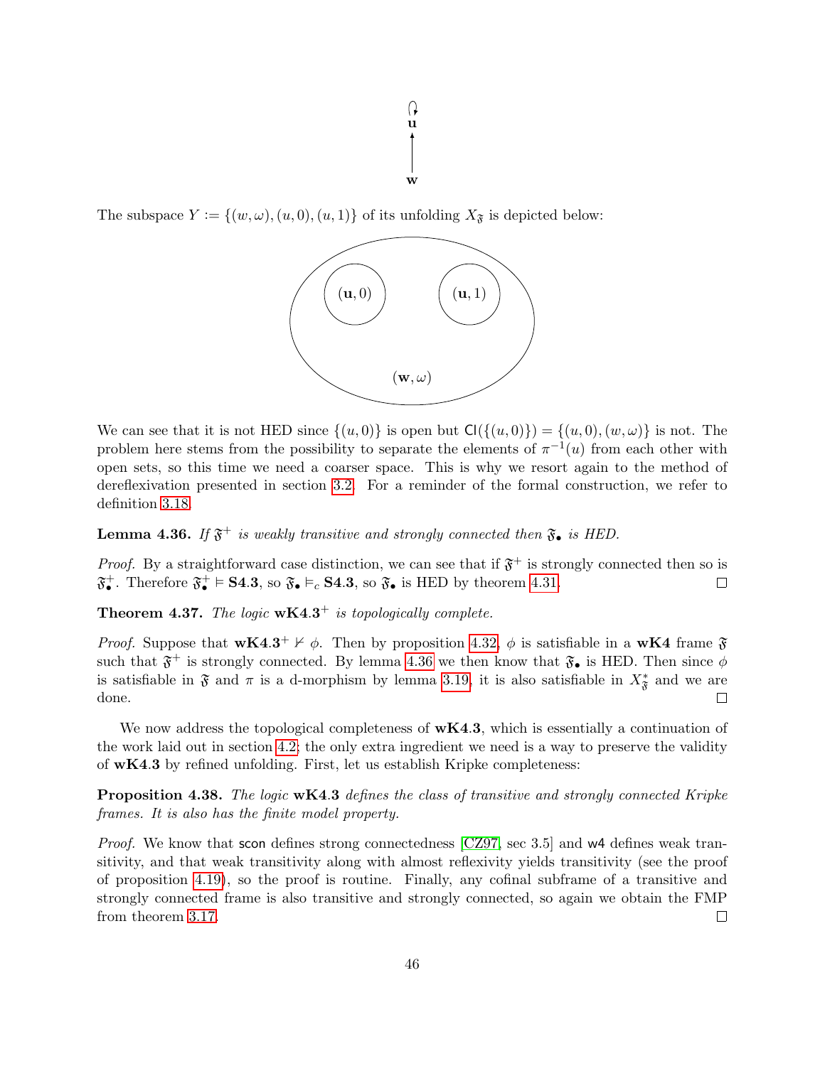The subspace $Y := \{(w, \omega), (u, 0), (u, 1)\}$ of its unfolding $X_{\mathfrak{F}}$ is depicted below:

We can see that it is not HED since $\{(u, 0)\}$ is open but $\mathsf{Cl}(\{(u, 0)\}) = \{(u, 0), (w, \omega)\}$ is not. The problem here stems from the possibility to separate the elements of $\pi^{-1}(u)$ from each other with open sets, so this time we need a coarser space. This is why we resort again to the method of dereflexivation presented in section 3.2. For a reminder of the formal construction, we refer to definition 3.18.

**Lemma 4.36.** *If $\mathfrak{F}^+$ is weakly transitive and strongly connected then $\mathfrak{F}_\bullet$ is HED.*

*Proof.* By a straightforward case distinction, we can see that if $\mathfrak{F}^+$ is strongly connected then so is $\mathfrak{F}^+_\bullet$. Therefore $\mathfrak{F}^+_\bullet \vDash \mathbf{S4.3}$, so $\mathfrak{F}_\bullet \vDash_c \mathbf{S4.3}$, so $\mathfrak{F}_\bullet$ is HED by theorem 4.31. $\square$

**Theorem 4.37.** *The logic $\mathbf{wK4.3}^+$ is topologically complete.*

*Proof.* Suppose that $\mathbf{wK4.3}^+ \nvdash \phi$. Then by proposition 4.32, $\phi$ is satisfiable in a $\mathbf{wK4}$ frame $\mathfrak{F}$ such that $\mathfrak{F}^+$ is strongly connected. By lemma 4.36 we then know that $\mathfrak{F}_\bullet$ is HED. Then since $\phi$ is satisfiable in $\mathfrak{F}$ and $\pi$ is a d-morphism by lemma 3.19, it is also satisfiable in $X^*_{\mathfrak{F}}$ and we are done. $\square$

We now address the topological completeness of $\mathbf{wK4.3}$, which is essentially a continuation of the work laid out in section 4.2; the only extra ingredient we need is a way to preserve the validity of $\mathbf{wK4.3}$ by refined unfolding. First, let us establish Kripke completeness:

**Proposition 4.38.** *The logic $\mathbf{wK4.3}$ defines the class of transitive and strongly connected Kripke frames. It is also has the finite model property.*

*Proof.* We know that $\mathsf{scon}$ defines strong connectedness [CZ97, sec 3.5] and $\mathsf{w4}$ defines weak transitivity, and that weak transitivity along with almost reflexivity yields transitivity (see the proof of proposition 4.19), so the proof is routine. Finally, any cofinal subframe of a transitive and strongly connected frame is also transitive and strongly connected, so again we obtain the FMP from theorem 3.17. $\square$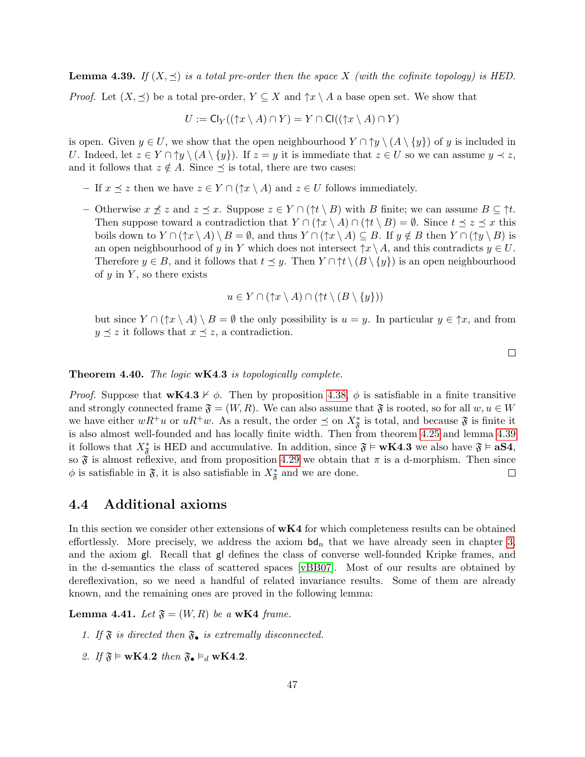**Lemma 4.39.** *If $(X, \preceq)$ is a total pre-order then the space $X$ (with the cofinite topology) is HED.*

*Proof.* Let $(X, \preceq)$ be a total pre-order, $Y \subseteq X$ and $\uparrow x \setminus A$ a base open set. We show that

$$U := \mathsf{Cl}_Y((\uparrow x \setminus A) \cap Y) = Y \cap \mathsf{Cl}((\uparrow x \setminus A) \cap Y)$$

is open. Given $y \in U$, we show that the open neighbourhood $Y \cap \uparrow y \setminus (A \setminus \{y\})$ of $y$ is included in $U$. Indeed, let $z \in Y \cap \uparrow y \setminus (A \setminus \{y\})$. If $z = y$ it is immediate that $z \in U$ so we can assume $y \prec z$, and it follows that $z \notin A$. Since $\preceq$ is total, there are two cases:

– If $x \preceq z$ then we have $z \in Y \cap (\uparrow x \setminus A)$ and $z \in U$ follows immediately.

– Otherwise $x \not\preceq z$ and $z \preceq x$. Suppose $z \in Y \cap (\uparrow t \setminus B)$ with $B$ finite; we can assume $B \subseteq \uparrow t$. Then suppose toward a contradiction that $Y \cap (\uparrow x \setminus A) \cap (\uparrow t \setminus B) = \emptyset$. Since $t \preceq z \preceq x$ this boils down to $Y \cap (\uparrow x \setminus A) \setminus B = \emptyset$, and thus $Y \cap (\uparrow x \setminus A) \subseteq B$. If $y \notin B$ then $Y \cap (\uparrow y \setminus B)$ is an open neighbourhood of $y$ in $Y$ which does not intersect $\uparrow x \setminus A$, and this contradicts $y \in U$. Therefore $y \in B$, and it follows that $t \preceq y$. Then $Y \cap \uparrow t \setminus (B \setminus \{y\})$ is an open neighbourhood of $y$ in $Y$, so there exists

$$u \in Y \cap (\uparrow x \setminus A) \cap (\uparrow t \setminus (B \setminus \{y\}))$$

but since $Y \cap (\uparrow x \setminus A) \setminus B = \emptyset$ the only possibility is $u = y$. In particular $y \in \uparrow x$, and from $y \preceq z$ it follows that $x \preceq z$, a contradiction.

□

**Theorem 4.40.** *The logic* **wK4.3** *is topologically complete.*

*Proof.* Suppose that **wK4.3** $\nvdash \phi$. Then by proposition 4.38, $\phi$ is satisfiable in a finite transitive and strongly connected frame $\mathfrak{F} = (W, R)$. We can also assume that $\mathfrak{F}$ is rooted, so for all $w, u \in W$ we have either $wR^+u$ or $uR^+w$. As a result, the order $\preceq$ on $X^*_{\mathfrak{F}}$ is total, and because $\mathfrak{F}$ is finite it is also almost well-founded and has locally finite width. Then from theorem 4.25 and lemma 4.39 it follows that $X^*_{\mathfrak{F}}$ is HED and accumulative. In addition, since $\mathfrak{F} \vDash$ **wK4.3** we also have $\mathfrak{F} \vDash$ **aS4**, so $\mathfrak{F}$ is almost reflexive, and from proposition 4.29 we obtain that $\pi$ is a d-morphism. Then since $\phi$ is satisfiable in $\mathfrak{F}$, it is also satisfiable in $X^*_{\mathfrak{F}}$ and we are done. □

## 4.4 Additional axioms

In this section we consider other extensions of **wK4** for which completeness results can be obtained effortlessly. More precisely, we address the axiom $\mathsf{bd}_n$ that we have already seen in chapter 3, and the axiom $\mathsf{gl}$. Recall that $\mathsf{gl}$ defines the class of converse well-founded Kripke frames, and in the d-semantics the class of scattered spaces [vBB07]. Most of our results are obtained by dereflexivation, so we need a handful of related invariance results. Some of them are already known, and the remaining ones are proved in the following lemma:

**Lemma 4.41.** *Let $\mathfrak{F} = (W, R)$ be a* **wK4** *frame.*

1. *If $\mathfrak{F}$ is directed then $\mathfrak{F}_\bullet$ is extremally disconnected.*
2. *If $\mathfrak{F} \vDash$ **wK4.2** then $\mathfrak{F}_\bullet \vDash_d$ **wK4.2**.*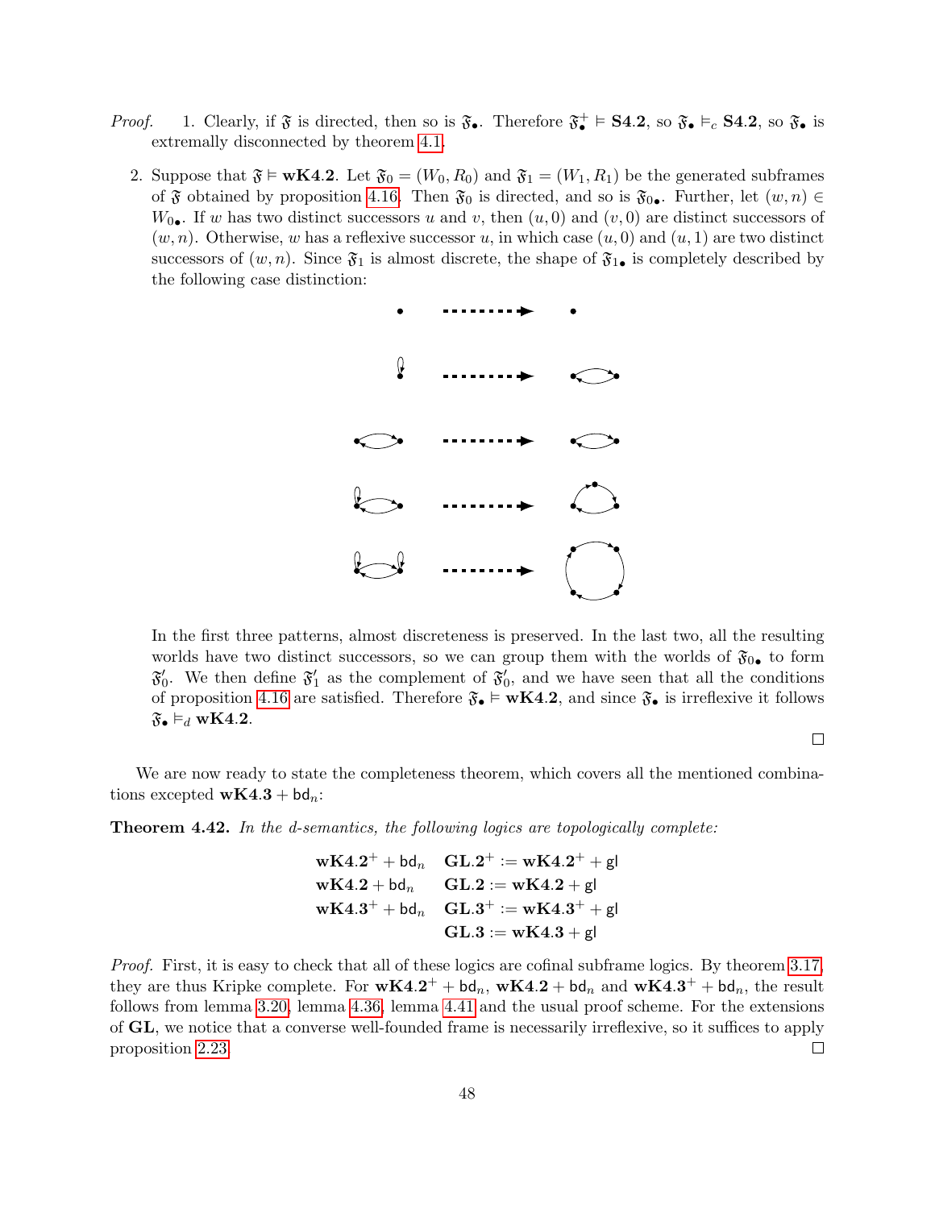*Proof.* 1. Clearly, if $\mathfrak{F}$ is directed, then so is $\mathfrak{F}_\bullet$. Therefore $\mathfrak{F}_\bullet^+ \vDash \mathbf{S4.2}$, so $\mathfrak{F}_\bullet \vDash_c \mathbf{S4.2}$, so $\mathfrak{F}_\bullet$ is extremally disconnected by theorem 4.1.

2. Suppose that $\mathfrak{F} \vDash \mathbf{wK4.2}$. Let $\mathfrak{F}_0 = (W_0, R_0)$ and $\mathfrak{F}_1 = (W_1, R_1)$ be the generated subframes of $\mathfrak{F}$ obtained by proposition 4.16. Then $\mathfrak{F}_0$ is directed, and so is $\mathfrak{F}_{0\bullet}$. Further, let $(w, n) \in W_{0\bullet}$. If $w$ has two distinct successors $u$ and $v$, then $(u, 0)$ and $(v, 0)$ are distinct successors of $(w, n)$. Otherwise, $w$ has a reflexive successor $u$, in which case $(u, 0)$ and $(u, 1)$ are two distinct successors of $(w, n)$. Since $\mathfrak{F}_1$ is almost discrete, the shape of $\mathfrak{F}_{1\bullet}$ is completely described by the following case distinction:

In the first three patterns, almost discreteness is preserved. In the last two, all the resulting worlds have two distinct successors, so we can group them with the worlds of $\mathfrak{F}_{0\bullet}$ to form $\mathfrak{F}'_0$. We then define $\mathfrak{F}'_1$ as the complement of $\mathfrak{F}'_0$, and we have seen that all the conditions of proposition 4.16 are satisfied. Therefore $\mathfrak{F}_\bullet \vDash \mathbf{wK4.2}$, and since $\mathfrak{F}_\bullet$ is irreflexive it follows $\mathfrak{F}_\bullet \vDash_d \mathbf{wK4.2}$. □

We are now ready to state the completeness theorem, which covers all the mentioned combinations excepted $\mathbf{wK4.3} + \mathsf{bd}_n$:

**Theorem 4.42.** *In the d-semantics, the following logics are topologically complete:*

$$\begin{array}{ll}
\mathbf{wK4.2}^+ + \mathsf{bd}_n & \mathbf{GL.2}^+ := \mathbf{wK4.2}^+ + \mathsf{gl} \\
\mathbf{wK4.2} + \mathsf{bd}_n & \mathbf{GL.2} := \mathbf{wK4.2} + \mathsf{gl} \\
\mathbf{wK4.3}^+ + \mathsf{bd}_n & \mathbf{GL.3}^+ := \mathbf{wK4.3}^+ + \mathsf{gl} \\
 & \mathbf{GL.3} := \mathbf{wK4.3} + \mathsf{gl}
\end{array}$$

*Proof.* First, it is easy to check that all of these logics are cofinal subframe logics. By theorem 3.17, they are thus Kripke complete. For $\mathbf{wK4.2}^+ + \mathsf{bd}_n$, $\mathbf{wK4.2} + \mathsf{bd}_n$ and $\mathbf{wK4.3}^+ + \mathsf{bd}_n$, the result follows from lemma 3.20, lemma 4.36, lemma 4.41 and the usual proof scheme. For the extensions of $\mathbf{GL}$, we notice that a converse well-founded frame is necessarily irreflexive, so it suffices to apply proposition 2.23. □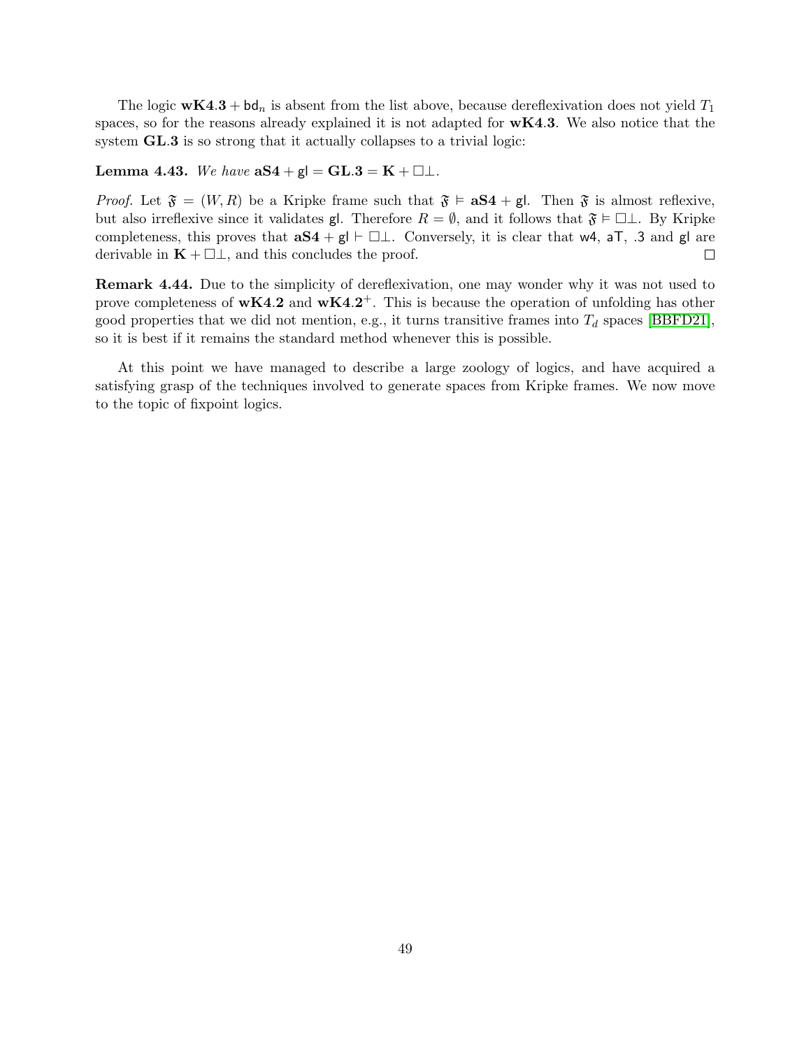The logic $\mathbf{wK4.3} + \mathsf{bd}_n$ is absent from the list above, because dereflexivation does not yield $T_1$ spaces, so for the reasons already explained it is not adapted for $\mathbf{wK4.3}$. We also notice that the system $\mathbf{GL.3}$ is so strong that it actually collapses to a trivial logic:

**Lemma 4.43.** *We have* $\mathbf{aS4} + \mathsf{gl} = \mathbf{GL.3} = \mathbf{K} + \Box\bot$.

*Proof.* Let $\mathfrak{F} = (W, R)$ be a Kripke frame such that $\mathfrak{F} \vDash \mathbf{aS4} + \mathsf{gl}$. Then $\mathfrak{F}$ is almost reflexive, but also irreflexive since it validates $\mathsf{gl}$. Therefore $R = \emptyset$, and it follows that $\mathfrak{F} \vDash \Box\bot$. By Kripke completeness, this proves that $\mathbf{aS4} + \mathsf{gl} \vdash \Box\bot$. Conversely, it is clear that $\mathsf{w4}$, $\mathsf{aT}$, $.3$ and $\mathsf{gl}$ are derivable in $\mathbf{K} + \Box\bot$, and this concludes the proof. $\square$

**Remark 4.44.** Due to the simplicity of dereflexivation, one may wonder why it was not used to prove completeness of $\mathbf{wK4.2}$ and $\mathbf{wK4.2}^+$. This is because the operation of unfolding has other good properties that we did not mention, e.g., it turns transitive frames into $T_d$ spaces [BBFD21], so it is best if it remains the standard method whenever this is possible.

At this point we have managed to describe a large zoology of logics, and have acquired a satisfying grasp of the techniques involved to generate spaces from Kripke frames. We now move to the topic of fixpoint logics.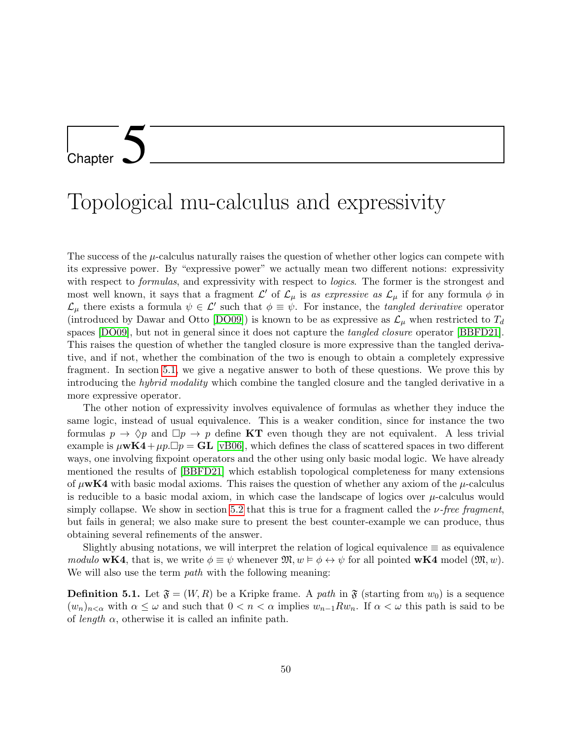# Chapter 5

# Topological mu-calculus and expressivity

The success of the $\mu$-calculus naturally raises the question of whether other logics can compete with its expressive power. By "expressive power" we actually mean two different notions: expressivity with respect to *formulas*, and expressivity with respect to *logics*. The former is the strongest and most well known, it says that a fragment $\mathcal{L}'$ of $\mathcal{L}_\mu$ is *as expressive as* $\mathcal{L}_\mu$ if for any formula $\phi$ in $\mathcal{L}_\mu$ there exists a formula $\psi \in \mathcal{L}'$ such that $\phi \equiv \psi$. For instance, the *tangled derivative* operator (introduced by Dawar and Otto [DO09]) is known to be as expressive as $\mathcal{L}_\mu$ when restricted to $T_d$ spaces [DO09], but not in general since it does not capture the *tangled closure* operator [BBFD21]. This raises the question of whether the tangled closure is more expressive than the tangled derivative, and if not, whether the combination of the two is enough to obtain a completely expressive fragment. In section 5.1, we give a negative answer to both of these questions. We prove this by introducing the *hybrid modality* which combine the tangled closure and the tangled derivative in a more expressive operator.

The other notion of expressivity involves equivalence of formulas as whether they induce the same logic, instead of usual equivalence. This is a weaker condition, since for instance the two formulas $p \to \Diamond p$ and $\Box p \to p$ define **KT** even though they are not equivalent. A less trivial example is $\mu\mathbf{wK4} + \mu p.\Box p = \mathbf{GL}$ [vB06], which defines the class of scattered spaces in two different ways, one involving fixpoint operators and the other using only basic modal logic. We have already mentioned the results of [BBFD21] which establish topological completeness for many extensions of $\mu\mathbf{wK4}$ with basic modal axioms. This raises the question of whether any axiom of the $\mu$-calculus is reducible to a basic modal axiom, in which case the landscape of logics over $\mu$-calculus would simply collapse. We show in section 5.2 that this is true for a fragment called the *$\nu$-free fragment*, but fails in general; we also make sure to present the best counter-example we can produce, thus obtaining several refinements of the answer.

Slightly abusing notations, we will interpret the relation of logical equivalence $\equiv$ as equivalence *modulo* **wK4**, that is, we write $\phi \equiv \psi$ whenever $\mathfrak{M}, w \models \phi \leftrightarrow \psi$ for all pointed **wK4** model $(\mathfrak{M}, w)$. We will also use the term *path* with the following meaning:

**Definition 5.1.** Let $\mathfrak{F} = (W, R)$ be a Kripke frame. A *path* in $\mathfrak{F}$ (starting from $w_0$) is a sequence $(w_n)_{n<\alpha}$ with $\alpha \leq \omega$ and such that $0 < n < \alpha$ implies $w_{n-1} R w_n$. If $\alpha < \omega$ this path is said to be of *length* $\alpha$, otherwise it is called an infinite path.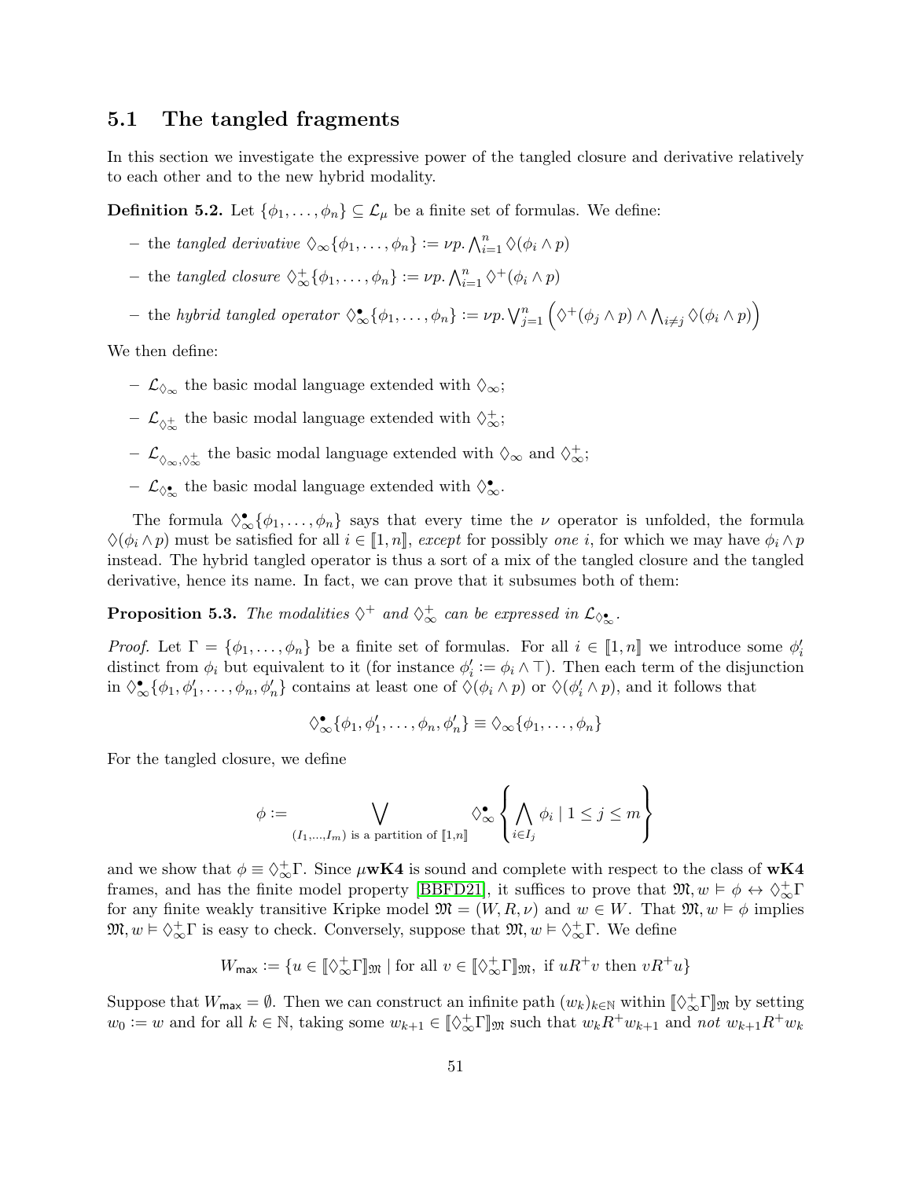## 5.1 The tangled fragments

In this section we investigate the expressive power of the tangled closure and derivative relatively to each other and to the new hybrid modality.

**Definition 5.2.** Let $\{\phi_1, \dots, \phi_n\} \subseteq \mathcal{L}_\mu$ be a finite set of formulas. We define:

- the *tangled derivative* $\Diamond_\infty\{\phi_1, \dots, \phi_n\} := \nu p. \bigwedge_{i=1}^n \Diamond(\phi_i \wedge p)$
- the *tangled closure* $\Diamond_\infty^+\{\phi_1, \dots, \phi_n\} := \nu p. \bigwedge_{i=1}^n \Diamond^+(\phi_i \wedge p)$
- the *hybrid tangled operator* $\Diamond_\infty^\bullet\{\phi_1, \dots, \phi_n\} := \nu p. \bigvee_{j=1}^n \left(\Diamond^+(\phi_j \wedge p) \wedge \bigwedge_{i \neq j} \Diamond(\phi_i \wedge p)\right)$

We then define:

- $\mathcal{L}_{\Diamond_\infty}$ the basic modal language extended with $\Diamond_\infty$;
- $\mathcal{L}_{\Diamond_\infty^+}$ the basic modal language extended with $\Diamond_\infty^+$;
- $\mathcal{L}_{\Diamond_\infty, \Diamond_\infty^+}$ the basic modal language extended with $\Diamond_\infty$ and $\Diamond_\infty^+$;
- $\mathcal{L}_{\Diamond_\infty^\bullet}$ the basic modal language extended with $\Diamond_\infty^\bullet$.

The formula $\Diamond_\infty^\bullet\{\phi_1, \dots, \phi_n\}$ says that every time the $\nu$ operator is unfolded, the formula $\Diamond(\phi_i \wedge p)$ must be satisfied for all $i \in [\![1, n]\!]$, *except* for possibly *one* $i$, for which we may have $\phi_i \wedge p$ instead. The hybrid tangled operator is thus a sort of a mix of the tangled closure and the tangled derivative, hence its name. In fact, we can prove that it subsumes both of them:

**Proposition 5.3.** *The modalities $\Diamond^+$ and $\Diamond_\infty^+$ can be expressed in $\mathcal{L}_{\Diamond_\infty^\bullet}$.*

*Proof.* Let $\Gamma = \{\phi_1, \dots, \phi_n\}$ be a finite set of formulas. For all $i \in [\![1, n]\!]$ we introduce some $\phi_i'$ distinct from $\phi_i$ but equivalent to it (for instance $\phi_i' := \phi_i \wedge \top$). Then each term of the disjunction in $\Diamond_\infty^\bullet\{\phi_1, \phi_1', \dots, \phi_n, \phi_n'\}$ contains at least one of $\Diamond(\phi_i \wedge p)$ or $\Diamond(\phi_i' \wedge p)$, and it follows that

$$\Diamond_\infty^\bullet\{\phi_1, \phi_1', \dots, \phi_n, \phi_n'\} \equiv \Diamond_\infty\{\phi_1, \dots, \phi_n\}$$

For the tangled closure, we define

$$\phi := \bigvee_{(I_1, \dots, I_m) \text{ is a partition of } [\![1,n]\!]} \Diamond_\infty^\bullet \left\{ \bigwedge_{i \in I_j} \phi_i \mid 1 \leq j \leq m \right\}$$

and we show that $\phi \equiv \Diamond_\infty^+\Gamma$. Since $\mu\mathbf{wK4}$ is sound and complete with respect to the class of $\mathbf{wK4}$ frames, and has the finite model property [BBFD21], it suffices to prove that $\mathfrak{M}, w \vDash \phi \leftrightarrow \Diamond_\infty^+\Gamma$ for any finite weakly transitive Kripke model $\mathfrak{M} = (W, R, \nu)$ and $w \in W$. That $\mathfrak{M}, w \vDash \phi$ implies $\mathfrak{M}, w \vDash \Diamond_\infty^+\Gamma$ is easy to check. Conversely, suppose that $\mathfrak{M}, w \vDash \Diamond_\infty^+\Gamma$. We define

$$W_{\mathsf{max}} := \{u \in [\![\Diamond_\infty^+\Gamma]\!]_\mathfrak{M} \mid \text{for all } v \in [\![\Diamond_\infty^+\Gamma]\!]_\mathfrak{M}, \text{ if } uR^+v \text{ then } vR^+u\}$$

Suppose that $W_{\mathsf{max}} = \emptyset$. Then we can construct an infinite path $(w_k)_{k \in \mathbb{N}}$ within $[\![\Diamond_\infty^+\Gamma]\!]_\mathfrak{M}$ by setting $w_0 := w$ and for all $k \in \mathbb{N}$, taking some $w_{k+1} \in [\![\Diamond_\infty^+\Gamma]\!]_\mathfrak{M}$ such that $w_k R^+ w_{k+1}$ and *not* $w_{k+1} R^+ w_k$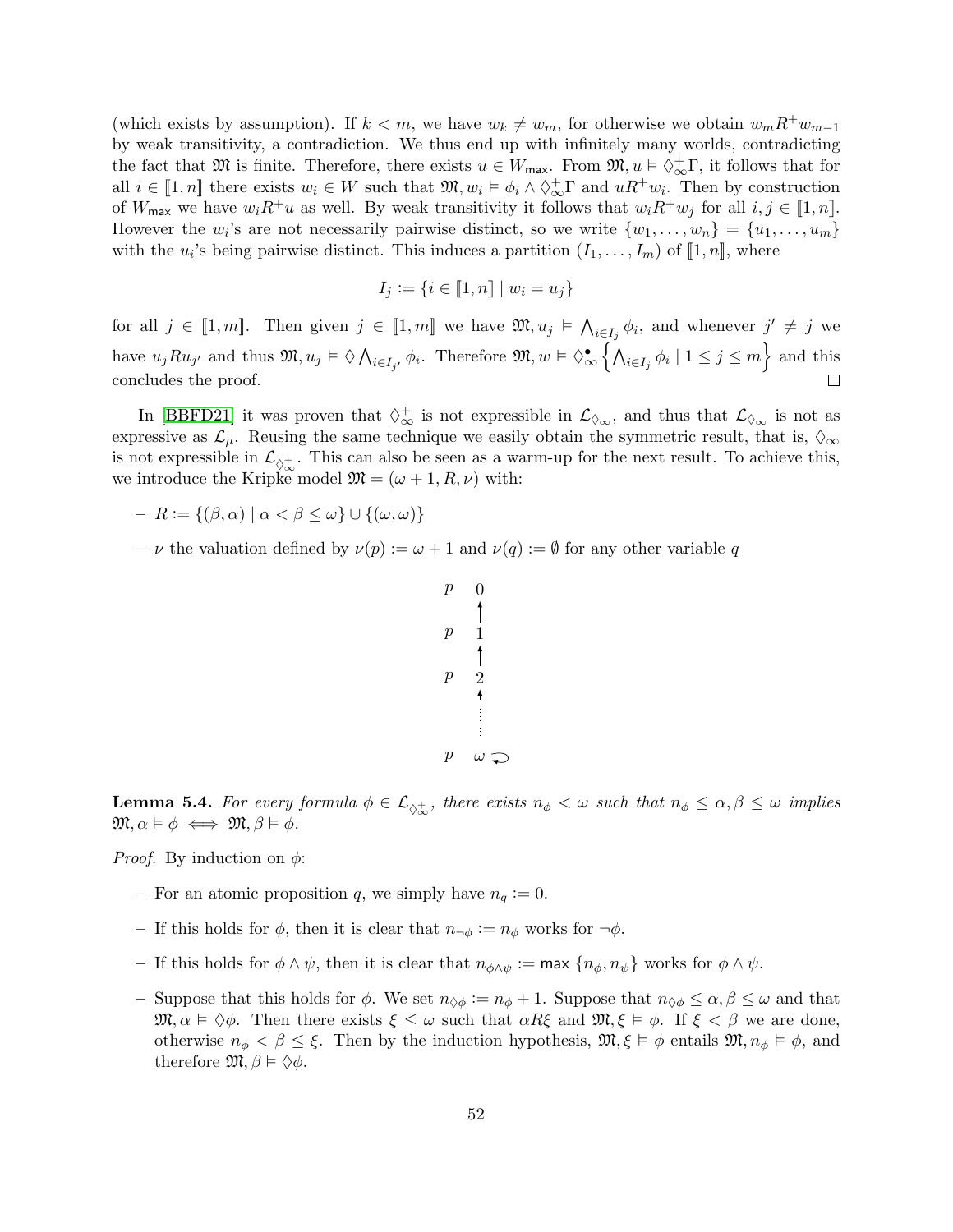(which exists by assumption). If $k < m$, we have $w_k \neq w_m$, for otherwise we obtain $w_m R^+ w_{m-1}$ by weak transitivity, a contradiction. We thus end up with infinitely many worlds, contradicting the fact that $\mathfrak{M}$ is finite. Therefore, there exists $u \in W_{\mathsf{max}}$. From $\mathfrak{M}, u \vDash \Diamond^+_\infty \Gamma$, it follows that for all $i \in [\![1, n]\!]$ there exists $w_i \in W$ such that $\mathfrak{M}, w_i \vDash \phi_i \wedge \Diamond^+_\infty \Gamma$ and $uR^+w_i$. Then by construction of $W_{\mathsf{max}}$ we have $w_i R^+ u$ as well. By weak transitivity it follows that $w_i R^+ w_j$ for all $i, j \in [\![1, n]\!]$. However the $w_i$'s are not necessarily pairwise distinct, so we write $\{w_1, \ldots, w_n\} = \{u_1, \ldots, u_m\}$ with the $u_i$'s being pairwise distinct. This induces a partition $(I_1, \ldots, I_m)$ of $[\![1, n]\!]$, where

$$I_j := \{i \in [\![1, n]\!] \mid w_i = u_j\}$$

for all $j \in [\![1, m]\!]$. Then given $j \in [\![1, m]\!]$ we have $\mathfrak{M}, u_j \vDash \bigwedge_{i \in I_j} \phi_i$, and whenever $j' \neq j$ we have $u_j R u_{j'}$ and thus $\mathfrak{M}, u_j \vDash \Diamond \bigwedge_{i \in I_{j'}} \phi_i$. Therefore $\mathfrak{M}, w \vDash \Diamond^\bullet_\infty \left\{ \bigwedge_{i \in I_j} \phi_i \mid 1 \leq j \leq m \right\}$ and this concludes the proof. □

In [BBFD21] it was proven that $\Diamond^+_\infty$ is not expressible in $\mathcal{L}_{\Diamond_\infty}$, and thus that $\mathcal{L}_{\Diamond_\infty}$ is not as expressive as $\mathcal{L}_\mu$. Reusing the same technique we easily obtain the symmetric result, that is, $\Diamond_\infty$ is not expressible in $\mathcal{L}_{\Diamond^+_\infty}$. This can also be seen as a warm-up for the next result. To achieve this, we introduce the Kripke model $\mathfrak{M} = (\omega + 1, R, \nu)$ with:

- $R := \{(\beta, \alpha) \mid \alpha < \beta \leq \omega\} \cup \{(\omega, \omega)\}$
- $\nu$ the valuation defined by $\nu(p) := \omega + 1$ and $\nu(q) := \emptyset$ for any other variable $q$

**Lemma 5.4.** *For every formula $\phi \in \mathcal{L}_{\Diamond^+_\infty}$, there exists $n_\phi < \omega$ such that $n_\phi \leq \alpha, \beta \leq \omega$ implies $\mathfrak{M}, \alpha \vDash \phi \iff \mathfrak{M}, \beta \vDash \phi$.*

*Proof.* By induction on $\phi$:

- For an atomic proposition $q$, we simply have $n_q := 0$.
- If this holds for $\phi$, then it is clear that $n_{\neg\phi} := n_\phi$ works for $\neg\phi$.
- If this holds for $\phi \wedge \psi$, then it is clear that $n_{\phi\wedge\psi} := \mathsf{max}\ \{n_\phi, n_\psi\}$ works for $\phi \wedge \psi$.
- Suppose that this holds for $\phi$. We set $n_{\Diamond\phi} := n_\phi + 1$. Suppose that $n_{\Diamond\phi} \leq \alpha, \beta \leq \omega$ and that $\mathfrak{M}, \alpha \vDash \Diamond\phi$. Then there exists $\xi \leq \omega$ such that $\alpha R \xi$ and $\mathfrak{M}, \xi \vDash \phi$. If $\xi < \beta$ we are done, otherwise $n_\phi < \beta \leq \xi$. Then by the induction hypothesis, $\mathfrak{M}, \xi \vDash \phi$ entails $\mathfrak{M}, n_\phi \vDash \phi$, and therefore $\mathfrak{M}, \beta \vDash \Diamond\phi$.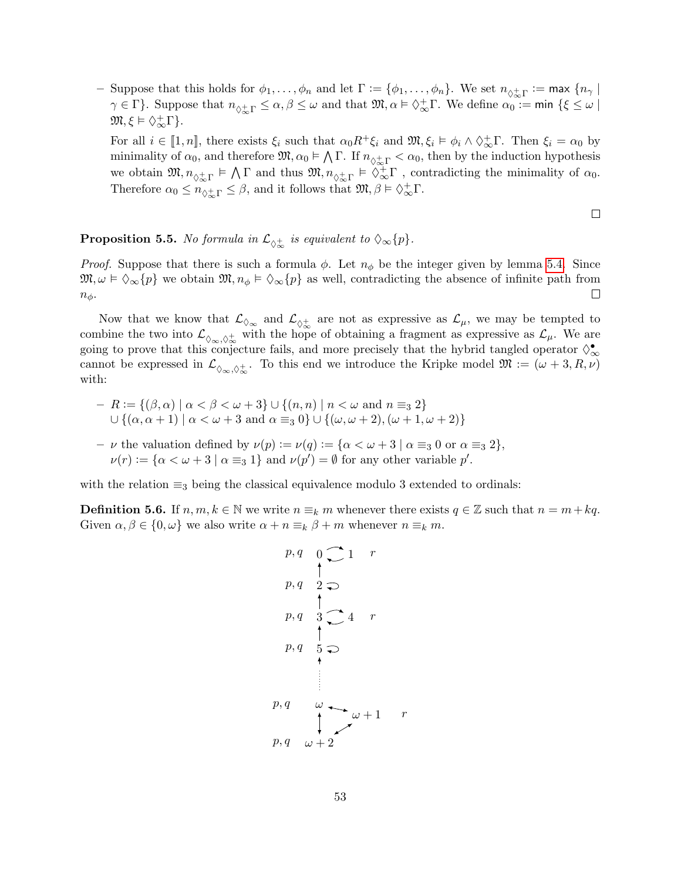– Suppose that this holds for $\phi_1, \ldots, \phi_n$ and let $\Gamma := \{\phi_1, \ldots, \phi_n\}$. We set $n_{\Diamond^+_\infty \Gamma} := \max \{n_\gamma \mid \gamma \in \Gamma\}$. Suppose that $n_{\Diamond^+_\infty \Gamma} \leq \alpha, \beta \leq \omega$ and that $\mathfrak{M}, \alpha \vDash \Diamond^+_\infty \Gamma$. We define $\alpha_0 := \min \{\xi \leq \omega \mid \mathfrak{M}, \xi \vDash \Diamond^+_\infty \Gamma\}$.

  For all $i \in [\![1, n]\!]$, there exists $\xi_i$ such that $\alpha_0 R^+ \xi_i$ and $\mathfrak{M}, \xi_i \vDash \phi_i \wedge \Diamond^+_\infty \Gamma$. Then $\xi_i = \alpha_0$ by minimality of $\alpha_0$, and therefore $\mathfrak{M}, \alpha_0 \vDash \bigwedge \Gamma$. If $n_{\Diamond^+_\infty \Gamma} < \alpha_0$, then by the induction hypothesis we obtain $\mathfrak{M}, n_{\Diamond^+_\infty \Gamma} \vDash \bigwedge \Gamma$ and thus $\mathfrak{M}, n_{\Diamond^+_\infty \Gamma} \vDash \Diamond^+_\infty \Gamma$ , contradicting the minimality of $\alpha_0$. Therefore $\alpha_0 \leq n_{\Diamond^+_\infty \Gamma} \leq \beta$, and it follows that $\mathfrak{M}, \beta \vDash \Diamond^+_\infty \Gamma$.

□

**Proposition 5.5.** *No formula in $\mathcal{L}_{\Diamond^+_\infty}$ is equivalent to $\Diamond_\infty\{p\}$.*

*Proof.* Suppose that there is such a formula $\phi$. Let $n_\phi$ be the integer given by lemma 5.4. Since $\mathfrak{M}, \omega \vDash \Diamond_\infty\{p\}$ we obtain $\mathfrak{M}, n_\phi \vDash \Diamond_\infty\{p\}$ as well, contradicting the absence of infinite path from $n_\phi$. □

Now that we know that $\mathcal{L}_{\Diamond_\infty}$ and $\mathcal{L}_{\Diamond^+_\infty}$ are not as expressive as $\mathcal{L}_\mu$, we may be tempted to combine the two into $\mathcal{L}_{\Diamond_\infty, \Diamond^+_\infty}$ with the hope of obtaining a fragment as expressive as $\mathcal{L}_\mu$. We are going to prove that this conjecture fails, and more precisely that the hybrid tangled operator $\Diamond^\bullet_\infty$ cannot be expressed in $\mathcal{L}_{\Diamond_\infty, \Diamond^+_\infty}$. To this end we introduce the Kripke model $\mathfrak{M} := (\omega + 3, R, \nu)$ with:

– $R := \{(\beta, \alpha) \mid \alpha < \beta < \omega + 3\} \cup \{(n, n) \mid n < \omega \text{ and } n \equiv_3 2\}$
  $\cup \{(\alpha, \alpha + 1) \mid \alpha < \omega + 3 \text{ and } \alpha \equiv_3 0\} \cup \{(\omega, \omega + 2), (\omega + 1, \omega + 2)\}$

– $\nu$ the valuation defined by $\nu(p) := \nu(q) := \{\alpha < \omega + 3 \mid \alpha \equiv_3 0 \text{ or } \alpha \equiv_3 2\}$, $\nu(r) := \{\alpha < \omega + 3 \mid \alpha \equiv_3 1\}$ and $\nu(p') = \emptyset$ for any other variable $p'$.

with the relation $\equiv_3$ being the classical equivalence modulo 3 extended to ordinals:

**Definition 5.6.** If $n, m, k \in \mathbb{N}$ we write $n \equiv_k m$ whenever there exists $q \in \mathbb{Z}$ such that $n = m + kq$. Given $\alpha, \beta \in \{0, \omega\}$ we also write $\alpha + n \equiv_k \beta + m$ whenever $n \equiv_k m$.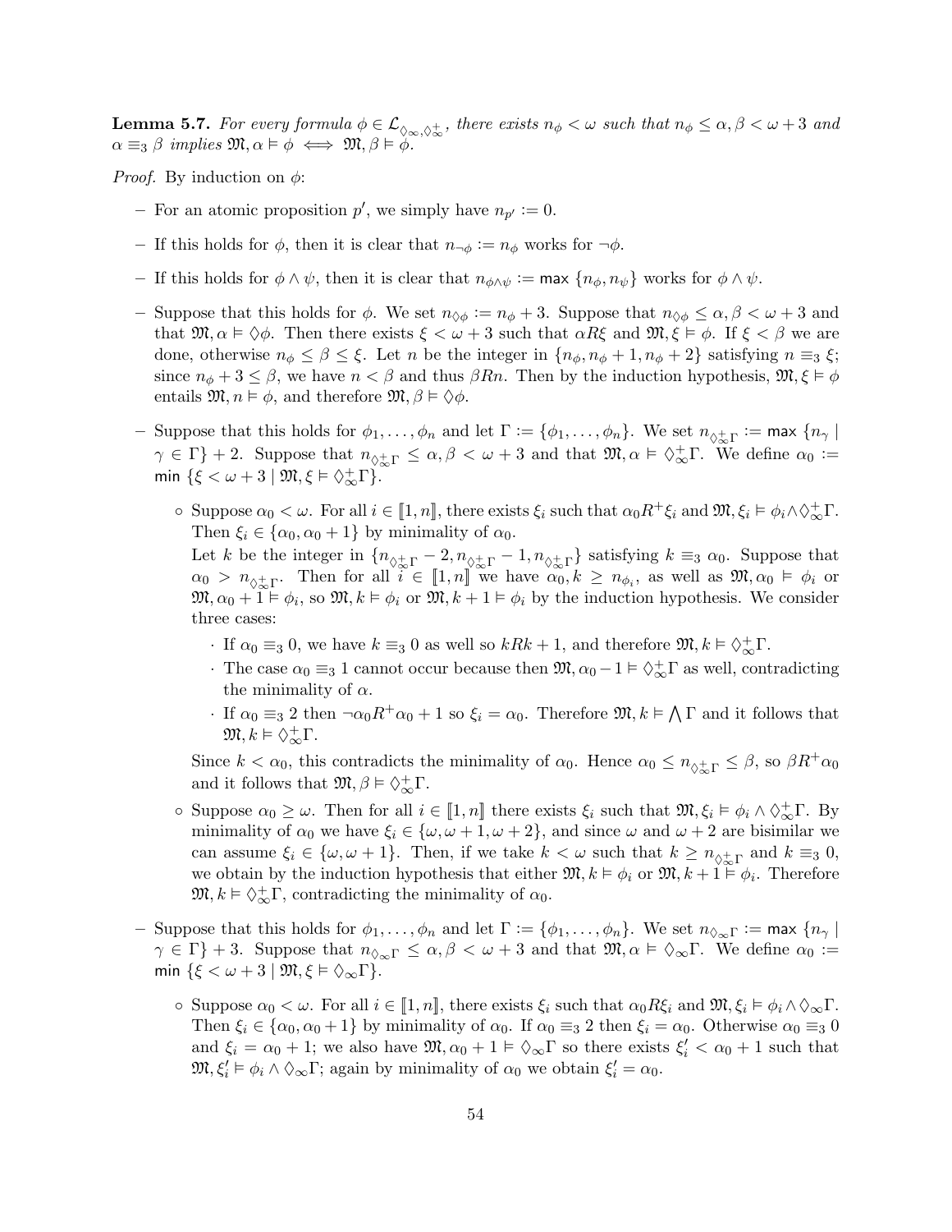**Lemma 5.7.** *For every formula $\phi \in \mathcal{L}_{\Diamond_\infty, \Diamond_\infty^+}$, there exists $n_\phi < \omega$ such that $n_\phi \leq \alpha, \beta < \omega + 3$ and $\alpha \equiv_3 \beta$ implies $\mathfrak{M}, \alpha \vDash \phi \iff \mathfrak{M}, \beta \vDash \phi$.*

*Proof.* By induction on $\phi$:

- For an atomic proposition $p'$, we simply have $n_{p'} := 0$.
- If this holds for $\phi$, then it is clear that $n_{\neg\phi} := n_\phi$ works for $\neg\phi$.
- If this holds for $\phi \wedge \psi$, then it is clear that $n_{\phi\wedge\psi} := \max\{n_\phi, n_\psi\}$ works for $\phi \wedge \psi$.
- Suppose that this holds for $\phi$. We set $n_{\Diamond\phi} := n_\phi + 3$. Suppose that $n_{\Diamond\phi} \leq \alpha, \beta < \omega + 3$ and that $\mathfrak{M}, \alpha \vDash \Diamond\phi$. Then there exists $\xi < \omega + 3$ such that $\alpha R \xi$ and $\mathfrak{M}, \xi \vDash \phi$. If $\xi < \beta$ we are done, otherwise $n_\phi \leq \beta \leq \xi$. Let $n$ be the integer in $\{n_\phi, n_\phi + 1, n_\phi + 2\}$ satisfying $n \equiv_3 \xi$; since $n_\phi + 3 \leq \beta$, we have $n < \beta$ and thus $\beta R n$. Then by the induction hypothesis, $\mathfrak{M}, \xi \vDash \phi$ entails $\mathfrak{M}, n \vDash \phi$, and therefore $\mathfrak{M}, \beta \vDash \Diamond\phi$.
- Suppose that this holds for $\phi_1, \ldots, \phi_n$ and let $\Gamma := \{\phi_1, \ldots, \phi_n\}$. We set $n_{\Diamond_\infty^+\Gamma} := \max\{n_\gamma \mid \gamma \in \Gamma\} + 2$. Suppose that $n_{\Diamond_\infty^+\Gamma} \leq \alpha, \beta < \omega + 3$ and that $\mathfrak{M}, \alpha \vDash \Diamond_\infty^+\Gamma$. We define $\alpha_0 := \min\{\xi < \omega + 3 \mid \mathfrak{M}, \xi \vDash \Diamond_\infty^+\Gamma\}$.
  - Suppose $\alpha_0 < \omega$. For all $i \in [\![1, n]\!]$, there exists $\xi_i$ such that $\alpha_0 R^+ \xi_i$ and $\mathfrak{M}, \xi_i \vDash \phi_i \wedge \Diamond_\infty^+\Gamma$. Then $\xi_i \in \{\alpha_0, \alpha_0 + 1\}$ by minimality of $\alpha_0$.

    Let $k$ be the integer in $\{n_{\Diamond_\infty^+\Gamma} - 2, n_{\Diamond_\infty^+\Gamma} - 1, n_{\Diamond_\infty^+\Gamma}\}$ satisfying $k \equiv_3 \alpha_0$. Suppose that $\alpha_0 > n_{\Diamond_\infty^+\Gamma}$. Then for all $i \in [\![1, n]\!]$ we have $\alpha_0, k \geq n_{\phi_i}$, as well as $\mathfrak{M}, \alpha_0 \vDash \phi_i$ or $\mathfrak{M}, \alpha_0 + 1 \vDash \phi_i$, so $\mathfrak{M}, k \vDash \phi_i$ or $\mathfrak{M}, k + 1 \vDash \phi_i$ by the induction hypothesis. We consider three cases:
    - If $\alpha_0 \equiv_3 0$, we have $k \equiv_3 0$ as well so $kRk + 1$, and therefore $\mathfrak{M}, k \vDash \Diamond_\infty^+\Gamma$.
    - The case $\alpha_0 \equiv_3 1$ cannot occur because then $\mathfrak{M}, \alpha_0 - 1 \vDash \Diamond_\infty^+\Gamma$ as well, contradicting the minimality of $\alpha$.
    - If $\alpha_0 \equiv_3 2$ then $\neg\alpha_0 R^+ \alpha_0 + 1$ so $\xi_i = \alpha_0$. Therefore $\mathfrak{M}, k \vDash \bigwedge \Gamma$ and it follows that $\mathfrak{M}, k \vDash \Diamond_\infty^+\Gamma$.

    Since $k < \alpha_0$, this contradicts the minimality of $\alpha_0$. Hence $\alpha_0 \leq n_{\Diamond_\infty^+\Gamma} \leq \beta$, so $\beta R^+ \alpha_0$ and it follows that $\mathfrak{M}, \beta \vDash \Diamond_\infty^+\Gamma$.
  - Suppose $\alpha_0 \geq \omega$. Then for all $i \in [\![1, n]\!]$ there exists $\xi_i$ such that $\mathfrak{M}, \xi_i \vDash \phi_i \wedge \Diamond_\infty^+\Gamma$. By minimality of $\alpha_0$ we have $\xi_i \in \{\omega, \omega + 1, \omega + 2\}$, and since $\omega$ and $\omega + 2$ are bisimilar we can assume $\xi_i \in \{\omega, \omega + 1\}$. Then, if we take $k < \omega$ such that $k \geq n_{\Diamond_\infty^+\Gamma}$ and $k \equiv_3 0$, we obtain by the induction hypothesis that either $\mathfrak{M}, k \vDash \phi_i$ or $\mathfrak{M}, k + 1 \vDash \phi_i$. Therefore $\mathfrak{M}, k \vDash \Diamond_\infty^+\Gamma$, contradicting the minimality of $\alpha_0$.
- Suppose that this holds for $\phi_1, \ldots, \phi_n$ and let $\Gamma := \{\phi_1, \ldots, \phi_n\}$. We set $n_{\Diamond_\infty\Gamma} := \max\{n_\gamma \mid \gamma \in \Gamma\} + 3$. Suppose that $n_{\Diamond_\infty\Gamma} \leq \alpha, \beta < \omega + 3$ and that $\mathfrak{M}, \alpha \vDash \Diamond_\infty\Gamma$. We define $\alpha_0 := \min\{\xi < \omega + 3 \mid \mathfrak{M}, \xi \vDash \Diamond_\infty\Gamma\}$.
  - Suppose $\alpha_0 < \omega$. For all $i \in [\![1, n]\!]$, there exists $\xi_i$ such that $\alpha_0 R \xi_i$ and $\mathfrak{M}, \xi_i \vDash \phi_i \wedge \Diamond_\infty\Gamma$. Then $\xi_i \in \{\alpha_0, \alpha_0 + 1\}$ by minimality of $\alpha_0$. If $\alpha_0 \equiv_3 2$ then $\xi_i = \alpha_0$. Otherwise $\alpha_0 \equiv_3 0$ and $\xi_i = \alpha_0 + 1$; we also have $\mathfrak{M}, \alpha_0 + 1 \vDash \Diamond_\infty\Gamma$ so there exists $\xi'_i < \alpha_0 + 1$ such that $\mathfrak{M}, \xi'_i \vDash \phi_i \wedge \Diamond_\infty\Gamma$; again by minimality of $\alpha_0$ we obtain $\xi'_i = \alpha_0$.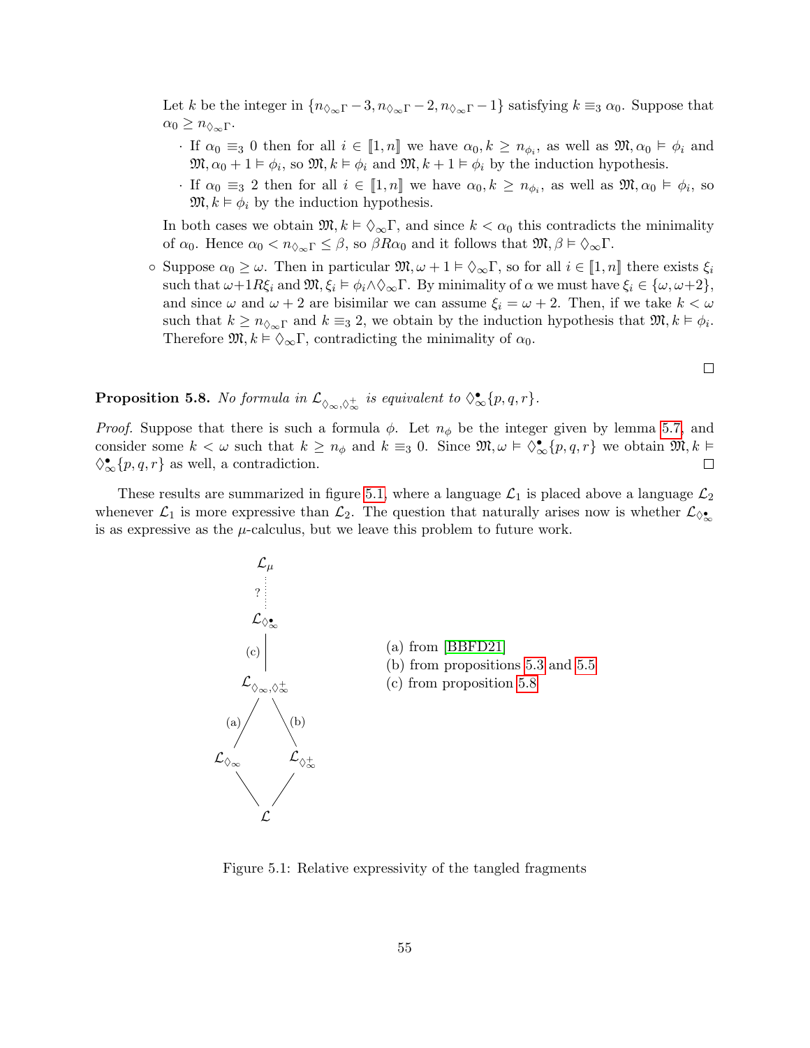Let $k$ be the integer in $\{n_{\Diamond_\infty \Gamma}-3, n_{\Diamond_\infty \Gamma}-2, n_{\Diamond_\infty \Gamma}-1\}$ satisfying $k \equiv_3 \alpha_0$. Suppose that $\alpha_0 \geq n_{\Diamond_\infty \Gamma}$.

- If $\alpha_0 \equiv_3 0$ then for all $i \in [\![1, n]\!]$ we have $\alpha_0, k \geq n_{\phi_i}$, as well as $\mathfrak{M}, \alpha_0 \vDash \phi_i$ and $\mathfrak{M}, \alpha_0 + 1 \vDash \phi_i$, so $\mathfrak{M}, k \vDash \phi_i$ and $\mathfrak{M}, k+1 \vDash \phi_i$ by the induction hypothesis.
- If $\alpha_0 \equiv_3 2$ then for all $i \in [\![1, n]\!]$ we have $\alpha_0, k \geq n_{\phi_i}$, as well as $\mathfrak{M}, \alpha_0 \vDash \phi_i$, so $\mathfrak{M}, k \vDash \phi_i$ by the induction hypothesis.

In both cases we obtain $\mathfrak{M}, k \vDash \Diamond_\infty \Gamma$, and since $k < \alpha_0$ this contradicts the minimality of $\alpha_0$. Hence $\alpha_0 < n_{\Diamond_\infty \Gamma} \leq \beta$, so $\beta R \alpha_0$ and it follows that $\mathfrak{M}, \beta \vDash \Diamond_\infty \Gamma$.

◦ Suppose $\alpha_0 \geq \omega$. Then in particular $\mathfrak{M}, \omega+1 \vDash \Diamond_\infty \Gamma$, so for all $i \in [\![1, n]\!]$ there exists $\xi_i$ such that $\omega+1 R \xi_i$ and $\mathfrak{M}, \xi_i \vDash \phi_i \wedge \Diamond_\infty \Gamma$. By minimality of $\alpha$ we must have $\xi_i \in \{\omega, \omega+2\}$, and since $\omega$ and $\omega+2$ are bisimilar we can assume $\xi_i = \omega+2$. Then, if we take $k < \omega$ such that $k \geq n_{\Diamond_\infty \Gamma}$ and $k \equiv_3 2$, we obtain by the induction hypothesis that $\mathfrak{M}, k \vDash \phi_i$. Therefore $\mathfrak{M}, k \vDash \Diamond_\infty \Gamma$, contradicting the minimality of $\alpha_0$.

∎

**Proposition 5.8.** *No formula in $\mathcal{L}_{\Diamond_\infty, \Diamond_\infty^+}$ is equivalent to $\Diamond_\infty^\bullet\{p, q, r\}$.*

*Proof.* Suppose that there is such a formula $\phi$. Let $n_\phi$ be the integer given by lemma 5.7, and consider some $k < \omega$ such that $k \geq n_\phi$ and $k \equiv_3 0$. Since $\mathfrak{M}, \omega \vDash \Diamond_\infty^\bullet\{p, q, r\}$ we obtain $\mathfrak{M}, k \vDash \Diamond_\infty^\bullet\{p, q, r\}$ as well, a contradiction. ∎

These results are summarized in figure 5.1, where a language $\mathcal{L}_1$ is placed above a language $\mathcal{L}_2$ whenever $\mathcal{L}_1$ is more expressive than $\mathcal{L}_2$. The question that naturally arises now is whether $\mathcal{L}_{\Diamond_\infty^\bullet}$ is as expressive as the $\mu$-calculus, but we leave this problem to future work.

(a) from [BBFD21]
(b) from propositions 5.3 and 5.5
(c) from proposition 5.8

Figure 5.1: Relative expressivity of the tangled fragments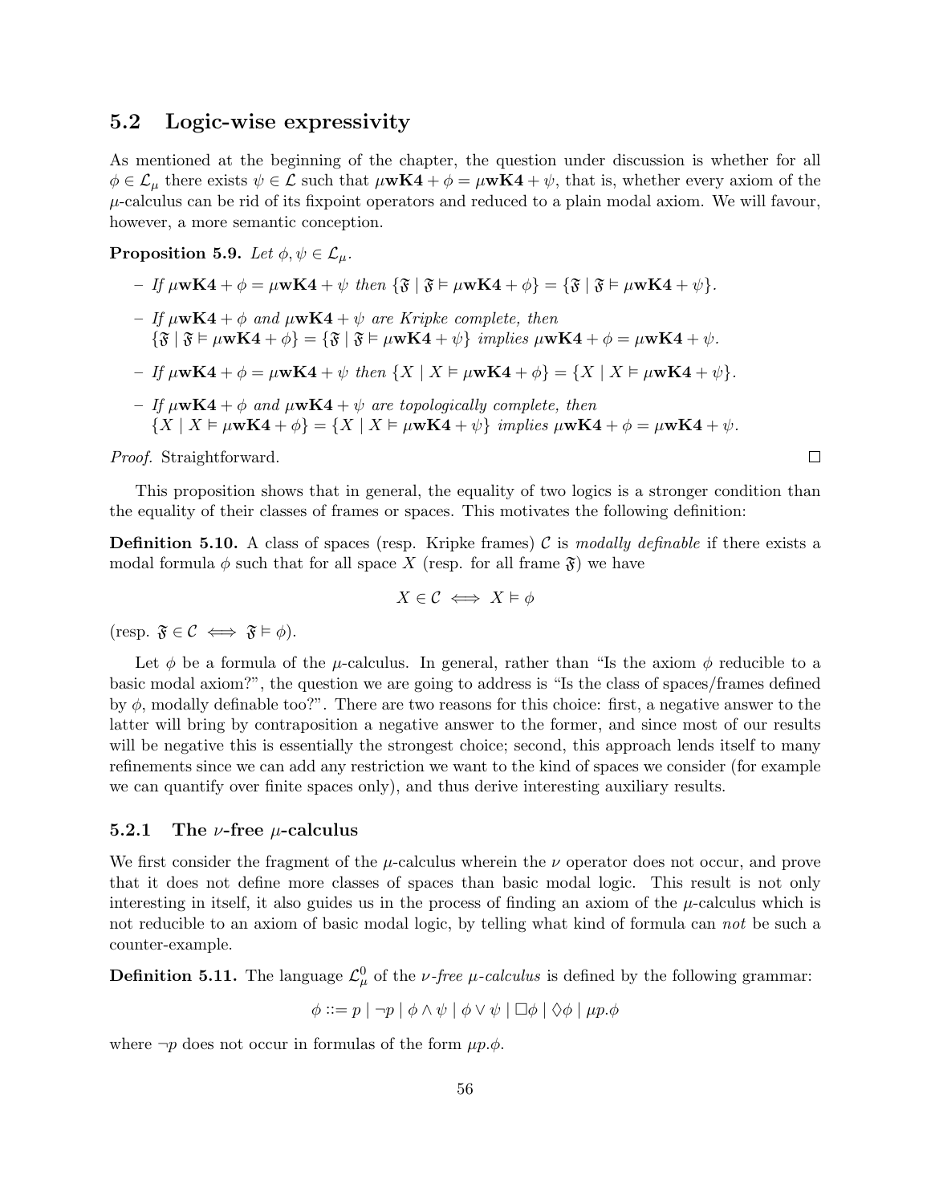## 5.2 Logic-wise expressivity

As mentioned at the beginning of the chapter, the question under discussion is whether for all $\phi \in \mathcal{L}_\mu$ there exists $\psi \in \mathcal{L}$ such that $\mu\mathbf{wK4} + \phi = \mu\mathbf{wK4} + \psi$, that is, whether every axiom of the $\mu$-calculus can be rid of its fixpoint operators and reduced to a plain modal axiom. We will favour, however, a more semantic conception.

**Proposition 5.9.** *Let $\phi, \psi \in \mathcal{L}_\mu$.*

- *If $\mu\mathbf{wK4} + \phi = \mu\mathbf{wK4} + \psi$ then $\{\mathfrak{F} \mid \mathfrak{F} \vDash \mu\mathbf{wK4} + \phi\} = \{\mathfrak{F} \mid \mathfrak{F} \vDash \mu\mathbf{wK4} + \psi\}$.*
- *If $\mu\mathbf{wK4} + \phi$ and $\mu\mathbf{wK4} + \psi$ are Kripke complete, then $\{\mathfrak{F} \mid \mathfrak{F} \vDash \mu\mathbf{wK4} + \phi\} = \{\mathfrak{F} \mid \mathfrak{F} \vDash \mu\mathbf{wK4} + \psi\}$ implies $\mu\mathbf{wK4} + \phi = \mu\mathbf{wK4} + \psi$.*
- *If $\mu\mathbf{wK4} + \phi = \mu\mathbf{wK4} + \psi$ then $\{X \mid X \vDash \mu\mathbf{wK4} + \phi\} = \{X \mid X \vDash \mu\mathbf{wK4} + \psi\}$.*
- *If $\mu\mathbf{wK4} + \phi$ and $\mu\mathbf{wK4} + \psi$ are topologically complete, then $\{X \mid X \vDash \mu\mathbf{wK4} + \phi\} = \{X \mid X \vDash \mu\mathbf{wK4} + \psi\}$ implies $\mu\mathbf{wK4} + \phi = \mu\mathbf{wK4} + \psi$.*

*Proof.* Straightforward. □

This proposition shows that in general, the equality of two logics is a stronger condition than the equality of their classes of frames or spaces. This motivates the following definition:

**Definition 5.10.** A class of spaces (resp. Kripke frames) $\mathcal{C}$ is *modally definable* if there exists a modal formula $\phi$ such that for all space $X$ (resp. for all frame $\mathfrak{F}$) we have

$$X \in \mathcal{C} \iff X \vDash \phi$$

(resp. $\mathfrak{F} \in \mathcal{C} \iff \mathfrak{F} \vDash \phi$).

Let $\phi$ be a formula of the $\mu$-calculus. In general, rather than "Is the axiom $\phi$ reducible to a basic modal axiom?", the question we are going to address is "Is the class of spaces/frames defined by $\phi$, modally definable too?". There are two reasons for this choice: first, a negative answer to the latter will bring by contraposition a negative answer to the former, and since most of our results will be negative this is essentially the strongest choice; second, this approach lends itself to many refinements since we can add any restriction we want to the kind of spaces we consider (for example we can quantify over finite spaces only), and thus derive interesting auxiliary results.

### 5.2.1 The $\nu$-free $\mu$-calculus

We first consider the fragment of the $\mu$-calculus wherein the $\nu$ operator does not occur, and prove that it does not define more classes of spaces than basic modal logic. This result is not only interesting in itself, it also guides us in the process of finding an axiom of the $\mu$-calculus which is not reducible to an axiom of basic modal logic, by telling what kind of formula can *not* be such a counter-example.

**Definition 5.11.** The language $\mathcal{L}_\mu^0$ of the *$\nu$-free $\mu$-calculus* is defined by the following grammar:

$$\phi ::= p \mid \neg p \mid \phi \wedge \psi \mid \phi \vee \psi \mid \Box\phi \mid \Diamond\phi \mid \mu p.\phi$$

where $\neg p$ does not occur in formulas of the form $\mu p.\phi$.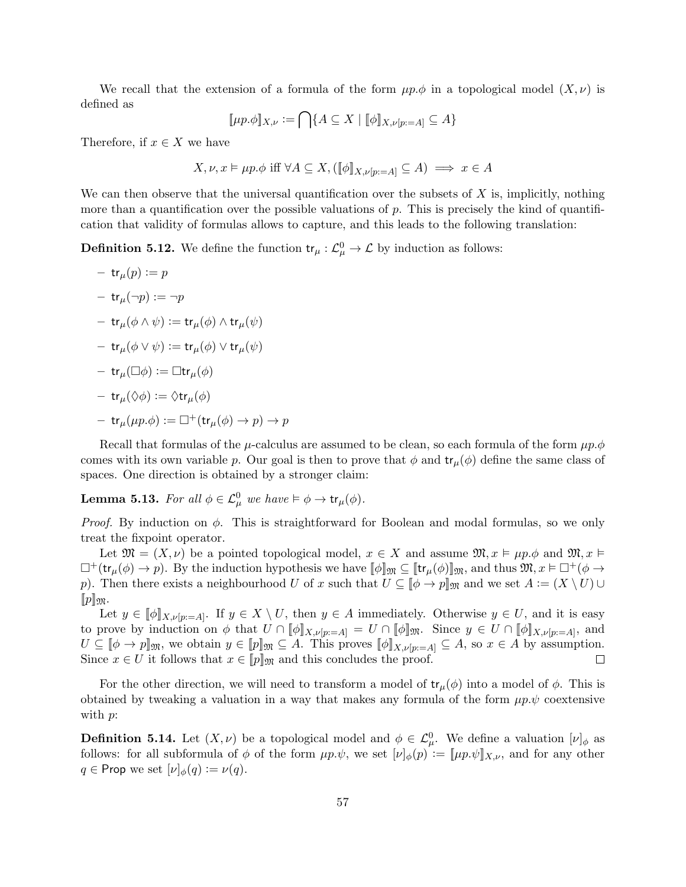We recall that the extension of a formula of the form $\mu p.\phi$ in a topological model $(X, \nu)$ is defined as

$$[\![\mu p.\phi]\!]_{X,\nu} := \bigcap\{A \subseteq X \mid [\![\phi]\!]_{X,\nu[p:=A]} \subseteq A\}$$

Therefore, if $x \in X$ we have

$$X, \nu, x \vDash \mu p.\phi \text{ iff } \forall A \subseteq X, ([\![\phi]\!]_{X,\nu[p:=A]} \subseteq A) \implies x \in A$$

We can then observe that the universal quantification over the subsets of $X$ is, implicitly, nothing more than a quantification over the possible valuations of $p$. This is precisely the kind of quantification that validity of formulas allows to capture, and this leads to the following translation:

**Definition 5.12.** We define the function $\mathsf{tr}_\mu : \mathcal{L}^0_\mu \to \mathcal{L}$ by induction as follows:

- $\mathsf{tr}_\mu(p) := p$
- $\mathsf{tr}_\mu(\neg p) := \neg p$
- $\mathsf{tr}_\mu(\phi \wedge \psi) := \mathsf{tr}_\mu(\phi) \wedge \mathsf{tr}_\mu(\psi)$
- $\mathsf{tr}_\mu(\phi \vee \psi) := \mathsf{tr}_\mu(\phi) \vee \mathsf{tr}_\mu(\psi)$
- $\mathsf{tr}_\mu(\Box\phi) := \Box\mathsf{tr}_\mu(\phi)$
- $\mathsf{tr}_\mu(\Diamond\phi) := \Diamond\mathsf{tr}_\mu(\phi)$
- $\mathsf{tr}_\mu(\mu p.\phi) := \Box^+(\mathsf{tr}_\mu(\phi) \to p) \to p$

Recall that formulas of the $\mu$-calculus are assumed to be clean, so each formula of the form $\mu p.\phi$ comes with its own variable $p$. Our goal is then to prove that $\phi$ and $\mathsf{tr}_\mu(\phi)$ define the same class of spaces. One direction is obtained by a stronger claim:

**Lemma 5.13.** *For all $\phi \in \mathcal{L}^0_\mu$ we have $\vDash \phi \to \mathsf{tr}_\mu(\phi)$.*

*Proof.* By induction on $\phi$. This is straightforward for Boolean and modal formulas, so we only treat the fixpoint operator.

Let $\mathfrak{M} = (X, \nu)$ be a pointed topological model, $x \in X$ and assume $\mathfrak{M}, x \vDash \mu p.\phi$ and $\mathfrak{M}, x \vDash \Box^+(\mathsf{tr}_\mu(\phi) \to p)$. By the induction hypothesis we have $[\![\phi]\!]_\mathfrak{M} \subseteq [\![\mathsf{tr}_\mu(\phi)]\!]_\mathfrak{M}$, and thus $\mathfrak{M}, x \vDash \Box^+(\phi \to p)$. Then there exists a neighbourhood $U$ of $x$ such that $U \subseteq [\![\phi \to p]\!]_\mathfrak{M}$ and we set $A := (X \setminus U) \cup [\![p]\!]_\mathfrak{M}$.

Let $y \in [\![\phi]\!]_{X,\nu[p:=A]}$. If $y \in X \setminus U$, then $y \in A$ immediately. Otherwise $y \in U$, and it is easy to prove by induction on $\phi$ that $U \cap [\![\phi]\!]_{X,\nu[p:=A]} = U \cap [\![\phi]\!]_\mathfrak{M}$. Since $y \in U \cap [\![\phi]\!]_{X,\nu[p:=A]}$, and $U \subseteq [\![\phi \to p]\!]_\mathfrak{M}$, we obtain $y \in [\![p]\!]_\mathfrak{M} \subseteq A$. This proves $[\![\phi]\!]_{X,\nu[p:=A]} \subseteq A$, so $x \in A$ by assumption. Since $x \in U$ it follows that $x \in [\![p]\!]_\mathfrak{M}$ and this concludes the proof. $\square$

For the other direction, we will need to transform a model of $\mathsf{tr}_\mu(\phi)$ into a model of $\phi$. This is obtained by tweaking a valuation in a way that makes any formula of the form $\mu p.\psi$ coextensive with $p$:

**Definition 5.14.** Let $(X, \nu)$ be a topological model and $\phi \in \mathcal{L}^0_\mu$. We define a valuation $[\nu]_\phi$ as follows: for all subformula of $\phi$ of the form $\mu p.\psi$, we set $[\nu]_\phi(p) := [\![\mu p.\psi]\!]_{X,\nu}$, and for any other $q \in \mathsf{Prop}$ we set $[\nu]_\phi(q) := \nu(q)$.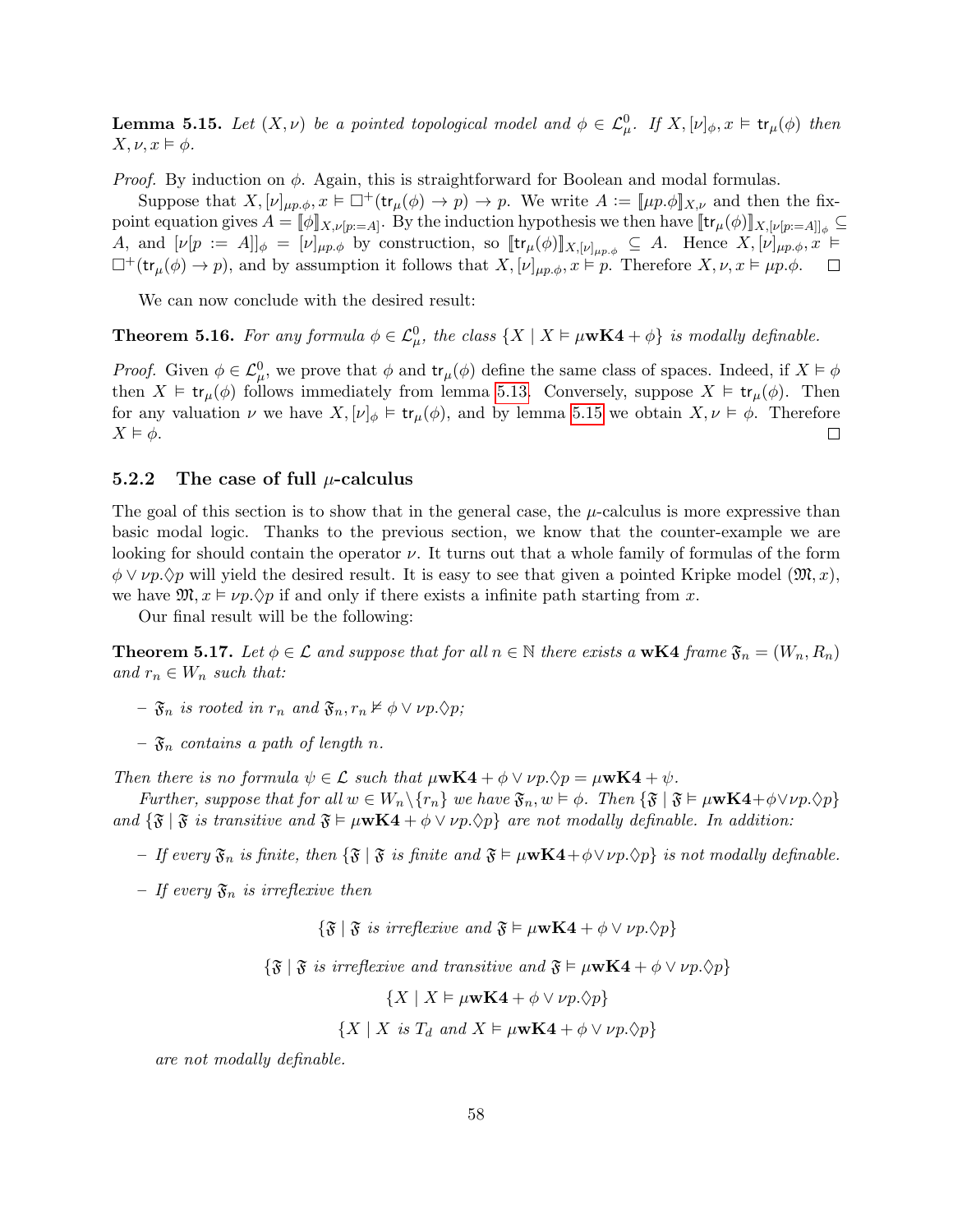**Lemma 5.15.** *Let $(X, \nu)$ be a pointed topological model and $\phi \in \mathcal{L}^0_\mu$. If $X, [\nu]_\phi, x \vDash \mathsf{tr}_\mu(\phi)$ then $X, \nu, x \vDash \phi$.*

*Proof.* By induction on $\phi$. Again, this is straightforward for Boolean and modal formulas.

Suppose that $X, [\nu]_{\mu p.\phi}, x \vDash \Box^+(\mathsf{tr}_\mu(\phi) \to p) \to p$. We write $A := [\![\mu p.\phi]\!]_{X,\nu}$ and then the fixpoint equation gives $A = [\![\phi]\!]_{X,\nu[p:=A]}$. By the induction hypothesis we then have $[\![\mathsf{tr}_\mu(\phi)]\!]_{X,[\nu[p:=A]]_\phi} \subseteq A$, and $[\nu[p := A]]_\phi = [\nu]_{\mu p.\phi}$ by construction, so $[\![\mathsf{tr}_\mu(\phi)]\!]_{X,[\nu]_{\mu p.\phi}} \subseteq A$. Hence $X, [\nu]_{\mu p.\phi}, x \vDash \Box^+(\mathsf{tr}_\mu(\phi) \to p)$, and by assumption it follows that $X, [\nu]_{\mu p.\phi}, x \vDash p$. Therefore $X, \nu, x \vDash \mu p.\phi$. □

We can now conclude with the desired result:

**Theorem 5.16.** *For any formula $\phi \in \mathcal{L}^0_\mu$, the class $\{X \mid X \vDash \mu\mathbf{wK4} + \phi\}$ is modally definable.*

*Proof.* Given $\phi \in \mathcal{L}^0_\mu$, we prove that $\phi$ and $\mathsf{tr}_\mu(\phi)$ define the same class of spaces. Indeed, if $X \vDash \phi$ then $X \vDash \mathsf{tr}_\mu(\phi)$ follows immediately from lemma 5.13. Conversely, suppose $X \vDash \mathsf{tr}_\mu(\phi)$. Then for any valuation $\nu$ we have $X, [\nu]_\phi \vDash \mathsf{tr}_\mu(\phi)$, and by lemma 5.15 we obtain $X, \nu \vDash \phi$. Therefore $X \vDash \phi$. □

### 5.2.2 The case of full $\mu$-calculus

The goal of this section is to show that in the general case, the $\mu$-calculus is more expressive than basic modal logic. Thanks to the previous section, we know that the counter-example we are looking for should contain the operator $\nu$. It turns out that a whole family of formulas of the form $\phi \vee \nu p.\Diamond p$ will yield the desired result. It is easy to see that given a pointed Kripke model $(\mathfrak{M}, x)$, we have $\mathfrak{M}, x \vDash \nu p.\Diamond p$ if and only if there exists a infinite path starting from $x$.

Our final result will be the following:

**Theorem 5.17.** *Let $\phi \in \mathcal{L}$ and suppose that for all $n \in \mathbb{N}$ there exists a $\mathbf{wK4}$ frame $\mathfrak{F}_n = (W_n, R_n)$ and $r_n \in W_n$ such that:*

- *$\mathfrak{F}_n$ is rooted in $r_n$ and $\mathfrak{F}_n, r_n \nvDash \phi \vee \nu p.\Diamond p$;*
- *$\mathfrak{F}_n$ contains a path of length $n$.*

*Then there is no formula $\psi \in \mathcal{L}$ such that $\mu\mathbf{wK4} + \phi \vee \nu p.\Diamond p = \mu\mathbf{wK4} + \psi$.*

*Further, suppose that for all $w \in W_n \backslash \{r_n\}$ we have $\mathfrak{F}_n, w \vDash \phi$. Then $\{\mathfrak{F} \mid \mathfrak{F} \vDash \mu\mathbf{wK4} + \phi \vee \nu p.\Diamond p\}$ and $\{\mathfrak{F} \mid \mathfrak{F}$ is transitive and $\mathfrak{F} \vDash \mu\mathbf{wK4} + \phi \vee \nu p.\Diamond p\}$ are not modally definable. In addition:*

- *If every $\mathfrak{F}_n$ is finite, then $\{\mathfrak{F} \mid \mathfrak{F}$ is finite and $\mathfrak{F} \vDash \mu\mathbf{wK4} + \phi \vee \nu p.\Diamond p\}$ is not modally definable.*
- *If every $\mathfrak{F}_n$ is irreflexive then*

$$\{\mathfrak{F} \mid \mathfrak{F} \text{ is irreflexive and } \mathfrak{F} \vDash \mu\mathbf{wK4} + \phi \vee \nu p.\Diamond p\}$$

$$\{\mathfrak{F} \mid \mathfrak{F} \text{ is irreflexive and transitive and } \mathfrak{F} \vDash \mu\mathbf{wK4} + \phi \vee \nu p.\Diamond p\}$$

$$\{X \mid X \vDash \mu\mathbf{wK4} + \phi \vee \nu p.\Diamond p\}$$

$$\{X \mid X \text{ is } T_d \text{ and } X \vDash \mu\mathbf{wK4} + \phi \vee \nu p.\Diamond p\}$$

*are not modally definable.*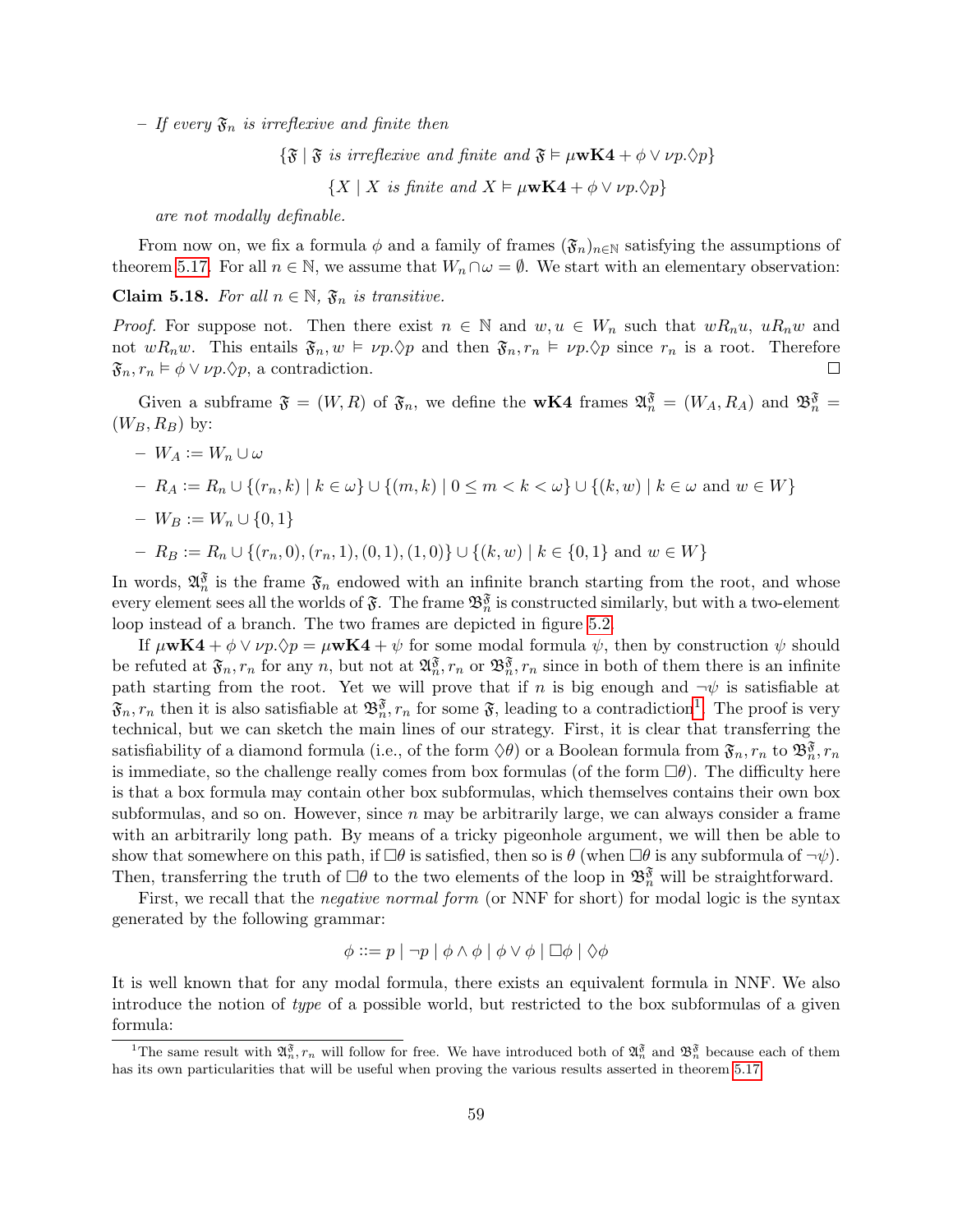– *If every $\mathfrak{F}_n$ is irreflexive and finite then*

$$\{\mathfrak{F} \mid \mathfrak{F} \text{ is irreflexive and finite and } \mathfrak{F} \vDash \mu\mathbf{wK4} + \phi \vee \nu p.\Diamond p\}$$

$$\{X \mid X \text{ is finite and } X \vDash \mu\mathbf{wK4} + \phi \vee \nu p.\Diamond p\}$$

*are not modally definable.*

From now on, we fix a formula $\phi$ and a family of frames $(\mathfrak{F}_n)_{n\in\mathbb{N}}$ satisfying the assumptions of theorem 5.17. For all $n \in \mathbb{N}$, we assume that $W_n \cap \omega = \emptyset$. We start with an elementary observation:

**Claim 5.18.** *For all $n \in \mathbb{N}$, $\mathfrak{F}_n$ is transitive.*

*Proof.* For suppose not. Then there exist $n \in \mathbb{N}$ and $w, u \in W_n$ such that $wR_nu$, $uR_nw$ and not $wR_nw$. This entails $\mathfrak{F}_n, w \vDash \nu p.\Diamond p$ and then $\mathfrak{F}_n, r_n \vDash \nu p.\Diamond p$ since $r_n$ is a root. Therefore $\mathfrak{F}_n, r_n \vDash \phi \vee \nu p.\Diamond p$, a contradiction. □

Given a subframe $\mathfrak{F} = (W, R)$ of $\mathfrak{F}_n$, we define the $\mathbf{wK4}$ frames $\mathfrak{A}_n^{\mathfrak{F}} = (W_A, R_A)$ and $\mathfrak{B}_n^{\mathfrak{F}} = (W_B, R_B)$ by:

– $W_A := W_n \cup \omega$

– $R_A := R_n \cup \{(r_n, k) \mid k \in \omega\} \cup \{(m, k) \mid 0 \leq m < k < \omega\} \cup \{(k, w) \mid k \in \omega \text{ and } w \in W\}$

– $W_B := W_n \cup \{0, 1\}$

– $R_B := R_n \cup \{(r_n, 0), (r_n, 1), (0, 1), (1, 0)\} \cup \{(k, w) \mid k \in \{0, 1\} \text{ and } w \in W\}$

In words, $\mathfrak{A}_n^{\mathfrak{F}}$ is the frame $\mathfrak{F}_n$ endowed with an infinite branch starting from the root, and whose every element sees all the worlds of $\mathfrak{F}$. The frame $\mathfrak{B}_n^{\mathfrak{F}}$ is constructed similarly, but with a two-element loop instead of a branch. The two frames are depicted in figure 5.2.

If $\mu\mathbf{wK4} + \phi \vee \nu p.\Diamond p = \mu\mathbf{wK4} + \psi$ for some modal formula $\psi$, then by construction $\psi$ should be refuted at $\mathfrak{F}_n, r_n$ for any $n$, but not at $\mathfrak{A}_n^{\mathfrak{F}}, r_n$ or $\mathfrak{B}_n^{\mathfrak{F}}, r_n$ since in both of them there is an infinite path starting from the root. Yet we will prove that if $n$ is big enough and $\neg\psi$ is satisfiable at $\mathfrak{F}_n, r_n$ then it is also satisfiable at $\mathfrak{B}_n^{\mathfrak{F}}, r_n$ for some $\mathfrak{F}$, leading to a contradiction[1]. The proof is very technical, but we can sketch the main lines of our strategy. First, it is clear that transferring the satisfiability of a diamond formula (i.e., of the form $\Diamond\theta$) or a Boolean formula from $\mathfrak{F}_n, r_n$ to $\mathfrak{B}_n^{\mathfrak{F}}, r_n$ is immediate, so the challenge really comes from box formulas (of the form $\Box\theta$). The difficulty here is that a box formula may contain other box subformulas, which themselves contains their own box subformulas, and so on. However, since $n$ may be arbitrarily large, we can always consider a frame with an arbitrarily long path. By means of a tricky pigeonhole argument, we will then be able to show that somewhere on this path, if $\Box\theta$ is satisfied, then so is $\theta$ (when $\Box\theta$ is any subformula of $\neg\psi$). Then, transferring the truth of $\Box\theta$ to the two elements of the loop in $\mathfrak{B}_n^{\mathfrak{F}}$ will be straightforward.

First, we recall that the *negative normal form* (or NNF for short) for modal logic is the syntax generated by the following grammar:

$$\phi ::= p \mid \neg p \mid \phi \wedge \phi \mid \phi \vee \phi \mid \Box\phi \mid \Diamond\phi$$

It is well known that for any modal formula, there exists an equivalent formula in NNF. We also introduce the notion of *type* of a possible world, but restricted to the box subformulas of a given formula:

[1] The same result with $\mathfrak{A}_n^{\mathfrak{F}}, r_n$ will follow for free. We have introduced both of $\mathfrak{A}_n^{\mathfrak{F}}$ and $\mathfrak{B}_n^{\mathfrak{F}}$ because each of them has its own particularities that will be useful when proving the various results asserted in theorem 5.17.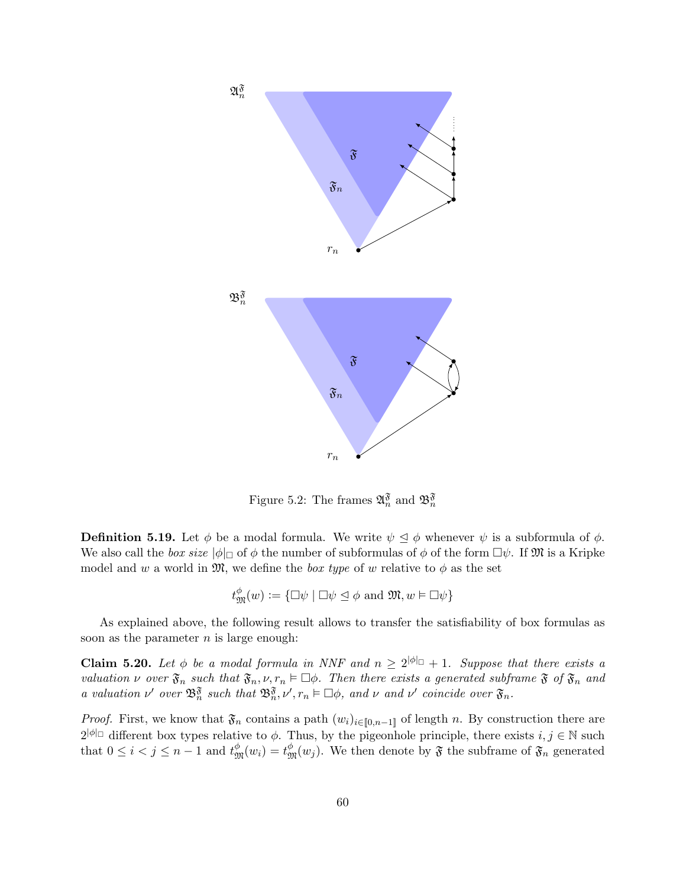Figure 5.2: The frames $\mathfrak{A}_n^{\mathfrak{F}}$ and $\mathfrak{B}_n^{\mathfrak{F}}$

**Definition 5.19.** Let $\phi$ be a modal formula. We write $\psi \trianglelefteq \phi$ whenever $\psi$ is a subformula of $\phi$. We also call the *box size* $|\phi|_\Box$ of $\phi$ the number of subformulas of $\phi$ of the form $\Box\psi$. If $\mathfrak{M}$ is a Kripke model and $w$ a world in $\mathfrak{M}$, we define the *box type* of $w$ relative to $\phi$ as the set

$$t_{\mathfrak{M}}^{\phi}(w) := \{\Box\psi \mid \Box\psi \trianglelefteq \phi \text{ and } \mathfrak{M}, w \vDash \Box\psi\}$$

As explained above, the following result allows to transfer the satisfiability of box formulas as soon as the parameter $n$ is large enough:

**Claim 5.20.** *Let $\phi$ be a modal formula in NNF and $n \geq 2^{|\phi|_\Box} + 1$. Suppose that there exists a valuation $\nu$ over $\mathfrak{F}_n$ such that $\mathfrak{F}_n, \nu, r_n \vDash \Box\phi$. Then there exists a generated subframe $\mathfrak{F}$ of $\mathfrak{F}_n$ and a valuation $\nu'$ over $\mathfrak{B}_n^{\mathfrak{F}}$ such that $\mathfrak{B}_n^{\mathfrak{F}}, \nu', r_n \vDash \Box\phi$, and $\nu$ and $\nu'$ coincide over $\mathfrak{F}_n$.*

*Proof.* First, we know that $\mathfrak{F}_n$ contains a path $(w_i)_{i \in [\![0,n-1]\!]}$ of length $n$. By construction there are $2^{|\phi|_\Box}$ different box types relative to $\phi$. Thus, by the pigeonhole principle, there exists $i, j \in \mathbb{N}$ such that $0 \leq i < j \leq n-1$ and $t_{\mathfrak{M}}^{\phi}(w_i) = t_{\mathfrak{M}}^{\phi}(w_j)$. We then denote by $\mathfrak{F}$ the subframe of $\mathfrak{F}_n$ generated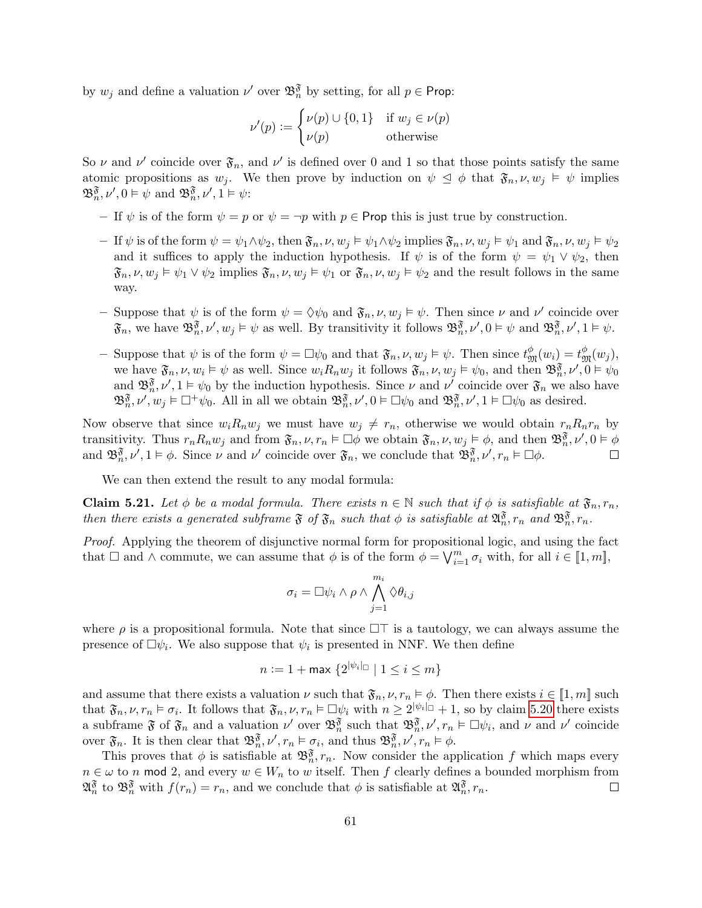by $w_j$ and define a valuation $\nu'$ over $\mathfrak{B}_n^{\mathfrak{F}}$ by setting, for all $p \in \mathsf{Prop}$:

$$\nu'(p) := \begin{cases} \nu(p) \cup \{0, 1\} & \text{if } w_j \in \nu(p) \\ \nu(p) & \text{otherwise} \end{cases}$$

So $\nu$ and $\nu'$ coincide over $\mathfrak{F}_n$, and $\nu'$ is defined over 0 and 1 so that those points satisfy the same atomic propositions as $w_j$. We then prove by induction on $\psi \trianglelefteq \phi$ that $\mathfrak{F}_n, \nu, w_j \vDash \psi$ implies $\mathfrak{B}_n^{\mathfrak{F}}, \nu', 0 \vDash \psi$ and $\mathfrak{B}_n^{\mathfrak{F}}, \nu', 1 \vDash \psi$:

- If $\psi$ is of the form $\psi = p$ or $\psi = \neg p$ with $p \in \mathsf{Prop}$ this is just true by construction.
- If $\psi$ is of the form $\psi = \psi_1 \wedge \psi_2$, then $\mathfrak{F}_n, \nu, w_j \vDash \psi_1 \wedge \psi_2$ implies $\mathfrak{F}_n, \nu, w_j \vDash \psi_1$ and $\mathfrak{F}_n, \nu, w_j \vDash \psi_2$ and it suffices to apply the induction hypothesis. If $\psi$ is of the form $\psi = \psi_1 \vee \psi_2$, then $\mathfrak{F}_n, \nu, w_j \vDash \psi_1 \vee \psi_2$ implies $\mathfrak{F}_n, \nu, w_j \vDash \psi_1$ or $\mathfrak{F}_n, \nu, w_j \vDash \psi_2$ and the result follows in the same way.
- Suppose that $\psi$ is of the form $\psi = \Diamond\psi_0$ and $\mathfrak{F}_n, \nu, w_j \vDash \psi$. Then since $\nu$ and $\nu'$ coincide over $\mathfrak{F}_n$, we have $\mathfrak{B}_n^{\mathfrak{F}}, \nu', w_j \vDash \psi$ as well. By transitivity it follows $\mathfrak{B}_n^{\mathfrak{F}}, \nu', 0 \vDash \psi$ and $\mathfrak{B}_n^{\mathfrak{F}}, \nu', 1 \vDash \psi$.
- Suppose that $\psi$ is of the form $\psi = \Box\psi_0$ and that $\mathfrak{F}_n, \nu, w_j \vDash \psi$. Then since $t^{\phi}_{\mathfrak{M}}(w_i) = t^{\phi}_{\mathfrak{M}}(w_j)$, we have $\mathfrak{F}_n, \nu, w_i \vDash \psi$ as well. Since $w_i R_n w_j$ it follows $\mathfrak{F}_n, \nu, w_j \vDash \psi_0$, and then $\mathfrak{B}_n^{\mathfrak{F}}, \nu', 0 \vDash \psi_0$ and $\mathfrak{B}_n^{\mathfrak{F}}, \nu', 1 \vDash \psi_0$ by the induction hypothesis. Since $\nu$ and $\nu'$ coincide over $\mathfrak{F}_n$ we also have $\mathfrak{B}_n^{\mathfrak{F}}, \nu', w_j \vDash \Box^+\psi_0$. All in all we obtain $\mathfrak{B}_n^{\mathfrak{F}}, \nu', 0 \vDash \Box\psi_0$ and $\mathfrak{B}_n^{\mathfrak{F}}, \nu', 1 \vDash \Box\psi_0$ as desired.

Now observe that since $w_i R_n w_j$ we must have $w_j \neq r_n$, otherwise we would obtain $r_n R_n r_n$ by transitivity. Thus $r_n R_n w_j$ and from $\mathfrak{F}_n, \nu, r_n \vDash \Box\phi$ we obtain $\mathfrak{F}_n, \nu, w_j \vDash \phi$, and then $\mathfrak{B}_n^{\mathfrak{F}}, \nu', 0 \vDash \phi$ and $\mathfrak{B}_n^{\mathfrak{F}}, \nu', 1 \vDash \phi$. Since $\nu$ and $\nu'$ coincide over $\mathfrak{F}_n$, we conclude that $\mathfrak{B}_n^{\mathfrak{F}}, \nu', r_n \vDash \Box\phi$. ☐

We can then extend the result to any modal formula:

**Claim 5.21.** *Let $\phi$ be a modal formula. There exists $n \in \mathbb{N}$ such that if $\phi$ is satisfiable at $\mathfrak{F}_n, r_n$, then there exists a generated subframe $\mathfrak{F}$ of $\mathfrak{F}_n$ such that $\phi$ is satisfiable at $\mathfrak{A}_n^{\mathfrak{F}}, r_n$ and $\mathfrak{B}_n^{\mathfrak{F}}, r_n$.*

*Proof.* Applying the theorem of disjunctive normal form for propositional logic, and using the fact that $\Box$ and $\wedge$ commute, we can assume that $\phi$ is of the form $\phi = \bigvee_{i=1}^{m} \sigma_i$ with, for all $i \in [\![1, m]\!]$,

$$\sigma_i = \Box\psi_i \wedge \rho \wedge \bigwedge_{j=1}^{m_i} \Diamond\theta_{i,j}$$

where $\rho$ is a propositional formula. Note that since $\Box\top$ is a tautology, we can always assume the presence of $\Box\psi_i$. We also suppose that $\psi_i$ is presented in NNF. We then define

$$n := 1 + \max\{2^{|\psi_i|_{\Box}} \mid 1 \leq i \leq m\}$$

and assume that there exists a valuation $\nu$ such that $\mathfrak{F}_n, \nu, r_n \vDash \phi$. Then there exists $i \in [\![1, m]\!]$ such that $\mathfrak{F}_n, \nu, r_n \vDash \sigma_i$. It follows that $\mathfrak{F}_n, \nu, r_n \vDash \Box\psi_i$ with $n \geq 2^{|\psi_i|_{\Box}} + 1$, so by claim 5.20 there exists a subframe $\mathfrak{F}$ of $\mathfrak{F}_n$ and a valuation $\nu'$ over $\mathfrak{B}_n^{\mathfrak{F}}$ such that $\mathfrak{B}_n^{\mathfrak{F}}, \nu', r_n \vDash \Box\psi_i$, and $\nu$ and $\nu'$ coincide over $\mathfrak{F}_n$. It is then clear that $\mathfrak{B}_n^{\mathfrak{F}}, \nu', r_n \vDash \sigma_i$, and thus $\mathfrak{B}_n^{\mathfrak{F}}, \nu', r_n \vDash \phi$.

This proves that $\phi$ is satisfiable at $\mathfrak{B}_n^{\mathfrak{F}}, r_n$. Now consider the application $f$ which maps every $n \in \omega$ to $n \bmod 2$, and every $w \in W_n$ to $w$ itself. Then $f$ clearly defines a bounded morphism from $\mathfrak{A}_n^{\mathfrak{F}}$ to $\mathfrak{B}_n^{\mathfrak{F}}$ with $f(r_n) = r_n$, and we conclude that $\phi$ is satisfiable at $\mathfrak{A}_n^{\mathfrak{F}}, r_n$. ☐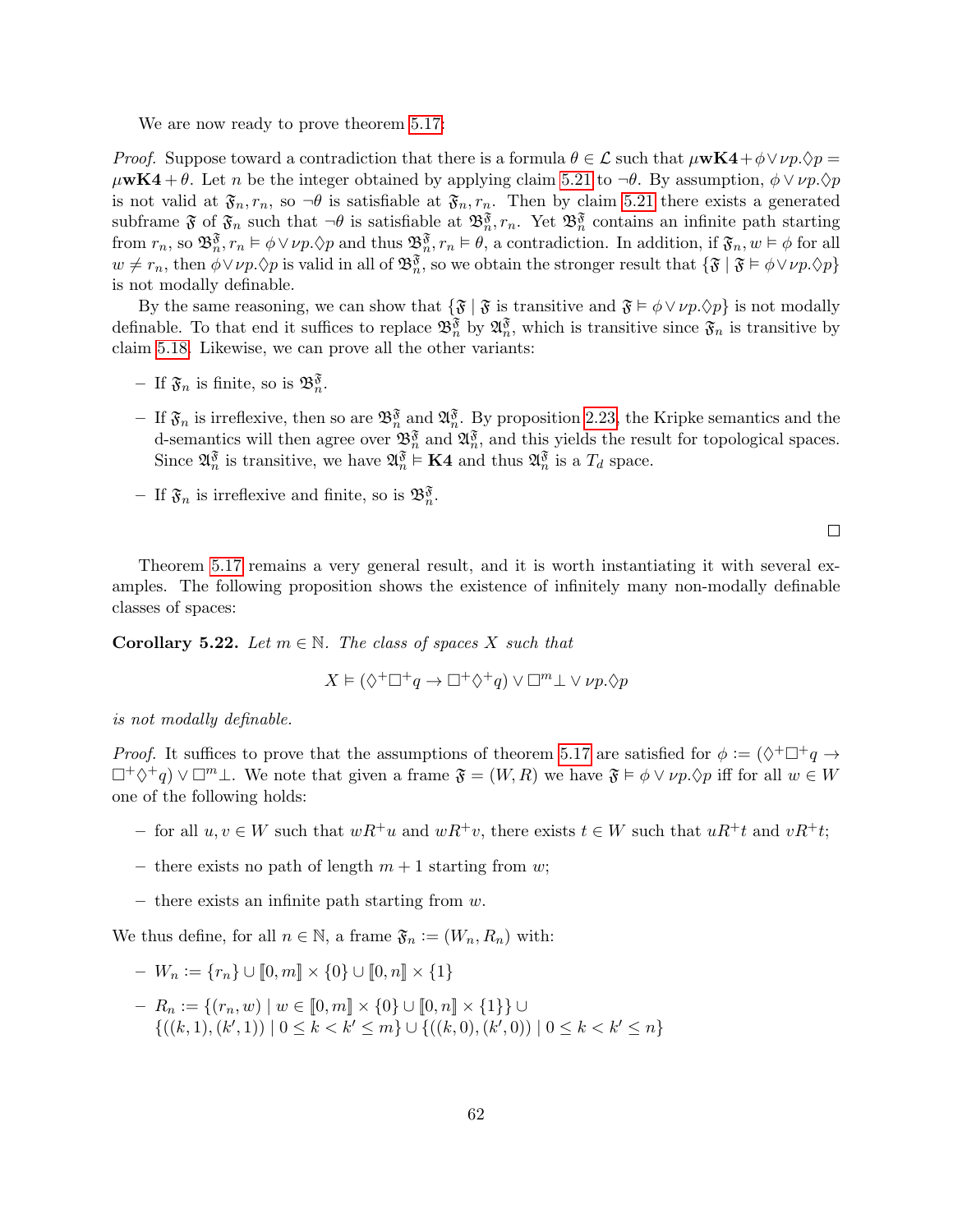We are now ready to prove theorem 5.17:

*Proof.* Suppose toward a contradiction that there is a formula $\theta \in \mathcal{L}$ such that $\mu\mathbf{wK4} + \phi \vee \nu p.\Diamond p = \mu\mathbf{wK4} + \theta$. Let $n$ be the integer obtained by applying claim 5.21 to $\neg\theta$. By assumption, $\phi \vee \nu p.\Diamond p$ is not valid at $\mathfrak{F}_n, r_n$, so $\neg\theta$ is satisfiable at $\mathfrak{F}_n, r_n$. Then by claim 5.21 there exists a generated subframe $\mathfrak{F}$ of $\mathfrak{F}_n$ such that $\neg\theta$ is satisfiable at $\mathfrak{B}_n^{\mathfrak{F}}, r_n$. Yet $\mathfrak{B}_n^{\mathfrak{F}}$ contains an infinite path starting from $r_n$, so $\mathfrak{B}_n^{\mathfrak{F}}, r_n \vDash \phi \vee \nu p.\Diamond p$ and thus $\mathfrak{B}_n^{\mathfrak{F}}, r_n \vDash \theta$, a contradiction. In addition, if $\mathfrak{F}_n, w \vDash \phi$ for all $w \neq r_n$, then $\phi \vee \nu p.\Diamond p$ is valid in all of $\mathfrak{B}_n^{\mathfrak{F}}$, so we obtain the stronger result that $\{\mathfrak{F} \mid \mathfrak{F} \vDash \phi \vee \nu p.\Diamond p\}$ is not modally definable.

By the same reasoning, we can show that $\{\mathfrak{F} \mid \mathfrak{F}$ is transitive and $\mathfrak{F} \vDash \phi \vee \nu p.\Diamond p\}$ is not modally definable. To that end it suffices to replace $\mathfrak{B}_n^{\mathfrak{F}}$ by $\mathfrak{A}_n^{\mathfrak{F}}$, which is transitive since $\mathfrak{F}_n$ is transitive by claim 5.18. Likewise, we can prove all the other variants:

- If $\mathfrak{F}_n$ is finite, so is $\mathfrak{B}_n^{\mathfrak{F}}$.
- If $\mathfrak{F}_n$ is irreflexive, then so are $\mathfrak{B}_n^{\mathfrak{F}}$ and $\mathfrak{A}_n^{\mathfrak{F}}$. By proposition 2.23, the Kripke semantics and the d-semantics will then agree over $\mathfrak{B}_n^{\mathfrak{F}}$ and $\mathfrak{A}_n^{\mathfrak{F}}$, and this yields the result for topological spaces. Since $\mathfrak{A}_n^{\mathfrak{F}}$ is transitive, we have $\mathfrak{A}_n^{\mathfrak{F}} \vDash \mathbf{K4}$ and thus $\mathfrak{A}_n^{\mathfrak{F}}$ is a $T_d$ space.
- If $\mathfrak{F}_n$ is irreflexive and finite, so is $\mathfrak{B}_n^{\mathfrak{F}}$.

$\square$

Theorem 5.17 remains a very general result, and it is worth instantiating it with several examples. The following proposition shows the existence of infinitely many non-modally definable classes of spaces:

**Corollary 5.22.** *Let $m \in \mathbb{N}$. The class of spaces $X$ such that*

$$X \vDash (\Diamond^+\Box^+ q \to \Box^+\Diamond^+ q) \vee \Box^m \bot \vee \nu p.\Diamond p$$

*is not modally definable.*

*Proof.* It suffices to prove that the assumptions of theorem 5.17 are satisfied for $\phi := (\Diamond^+\Box^+ q \to \Box^+\Diamond^+ q) \vee \Box^m \bot$. We note that given a frame $\mathfrak{F} = (W, R)$ we have $\mathfrak{F} \vDash \phi \vee \nu p.\Diamond p$ iff for all $w \in W$ one of the following holds:

- for all $u, v \in W$ such that $wR^+u$ and $wR^+v$, there exists $t \in W$ such that $uR^+t$ and $vR^+t$;
- there exists no path of length $m+1$ starting from $w$;
- there exists an infinite path starting from $w$.

We thus define, for all $n \in \mathbb{N}$, a frame $\mathfrak{F}_n := (W_n, R_n)$ with:

- $W_n := \{r_n\} \cup [\![0, m]\!] \times \{0\} \cup [\![0, n]\!] \times \{1\}$
- $R_n := \{(r_n, w) \mid w \in [\![0, m]\!] \times \{0\} \cup [\![0, n]\!] \times \{1\}\} \cup$
  $\{((k, 1), (k', 1)) \mid 0 \leq k < k' \leq m\} \cup \{((k, 0), (k', 0)) \mid 0 \leq k < k' \leq n\}$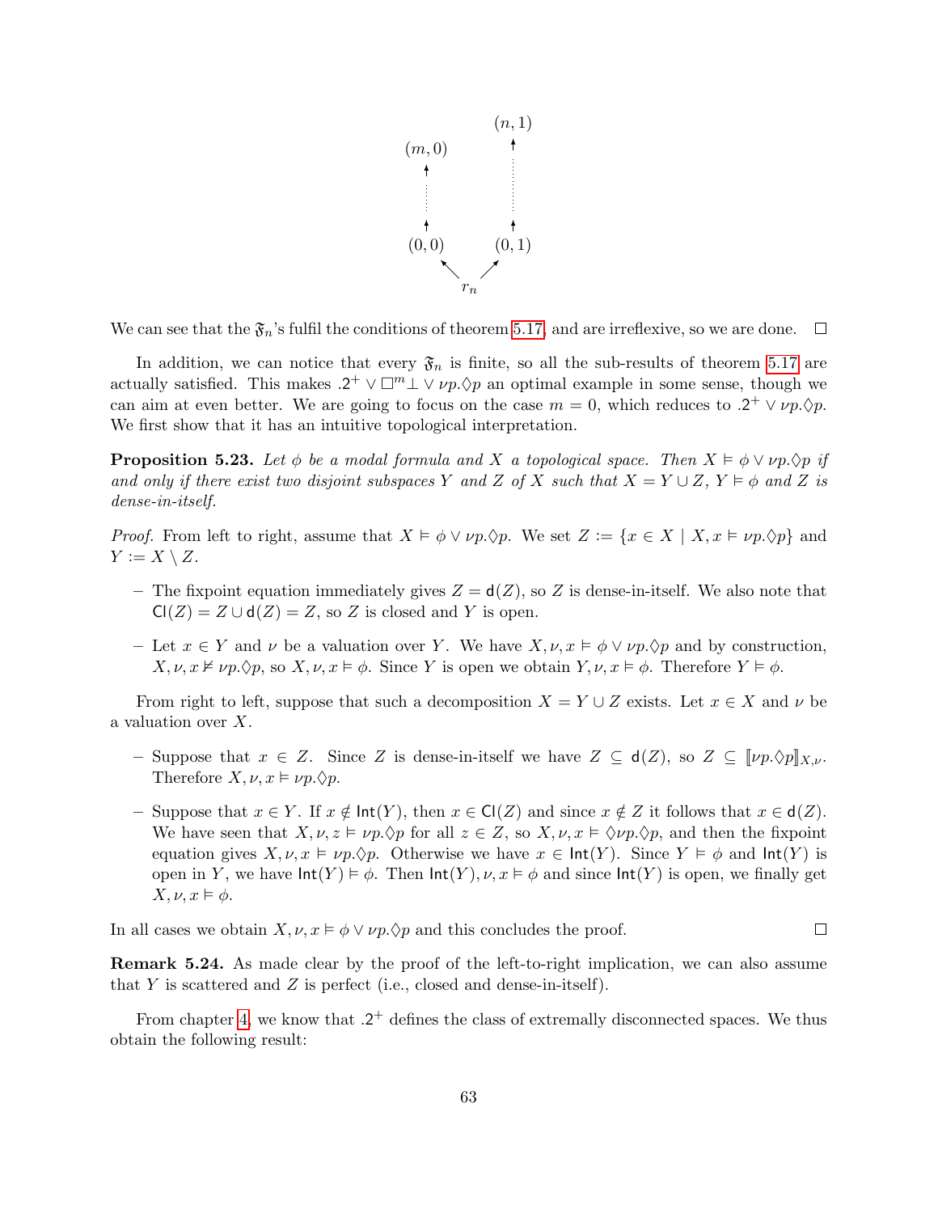We can see that the $\mathfrak{F}_n$'s fulfil the conditions of theorem 5.17, and are irreflexive, so we are done. $\square$

In addition, we can notice that every $\mathfrak{F}_n$ is finite, so all the sub-results of theorem 5.17 are actually satisfied. This makes $.2^+ \vee \Box^m \bot \vee \nu p.\Diamond p$ an optimal example in some sense, though we can aim at even better. We are going to focus on the case $m = 0$, which reduces to $.2^+ \vee \nu p.\Diamond p$. We first show that it has an intuitive topological interpretation.

**Proposition 5.23.** *Let $\phi$ be a modal formula and $X$ a topological space. Then $X \vDash \phi \vee \nu p.\Diamond p$ if and only if there exist two disjoint subspaces $Y$ and $Z$ of $X$ such that $X = Y \cup Z$, $Y \vDash \phi$ and $Z$ is dense-in-itself.*

*Proof.* From left to right, assume that $X \vDash \phi \vee \nu p.\Diamond p$. We set $Z := \{x \in X \mid X, x \vDash \nu p.\Diamond p\}$ and $Y := X \setminus Z$.

- The fixpoint equation immediately gives $Z = \mathsf{d}(Z)$, so $Z$ is dense-in-itself. We also note that $\mathsf{Cl}(Z) = Z \cup \mathsf{d}(Z) = Z$, so $Z$ is closed and $Y$ is open.
- Let $x \in Y$ and $\nu$ be a valuation over $Y$. We have $X, \nu, x \vDash \phi \vee \nu p.\Diamond p$ and by construction, $X, \nu, x \nvDash \nu p.\Diamond p$, so $X, \nu, x \vDash \phi$. Since $Y$ is open we obtain $Y, \nu, x \vDash \phi$. Therefore $Y \vDash \phi$.

From right to left, suppose that such a decomposition $X = Y \cup Z$ exists. Let $x \in X$ and $\nu$ be a valuation over $X$.

- Suppose that $x \in Z$. Since $Z$ is dense-in-itself we have $Z \subseteq \mathsf{d}(Z)$, so $Z \subseteq [\![\nu p.\Diamond p]\!]_{X,\nu}$. Therefore $X, \nu, x \vDash \nu p.\Diamond p$.
- Suppose that $x \in Y$. If $x \notin \mathsf{Int}(Y)$, then $x \in \mathsf{Cl}(Z)$ and since $x \notin Z$ it follows that $x \in \mathsf{d}(Z)$. We have seen that $X, \nu, z \vDash \nu p.\Diamond p$ for all $z \in Z$, so $X, \nu, x \vDash \Diamond \nu p.\Diamond p$, and then the fixpoint equation gives $X, \nu, x \vDash \nu p.\Diamond p$. Otherwise we have $x \in \mathsf{Int}(Y)$. Since $Y \vDash \phi$ and $\mathsf{Int}(Y)$ is open in $Y$, we have $\mathsf{Int}(Y) \vDash \phi$. Then $\mathsf{Int}(Y), \nu, x \vDash \phi$ and since $\mathsf{Int}(Y)$ is open, we finally get $X, \nu, x \vDash \phi$.

In all cases we obtain $X, \nu, x \vDash \phi \vee \nu p.\Diamond p$ and this concludes the proof. $\square$

**Remark 5.24.** As made clear by the proof of the left-to-right implication, we can also assume that $Y$ is scattered and $Z$ is perfect (i.e., closed and dense-in-itself).

From chapter 4, we know that $.2^+$ defines the class of extremally disconnected spaces. We thus obtain the following result: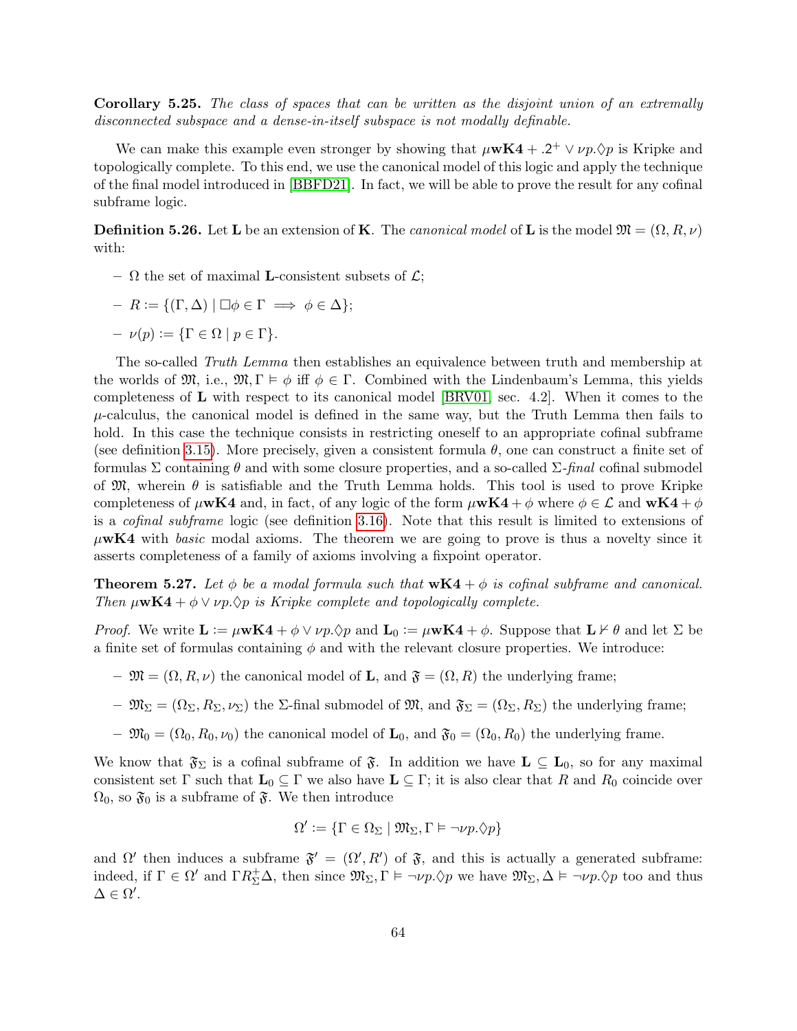**Corollary 5.25.** *The class of spaces that can be written as the disjoint union of an extremally disconnected subspace and a dense-in-itself subspace is not modally definable.*

We can make this example even stronger by showing that $\mu\mathbf{wK4} + .2^{+} \vee \nu p.\Diamond p$ is Kripke and topologically complete. To this end, we use the canonical model of this logic and apply the technique of the final model introduced in [BBFD21]. In fact, we will be able to prove the result for any cofinal subframe logic.

**Definition 5.26.** Let $\mathbf{L}$ be an extension of $\mathbf{K}$. The *canonical model* of $\mathbf{L}$ is the model $\mathfrak{M} = (\Omega, R, \nu)$ with:

- $\Omega$ the set of maximal $\mathbf{L}$-consistent subsets of $\mathcal{L}$;
- $R := \{(\Gamma, \Delta) \mid \Box\phi \in \Gamma \implies \phi \in \Delta\}$;
- $\nu(p) := \{\Gamma \in \Omega \mid p \in \Gamma\}$.

The so-called *Truth Lemma* then establishes an equivalence between truth and membership at the worlds of $\mathfrak{M}$, i.e., $\mathfrak{M}, \Gamma \vDash \phi$ iff $\phi \in \Gamma$. Combined with the Lindenbaum's Lemma, this yields completeness of $\mathbf{L}$ with respect to its canonical model [BRV01, sec. 4.2]. When it comes to the $\mu$-calculus, the canonical model is defined in the same way, but the Truth Lemma then fails to hold. In this case the technique consists in restricting oneself to an appropriate cofinal subframe (see definition 3.15). More precisely, given a consistent formula $\theta$, one can construct a finite set of formulas $\Sigma$ containing $\theta$ and with some closure properties, and a so-called $\Sigma$-*final* cofinal submodel of $\mathfrak{M}$, wherein $\theta$ is satisfiable and the Truth Lemma holds. This tool is used to prove Kripke completeness of $\mu\mathbf{wK4}$ and, in fact, of any logic of the form $\mu\mathbf{wK4} + \phi$ where $\phi \in \mathcal{L}$ and $\mathbf{wK4} + \phi$ is a *cofinal subframe* logic (see definition 3.16). Note that this result is limited to extensions of $\mu\mathbf{wK4}$ with *basic* modal axioms. The theorem we are going to prove is thus a novelty since it asserts completeness of a family of axioms involving a fixpoint operator.

**Theorem 5.27.** *Let $\phi$ be a modal formula such that $\mathbf{wK4} + \phi$ is cofinal subframe and canonical. Then $\mu\mathbf{wK4} + \phi \vee \nu p.\Diamond p$ is Kripke complete and topologically complete.*

*Proof.* We write $\mathbf{L} := \mu\mathbf{wK4} + \phi \vee \nu p.\Diamond p$ and $\mathbf{L}_0 := \mu\mathbf{wK4} + \phi$. Suppose that $\mathbf{L} \nvdash \theta$ and let $\Sigma$ be a finite set of formulas containing $\phi$ and with the relevant closure properties. We introduce:

- $\mathfrak{M} = (\Omega, R, \nu)$ the canonical model of $\mathbf{L}$, and $\mathfrak{F} = (\Omega, R)$ the underlying frame;
- $\mathfrak{M}_\Sigma = (\Omega_\Sigma, R_\Sigma, \nu_\Sigma)$ the $\Sigma$-final submodel of $\mathfrak{M}$, and $\mathfrak{F}_\Sigma = (\Omega_\Sigma, R_\Sigma)$ the underlying frame;
- $\mathfrak{M}_0 = (\Omega_0, R_0, \nu_0)$ the canonical model of $\mathbf{L}_0$, and $\mathfrak{F}_0 = (\Omega_0, R_0)$ the underlying frame.

We know that $\mathfrak{F}_\Sigma$ is a cofinal subframe of $\mathfrak{F}$. In addition we have $\mathbf{L} \subseteq \mathbf{L}_0$, so for any maximal consistent set $\Gamma$ such that $\mathbf{L}_0 \subseteq \Gamma$ we also have $\mathbf{L} \subseteq \Gamma$; it is also clear that $R$ and $R_0$ coincide over $\Omega_0$, so $\mathfrak{F}_0$ is a subframe of $\mathfrak{F}$. We then introduce

$$\Omega' := \{\Gamma \in \Omega_\Sigma \mid \mathfrak{M}_\Sigma, \Gamma \vDash \neg\nu p.\Diamond p\}$$

and $\Omega'$ then induces a subframe $\mathfrak{F}' = (\Omega', R')$ of $\mathfrak{F}$, and this is actually a generated subframe: indeed, if $\Gamma \in \Omega'$ and $\Gamma R_\Sigma^{+} \Delta$, then since $\mathfrak{M}_\Sigma, \Gamma \vDash \neg\nu p.\Diamond p$ we have $\mathfrak{M}_\Sigma, \Delta \vDash \neg\nu p.\Diamond p$ too and thus $\Delta \in \Omega'$.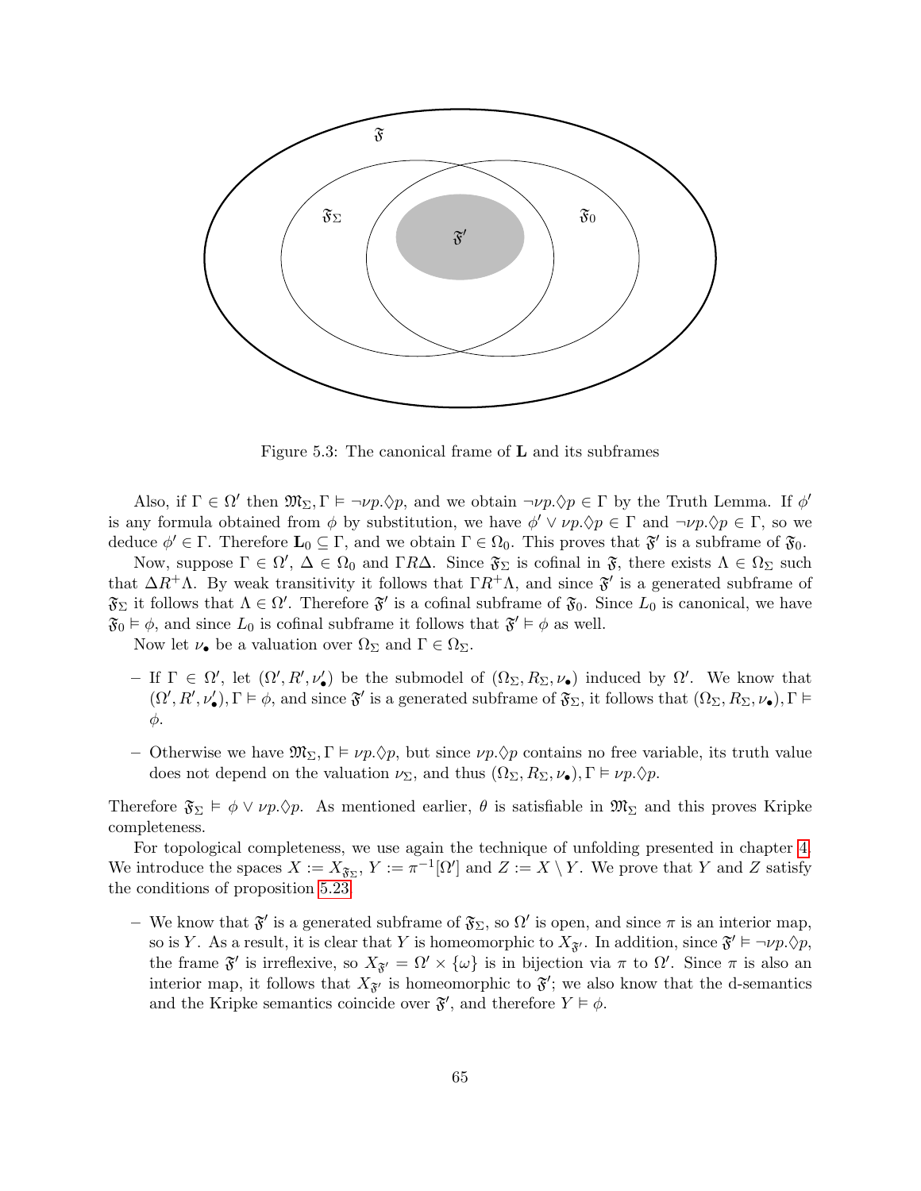Figure 5.3: The canonical frame of $\mathbf{L}$ and its subframes

Also, if $\Gamma \in \Omega'$ then $\mathfrak{M}_\Sigma, \Gamma \vDash \neg \nu p.\Diamond p$, and we obtain $\neg \nu p.\Diamond p \in \Gamma$ by the Truth Lemma. If $\phi'$ is any formula obtained from $\phi$ by substitution, we have $\phi' \vee \nu p.\Diamond p \in \Gamma$ and $\neg \nu p.\Diamond p \in \Gamma$, so we deduce $\phi' \in \Gamma$. Therefore $\mathbf{L}_0 \subseteq \Gamma$, and we obtain $\Gamma \in \Omega_0$. This proves that $\mathfrak{F}'$ is a subframe of $\mathfrak{F}_0$.

Now, suppose $\Gamma \in \Omega'$, $\Delta \in \Omega_0$ and $\Gamma R \Delta$. Since $\mathfrak{F}_\Sigma$ is cofinal in $\mathfrak{F}$, there exists $\Lambda \in \Omega_\Sigma$ such that $\Delta R^+ \Lambda$. By weak transitivity it follows that $\Gamma R^+ \Lambda$, and since $\mathfrak{F}'$ is a generated subframe of $\mathfrak{F}_\Sigma$ it follows that $\Lambda \in \Omega'$. Therefore $\mathfrak{F}'$ is a cofinal subframe of $\mathfrak{F}_0$. Since $L_0$ is canonical, we have $\mathfrak{F}_0 \vDash \phi$, and since $L_0$ is cofinal subframe it follows that $\mathfrak{F}' \vDash \phi$ as well.

Now let $\nu_\bullet$ be a valuation over $\Omega_\Sigma$ and $\Gamma \in \Omega_\Sigma$.

- If $\Gamma \in \Omega'$, let $(\Omega', R', \nu'_\bullet)$ be the submodel of $(\Omega_\Sigma, R_\Sigma, \nu_\bullet)$ induced by $\Omega'$. We know that $(\Omega', R', \nu'_\bullet), \Gamma \vDash \phi$, and since $\mathfrak{F}'$ is a generated subframe of $\mathfrak{F}_\Sigma$, it follows that $(\Omega_\Sigma, R_\Sigma, \nu_\bullet), \Gamma \vDash \phi$.
- Otherwise we have $\mathfrak{M}_\Sigma, \Gamma \vDash \nu p.\Diamond p$, but since $\nu p.\Diamond p$ contains no free variable, its truth value does not depend on the valuation $\nu_\Sigma$, and thus $(\Omega_\Sigma, R_\Sigma, \nu_\bullet), \Gamma \vDash \nu p.\Diamond p$.

Therefore $\mathfrak{F}_\Sigma \vDash \phi \vee \nu p.\Diamond p$. As mentioned earlier, $\theta$ is satisfiable in $\mathfrak{M}_\Sigma$ and this proves Kripke completeness.

For topological completeness, we use again the technique of unfolding presented in chapter 4. We introduce the spaces $X := X_{\mathfrak{F}_\Sigma}$, $Y := \pi^{-1}[\Omega']$ and $Z := X \setminus Y$. We prove that $Y$ and $Z$ satisfy the conditions of proposition 5.23.

- We know that $\mathfrak{F}'$ is a generated subframe of $\mathfrak{F}_\Sigma$, so $\Omega'$ is open, and since $\pi$ is an interior map, so is $Y$. As a result, it is clear that $Y$ is homeomorphic to $X_{\mathfrak{F}'}$. In addition, since $\mathfrak{F}' \vDash \neg \nu p.\Diamond p$, the frame $\mathfrak{F}'$ is irreflexive, so $X_{\mathfrak{F}'} = \Omega' \times \{\omega\}$ is in bijection via $\pi$ to $\Omega'$. Since $\pi$ is also an interior map, it follows that $X_{\mathfrak{F}'}$ is homeomorphic to $\mathfrak{F}'$; we also know that the d-semantics and the Kripke semantics coincide over $\mathfrak{F}'$, and therefore $Y \vDash \phi$.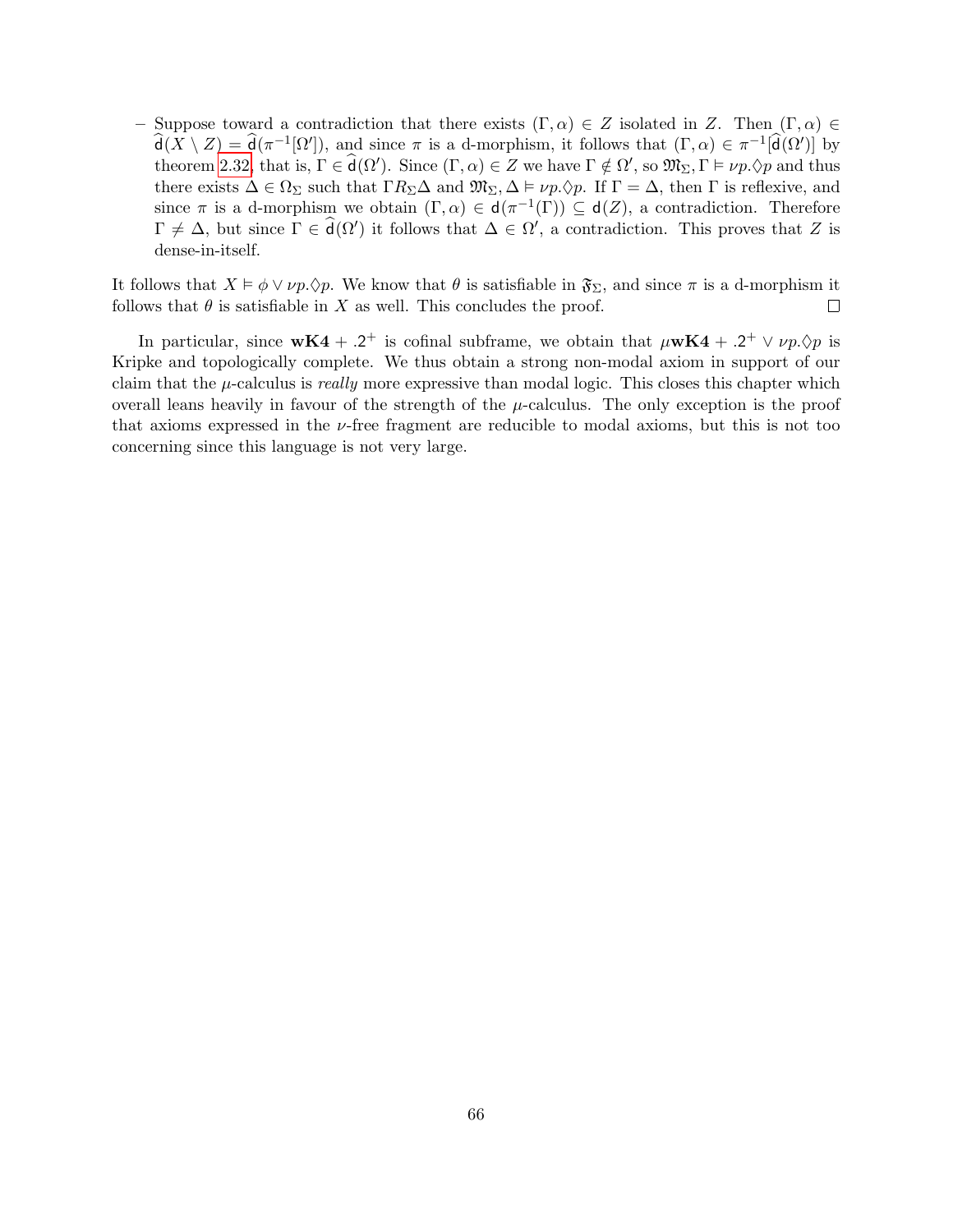– Suppose toward a contradiction that there exists $(\Gamma, \alpha) \in Z$ isolated in $Z$. Then $(\Gamma, \alpha) \in \widehat{\mathsf{d}}(X \setminus Z) = \widehat{\mathsf{d}}(\pi^{-1}[\Omega'])$, and since $\pi$ is a d-morphism, it follows that $(\Gamma, \alpha) \in \pi^{-1}[\widehat{\mathsf{d}}(\Omega')]$ by theorem 2.32, that is, $\Gamma \in \widehat{\mathsf{d}}(\Omega')$. Since $(\Gamma, \alpha) \in Z$ we have $\Gamma \notin \Omega'$, so $\mathfrak{M}_\Sigma, \Gamma \vDash \nu p.\Diamond p$ and thus there exists $\Delta \in \Omega_\Sigma$ such that $\Gamma R_\Sigma \Delta$ and $\mathfrak{M}_\Sigma, \Delta \vDash \nu p.\Diamond p$. If $\Gamma = \Delta$, then $\Gamma$ is reflexive, and since $\pi$ is a d-morphism we obtain $(\Gamma, \alpha) \in \mathsf{d}(\pi^{-1}(\Gamma)) \subseteq \mathsf{d}(Z)$, a contradiction. Therefore $\Gamma \neq \Delta$, but since $\Gamma \in \widehat{\mathsf{d}}(\Omega')$ it follows that $\Delta \in \Omega'$, a contradiction. This proves that $Z$ is dense-in-itself.

It follows that $X \vDash \phi \vee \nu p.\Diamond p$. We know that $\theta$ is satisfiable in $\mathfrak{F}_\Sigma$, and since $\pi$ is a d-morphism it follows that $\theta$ is satisfiable in $X$ as well. This concludes the proof. □

In particular, since $\mathbf{wK4} + .2^+$ is cofinal subframe, we obtain that $\mu\mathbf{wK4} + .2^+ \vee \nu p.\Diamond p$ is Kripke and topologically complete. We thus obtain a strong non-modal axiom in support of our claim that the $\mu$-calculus is *really* more expressive than modal logic. This closes this chapter which overall leans heavily in favour of the strength of the $\mu$-calculus. The only exception is the proof that axioms expressed in the $\nu$-free fragment are reducible to modal axioms, but this is not too concerning since this language is not very large.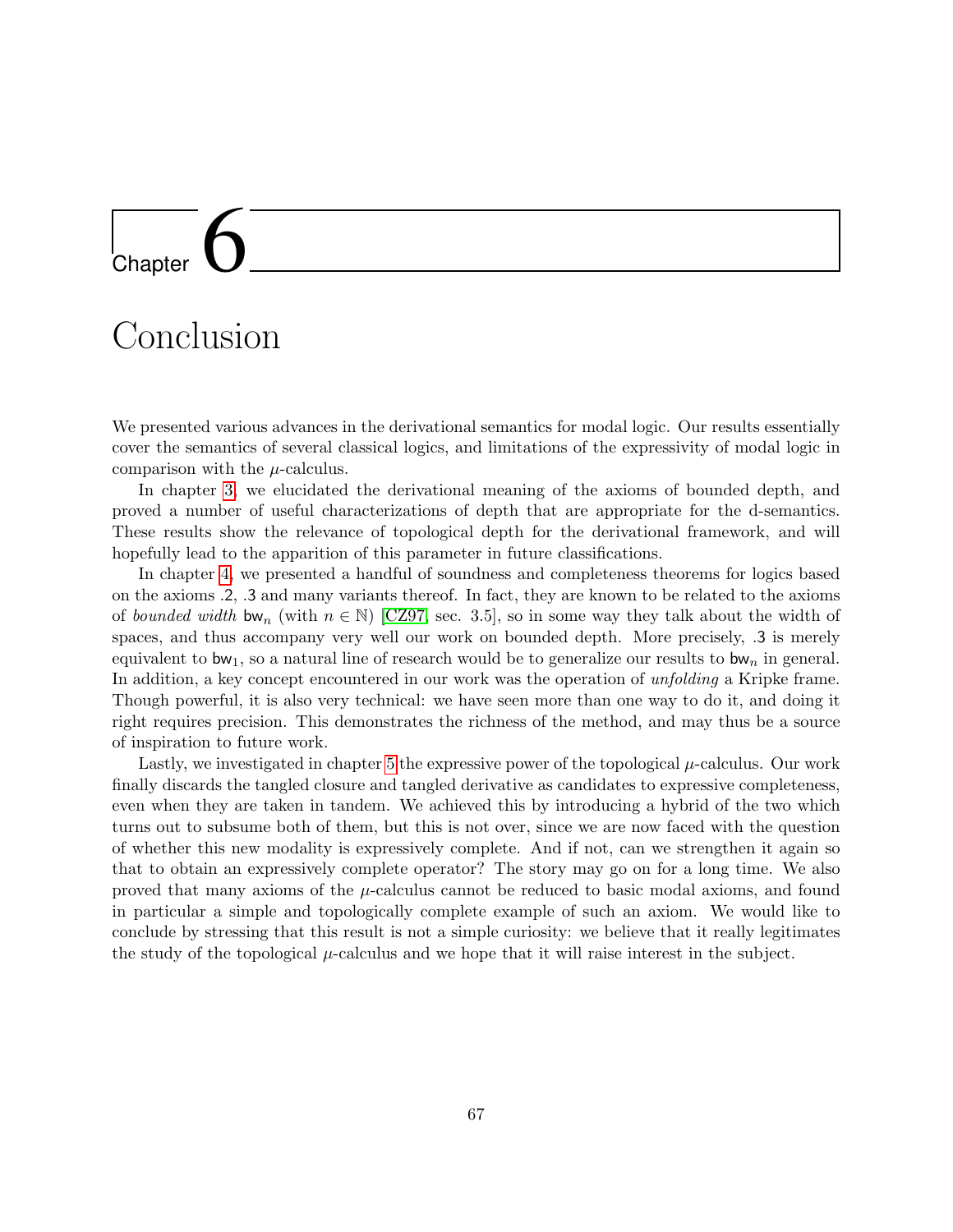# Chapter 6

# Conclusion

We presented various advances in the derivational semantics for modal logic. Our results essentially cover the semantics of several classical logics, and limitations of the expressivity of modal logic in comparison with the $\mu$-calculus.

In chapter 3, we elucidated the derivational meaning of the axioms of bounded depth, and proved a number of useful characterizations of depth that are appropriate for the d-semantics. These results show the relevance of topological depth for the derivational framework, and will hopefully lead to the apparition of this parameter in future classifications.

In chapter 4, we presented a handful of soundness and completeness theorems for logics based on the axioms .2, .3 and many variants thereof. In fact, they are known to be related to the axioms of *bounded width* $\mathsf{bw}_n$ (with $n \in \mathbb{N}$) [CZ97, sec. 3.5], so in some way they talk about the width of spaces, and thus accompany very well our work on bounded depth. More precisely, .3 is merely equivalent to $\mathsf{bw}_1$, so a natural line of research would be to generalize our results to $\mathsf{bw}_n$ in general. In addition, a key concept encountered in our work was the operation of *unfolding* a Kripke frame. Though powerful, it is also very technical: we have seen more than one way to do it, and doing it right requires precision. This demonstrates the richness of the method, and may thus be a source of inspiration to future work.

Lastly, we investigated in chapter 5 the expressive power of the topological $\mu$-calculus. Our work finally discards the tangled closure and tangled derivative as candidates to expressive completeness, even when they are taken in tandem. We achieved this by introducing a hybrid of the two which turns out to subsume both of them, but this is not over, since we are now faced with the question of whether this new modality is expressively complete. And if not, can we strengthen it again so that to obtain an expressively complete operator? The story may go on for a long time. We also proved that many axioms of the $\mu$-calculus cannot be reduced to basic modal axioms, and found in particular a simple and topologically complete example of such an axiom. We would like to conclude by stressing that this result is not a simple curiosity: we believe that it really legitimates the study of the topological $\mu$-calculus and we hope that it will raise interest in the subject.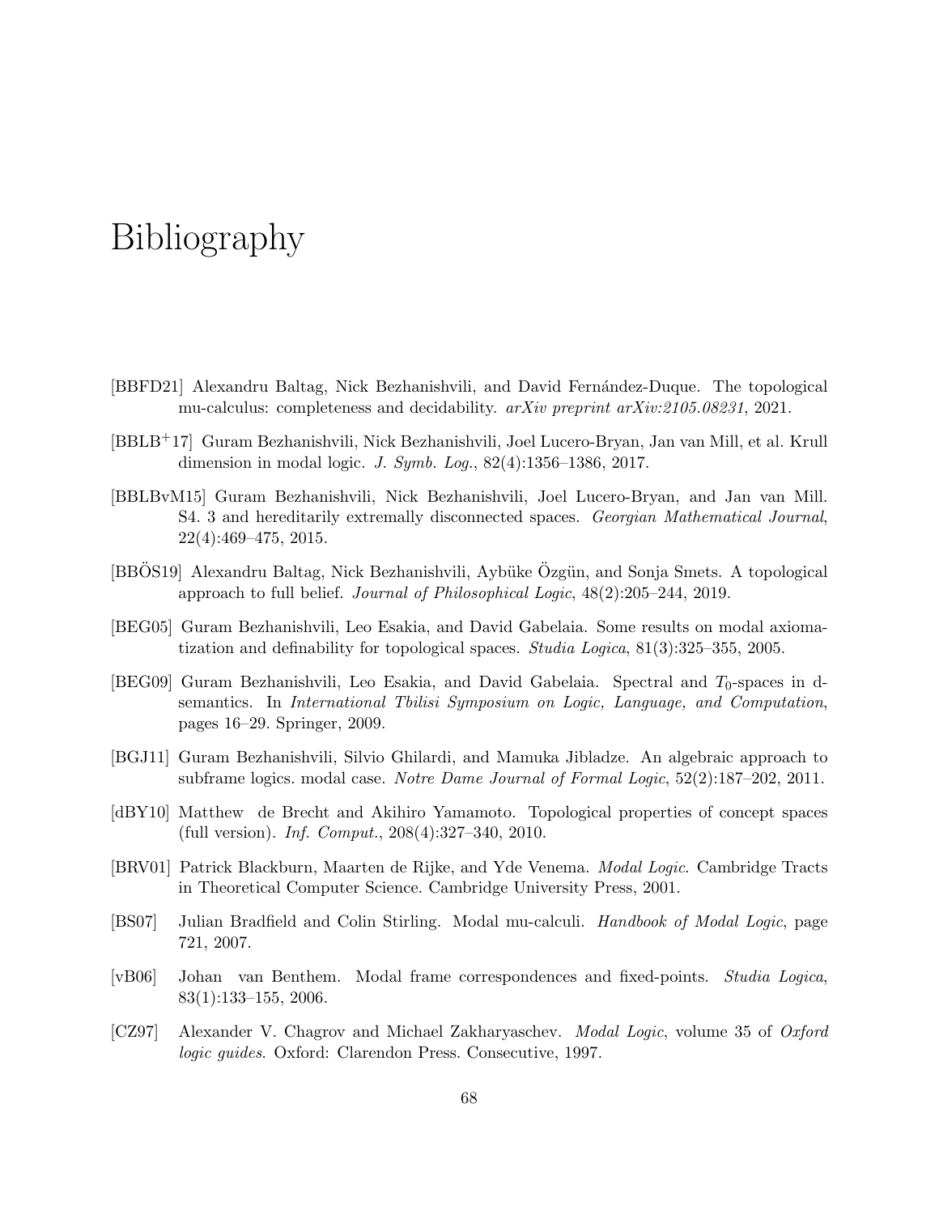# Bibliography

[BBFD21] Alexandru Baltag, Nick Bezhanishvili, and David Fernández-Duque. The topological mu-calculus: completeness and decidability. *arXiv preprint arXiv:2105.08231*, 2021.

[BBLB$^+$17] Guram Bezhanishvili, Nick Bezhanishvili, Joel Lucero-Bryan, Jan van Mill, et al. Krull dimension in modal logic. *J. Symb. Log.*, 82(4):1356–1386, 2017.

[BBLBvM15] Guram Bezhanishvili, Nick Bezhanishvili, Joel Lucero-Bryan, and Jan van Mill. S4. 3 and hereditarily extremally disconnected spaces. *Georgian Mathematical Journal*, 22(4):469–475, 2015.

[BBÖS19] Alexandru Baltag, Nick Bezhanishvili, Aybüke Özgün, and Sonja Smets. A topological approach to full belief. *Journal of Philosophical Logic*, 48(2):205–244, 2019.

[BEG05] Guram Bezhanishvili, Leo Esakia, and David Gabelaia. Some results on modal axiomatization and definability for topological spaces. *Studia Logica*, 81(3):325–355, 2005.

[BEG09] Guram Bezhanishvili, Leo Esakia, and David Gabelaia. Spectral and $T_0$-spaces in d-semantics. In *International Tbilisi Symposium on Logic, Language, and Computation*, pages 16–29. Springer, 2009.

[BGJ11] Guram Bezhanishvili, Silvio Ghilardi, and Mamuka Jibladze. An algebraic approach to subframe logics. modal case. *Notre Dame Journal of Formal Logic*, 52(2):187–202, 2011.

[dBY10] Matthew de Brecht and Akihiro Yamamoto. Topological properties of concept spaces (full version). *Inf. Comput.*, 208(4):327–340, 2010.

[BRV01] Patrick Blackburn, Maarten de Rijke, and Yde Venema. *Modal Logic*. Cambridge Tracts in Theoretical Computer Science. Cambridge University Press, 2001.

[BS07] Julian Bradfield and Colin Stirling. Modal mu-calculi. *Handbook of Modal Logic*, page 721, 2007.

[vB06] Johan van Benthem. Modal frame correspondences and fixed-points. *Studia Logica*, 83(1):133–155, 2006.

[CZ97] Alexander V. Chagrov and Michael Zakharyaschev. *Modal Logic*, volume 35 of *Oxford logic guides*. Oxford: Clarendon Press. Consecutive, 1997.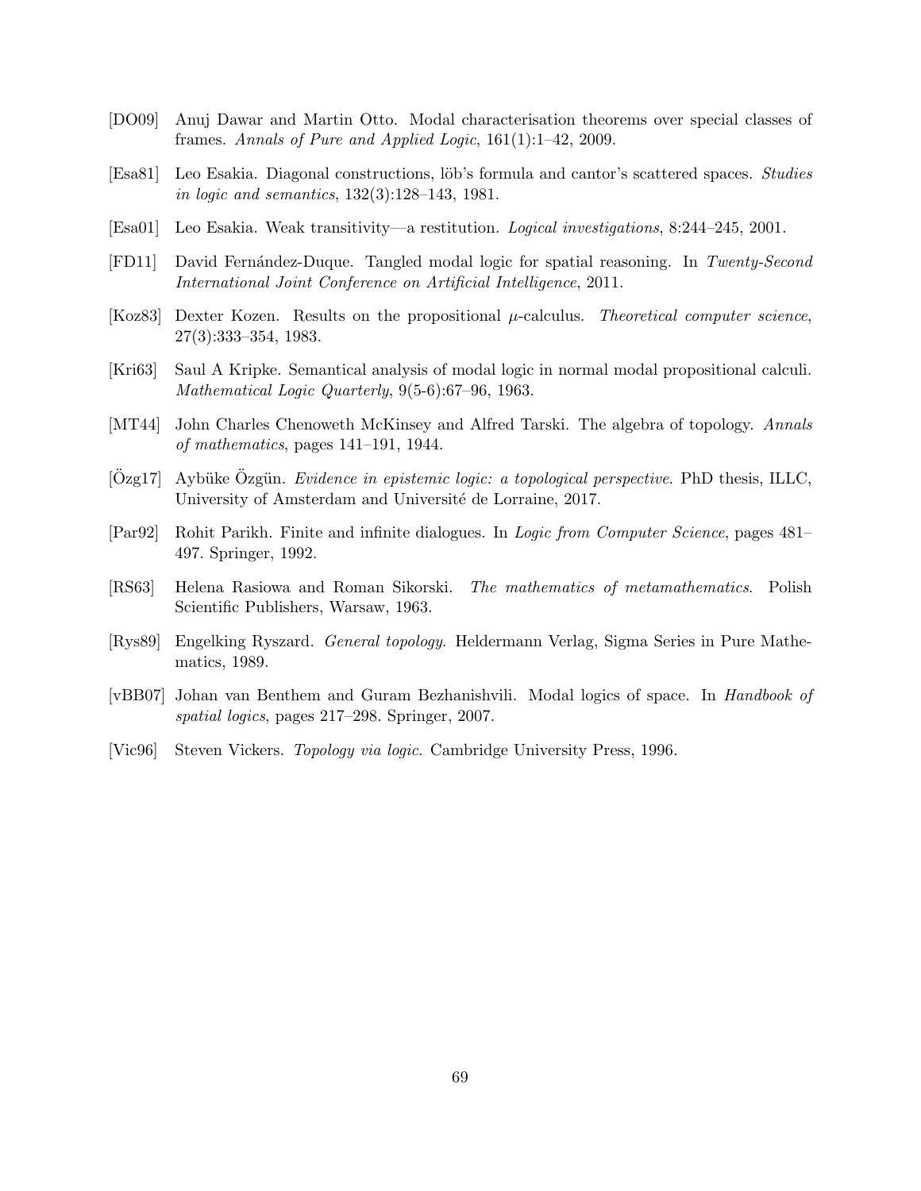[DO09] Anuj Dawar and Martin Otto. Modal characterisation theorems over special classes of frames. *Annals of Pure and Applied Logic*, 161(1):1–42, 2009.

[Esa81] Leo Esakia. Diagonal constructions, löb's formula and cantor's scattered spaces. *Studies in logic and semantics*, 132(3):128–143, 1981.

[Esa01] Leo Esakia. Weak transitivity—a restitution. *Logical investigations*, 8:244–245, 2001.

[FD11] David Fernández-Duque. Tangled modal logic for spatial reasoning. In *Twenty-Second International Joint Conference on Artificial Intelligence*, 2011.

[Koz83] Dexter Kozen. Results on the propositional $\mu$-calculus. *Theoretical computer science*, 27(3):333–354, 1983.

[Kri63] Saul A Kripke. Semantical analysis of modal logic in normal modal propositional calculi. *Mathematical Logic Quarterly*, 9(5-6):67–96, 1963.

[MT44] John Charles Chenoweth McKinsey and Alfred Tarski. The algebra of topology. *Annals of mathematics*, pages 141–191, 1944.

[Özg17] Aybüke Özgün. *Evidence in epistemic logic: a topological perspective*. PhD thesis, ILLC, University of Amsterdam and Université de Lorraine, 2017.

[Par92] Rohit Parikh. Finite and infinite dialogues. In *Logic from Computer Science*, pages 481–497. Springer, 1992.

[RS63] Helena Rasiowa and Roman Sikorski. *The mathematics of metamathematics*. Polish Scientific Publishers, Warsaw, 1963.

[Rys89] Engelking Ryszard. *General topology*. Heldermann Verlag, Sigma Series in Pure Mathematics, 1989.

[vBB07] Johan van Benthem and Guram Bezhanishvili. Modal logics of space. In *Handbook of spatial logics*, pages 217–298. Springer, 2007.

[Vic96] Steven Vickers. *Topology via logic*. Cambridge University Press, 1996.